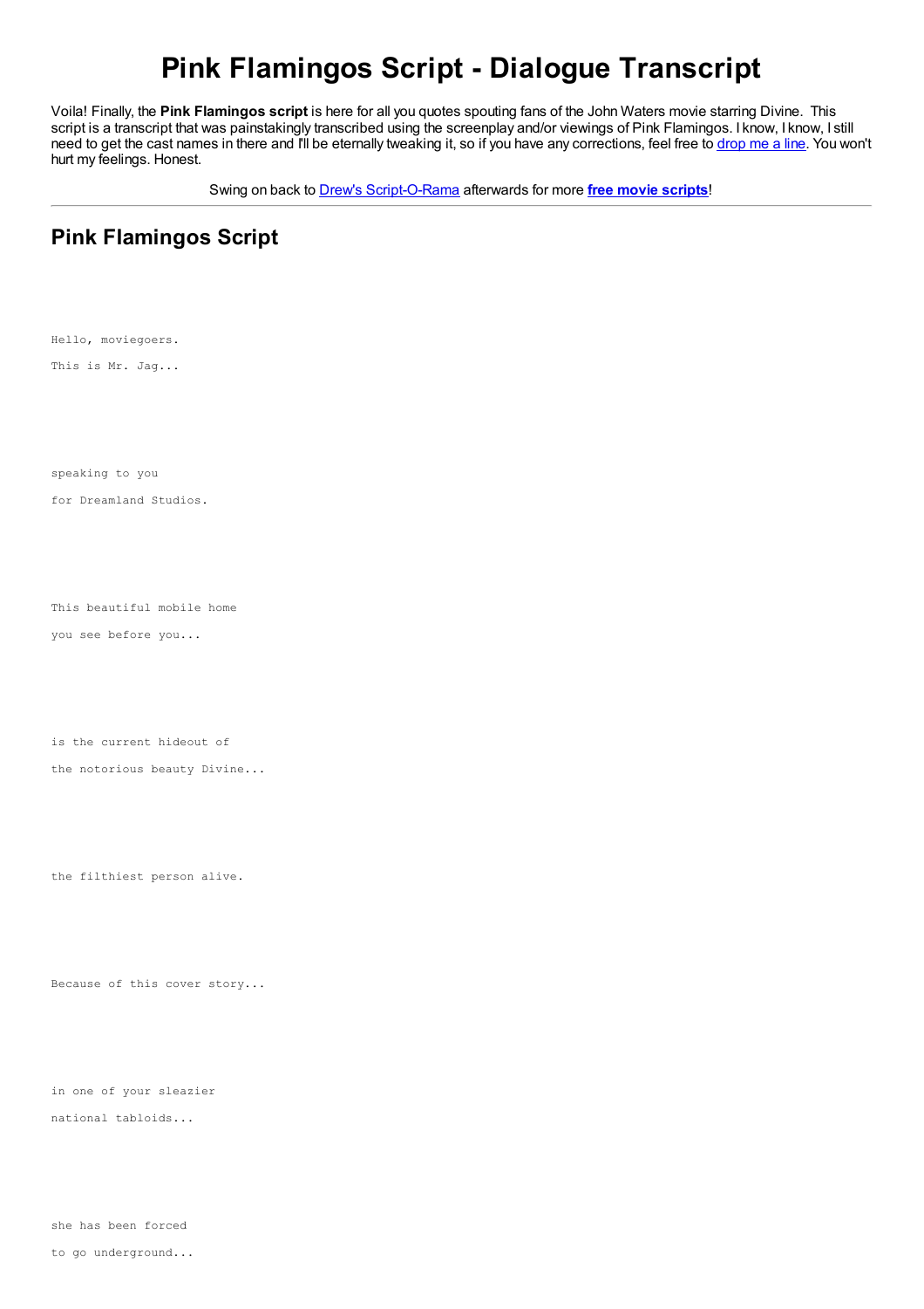# Pink Flamingos Script - Dialogue Transcript

Voila! Finally, the **Pink Flamingos script** is here for all you quotes spouting fans of the John Waters movie starring Divine. This script is a transcript that was painstakingly transcribed using the screenplay and/or viewings of Pink Flamingos. I know, I know, I still need to get the cast names in there and I'll be eternally tweaking it, so if you have any corrections, feel free to drop me a line. You won't hurt my feelings. Honest.

Swing on back to Drew's Script-O-Rama afterwards for more **free movie scripts**!

---

## Pink Flamingos Script

```
Hello, moviegoers.

This is Mr. Jag...

speaking to you

for Dreamland Studios.

This beautiful mobile home

you see before you...

is the current hideout of

the notorious beauty Divine...

the filthiest person alive.

Because of this cover story...

in one of your sleazier

national tabloids...

she has been forced

to go underground...
```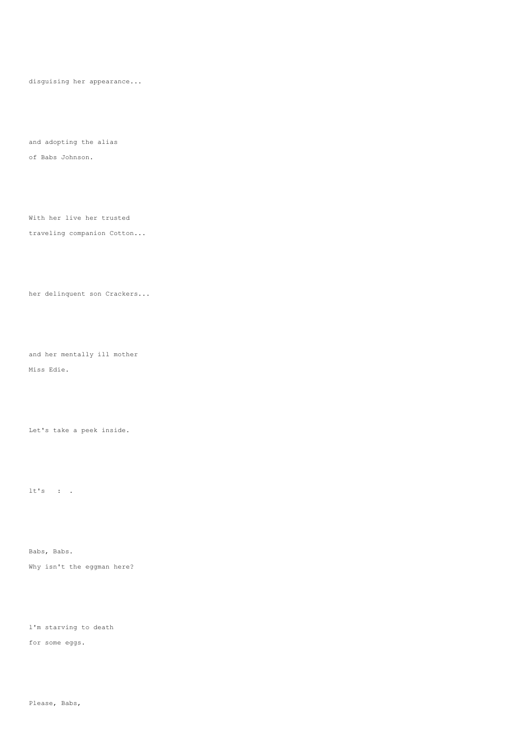disguising her appearance...

and adopting the alias
of Babs Johnson.

With her live her trusted
traveling companion Cotton...

her delinquent son Crackers...

and her mentally ill mother
Miss Edie.

Let's take a peek inside.

lt's   :  .

Babs, Babs.
Why isn't the eggman here?

l'm starving to death
for some eggs.

Please, Babs,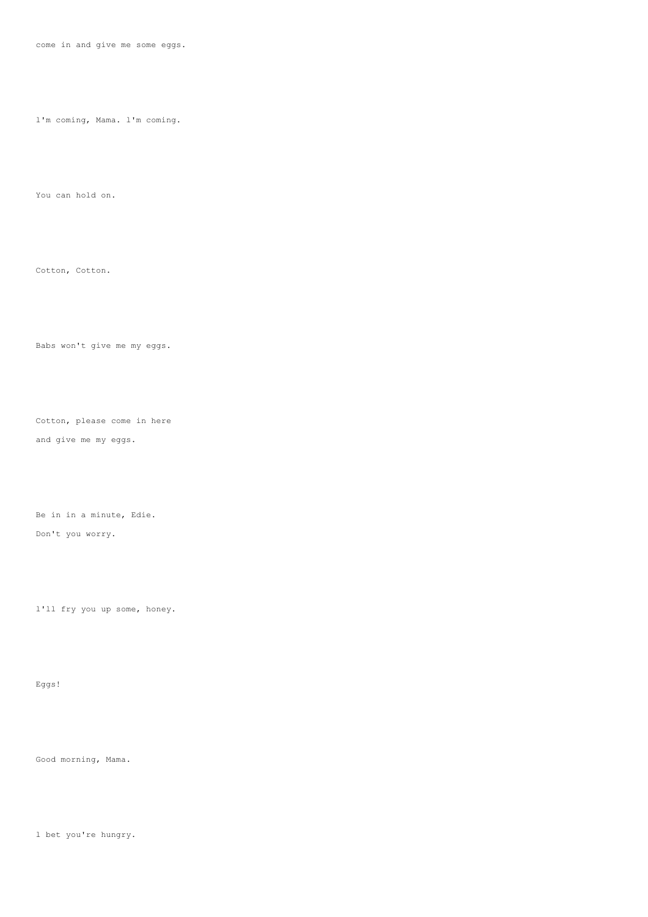come in and give me some eggs.

l'm coming, Mama. l'm coming.

You can hold on.

Cotton, Cotton.

Babs won't give me my eggs.

Cotton, please come in here
and give me my eggs.

Be in in a minute, Edie.
Don't you worry.

l'll fry you up some, honey.

Eggs!

Good morning, Mama.

l bet you're hungry.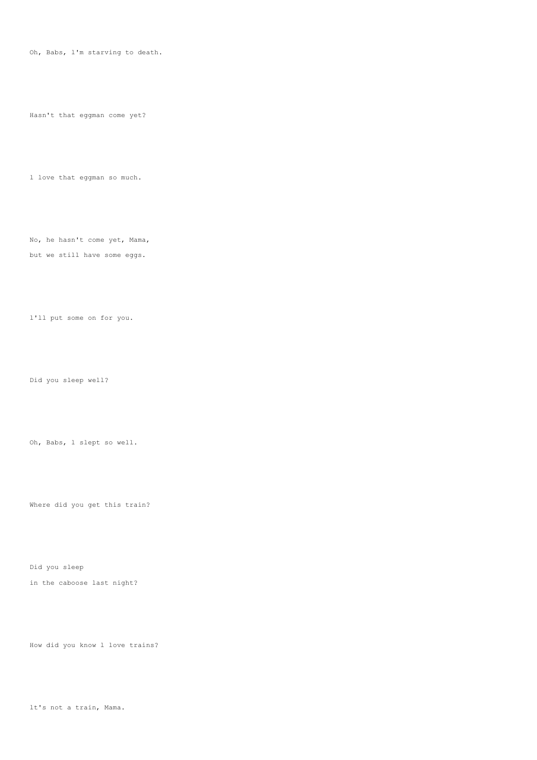Oh, Babs, l'm starving to death.

Hasn't that eggman come yet?

l love that eggman so much.

No, he hasn't come yet, Mama,
but we still have some eggs.

l'll put some on for you.

Did you sleep well?

Oh, Babs, l slept so well.

Where did you get this train?

Did you sleep
in the caboose last night?

How did you know l love trains?

lt's not a train, Mama.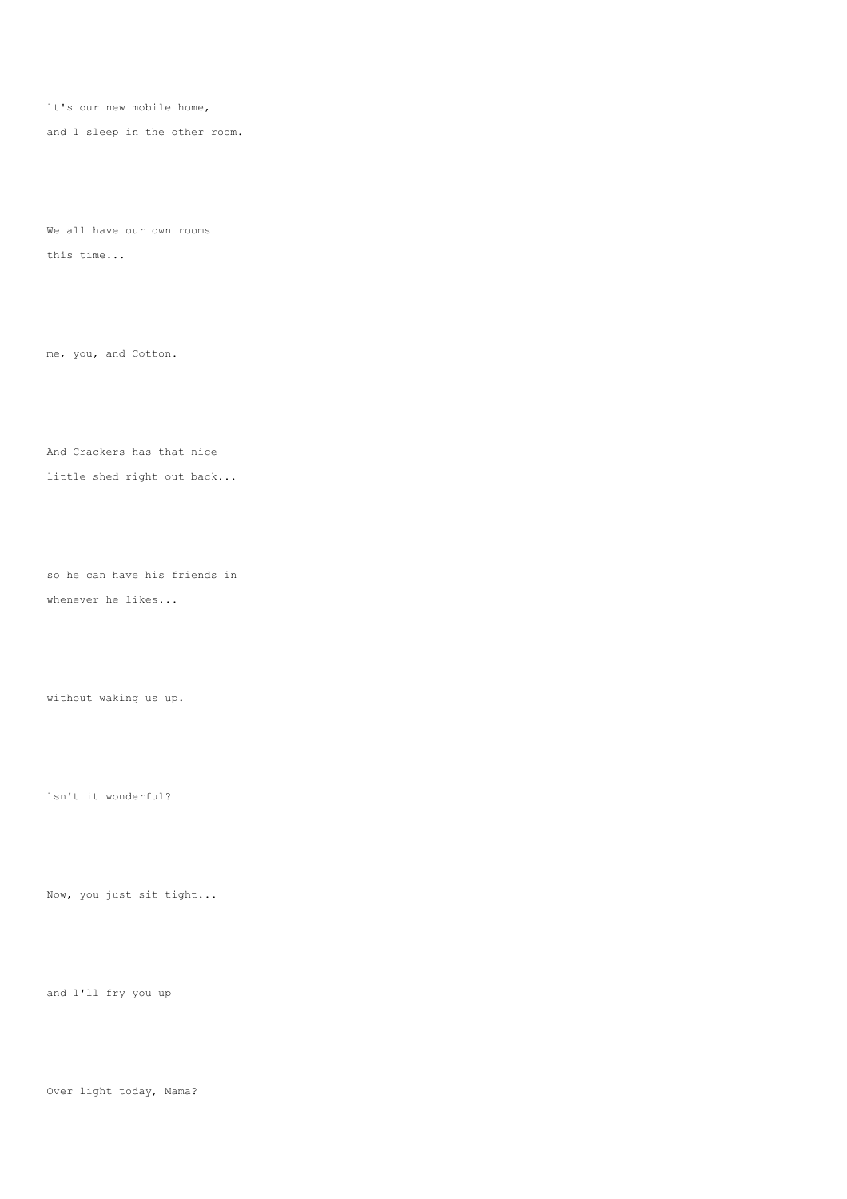lt's our new mobile home,

and l sleep in the other room.

We all have our own rooms

this time...

me, you, and Cotton.

And Crackers has that nice

little shed right out back...

so he can have his friends in

whenever he likes...

without waking us up.

lsn't it wonderful?

Now, you just sit tight...

and l'll fry you up

Over light today, Mama?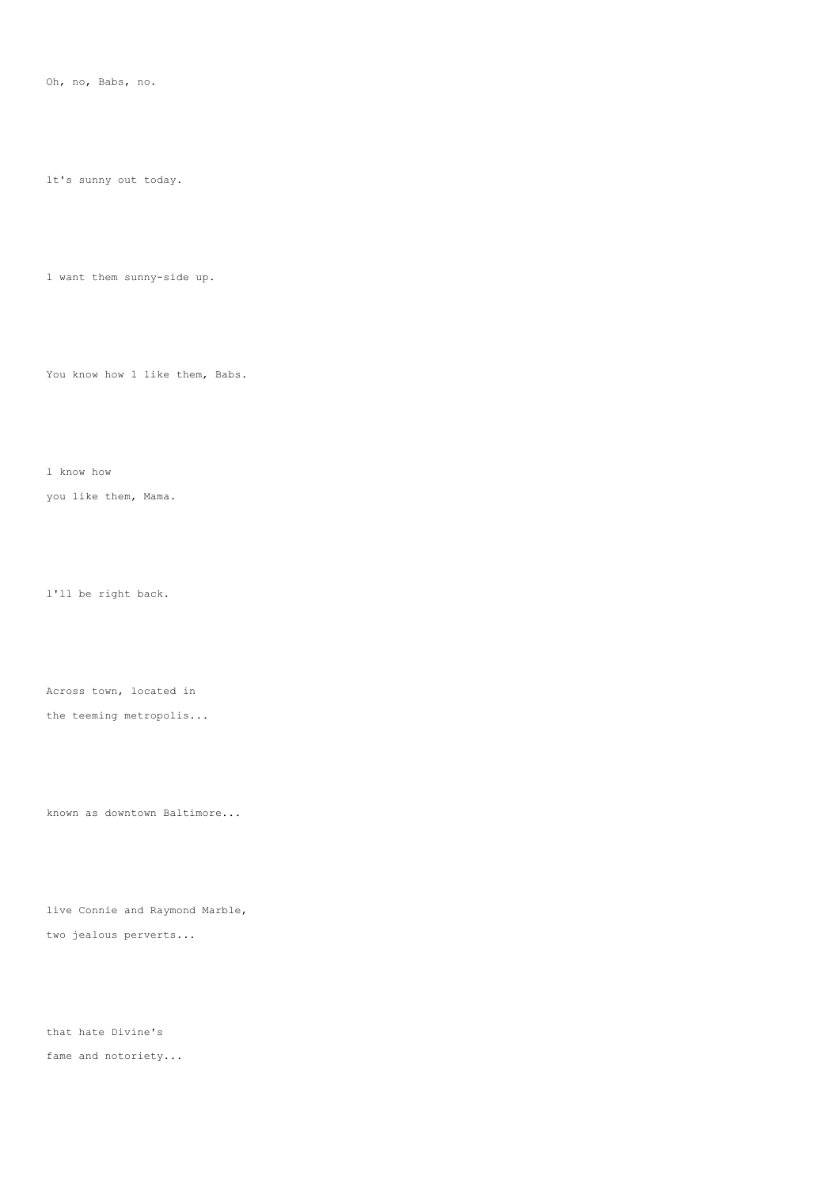Oh, no, Babs, no.

lt's sunny out today.

l want them sunny-side up.

You know how l like them, Babs.

l know how
you like them, Mama.

l'll be right back.

Across town, located in
the teeming metropolis...

known as downtown Baltimore...

live Connie and Raymond Marble,
two jealous perverts...

that hate Divine's
fame and notoriety...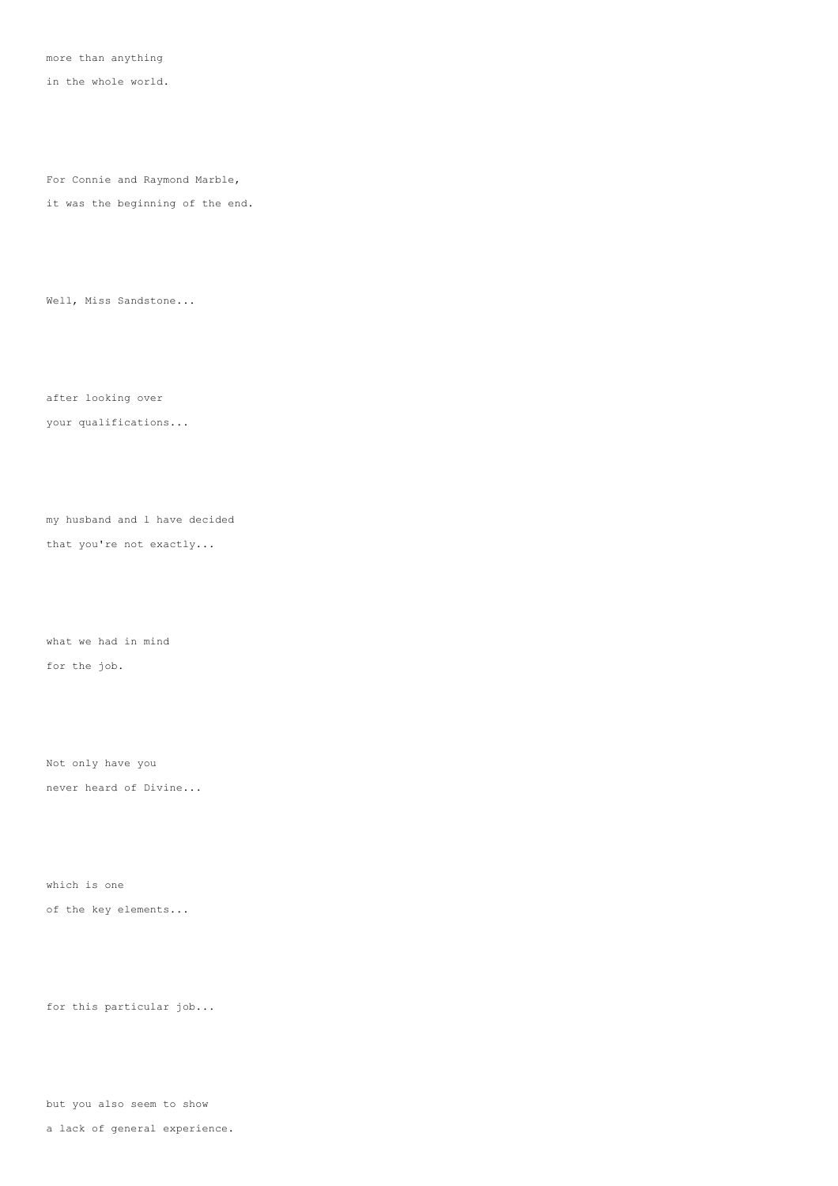more than anything

in the whole world.

For Connie and Raymond Marble,

it was the beginning of the end.

Well, Miss Sandstone...

after looking over

your qualifications...

my husband and l have decided

that you're not exactly...

what we had in mind

for the job.

Not only have you

never heard of Divine...

which is one

of the key elements...

for this particular job...

but you also seem to show

a lack of general experience.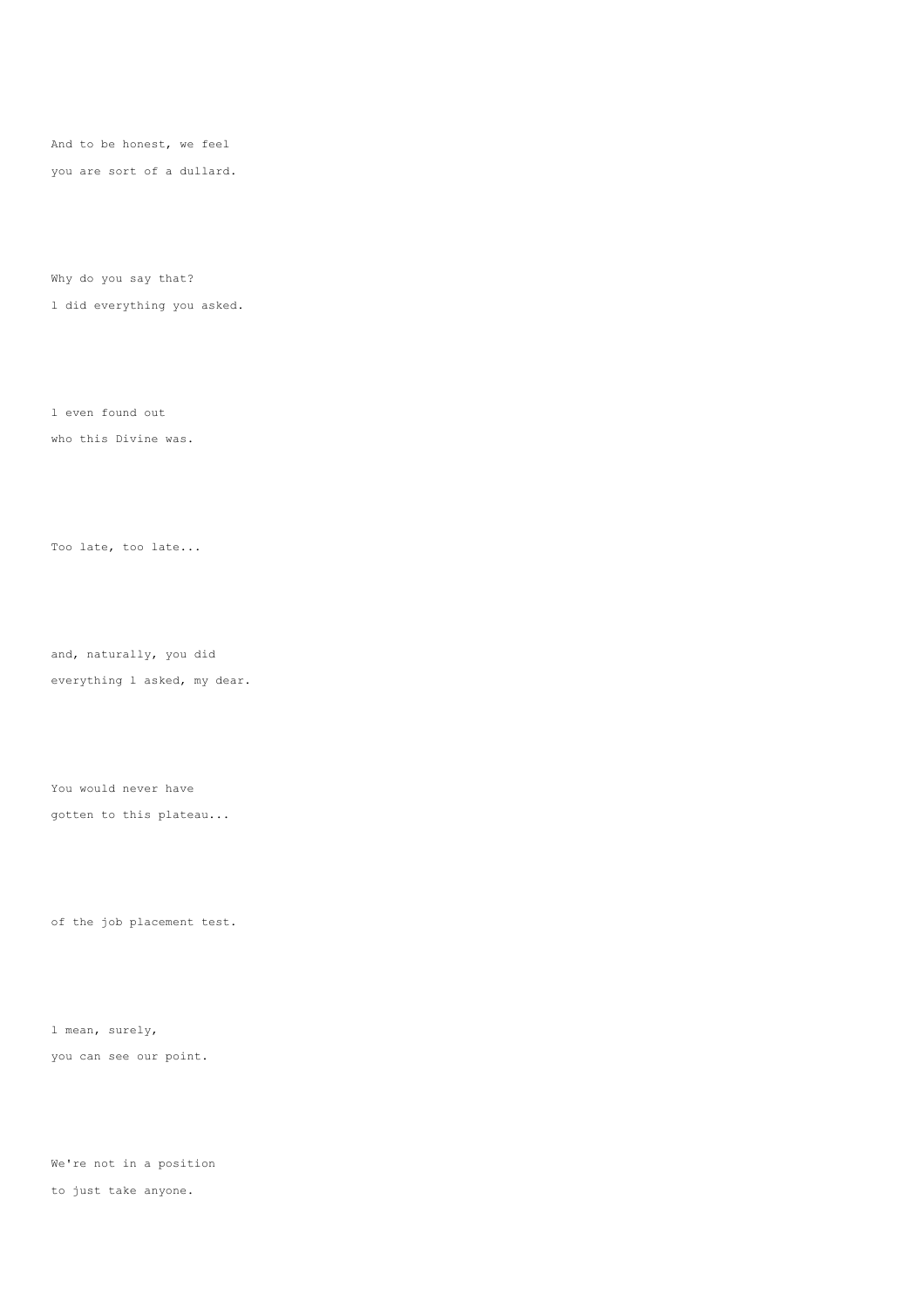And to be honest, we feel
you are sort of a dullard.

Why do you say that?
l did everything you asked.

l even found out
who this Divine was.

Too late, too late...

and, naturally, you did
everything l asked, my dear.

You would never have
gotten to this plateau...

of the job placement test.

l mean, surely,
you can see our point.

We're not in a position
to just take anyone.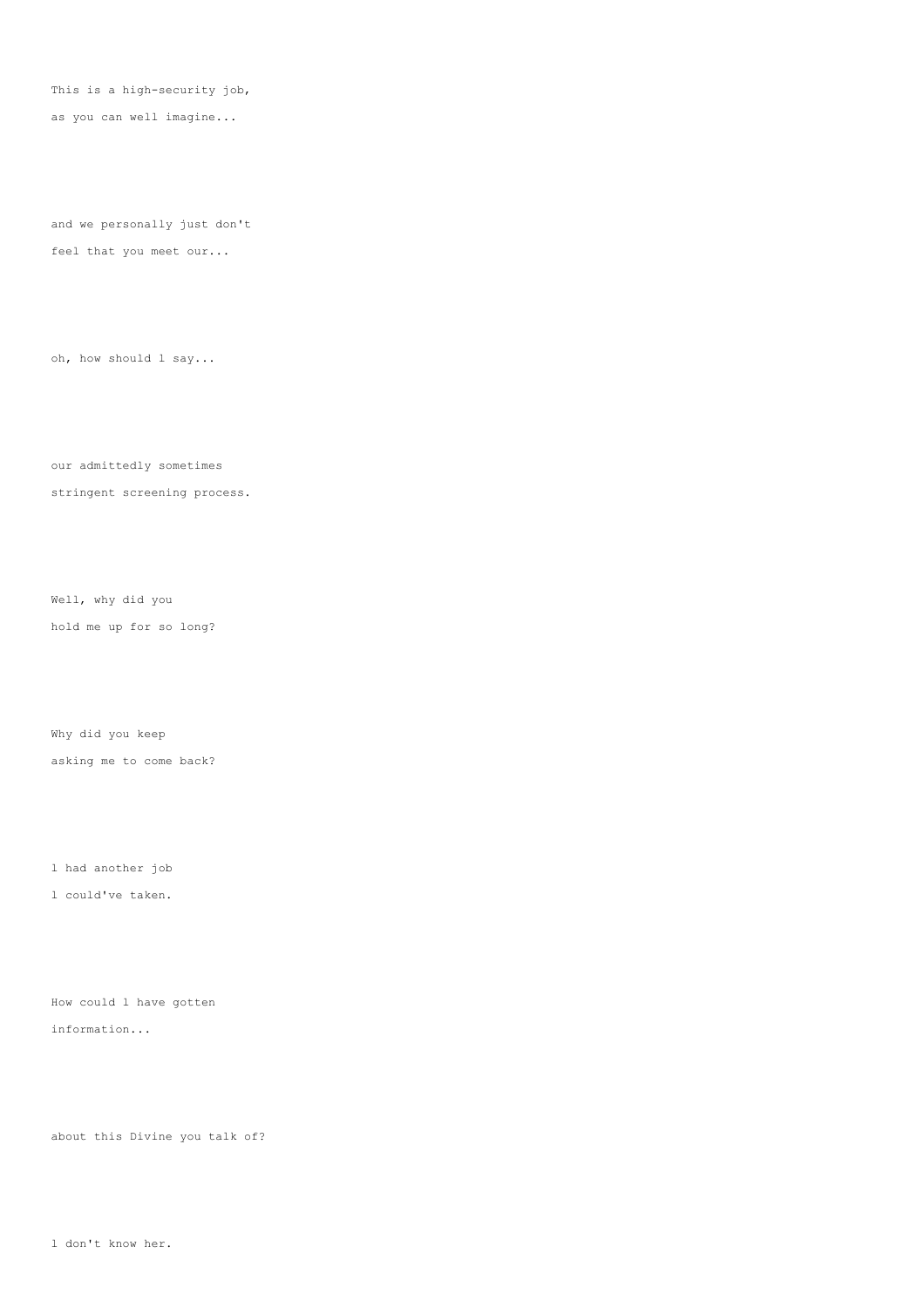This is a high-security job,

as you can well imagine...

and we personally just don't

feel that you meet our...

oh, how should l say...

our admittedly sometimes

stringent screening process.

Well, why did you

hold me up for so long?

Why did you keep

asking me to come back?

l had another job

l could've taken.

How could l have gotten

information...

about this Divine you talk of?

l don't know her.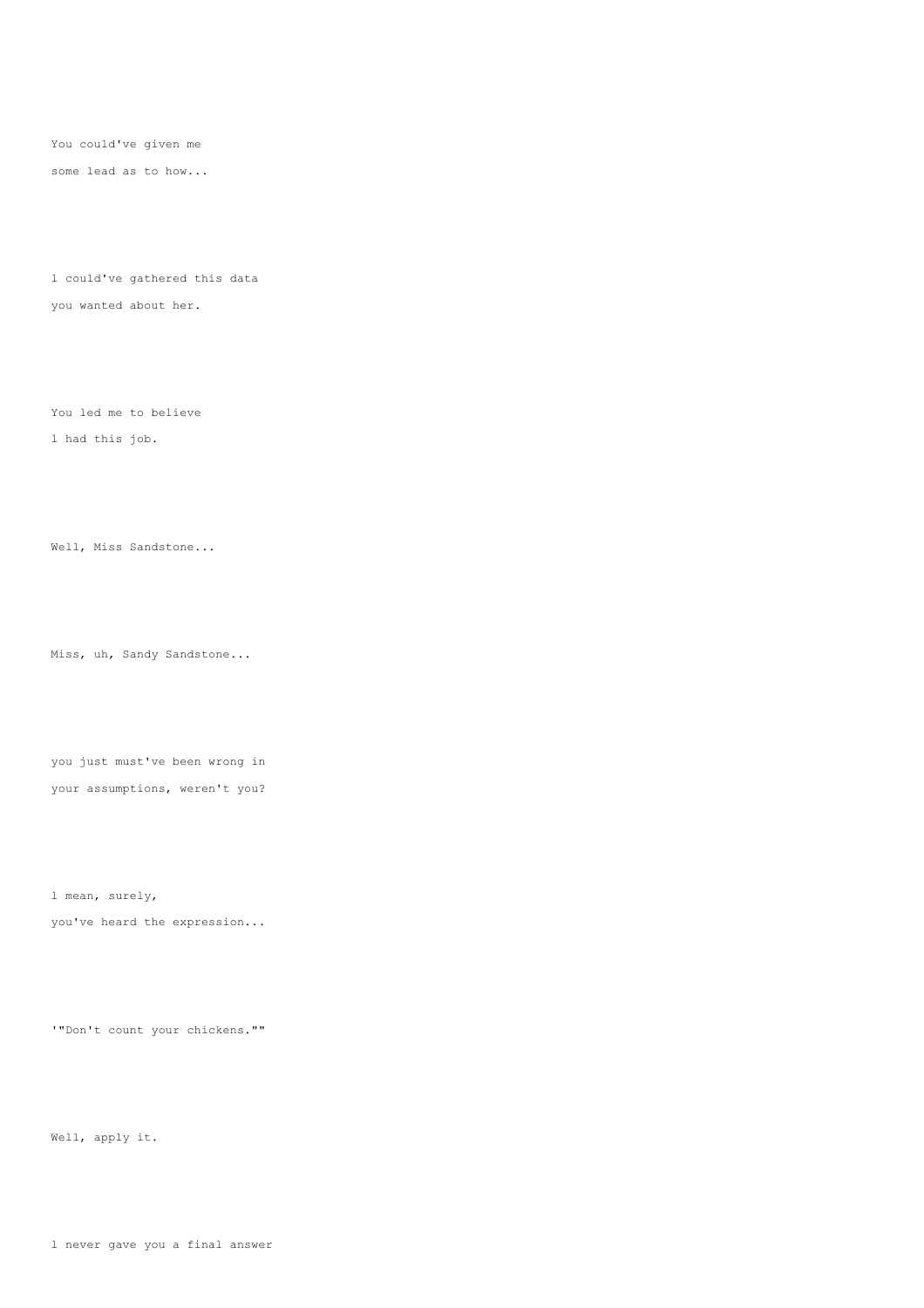You could've given me
some lead as to how...

l could've gathered this data
you wanted about her.

You led me to believe
l had this job.

Well, Miss Sandstone...

Miss, uh, Sandy Sandstone...

you just must've been wrong in
your assumptions, weren't you?

l mean, surely,
you've heard the expression...

'"Don't count your chickens.""

Well, apply it.

l never gave you a final answer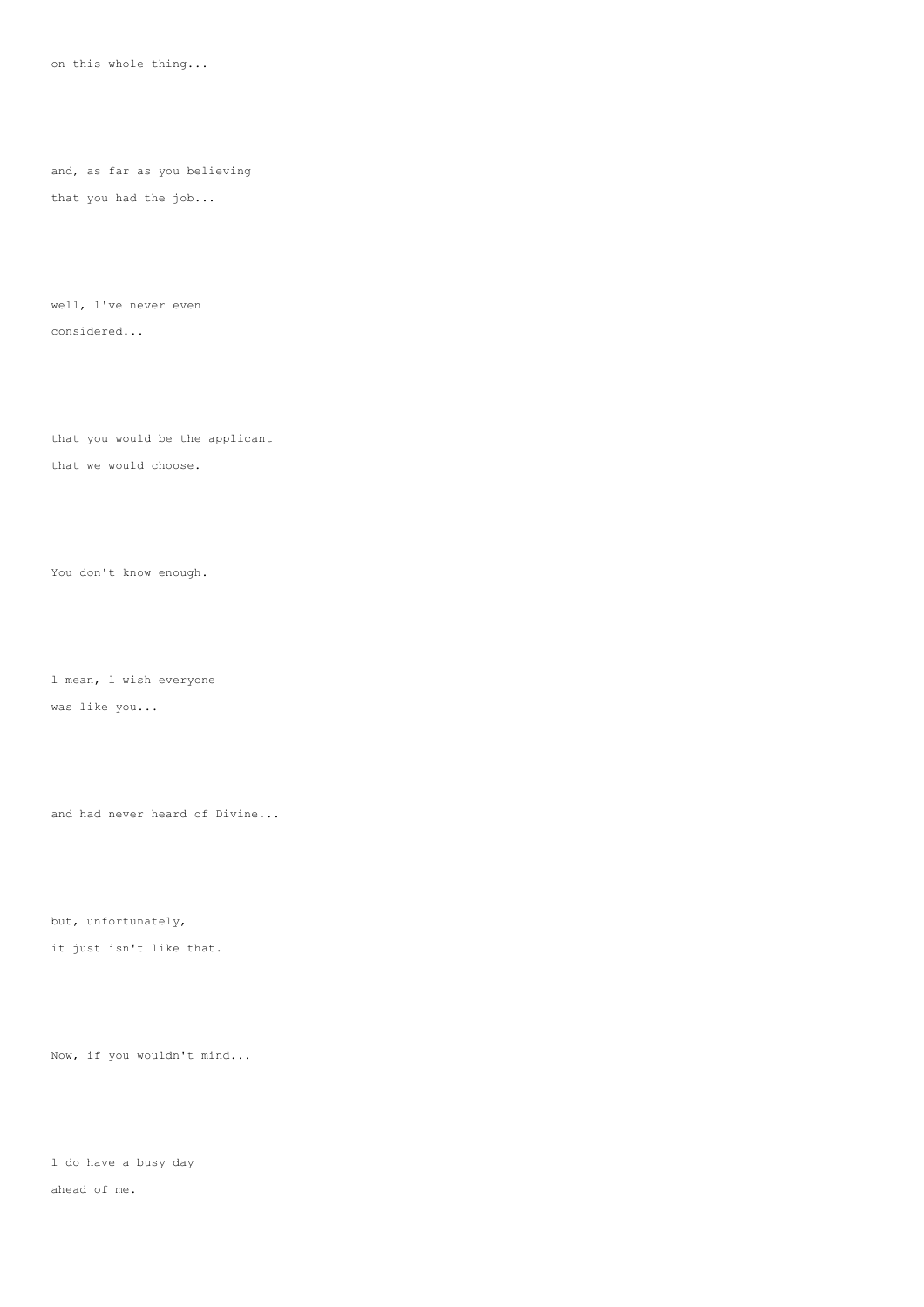on this whole thing...

and, as far as you believing
that you had the job...

well, l've never even
considered...

that you would be the applicant
that we would choose.

You don't know enough.

l mean, l wish everyone
was like you...

and had never heard of Divine...

but, unfortunately,
it just isn't like that.

Now, if you wouldn't mind...

l do have a busy day
ahead of me.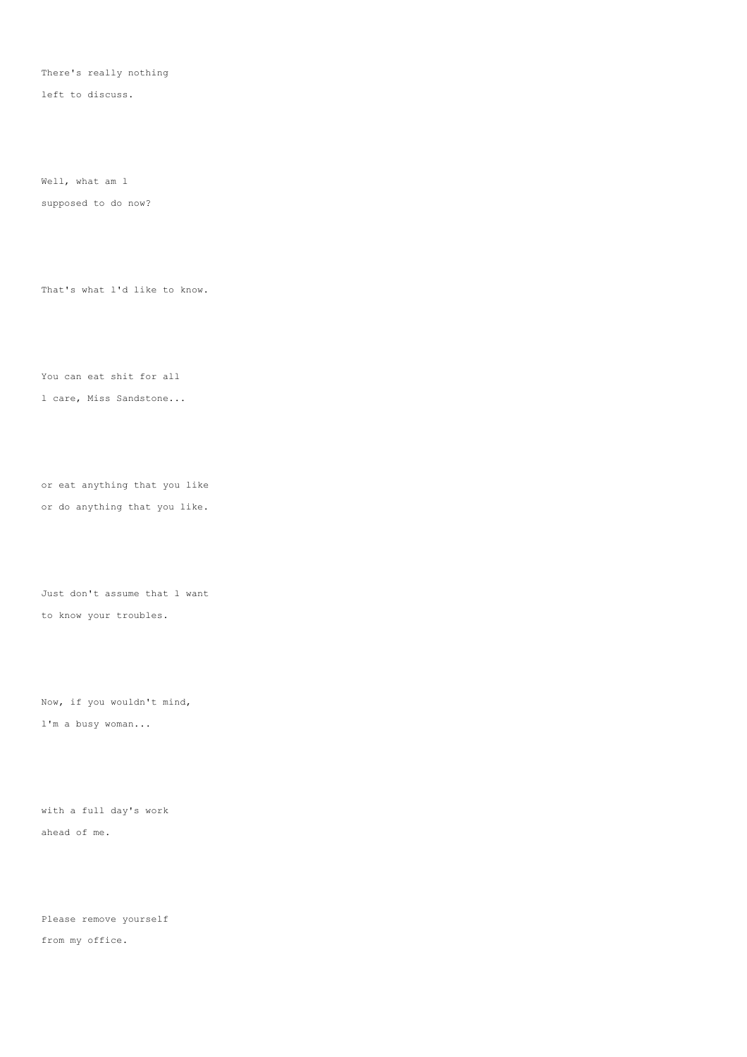There's really nothing
left to discuss.

Well, what am l
supposed to do now?

That's what l'd like to know.

You can eat shit for all
l care, Miss Sandstone...

or eat anything that you like
or do anything that you like.

Just don't assume that l want
to know your troubles.

Now, if you wouldn't mind,
l'm a busy woman...

with a full day's work
ahead of me.

Please remove yourself
from my office.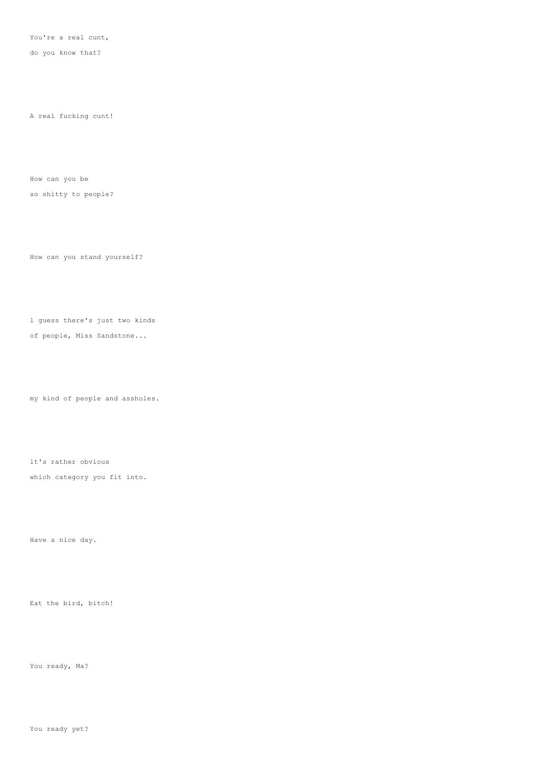You're a real cunt,
do you know that?

A real fucking cunt!

How can you be
so shitty to people?

How can you stand yourself?

l guess there's just two kinds
of people, Miss Sandstone...

my kind of people and assholes.

lt's rather obvious
which category you fit into.

Have a nice day.

Eat the bird, bitch!

You ready, Ma?

You ready yet?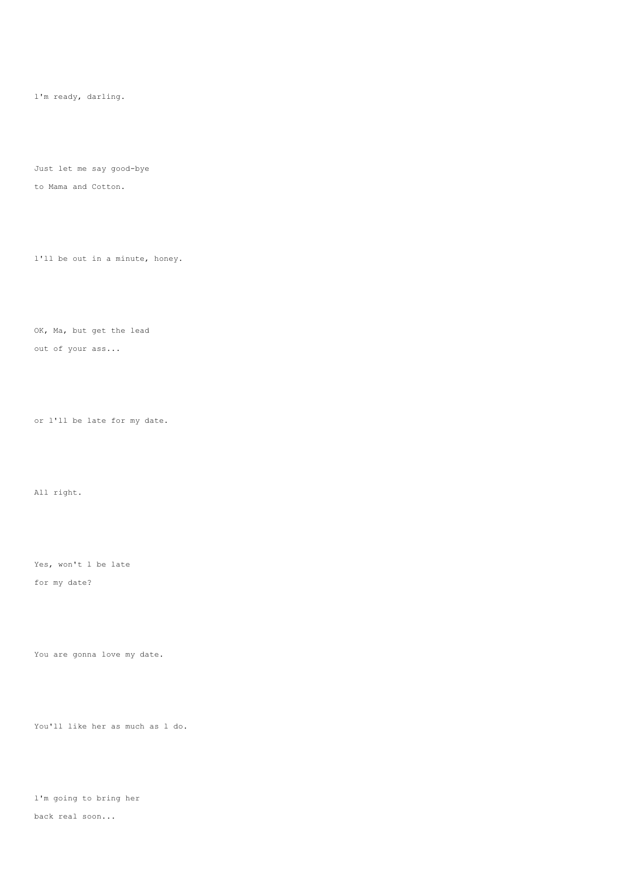l'm ready, darling.

Just let me say good-bye
to Mama and Cotton.

l'll be out in a minute, honey.

OK, Ma, but get the lead
out of your ass...

or l'll be late for my date.

All right.

Yes, won't l be late
for my date?

You are gonna love my date.

You'll like her as much as l do.

l'm going to bring her
back real soon...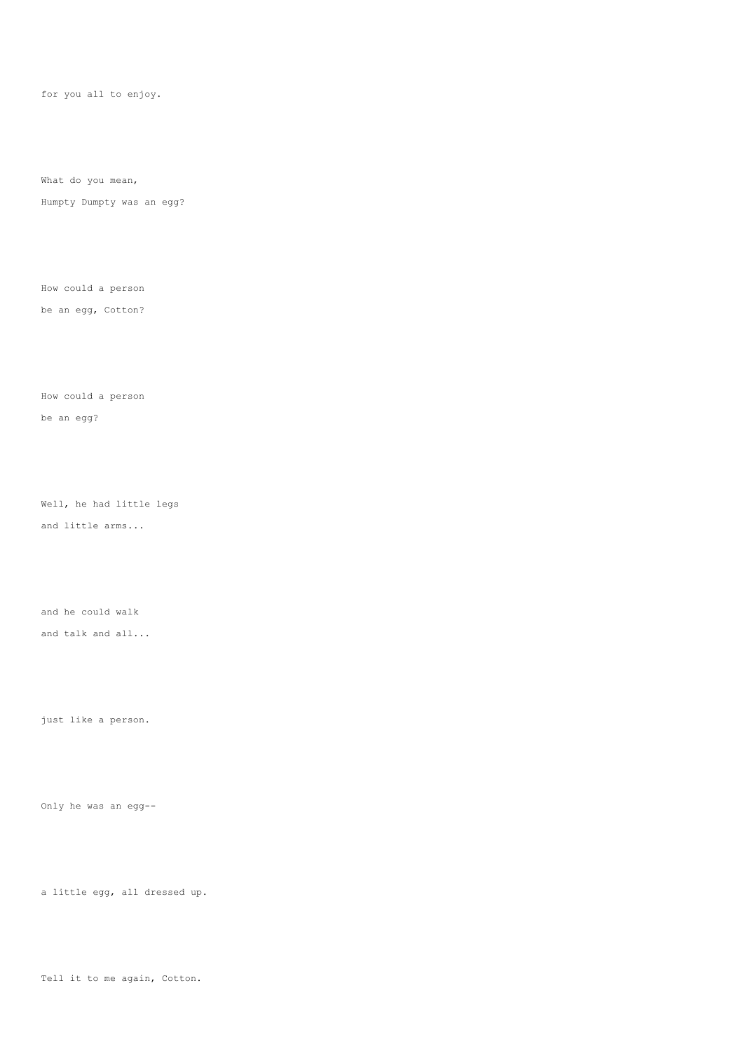for you all to enjoy.

What do you mean,
Humpty Dumpty was an egg?

How could a person
be an egg, Cotton?

How could a person
be an egg?

Well, he had little legs
and little arms...

and he could walk
and talk and all...

just like a person.

Only he was an egg--

a little egg, all dressed up.

Tell it to me again, Cotton.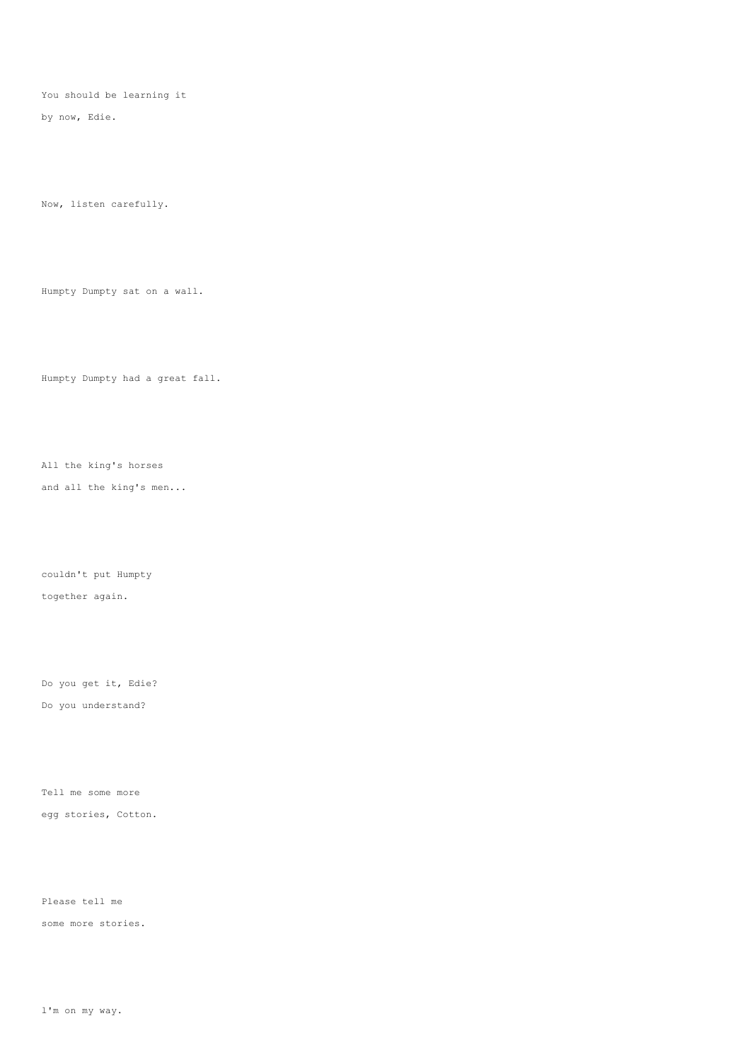You should be learning it

by now, Edie.

Now, listen carefully.

Humpty Dumpty sat on a wall.

Humpty Dumpty had a great fall.

All the king's horses

and all the king's men...

couldn't put Humpty

together again.

Do you get it, Edie?

Do you understand?

Tell me some more

egg stories, Cotton.

Please tell me

some more stories.

l'm on my way.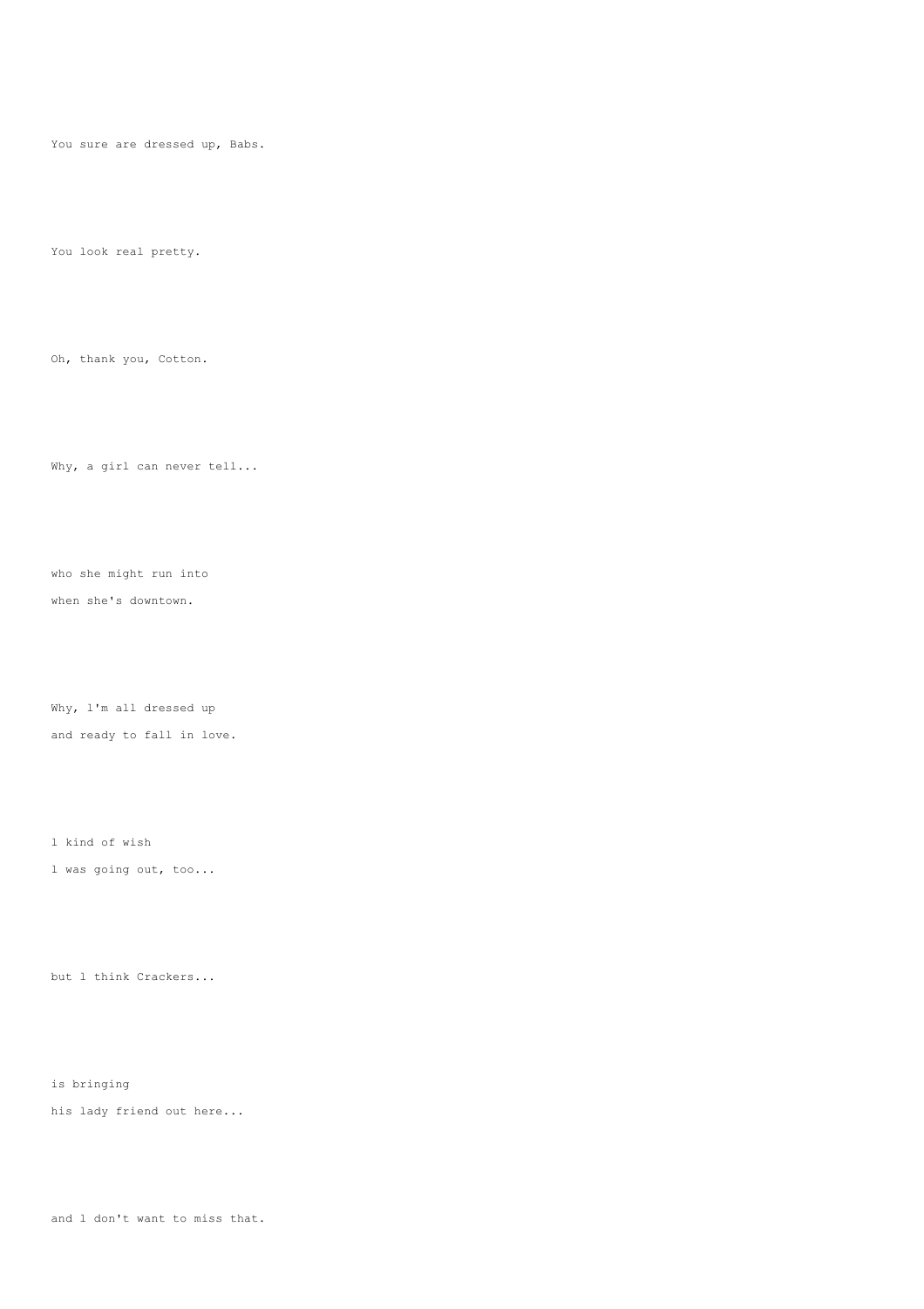You sure are dressed up, Babs.

You look real pretty.

Oh, thank you, Cotton.

Why, a girl can never tell...

who she might run into
when she's downtown.

Why, l'm all dressed up
and ready to fall in love.

l kind of wish
l was going out, too...

but l think Crackers...

is bringing
his lady friend out here...

and l don't want to miss that.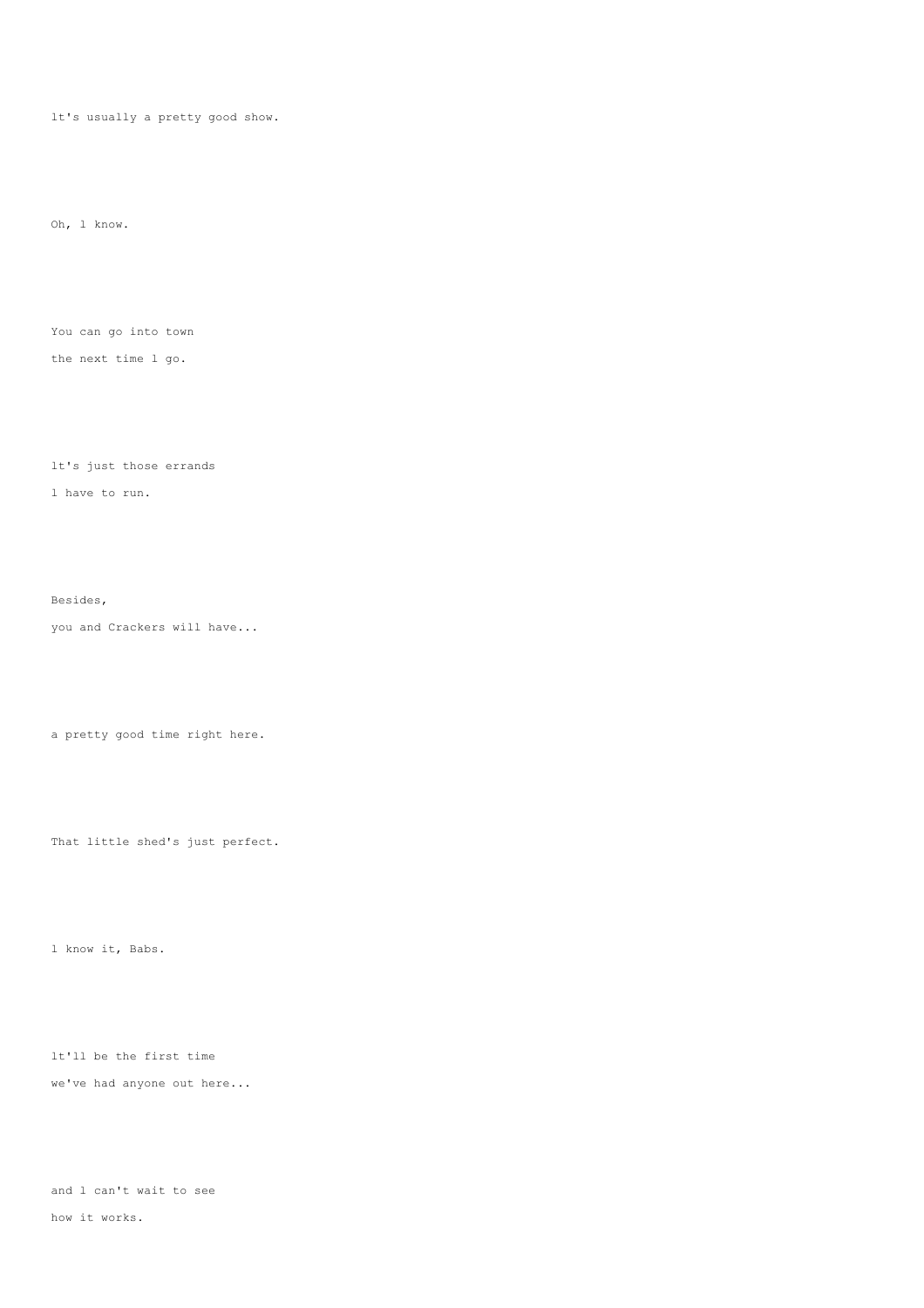lt's usually a pretty good show.

Oh, l know.

You can go into town
the next time l go.

lt's just those errands
l have to run.

Besides,
you and Crackers will have...

a pretty good time right here.

That little shed's just perfect.

l know it, Babs.

lt'll be the first time
we've had anyone out here...

and l can't wait to see
how it works.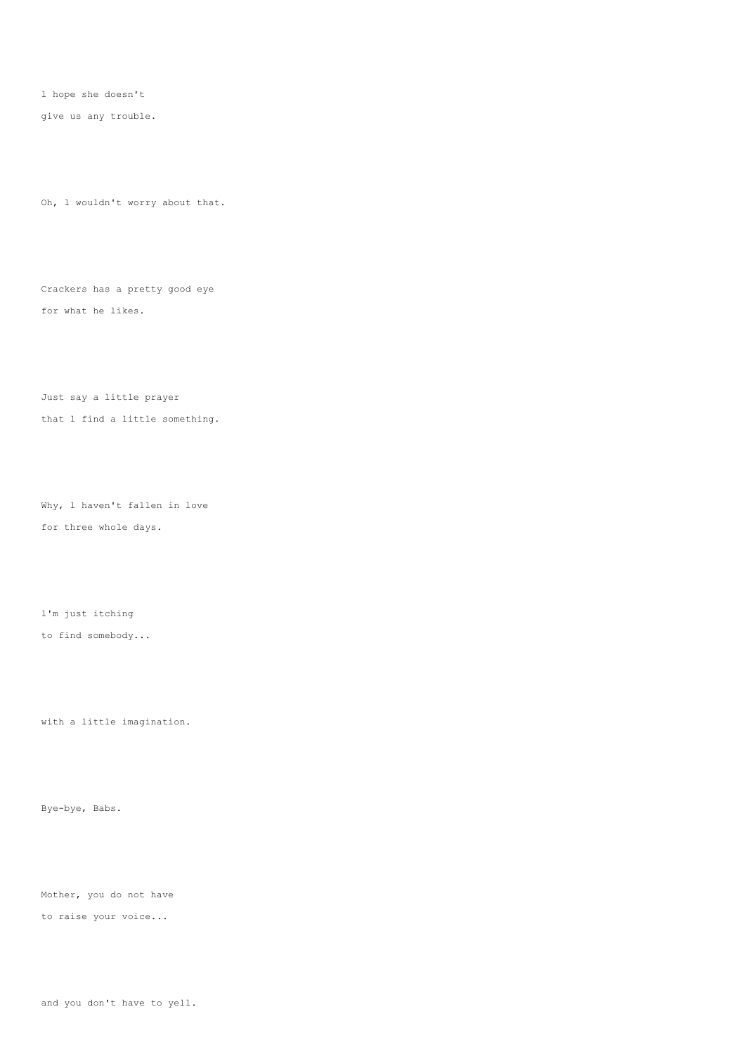l hope she doesn't

give us any trouble.

Oh, l wouldn't worry about that.

Crackers has a pretty good eye

for what he likes.

Just say a little prayer

that l find a little something.

Why, l haven't fallen in love

for three whole days.

l'm just itching

to find somebody...

with a little imagination.

Bye-bye, Babs.

Mother, you do not have

to raise your voice...

and you don't have to yell.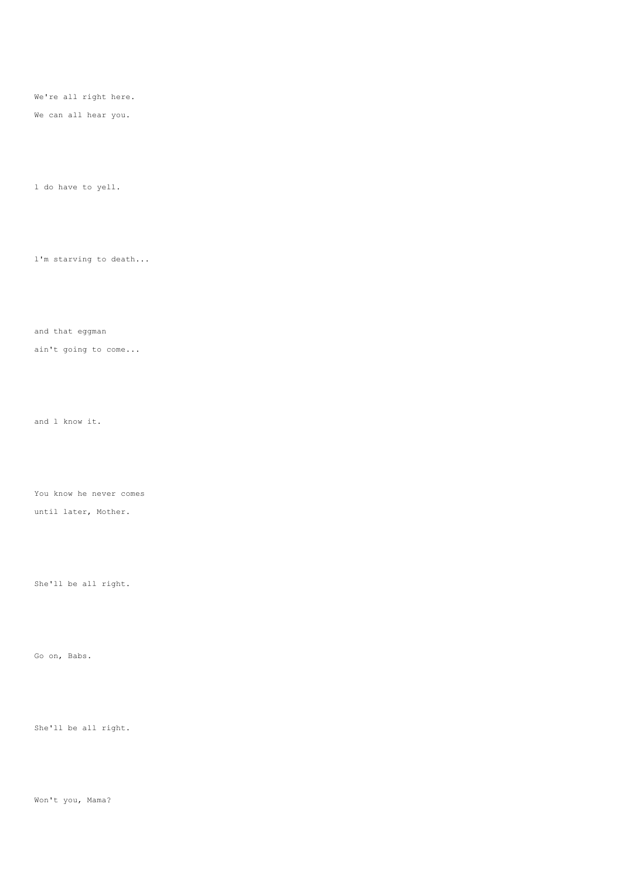We're all right here.

We can all hear you.

l do have to yell.

l'm starving to death...

and that eggman

ain't going to come...

and l know it.

You know he never comes

until later, Mother.

She'll be all right.

Go on, Babs.

She'll be all right.

Won't you, Mama?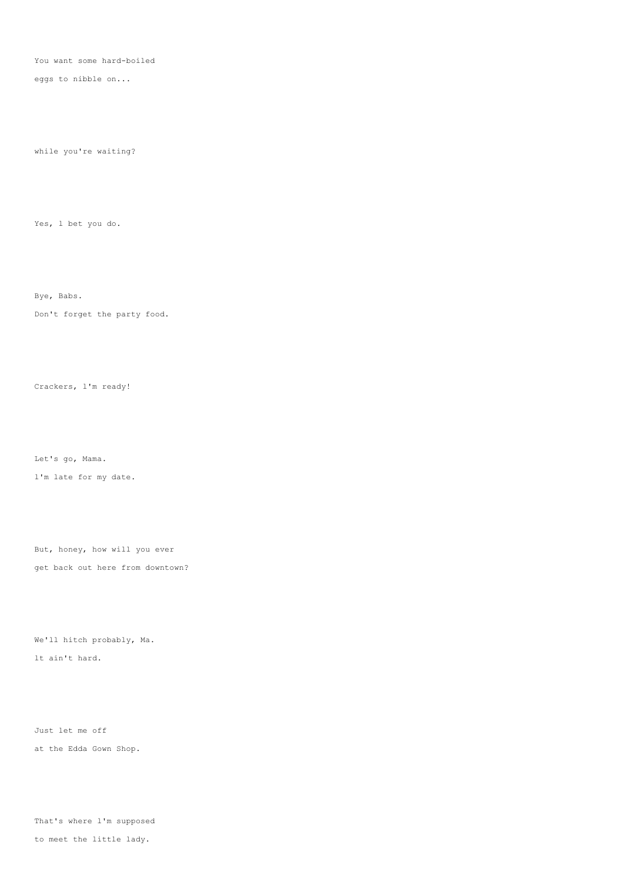You want some hard-boiled

eggs to nibble on...

while you're waiting?

Yes, l bet you do.

Bye, Babs.

Don't forget the party food.

Crackers, l'm ready!

Let's go, Mama.

l'm late for my date.

But, honey, how will you ever

get back out here from downtown?

We'll hitch probably, Ma.

lt ain't hard.

Just let me off

at the Edda Gown Shop.

That's where l'm supposed

to meet the little lady.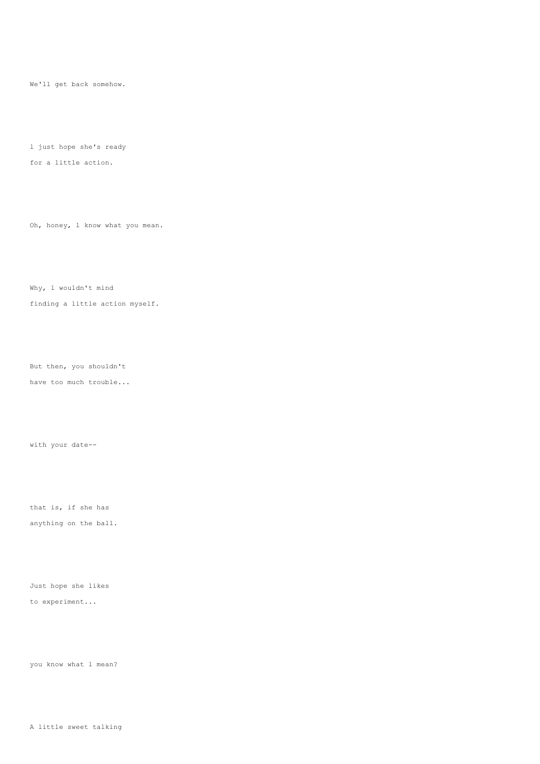We'll get back somehow.

l just hope she's ready
for a little action.

Oh, honey, l know what you mean.

Why, l wouldn't mind
finding a little action myself.

But then, you shouldn't
have too much trouble...

with your date--

that is, if she has
anything on the ball.

Just hope she likes
to experiment...

you know what l mean?

A little sweet talking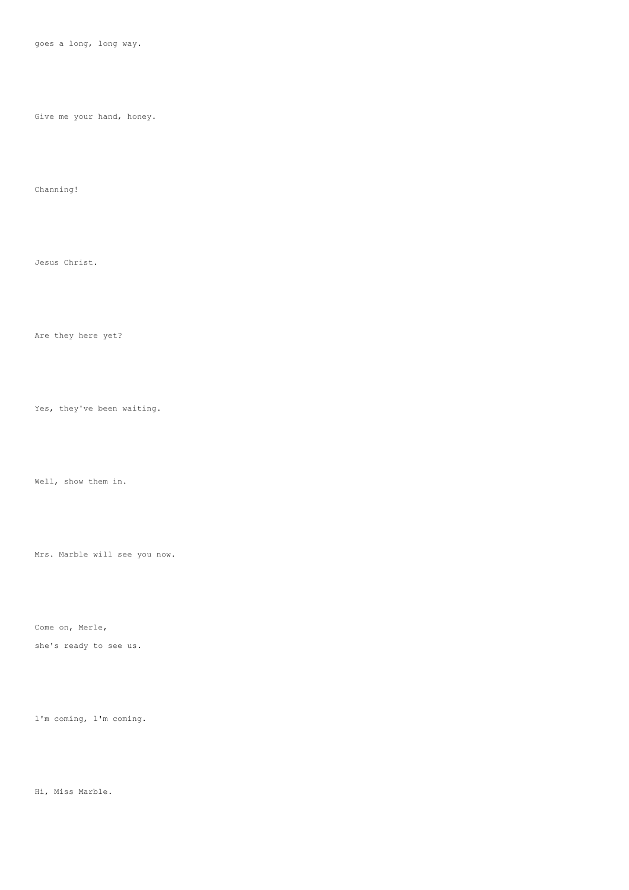goes a long, long way.

Give me your hand, honey.

Channing!

Jesus Christ.

Are they here yet?

Yes, they've been waiting.

Well, show them in.

Mrs. Marble will see you now.

Come on, Merle,
she's ready to see us.

l'm coming, l'm coming.

Hi, Miss Marble.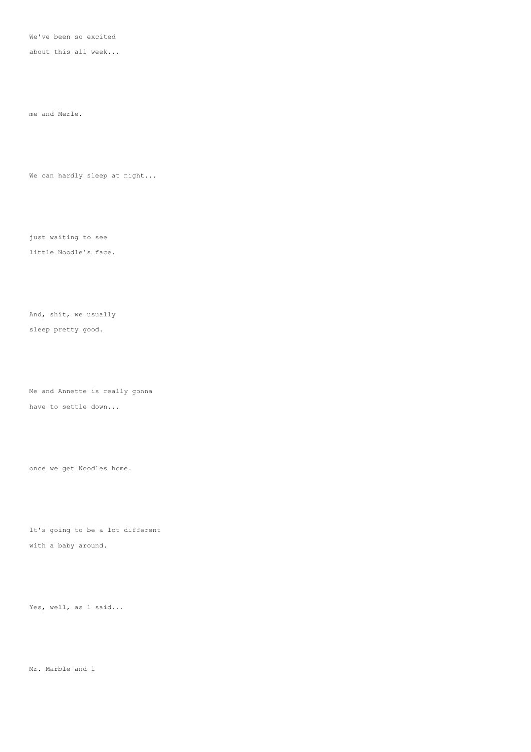We've been so excited
about this all week...

me and Merle.

We can hardly sleep at night...

just waiting to see
little Noodle's face.

And, shit, we usually
sleep pretty good.

Me and Annette is really gonna
have to settle down...

once we get Noodles home.

lt's going to be a lot different
with a baby around.

Yes, well, as l said...

Mr. Marble and l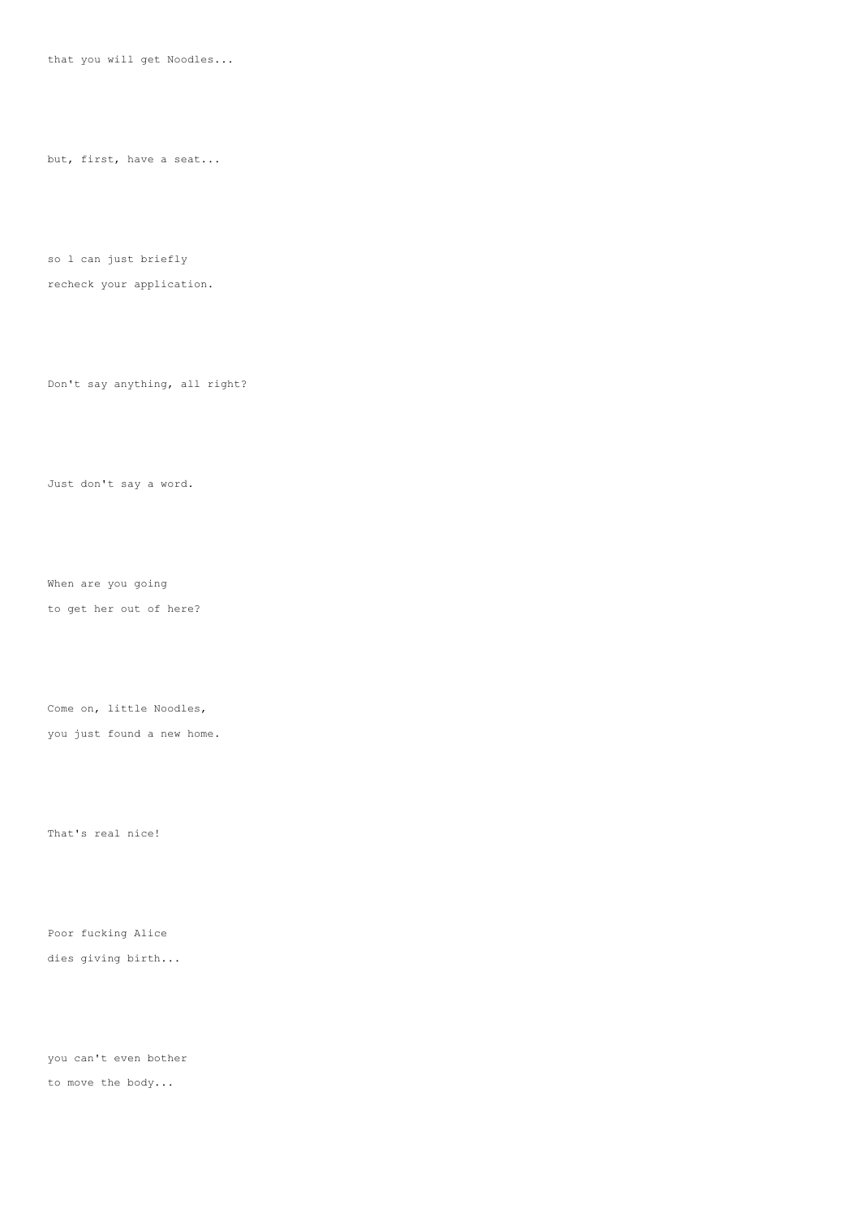that you will get Noodles...

but, first, have a seat...

so l can just briefly
recheck your application.

Don't say anything, all right?

Just don't say a word.

When are you going
to get her out of here?

Come on, little Noodles,
you just found a new home.

That's real nice!

Poor fucking Alice
dies giving birth...

you can't even bother
to move the body...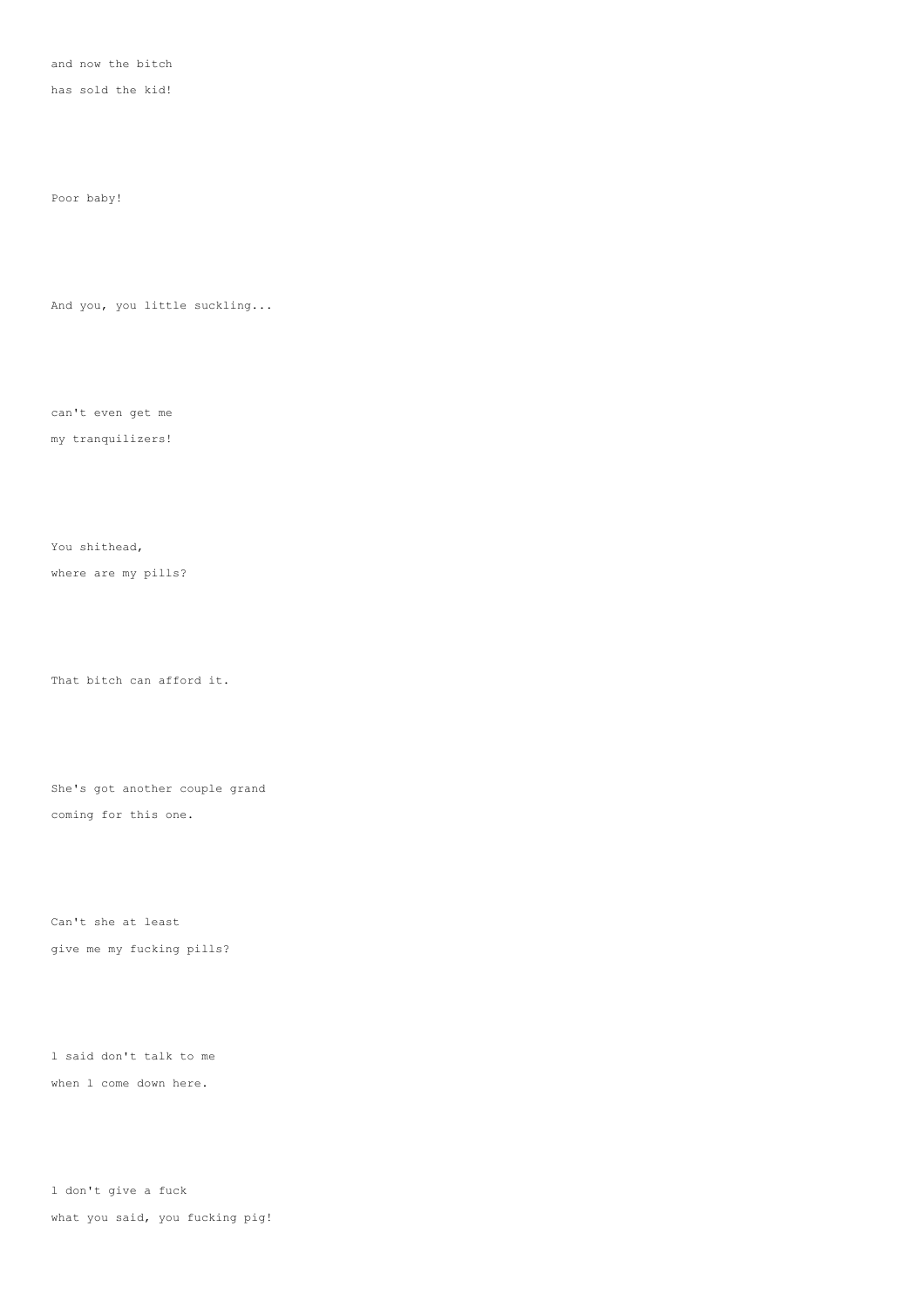and now the bitch
has sold the kid!

Poor baby!

And you, you little suckling...

can't even get me
my tranquilizers!

You shithead,
where are my pills?

That bitch can afford it.

She's got another couple grand
coming for this one.

Can't she at least
give me my fucking pills?

l said don't talk to me
when l come down here.

l don't give a fuck
what you said, you fucking pig!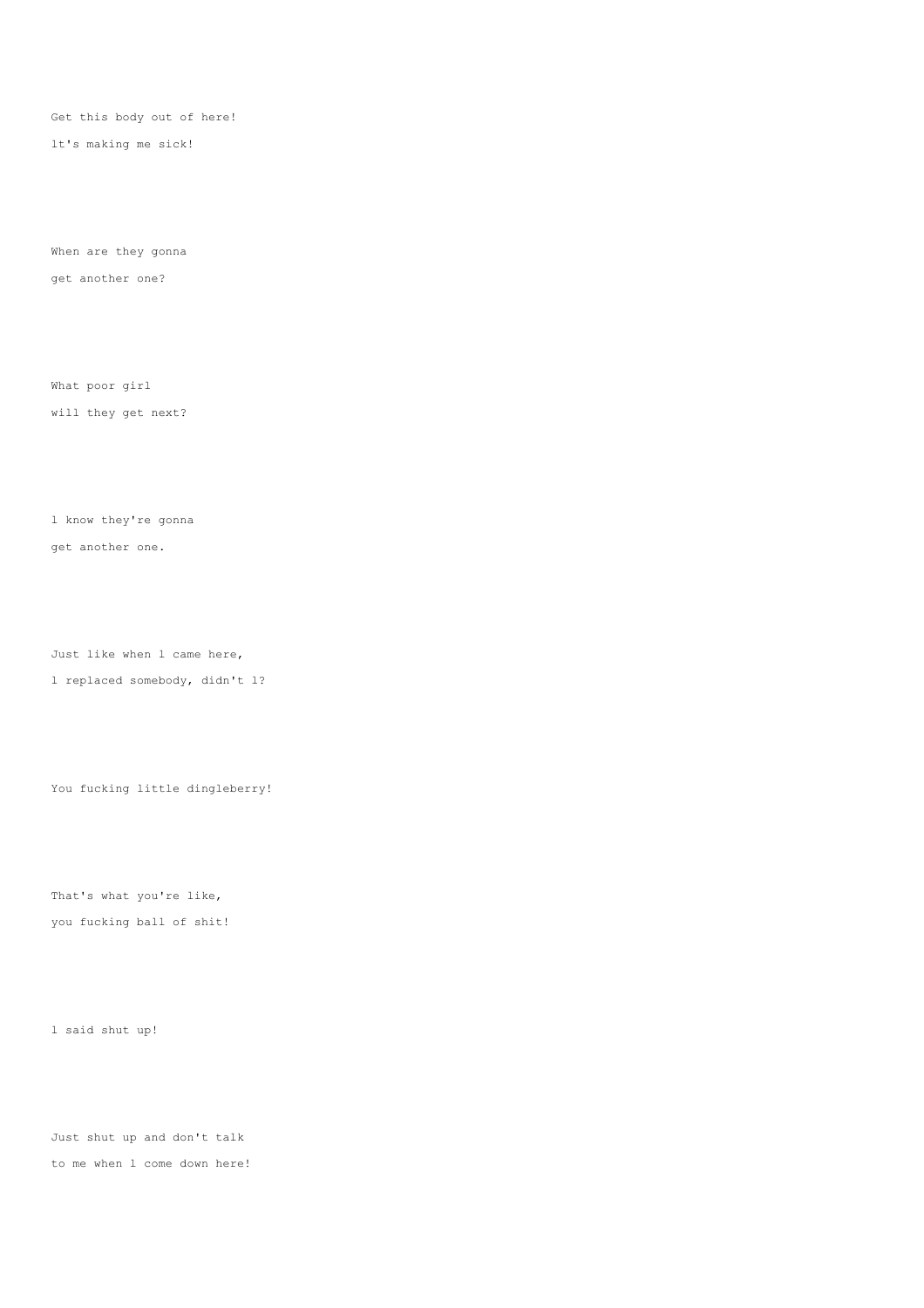Get this body out of here!

lt's making me sick!

When are they gonna

get another one?

What poor girl

will they get next?

l know they're gonna

get another one.

Just like when l came here,

l replaced somebody, didn't l?

You fucking little dingleberry!

That's what you're like,

you fucking ball of shit!

l said shut up!

Just shut up and don't talk

to me when l come down here!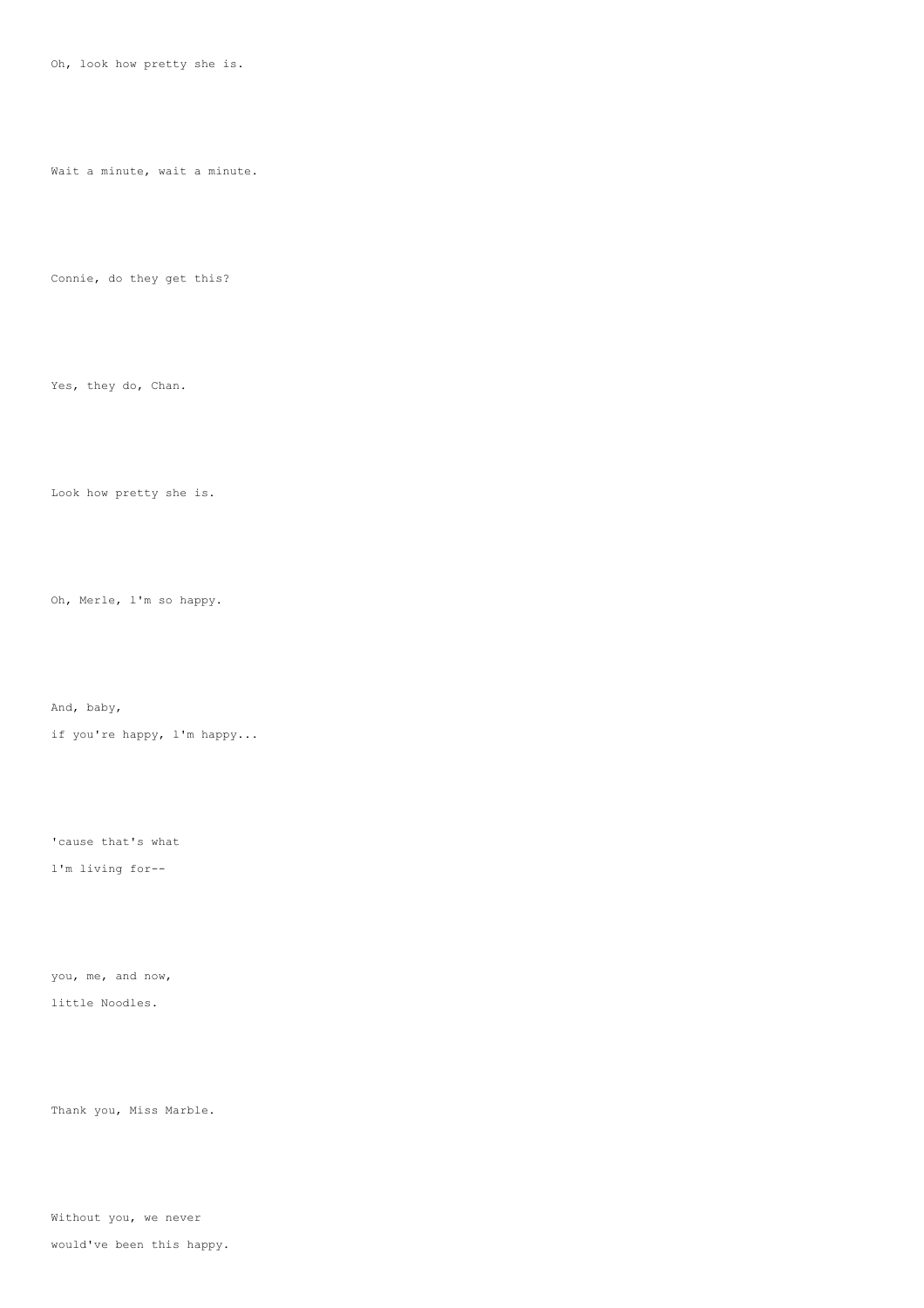Oh, look how pretty she is.

Wait a minute, wait a minute.

Connie, do they get this?

Yes, they do, Chan.

Look how pretty she is.

Oh, Merle, l'm so happy.

And, baby,
if you're happy, l'm happy...

'cause that's what
l'm living for--

you, me, and now,
little Noodles.

Thank you, Miss Marble.

Without you, we never
would've been this happy.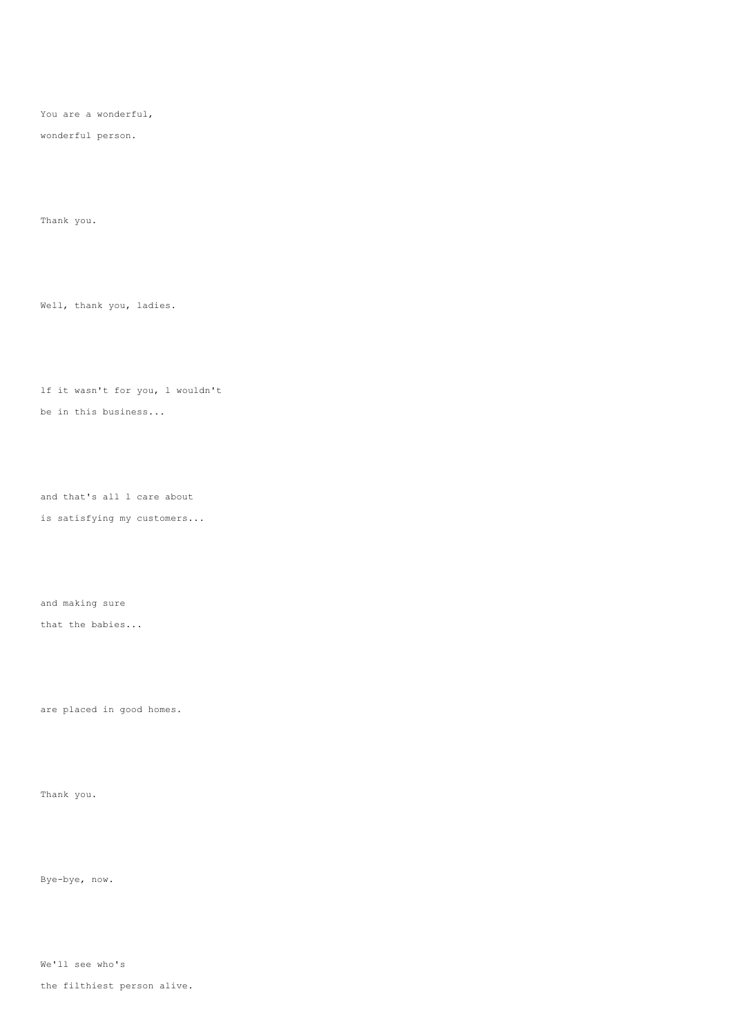You are a wonderful,

wonderful person.

Thank you.

Well, thank you, ladies.

lf it wasn't for you, l wouldn't

be in this business...

and that's all l care about

is satisfying my customers...

and making sure

that the babies...

are placed in good homes.

Thank you.

Bye-bye, now.

We'll see who's

the filthiest person alive.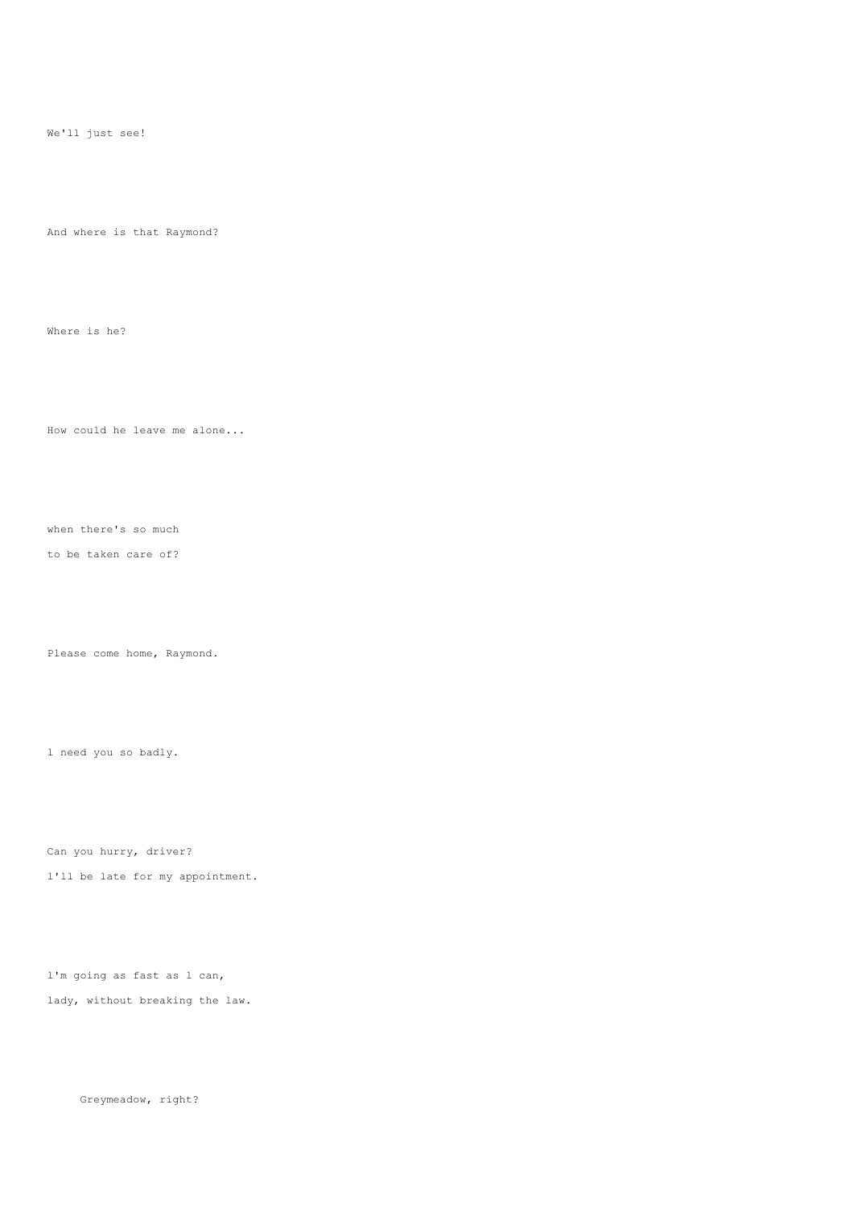We'll just see!

And where is that Raymond?

Where is he?

How could he leave me alone...

when there's so much
to be taken care of?

Please come home, Raymond.

l need you so badly.

Can you hurry, driver?
l'll be late for my appointment.

l'm going as fast as l can,
lady, without breaking the law.

Greymeadow, right?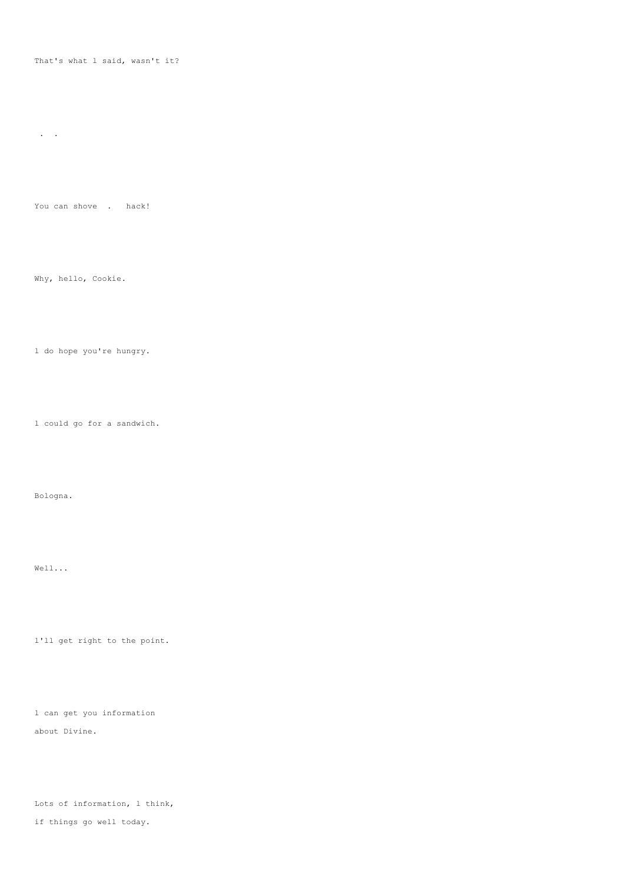That's what l said, wasn't it?

. .

You can shove . hack!

Why, hello, Cookie.

l do hope you're hungry.

l could go for a sandwich.

Bologna.

Well...

l'll get right to the point.

l can get you information
about Divine.

Lots of information, l think,
if things go well today.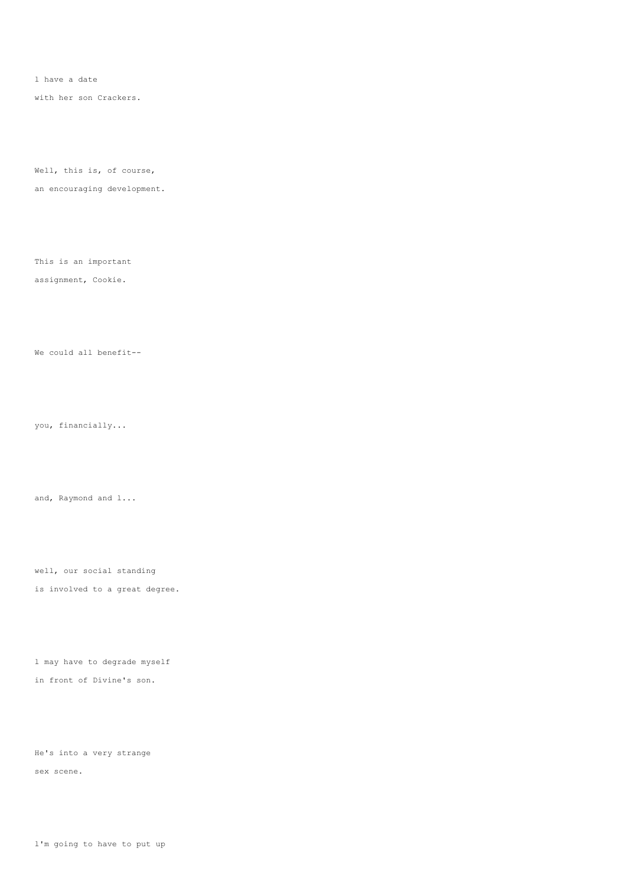l have a date
with her son Crackers.

Well, this is, of course,
an encouraging development.

This is an important
assignment, Cookie.

We could all benefit--

you, financially...

and, Raymond and l...

well, our social standing
is involved to a great degree.

l may have to degrade myself
in front of Divine's son.

He's into a very strange
sex scene.

l'm going to have to put up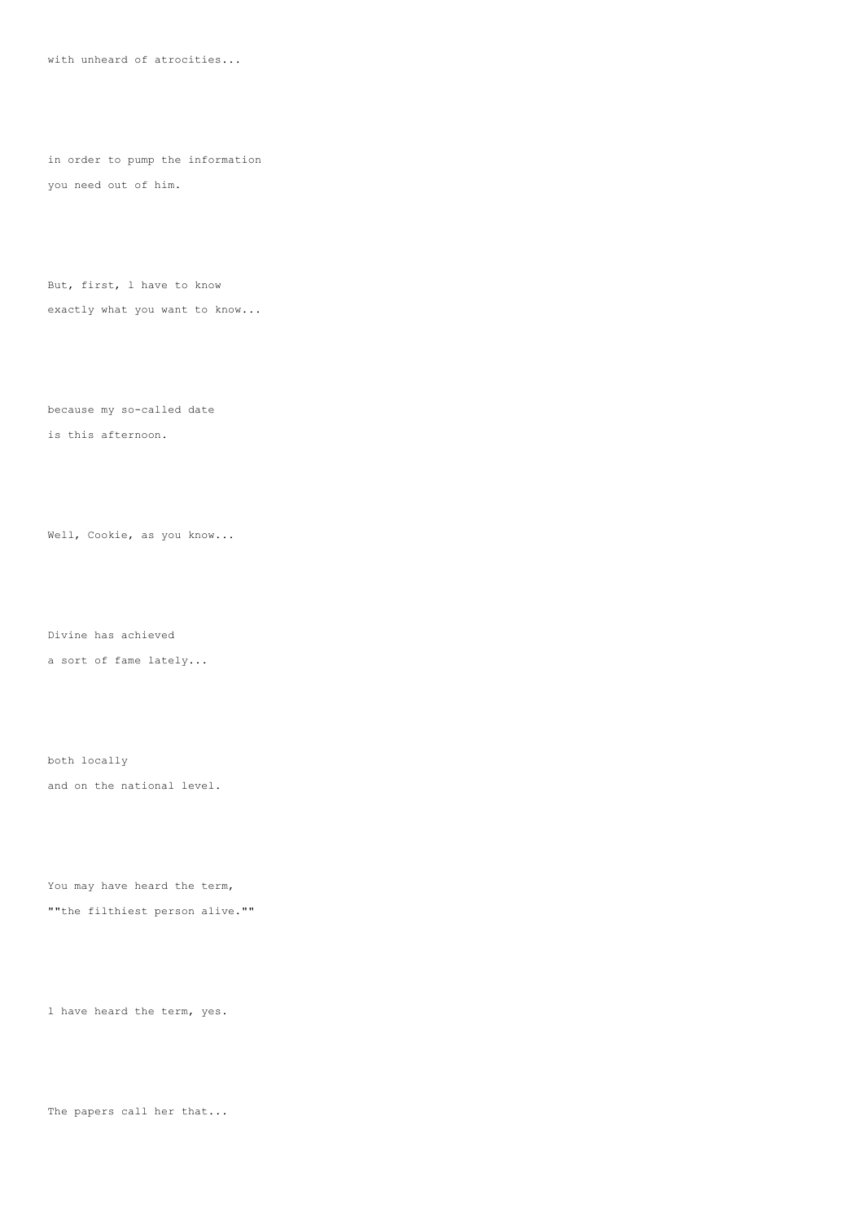with unheard of atrocities...

in order to pump the information
you need out of him.

But, first, l have to know
exactly what you want to know...

because my so-called date
is this afternoon.

Well, Cookie, as you know...

Divine has achieved
a sort of fame lately...

both locally
and on the national level.

You may have heard the term,
""the filthiest person alive.""

l have heard the term, yes.

The papers call her that...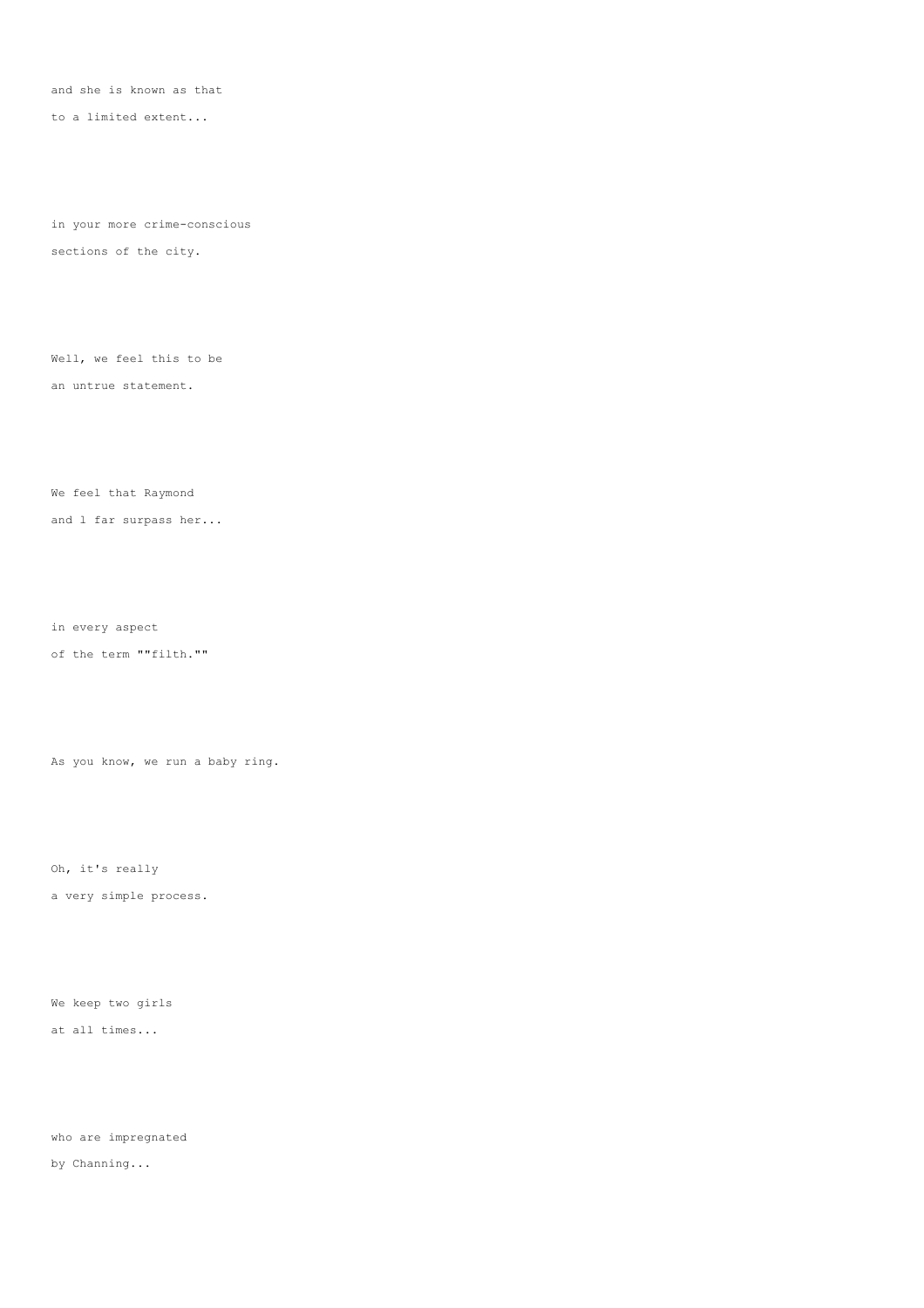and she is known as that

to a limited extent...

in your more crime-conscious

sections of the city.

Well, we feel this to be

an untrue statement.

We feel that Raymond

and l far surpass her...

in every aspect

of the term ""filth.""

As you know, we run a baby ring.

Oh, it's really

a very simple process.

We keep two girls

at all times...

who are impregnated

by Channing...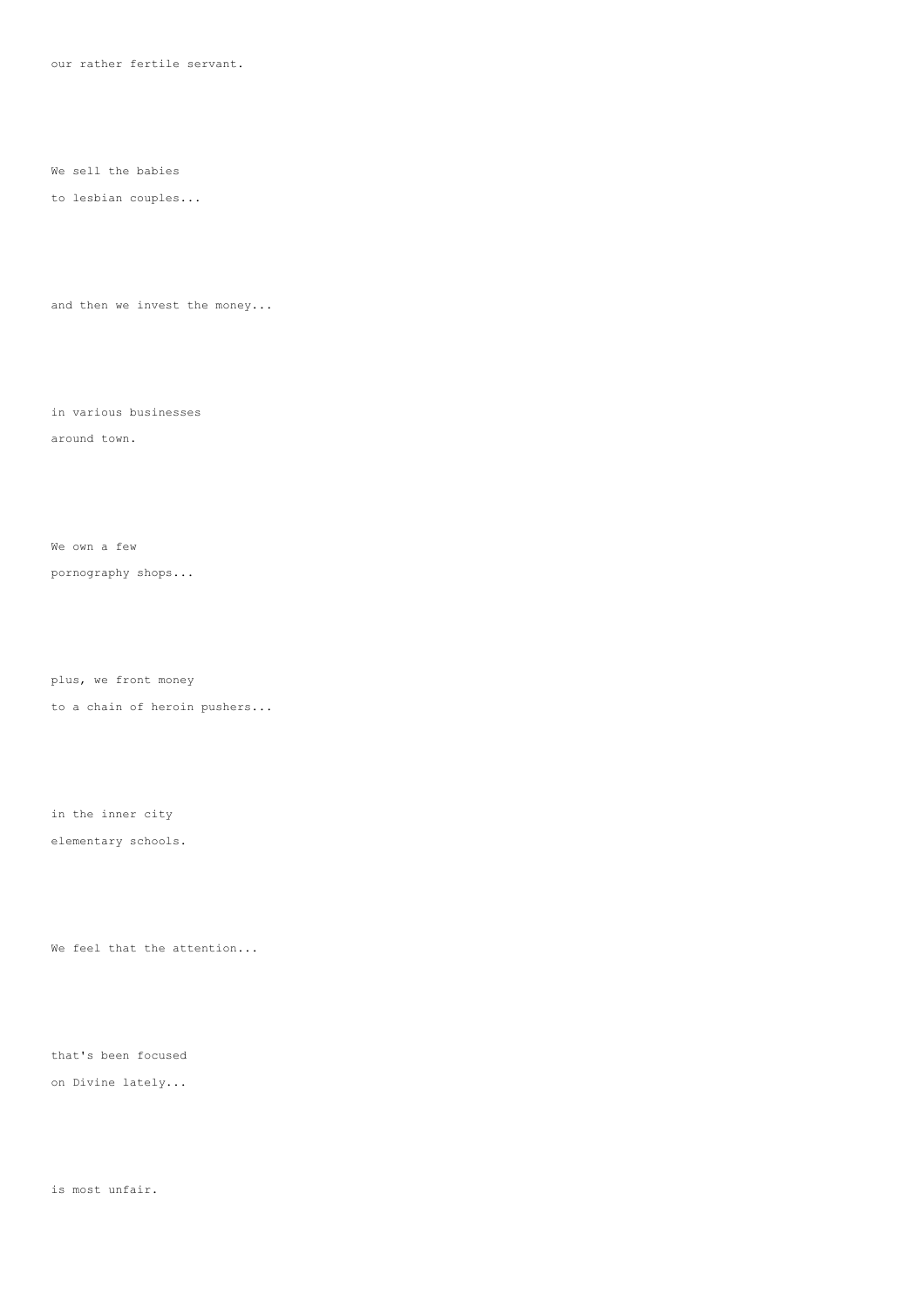our rather fertile servant.

We sell the babies
to lesbian couples...

and then we invest the money...

in various businesses
around town.

We own a few
pornography shops...

plus, we front money
to a chain of heroin pushers...

in the inner city
elementary schools.

We feel that the attention...

that's been focused
on Divine lately...

is most unfair.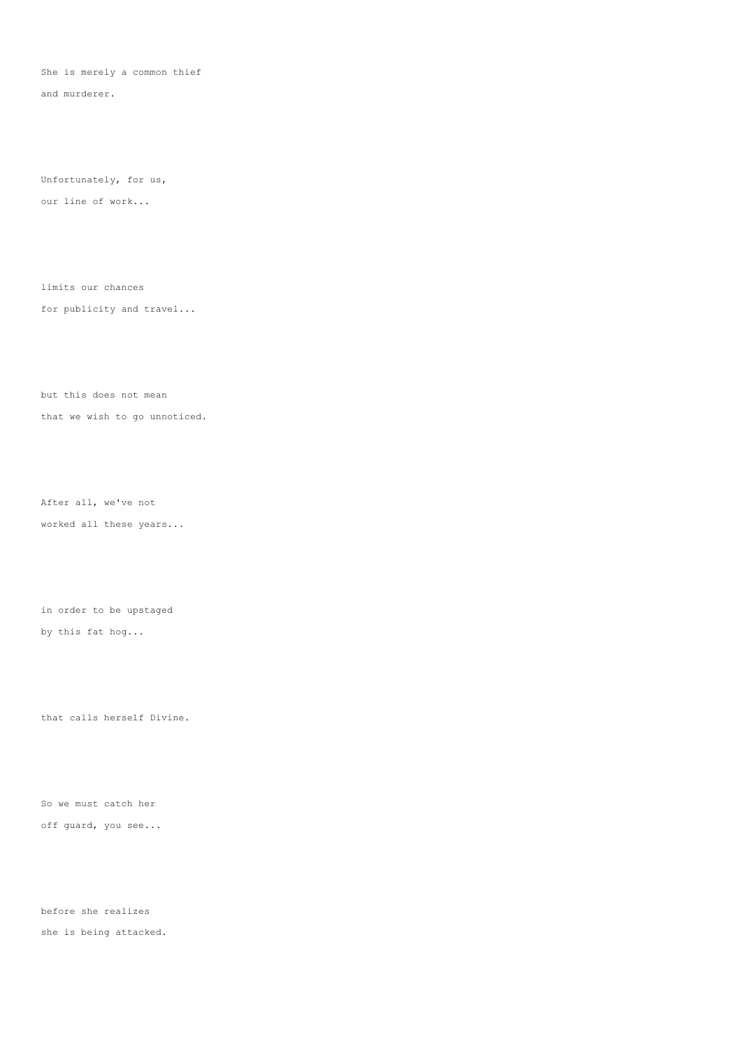She is merely a common thief
and murderer.

Unfortunately, for us,
our line of work...

limits our chances
for publicity and travel...

but this does not mean
that we wish to go unnoticed.

After all, we've not
worked all these years...

in order to be upstaged
by this fat hog...

that calls herself Divine.

So we must catch her
off guard, you see...

before she realizes
she is being attacked.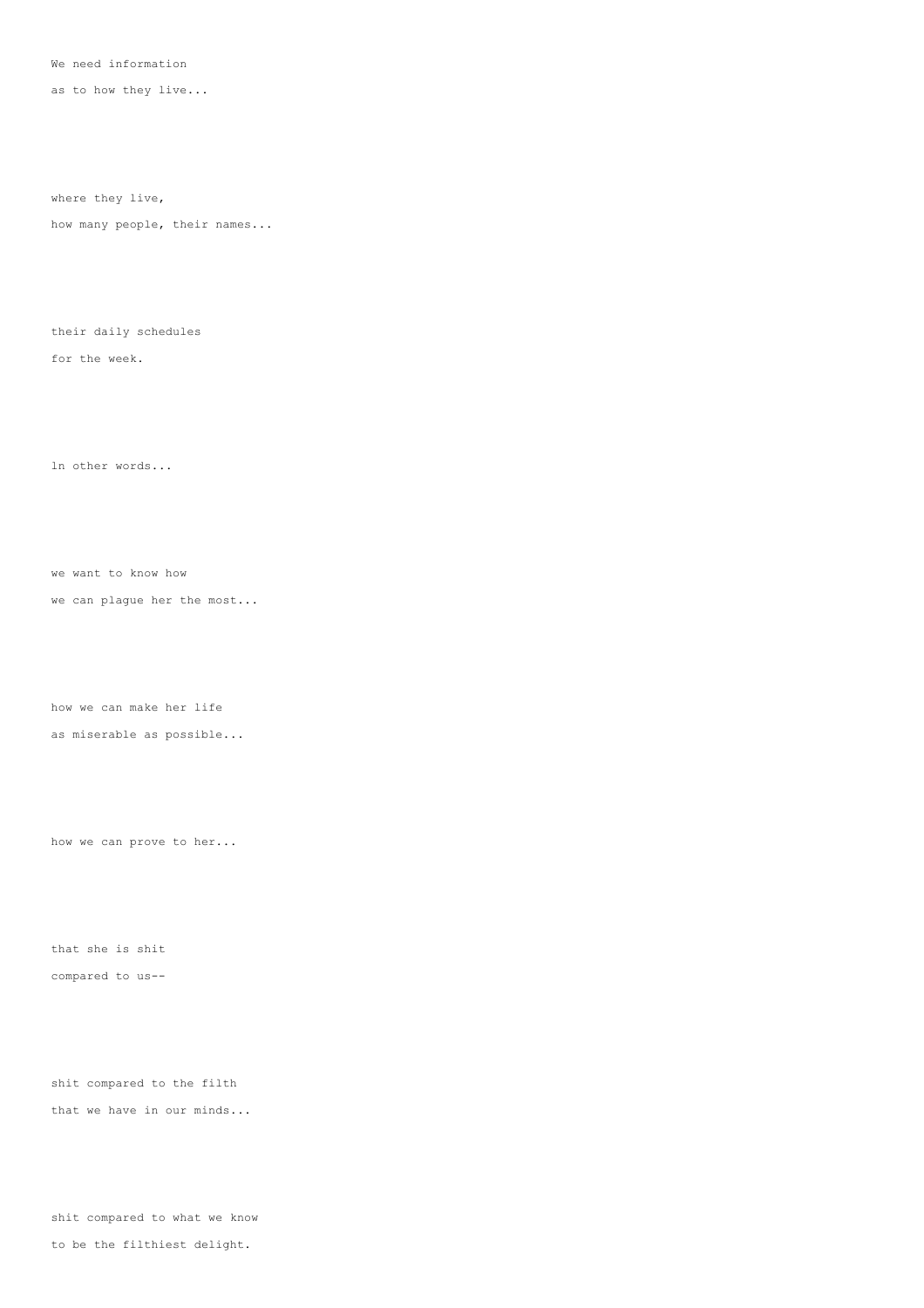We need information

as to how they live...

where they live,

how many people, their names...

their daily schedules

for the week.

ln other words...

we want to know how

we can plague her the most...

how we can make her life

as miserable as possible...

how we can prove to her...

that she is shit

compared to us--

shit compared to the filth

that we have in our minds...

shit compared to what we know

to be the filthiest delight.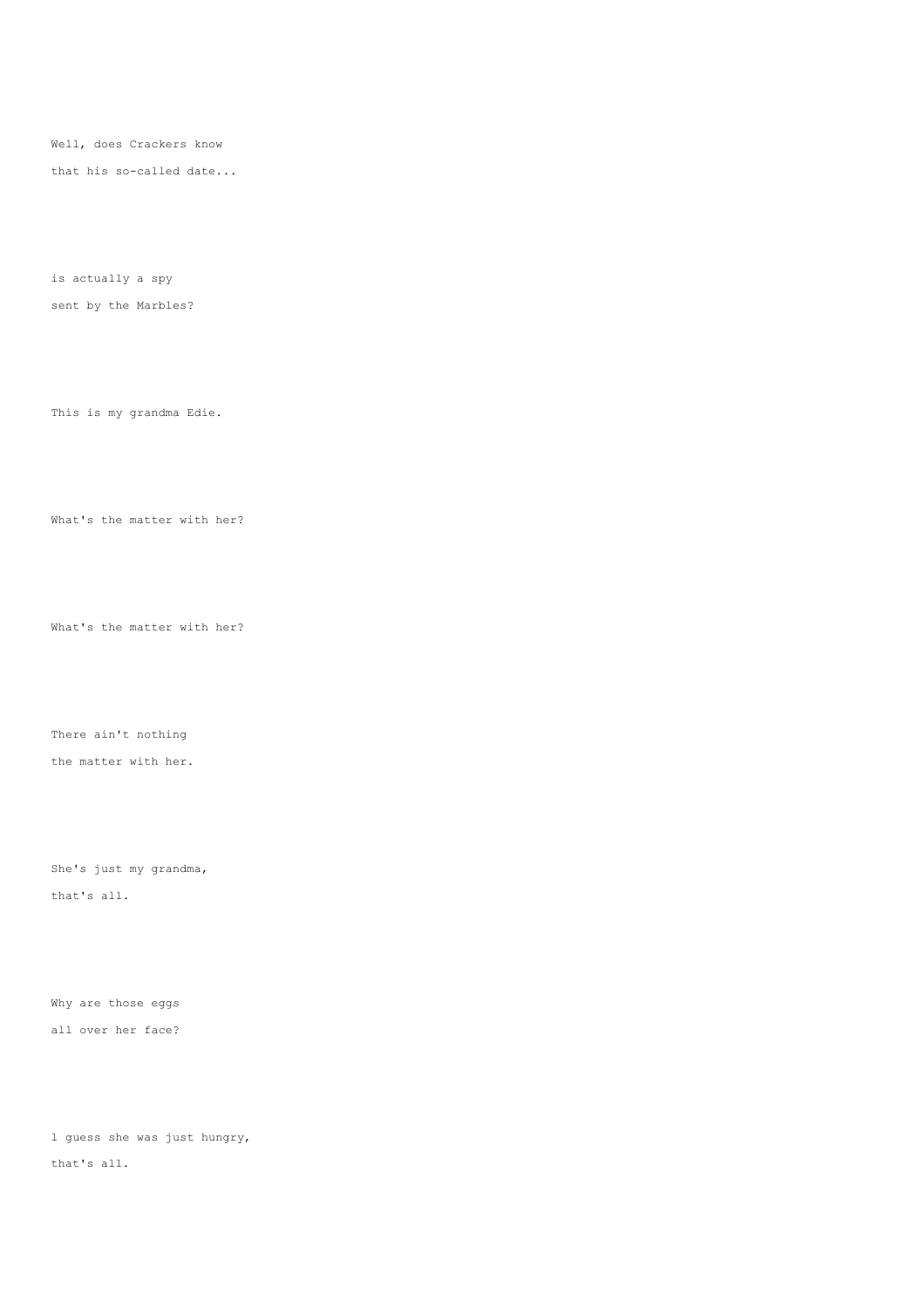Well, does Crackers know

that his so-called date...

is actually a spy

sent by the Marbles?

This is my grandma Edie.

What's the matter with her?

What's the matter with her?

There ain't nothing

the matter with her.

She's just my grandma,

that's all.

Why are those eggs

all over her face?

l guess she was just hungry,

that's all.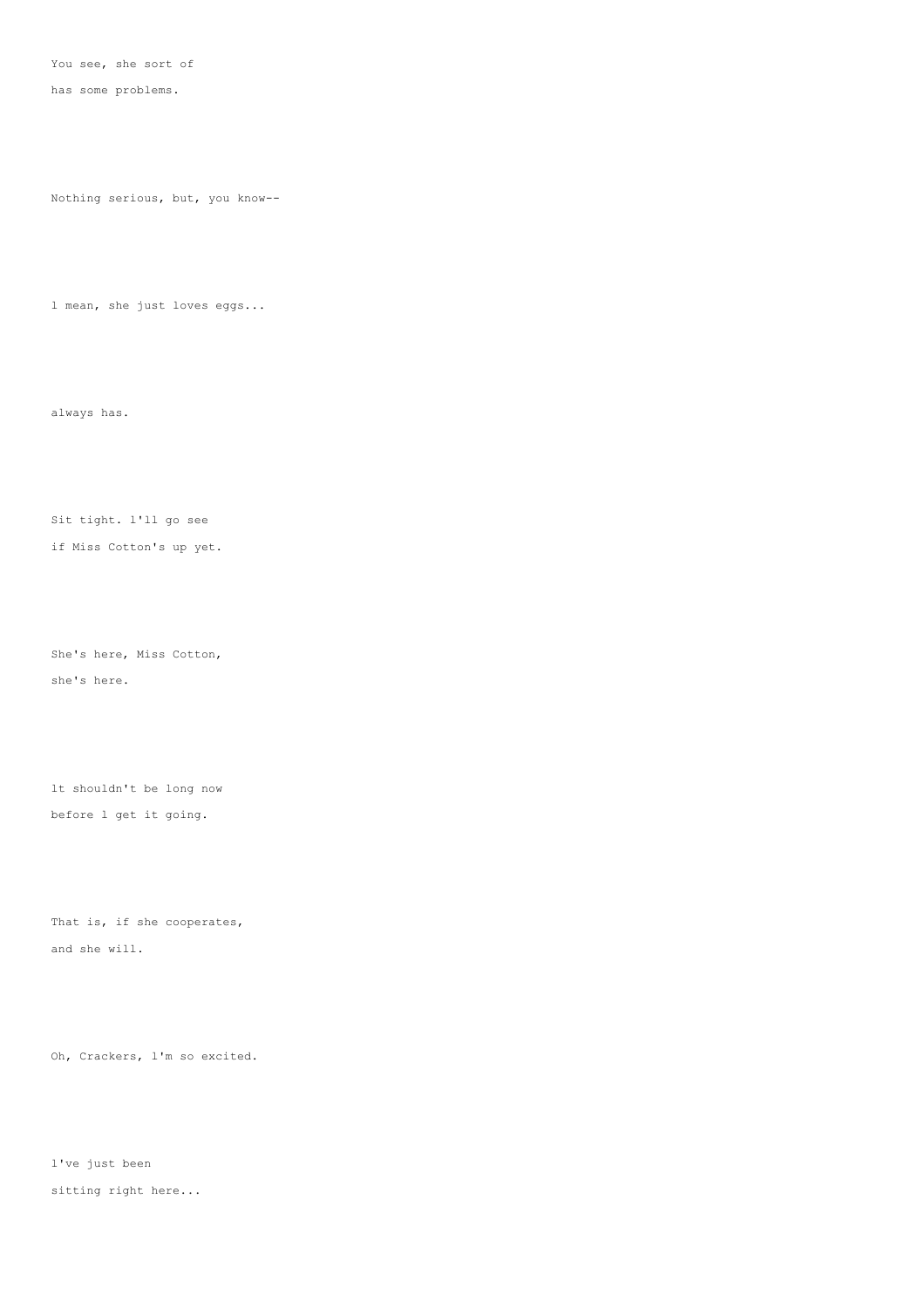You see, she sort of
has some problems.

Nothing serious, but, you know--

l mean, she just loves eggs...

always has.

Sit tight. l'll go see
if Miss Cotton's up yet.

She's here, Miss Cotton,
she's here.

lt shouldn't be long now
before l get it going.

That is, if she cooperates,
and she will.

Oh, Crackers, l'm so excited.

l've just been
sitting right here...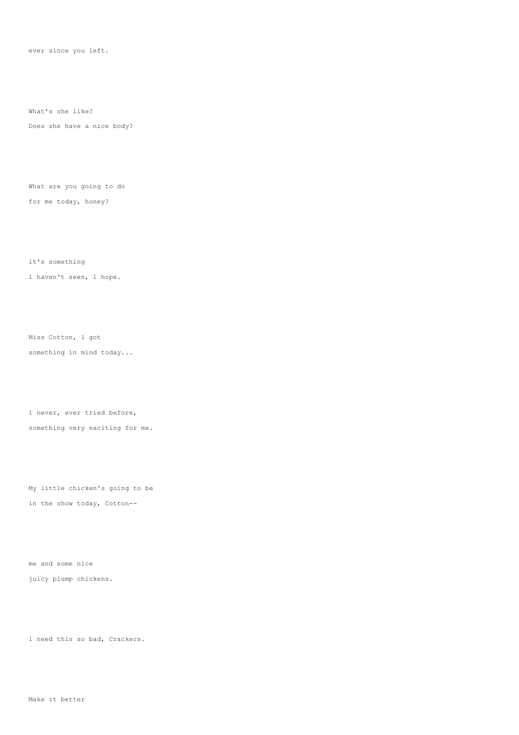ever since you left.

What's she like?

Does she have a nice body?

What are you going to do

for me today, honey?

lt's something

l haven't seen, l hope.

Miss Cotton, l got

something in mind today...

l never, ever tried before,

something very exciting for me.

My little chicken's going to be

in the show today, Cotton--

me and some nice

juicy plump chickens.

l need this so bad, Crackers.

Make it better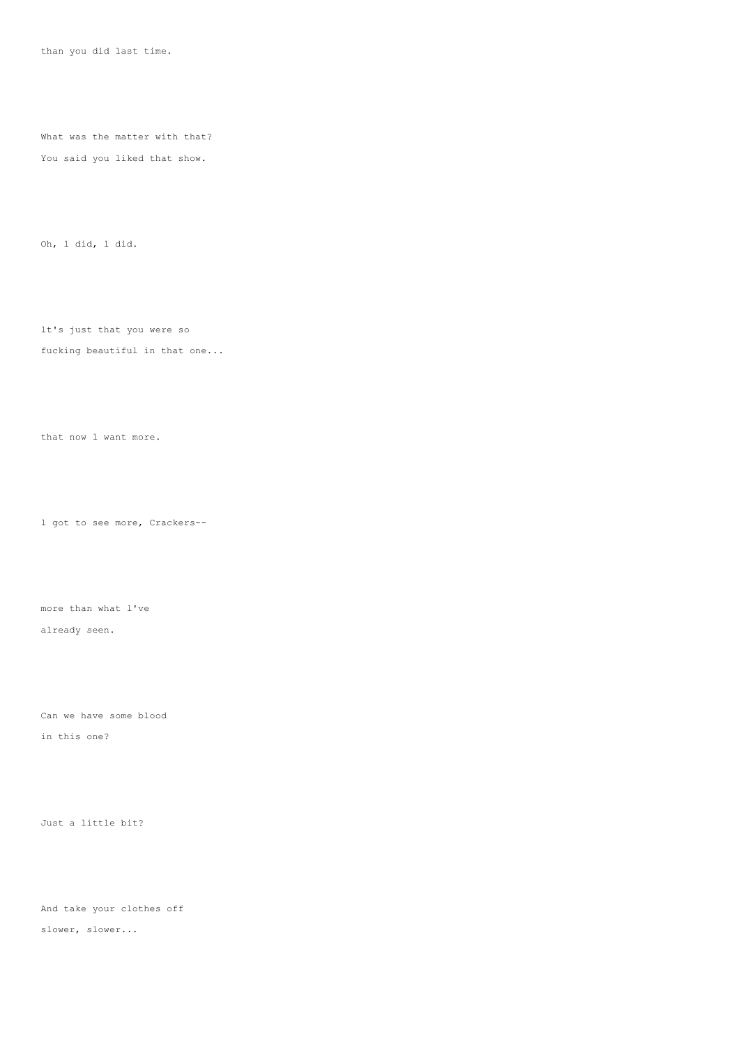than you did last time.

What was the matter with that?
You said you liked that show.

Oh, l did, l did.

lt's just that you were so
fucking beautiful in that one...

that now l want more.

l got to see more, Crackers--

more than what l've
already seen.

Can we have some blood
in this one?

Just a little bit?

And take your clothes off
slower, slower...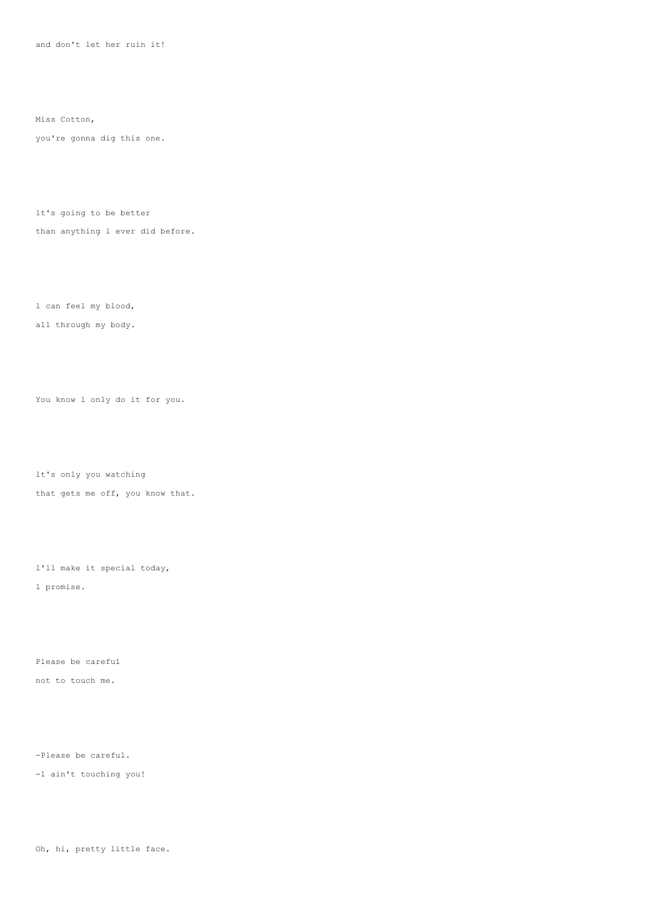and don't let her ruin it!

Miss Cotton,

you're gonna dig this one.

lt's going to be better

than anything l ever did before.

l can feel my blood,

all through my body.

You know l only do it for you.

lt's only you watching

that gets me off, you know that.

l'll make it special today,

l promise.

Please be careful

not to touch me.

-Please be careful.

-l ain't touching you!

Oh, hi, pretty little face.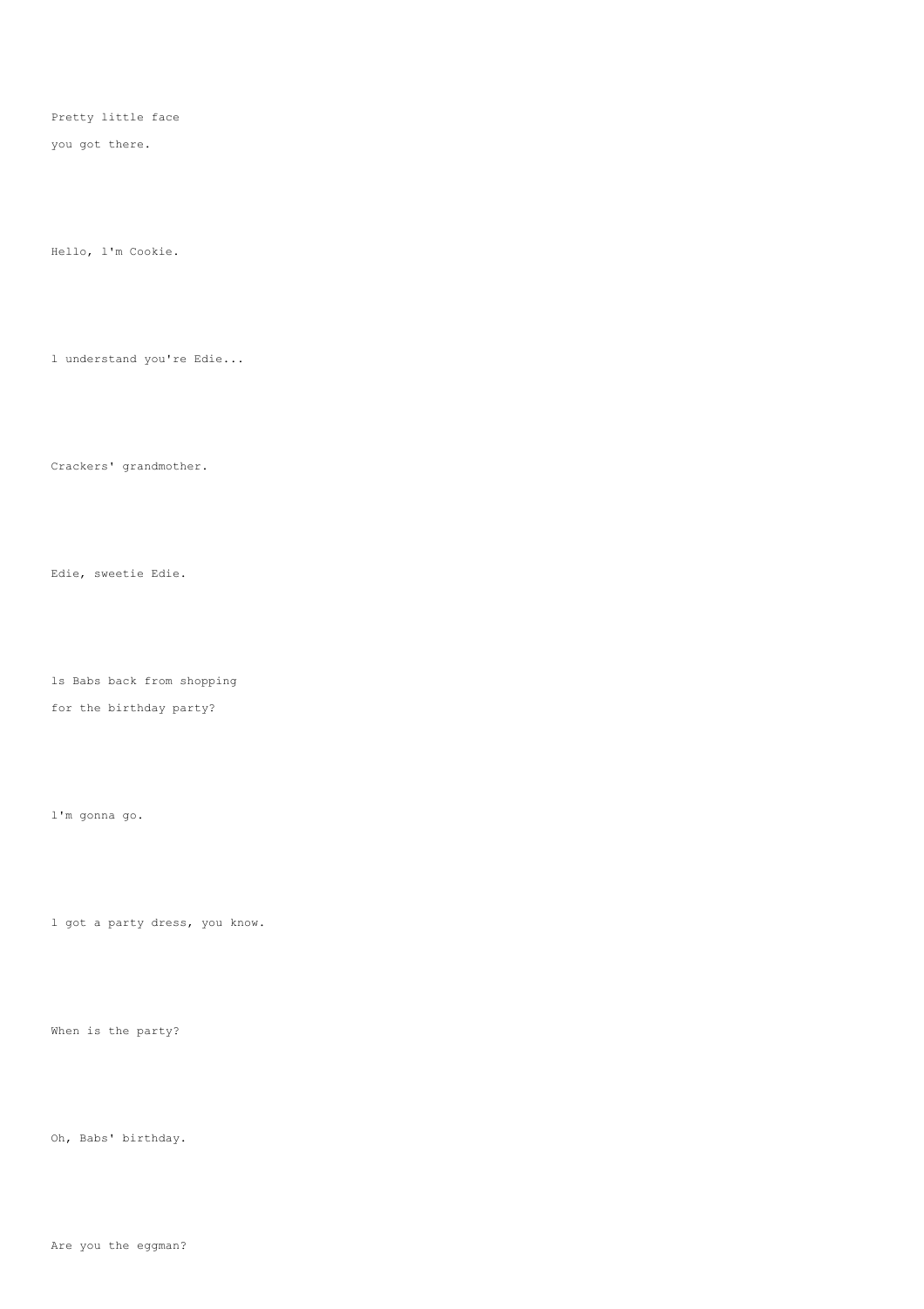Pretty little face

you got there.

Hello, l'm Cookie.

l understand you're Edie...

Crackers' grandmother.

Edie, sweetie Edie.

ls Babs back from shopping

for the birthday party?

l'm gonna go.

l got a party dress, you know.

When is the party?

Oh, Babs' birthday.

Are you the eggman?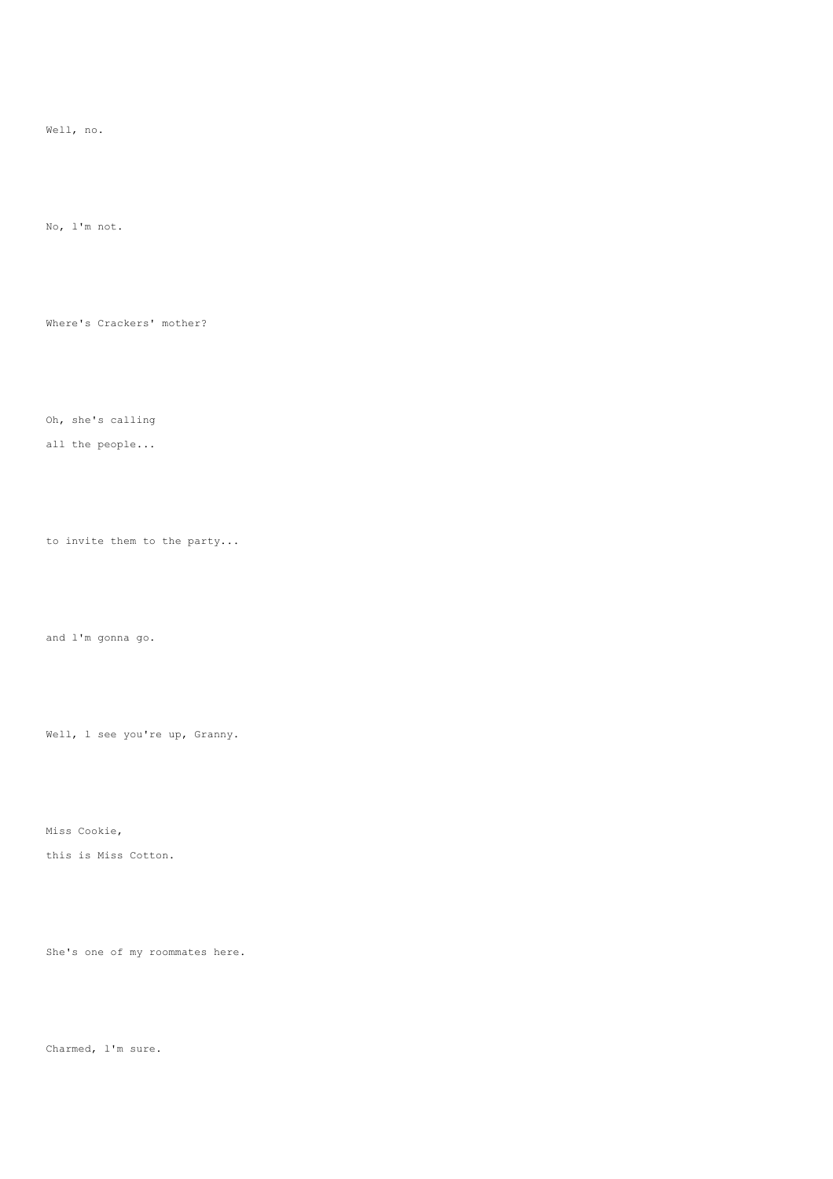Well, no.

No, l'm not.

Where's Crackers' mother?

Oh, she's calling
all the people...

to invite them to the party...

and l'm gonna go.

Well, l see you're up, Granny.

Miss Cookie,
this is Miss Cotton.

She's one of my roommates here.

Charmed, l'm sure.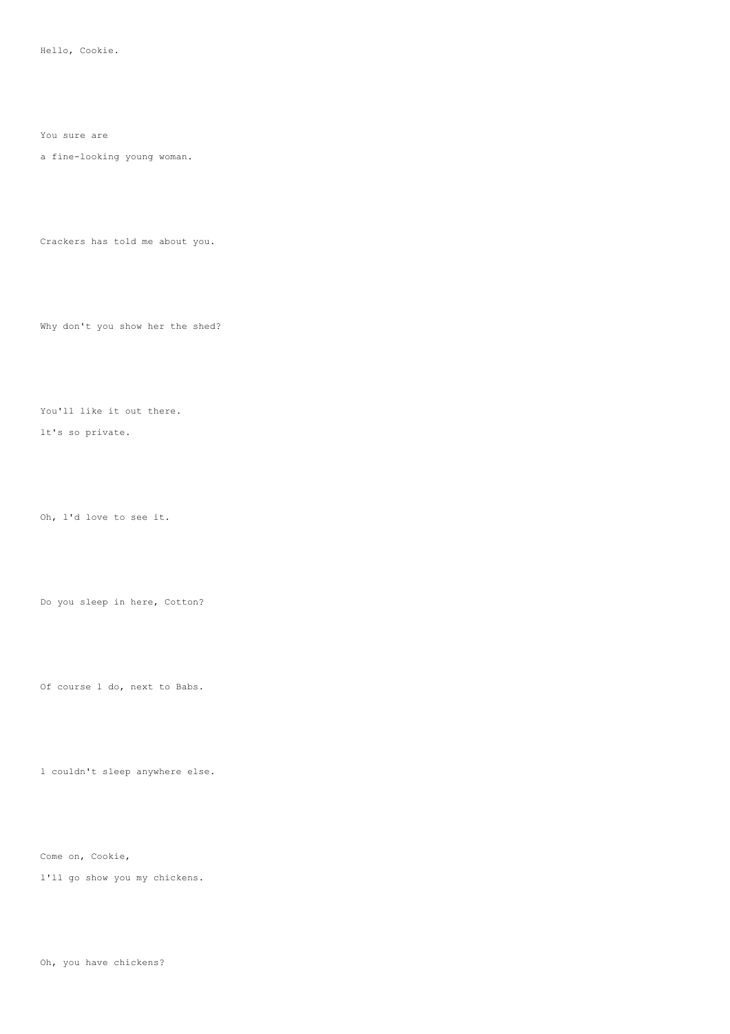Hello, Cookie.

You sure are

a fine-looking young woman.

Crackers has told me about you.

Why don't you show her the shed?

You'll like it out there.

lt's so private.

Oh, l'd love to see it.

Do you sleep in here, Cotton?

Of course l do, next to Babs.

l couldn't sleep anywhere else.

Come on, Cookie,

l'll go show you my chickens.

Oh, you have chickens?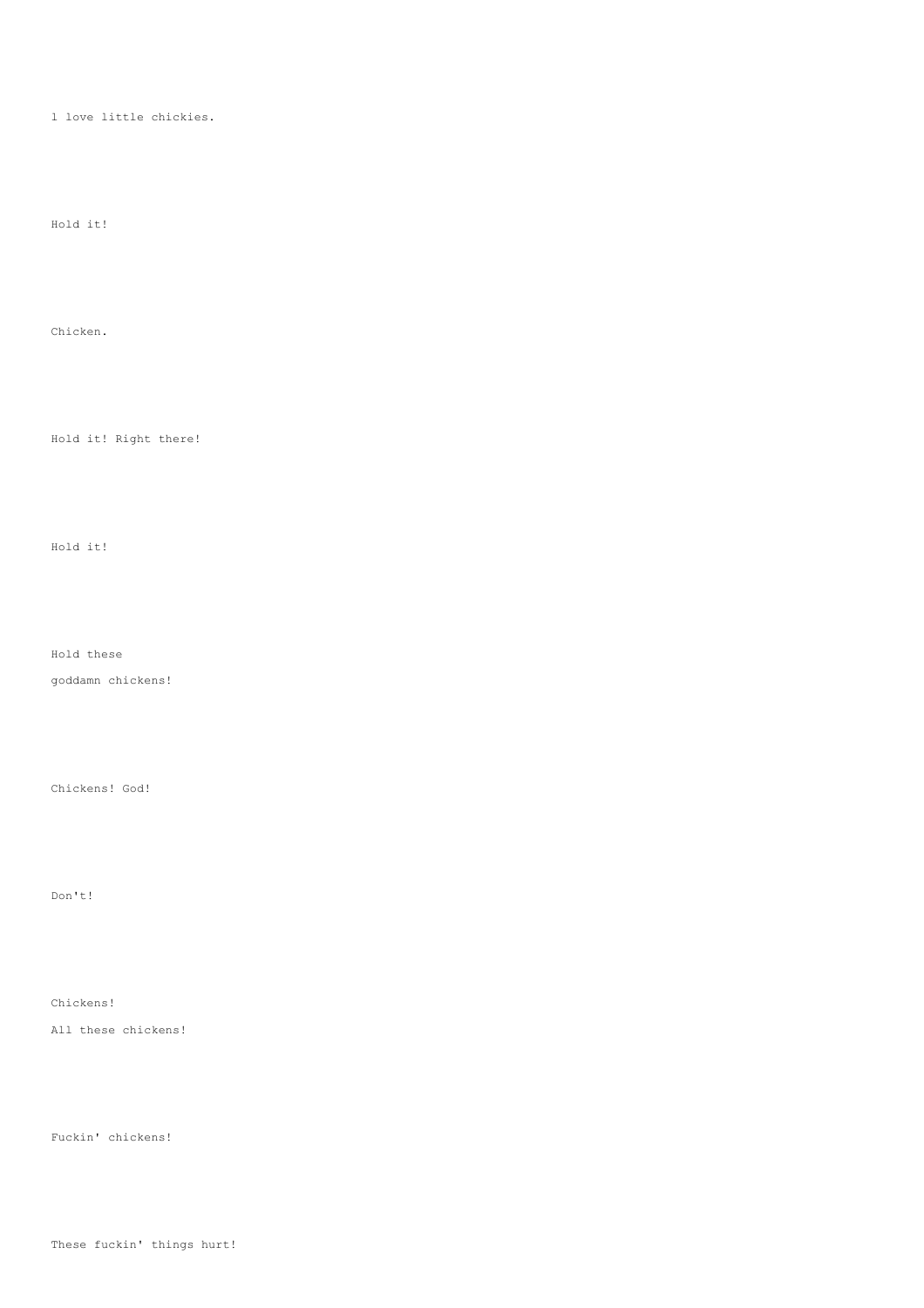l love little chickies.

Hold it!

Chicken.

Hold it! Right there!

Hold it!

Hold these
goddamn chickens!

Chickens! God!

Don't!

Chickens!
All these chickens!

Fuckin' chickens!

These fuckin' things hurt!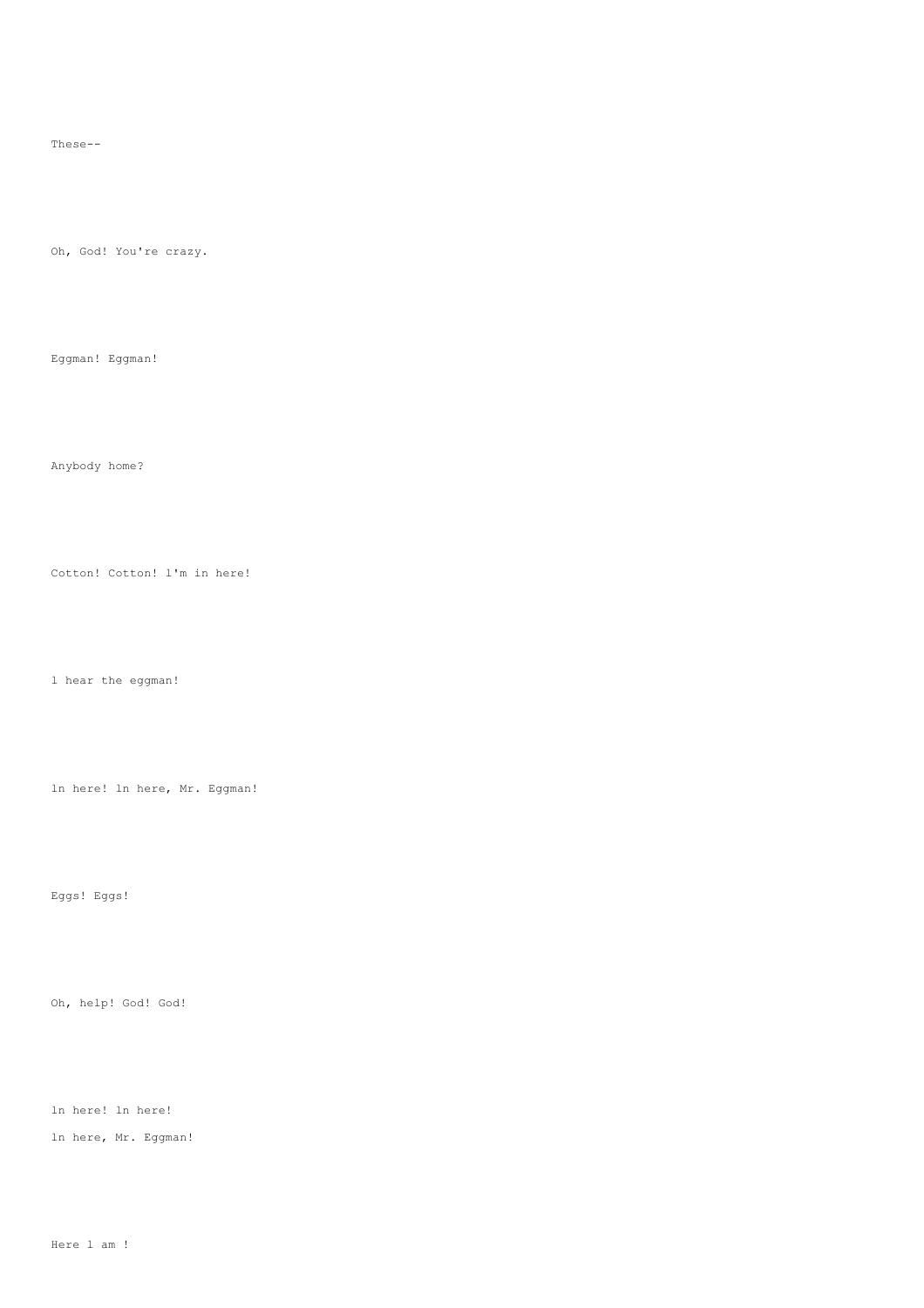These--

Oh, God! You're crazy.

Eggman! Eggman!

Anybody home?

Cotton! Cotton! l'm in here!

l hear the eggman!

ln here! ln here, Mr. Eggman!

Eggs! Eggs!

Oh, help! God! God!

ln here! ln here!
ln here, Mr. Eggman!

Here l am !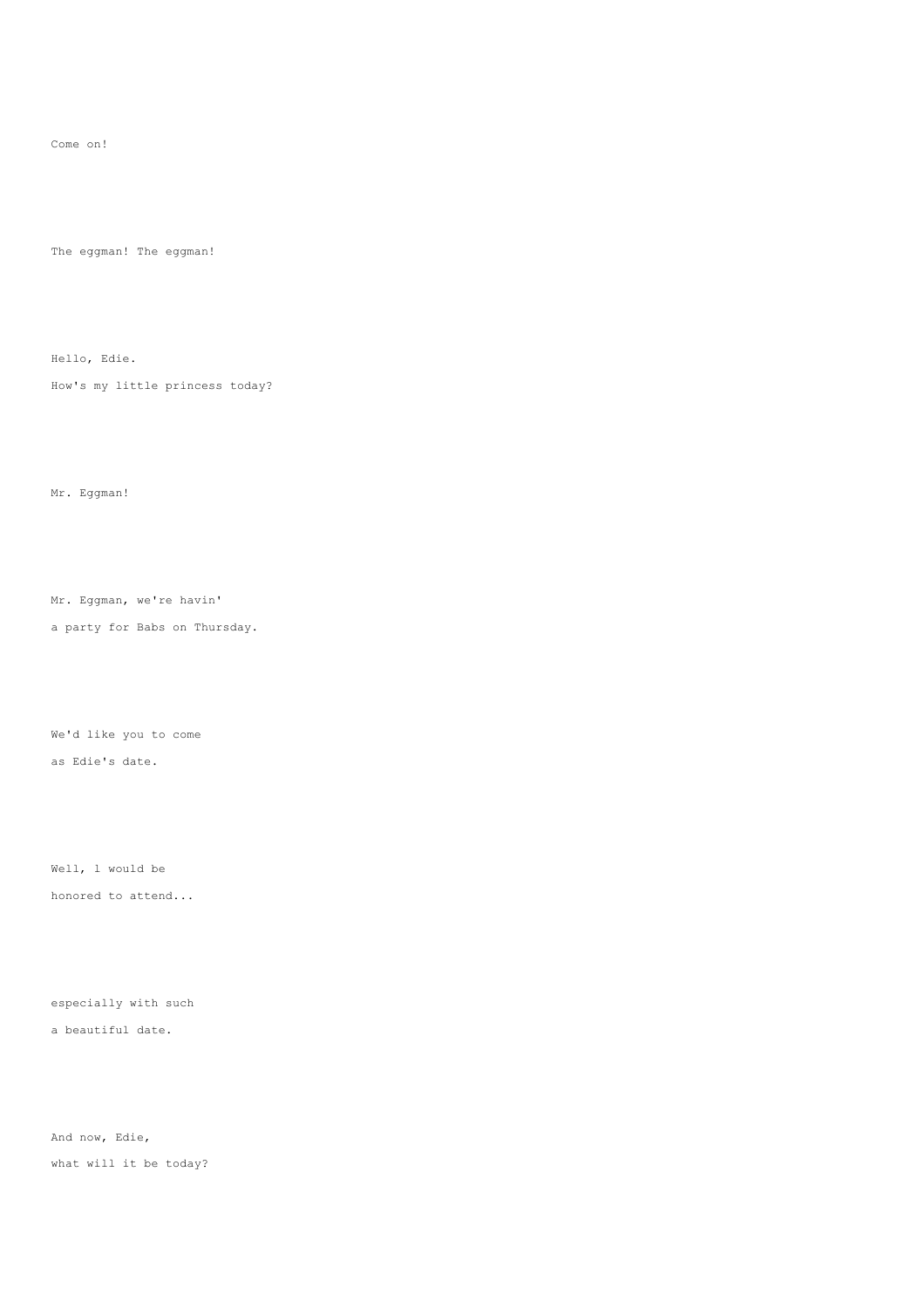Come on!

The eggman! The eggman!

Hello, Edie.

How's my little princess today?

Mr. Eggman!

Mr. Eggman, we're havin'

a party for Babs on Thursday.

We'd like you to come

as Edie's date.

Well, l would be

honored to attend...

especially with such

a beautiful date.

And now, Edie,

what will it be today?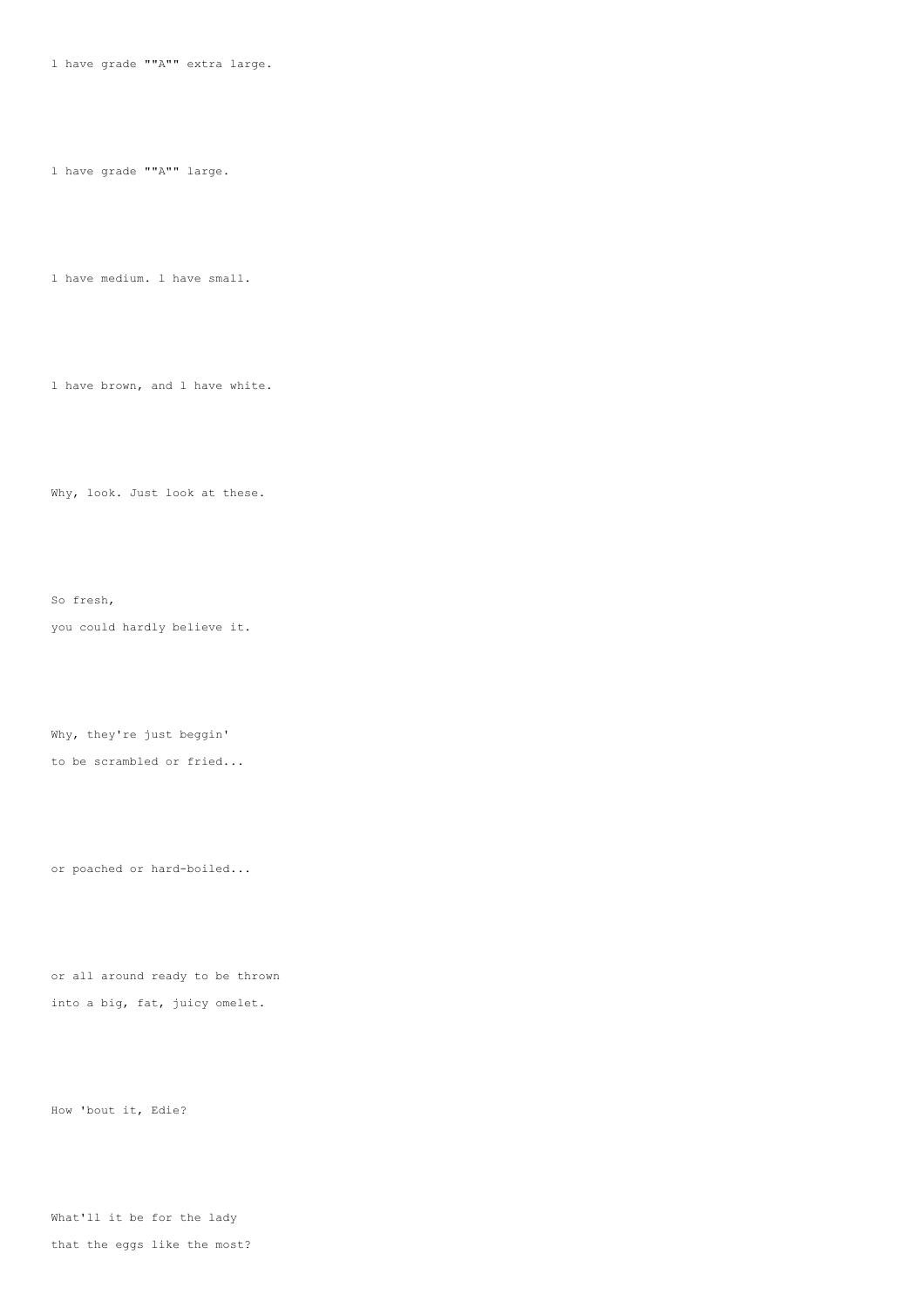l have grade ""A"" extra large.

l have grade ""A"" large.

l have medium. l have small.

l have brown, and l have white.

Why, look. Just look at these.

So fresh,
you could hardly believe it.

Why, they're just beggin'
to be scrambled or fried...

or poached or hard-boiled...

or all around ready to be thrown
into a big, fat, juicy omelet.

How 'bout it, Edie?

What'll it be for the lady
that the eggs like the most?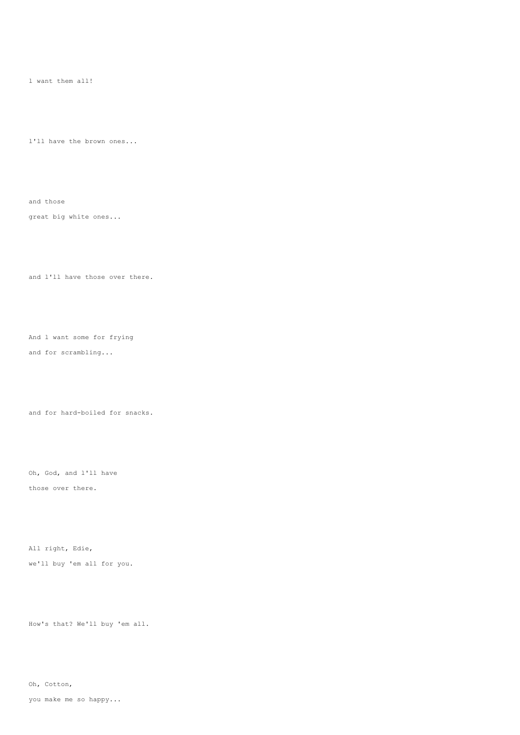l want them all!

l'll have the brown ones...

and those
great big white ones...

and l'll have those over there.

And l want some for frying
and for scrambling...

and for hard-boiled for snacks.

Oh, God, and l'll have
those over there.

All right, Edie,
we'll buy 'em all for you.

How's that? We'll buy 'em all.

Oh, Cotton,
you make me so happy...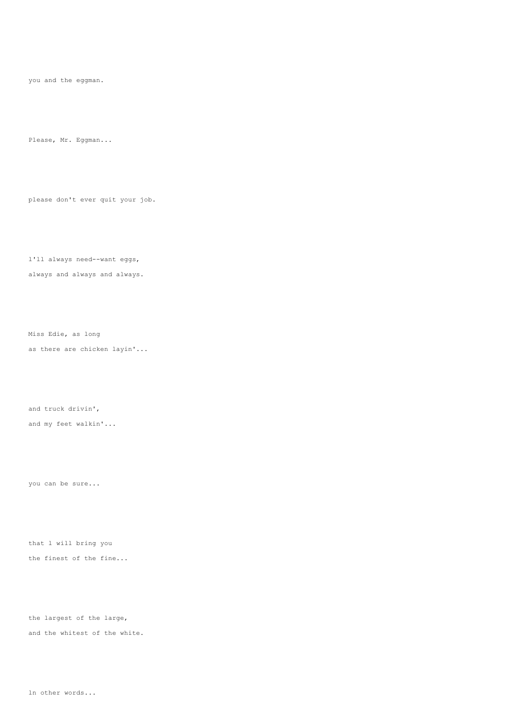you and the eggman.

Please, Mr. Eggman...

please don't ever quit your job.

l'll always need--want eggs,
always and always and always.

Miss Edie, as long
as there are chicken layin'...

and truck drivin',
and my feet walkin'...

you can be sure...

that l will bring you
the finest of the fine...

the largest of the large,
and the whitest of the white.

ln other words...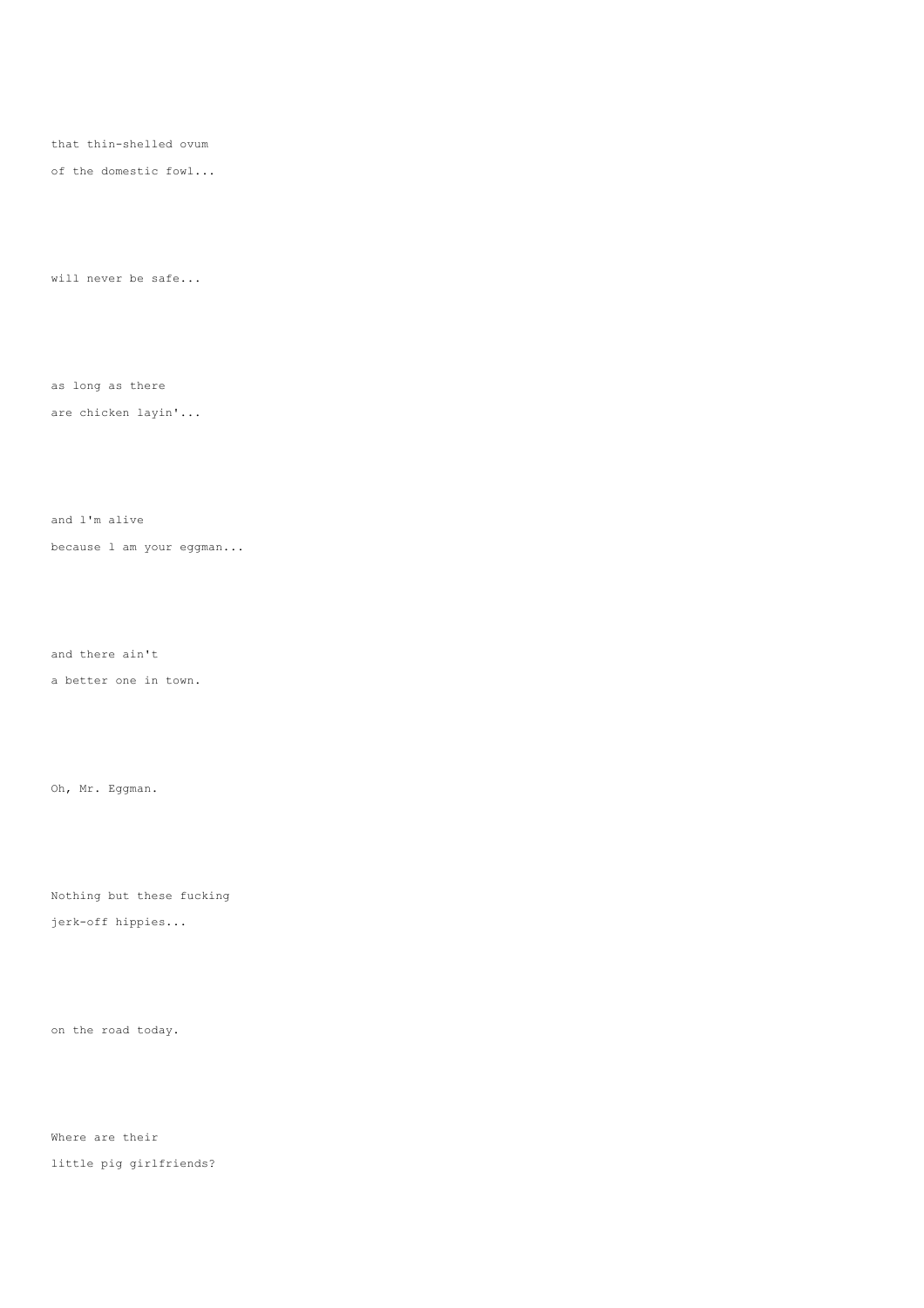that thin-shelled ovum

of the domestic fowl...

will never be safe...

as long as there

are chicken layin'...

and l'm alive

because l am your eggman...

and there ain't

a better one in town.

Oh, Mr. Eggman.

Nothing but these fucking

jerk-off hippies...

on the road today.

Where are their

little pig girlfriends?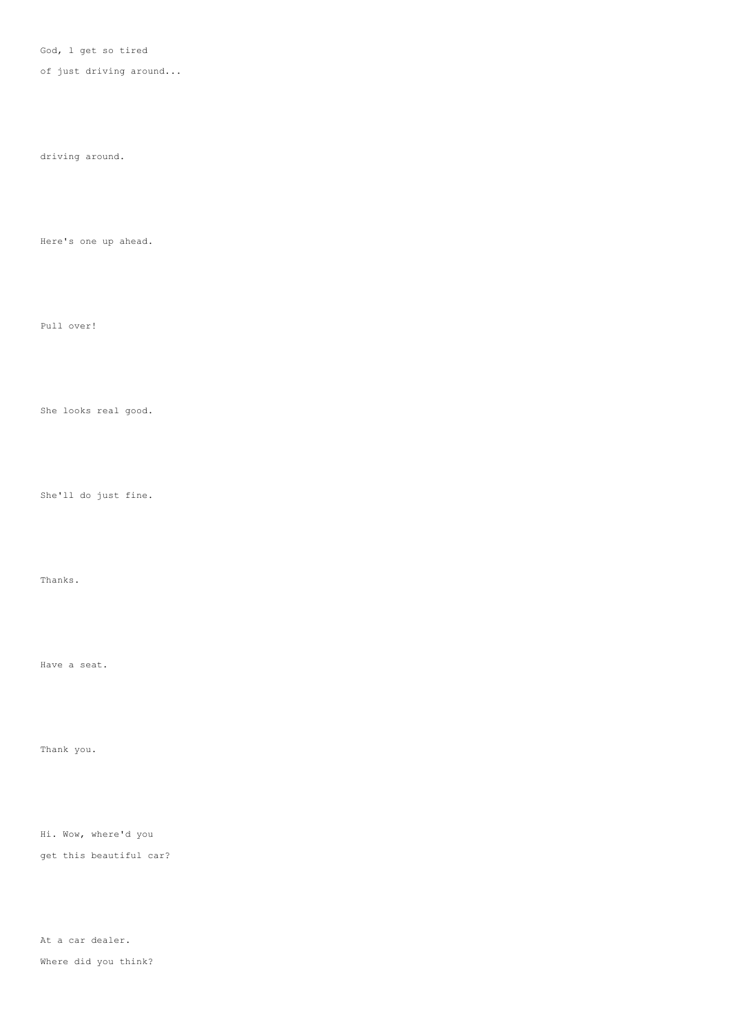God, l get so tired
of just driving around...

driving around.

Here's one up ahead.

Pull over!

She looks real good.

She'll do just fine.

Thanks.

Have a seat.

Thank you.

Hi. Wow, where'd you
get this beautiful car?

At a car dealer.
Where did you think?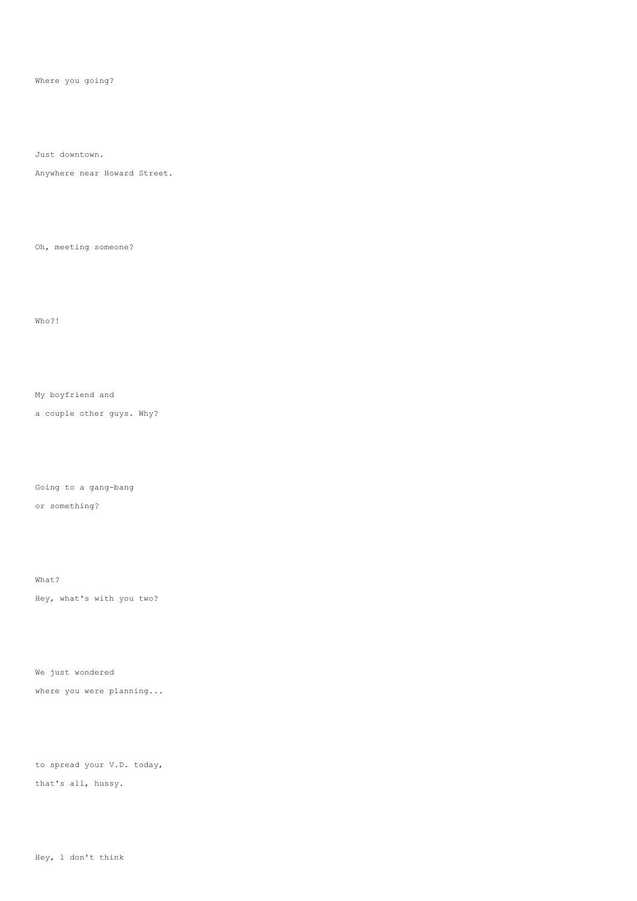Where you going?

Just downtown.

Anywhere near Howard Street.

Oh, meeting someone?

Who?!

My boyfriend and

a couple other guys. Why?

Going to a gang-bang

or something?

What?

Hey, what's with you two?

We just wondered

where you were planning...

to spread your V.D. today,

that's all, hussy.

Hey, I don't think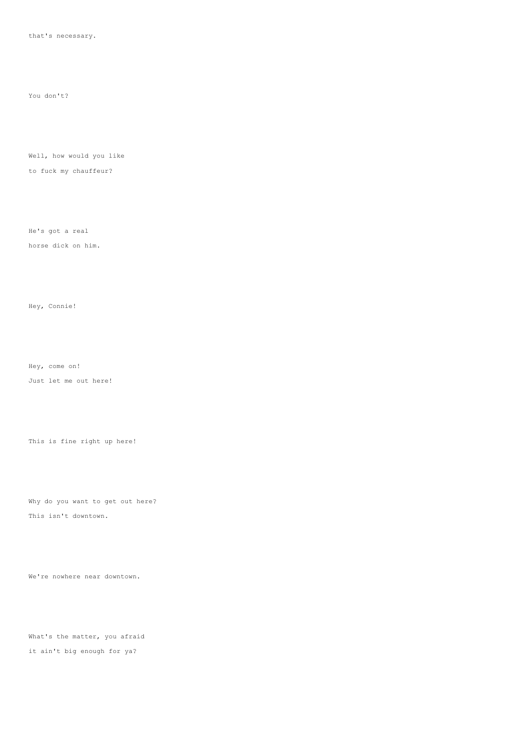that's necessary.

You don't?

Well, how would you like
to fuck my chauffeur?

He's got a real
horse dick on him.

Hey, Connie!

Hey, come on!
Just let me out here!

This is fine right up here!

Why do you want to get out here?
This isn't downtown.

We're nowhere near downtown.

What's the matter, you afraid
it ain't big enough for ya?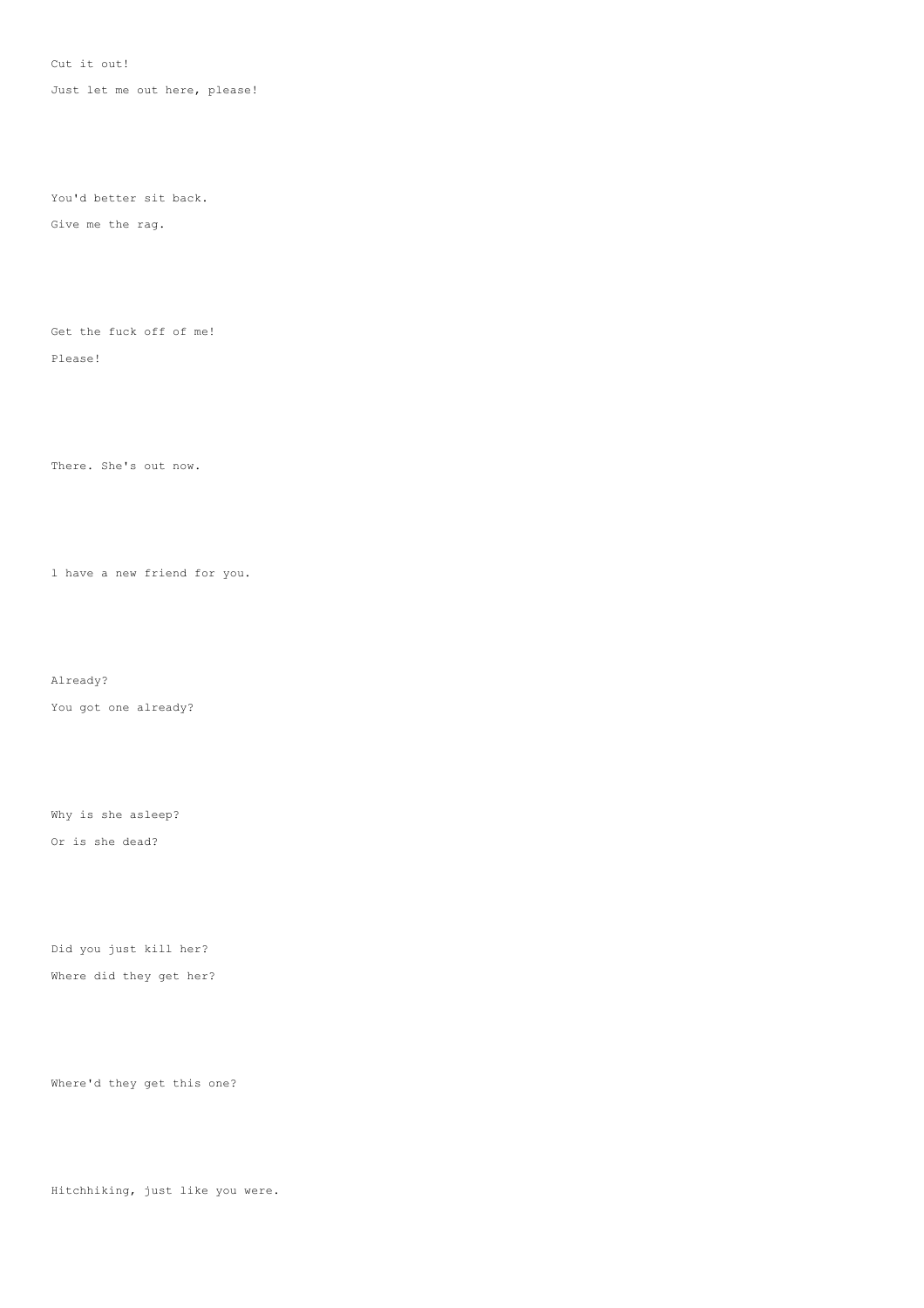Cut it out!

Just let me out here, please!

You'd better sit back.

Give me the rag.

Get the fuck off of me!

Please!

There. She's out now.

l have a new friend for you.

Already?

You got one already?

Why is she asleep?

Or is she dead?

Did you just kill her?

Where did they get her?

Where'd they get this one?

Hitchhiking, just like you were.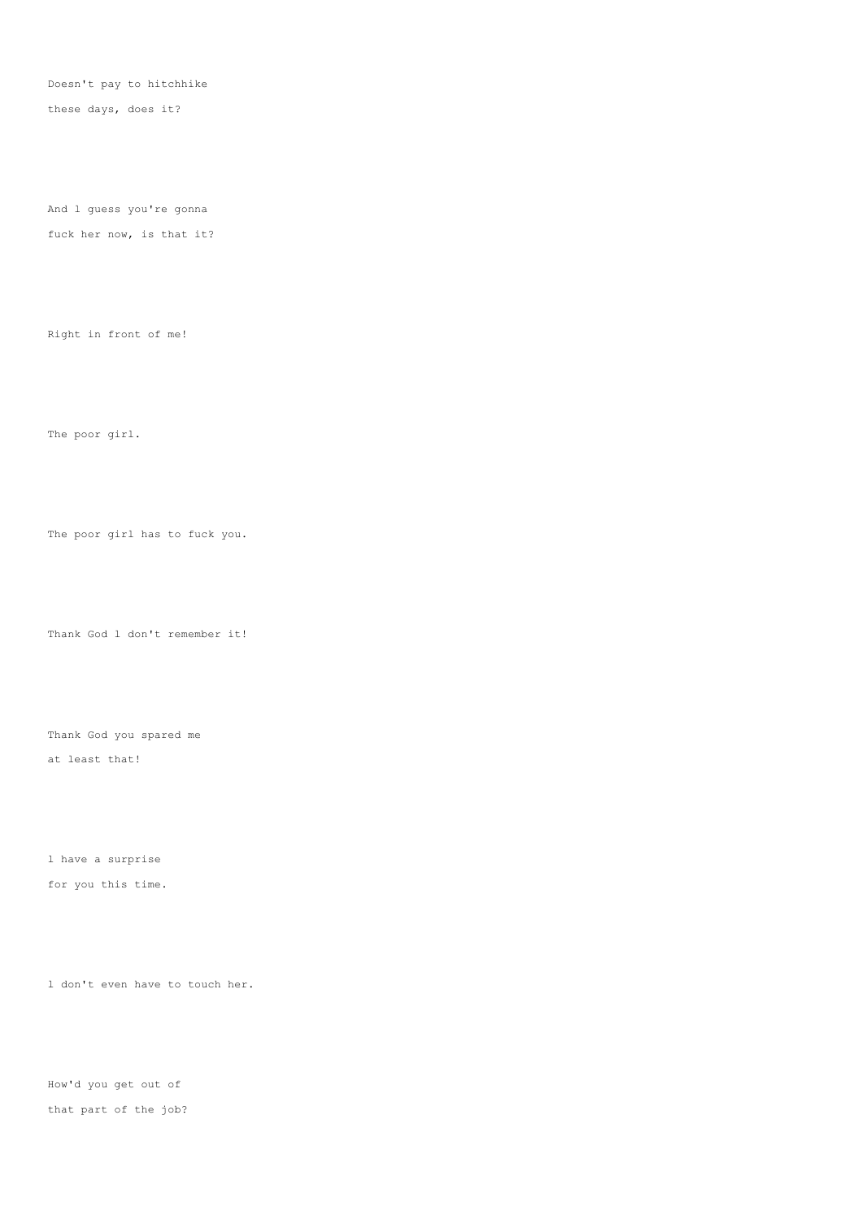Doesn't pay to hitchhike
these days, does it?

And l guess you're gonna
fuck her now, is that it?

Right in front of me!

The poor girl.

The poor girl has to fuck you.

Thank God l don't remember it!

Thank God you spared me
at least that!

l have a surprise
for you this time.

l don't even have to touch her.

How'd you get out of
that part of the job?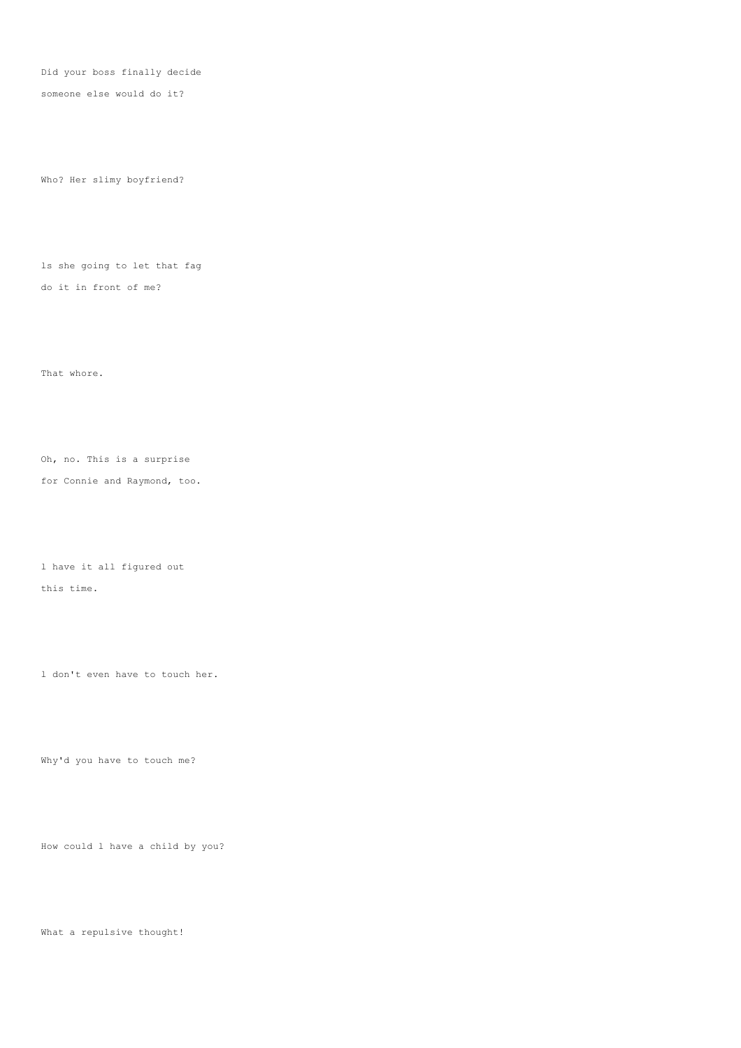Did your boss finally decide
someone else would do it?

Who? Her slimy boyfriend?

ls she going to let that fag
do it in front of me?

That whore.

Oh, no. This is a surprise
for Connie and Raymond, too.

l have it all figured out
this time.

l don't even have to touch her.

Why'd you have to touch me?

How could l have a child by you?

What a repulsive thought!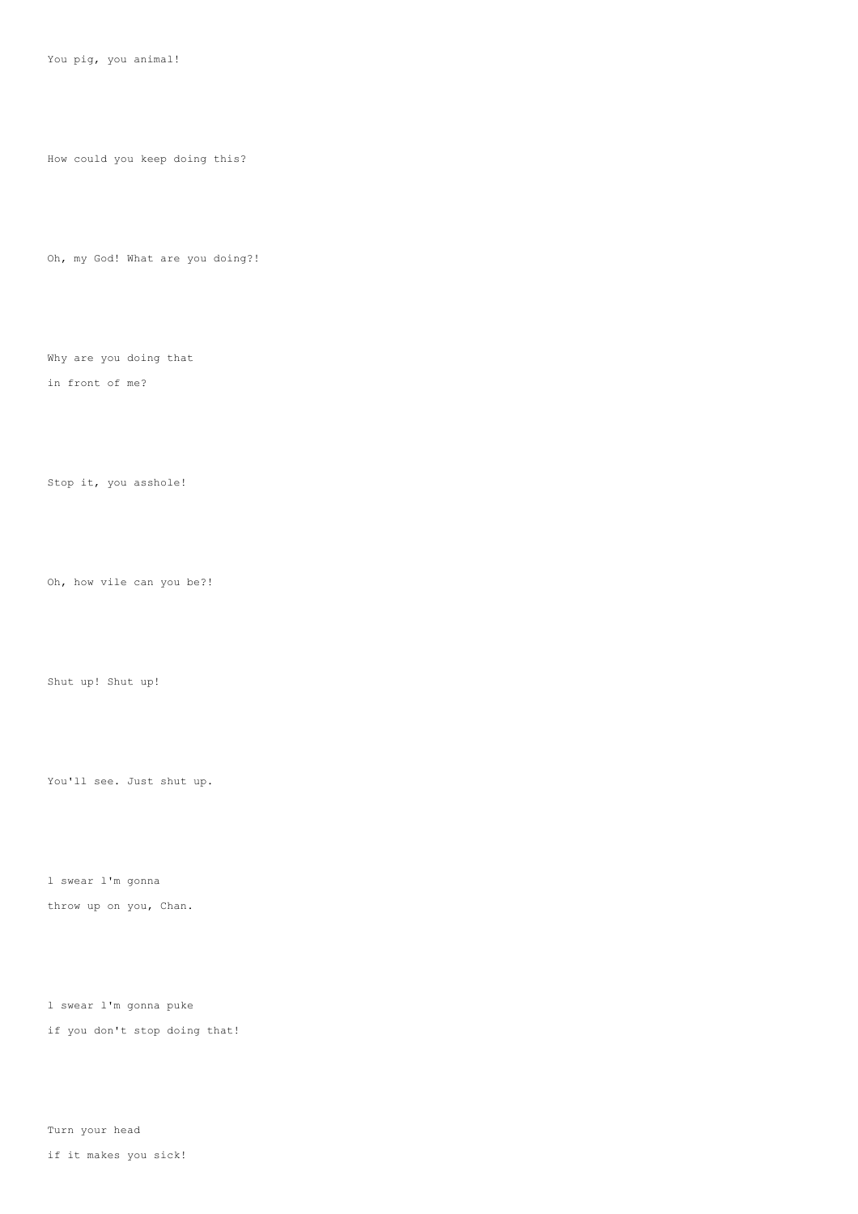You pig, you animal!

How could you keep doing this?

Oh, my God! What are you doing?!

Why are you doing that
in front of me?

Stop it, you asshole!

Oh, how vile can you be?!

Shut up! Shut up!

You'll see. Just shut up.

l swear l'm gonna
throw up on you, Chan.

l swear l'm gonna puke
if you don't stop doing that!

Turn your head
if it makes you sick!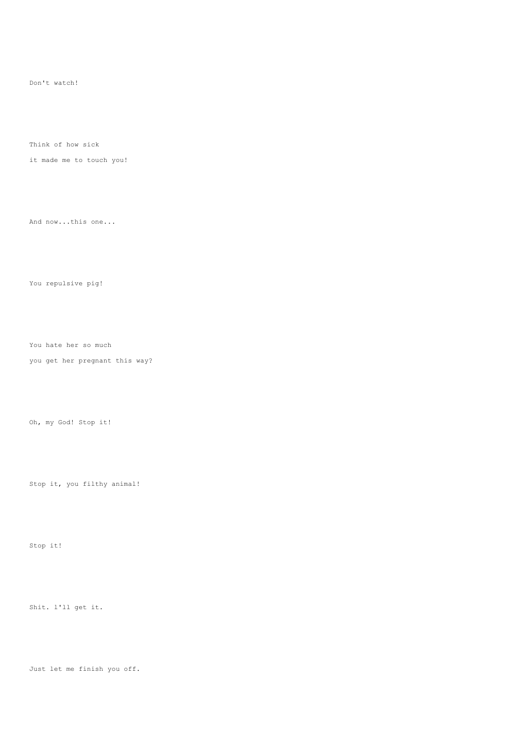Don't watch!

Think of how sick

it made me to touch you!

And now...this one...

You repulsive pig!

You hate her so much

you get her pregnant this way?

Oh, my God! Stop it!

Stop it, you filthy animal!

Stop it!

Shit. l'll get it.

Just let me finish you off.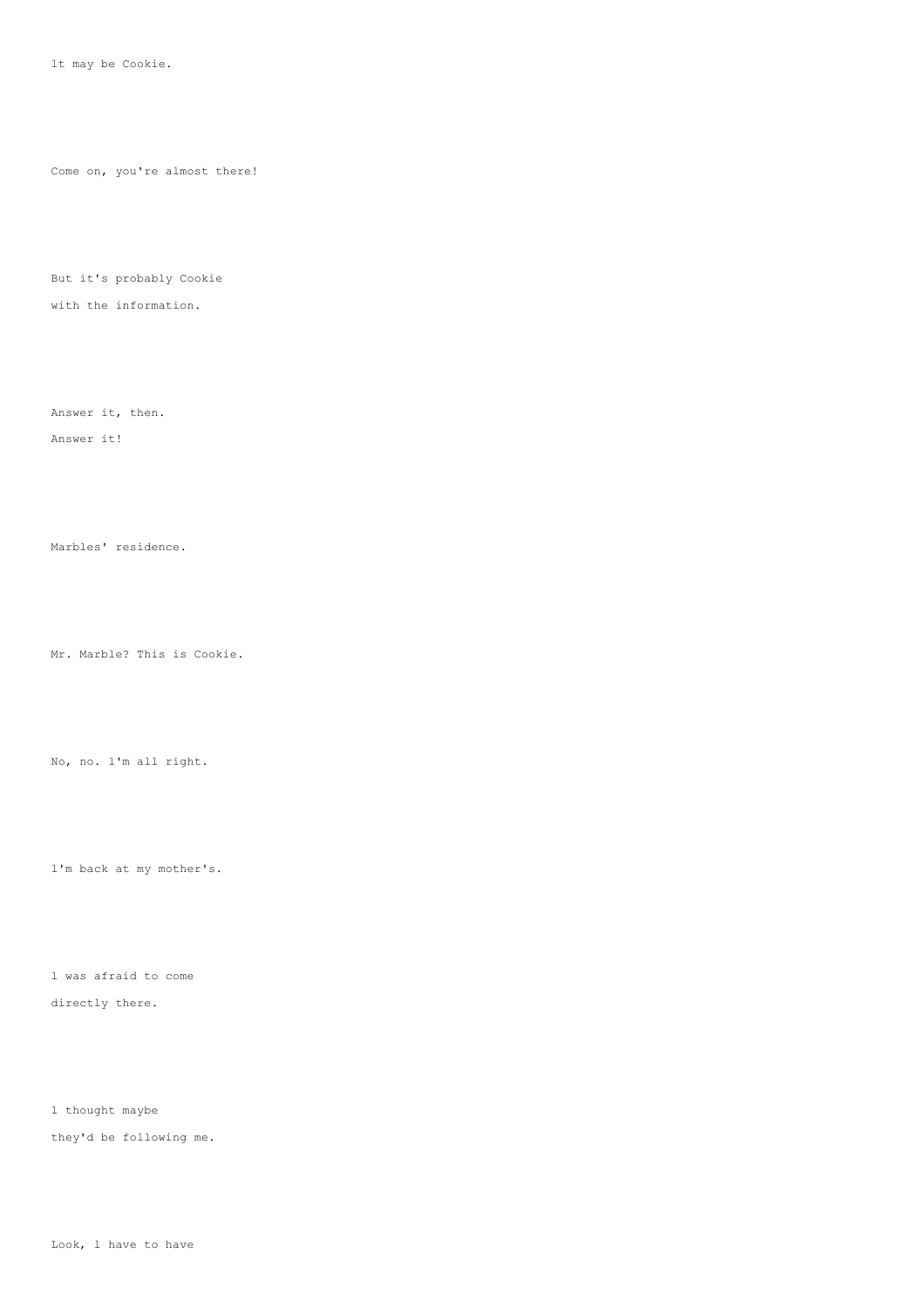lt may be Cookie.

Come on, you're almost there!

But it's probably Cookie

with the information.

Answer it, then.

Answer it!

Marbles' residence.

Mr. Marble? This is Cookie.

No, no. l'm all right.

l'm back at my mother's.

l was afraid to come

directly there.

l thought maybe

they'd be following me.

Look, l have to have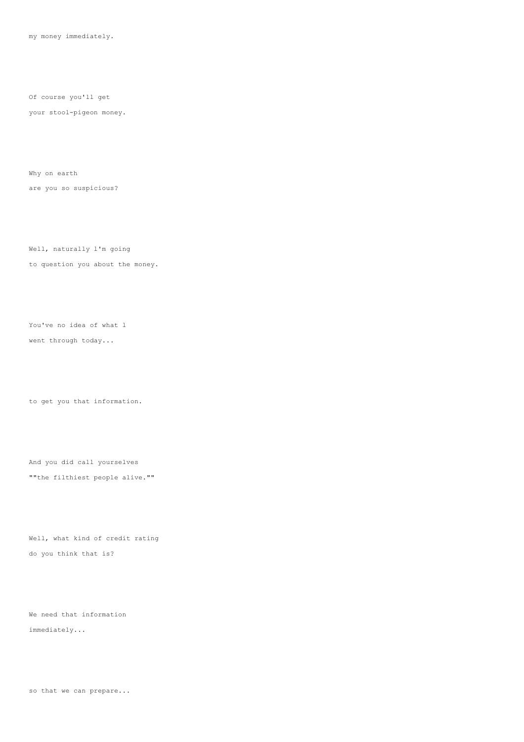my money immediately.

Of course you'll get

your stool-pigeon money.

Why on earth

are you so suspicious?

Well, naturally l'm going

to question you about the money.

You've no idea of what l

went through today...

to get you that information.

And you did call yourselves

""the filthiest people alive.""

Well, what kind of credit rating

do you think that is?

We need that information

immediately...

so that we can prepare...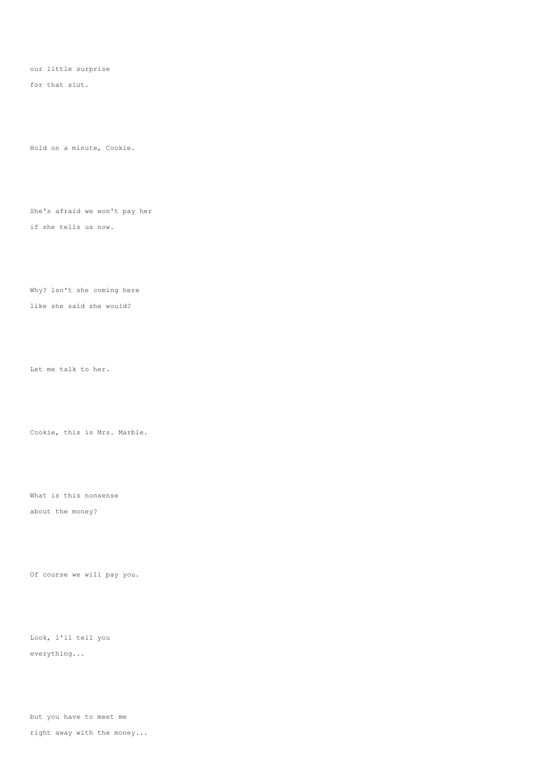our little surprise
for that slut.

Hold on a minute, Cookie.

She's afraid we won't pay her
if she tells us now.

Why? lsn't she coming here
like she said she would?

Let me talk to her.

Cookie, this is Mrs. Marble.

What is this nonsense
about the money?

Of course we will pay you.

Look, l'll tell you
everything...

but you have to meet me
right away with the money...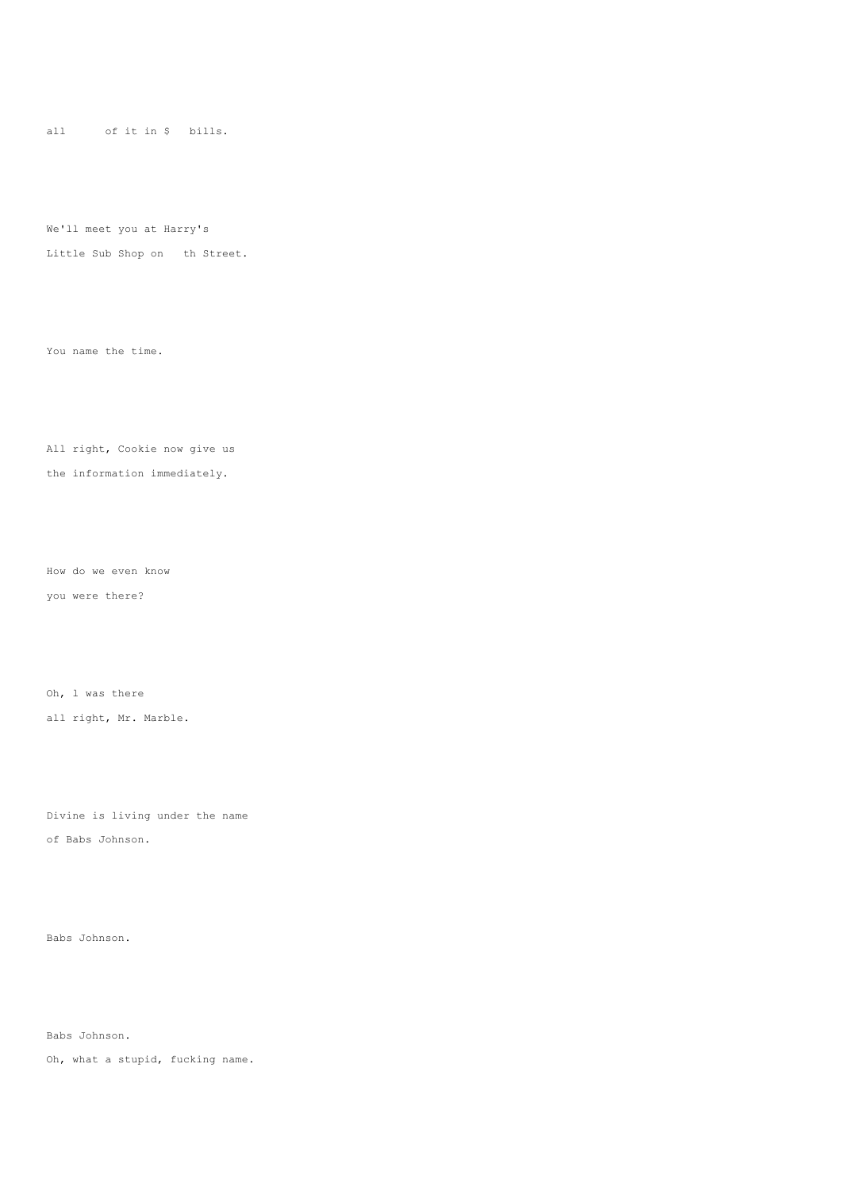all      of it in $   bills.

We'll meet you at Harry's
Little Sub Shop on   th Street.

You name the time.

All right, Cookie now give us
the information immediately.

How do we even know
you were there?

Oh, l was there
all right, Mr. Marble.

Divine is living under the name
of Babs Johnson.

Babs Johnson.

Babs Johnson.
Oh, what a stupid, fucking name.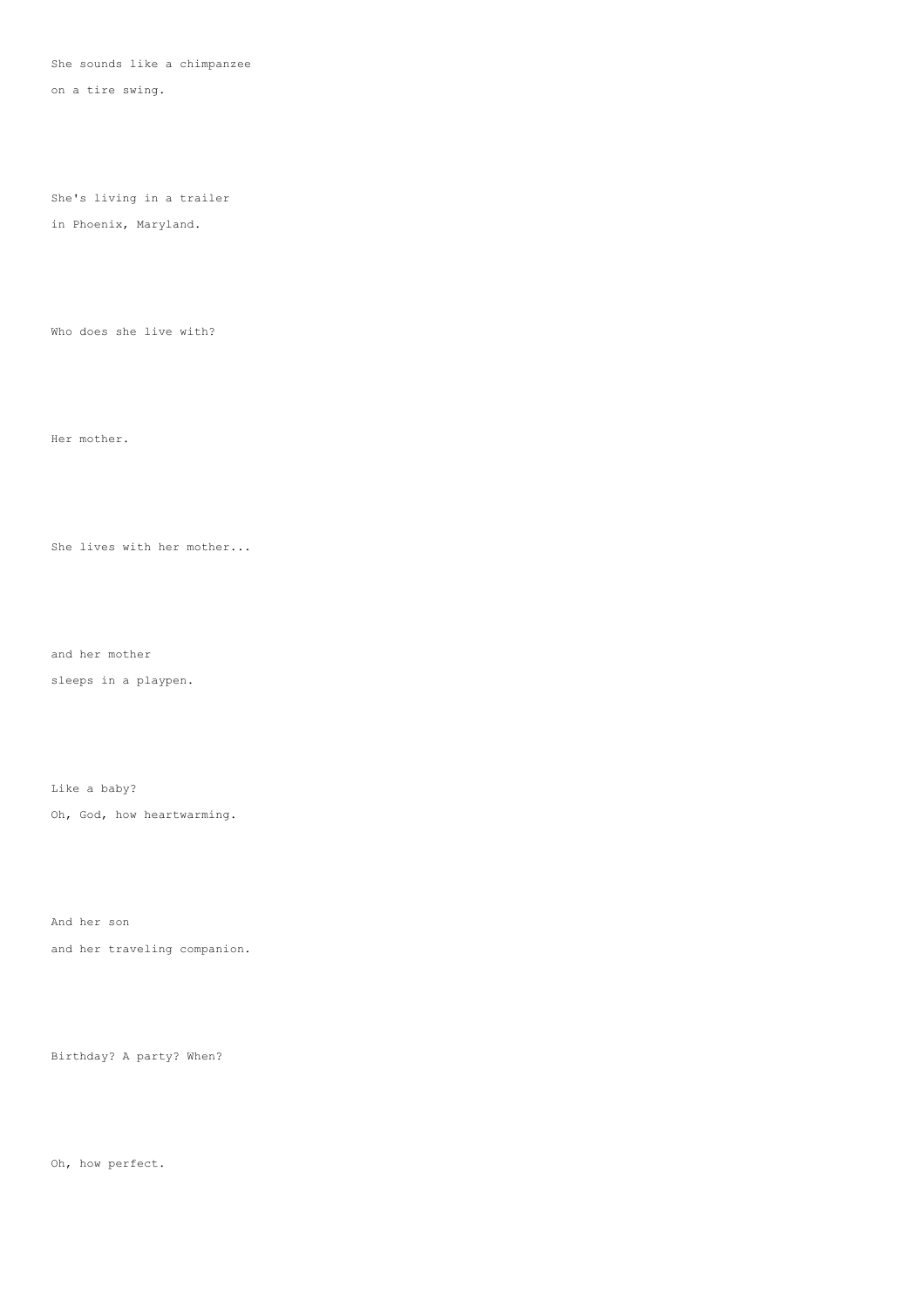She sounds like a chimpanzee
on a tire swing.

She's living in a trailer
in Phoenix, Maryland.

Who does she live with?

Her mother.

She lives with her mother...

and her mother
sleeps in a playpen.

Like a baby?
Oh, God, how heartwarming.

And her son
and her traveling companion.

Birthday? A party? When?

Oh, how perfect.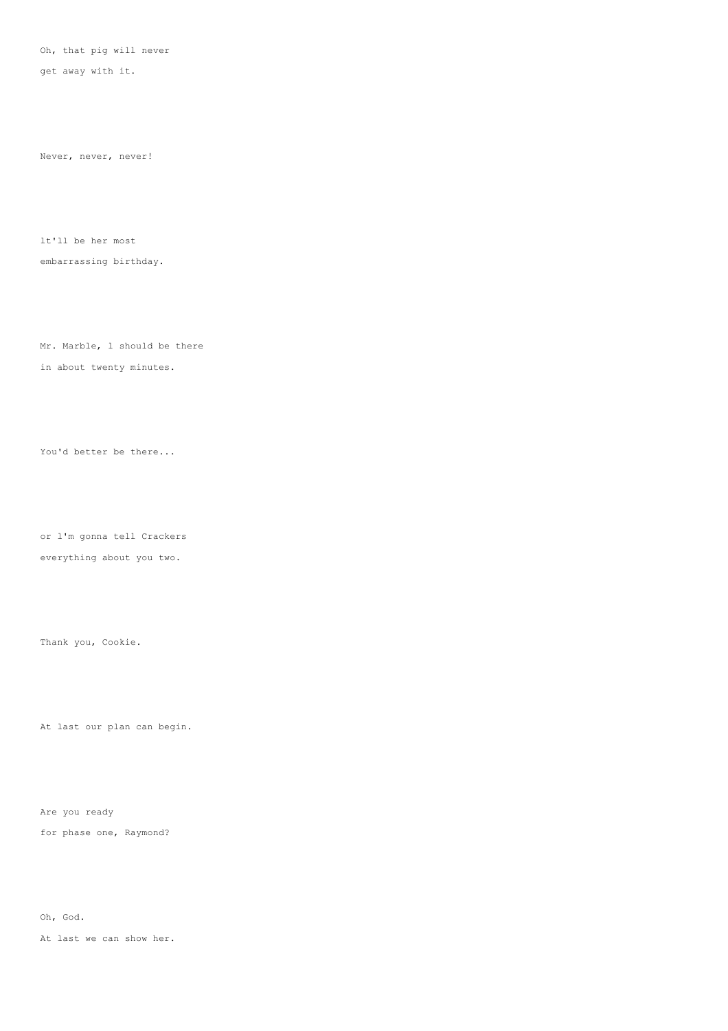Oh, that pig will never
get away with it.

Never, never, never!

lt'll be her most
embarrassing birthday.

Mr. Marble, l should be there
in about twenty minutes.

You'd better be there...

or l'm gonna tell Crackers
everything about you two.

Thank you, Cookie.

At last our plan can begin.

Are you ready
for phase one, Raymond?

Oh, God.
At last we can show her.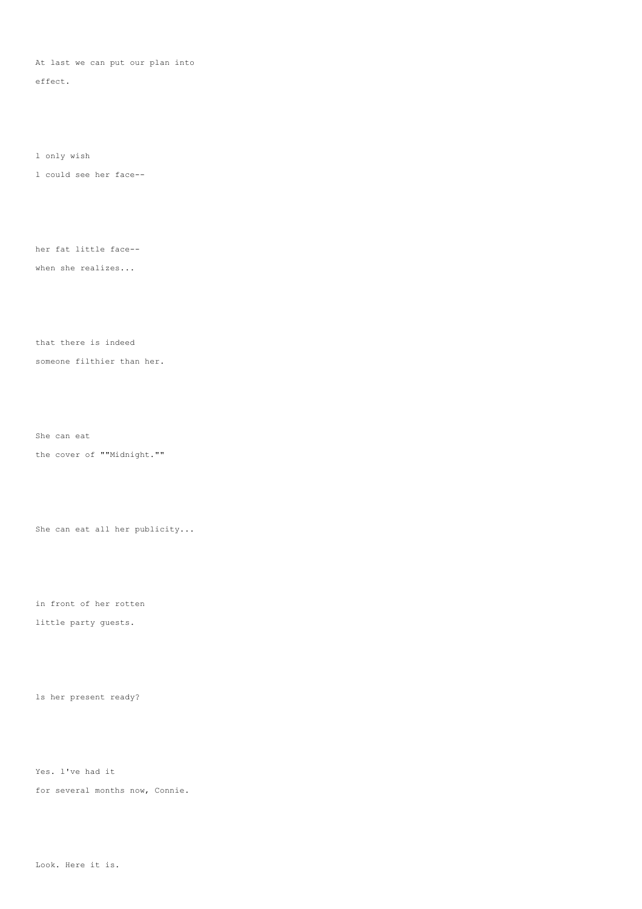At last we can put our plan into
effect.

l only wish
l could see her face--

her fat little face--
when she realizes...

that there is indeed
someone filthier than her.

She can eat
the cover of ""Midnight.""

She can eat all her publicity...

in front of her rotten
little party guests.

ls her present ready?

Yes. l've had it
for several months now, Connie.

Look. Here it is.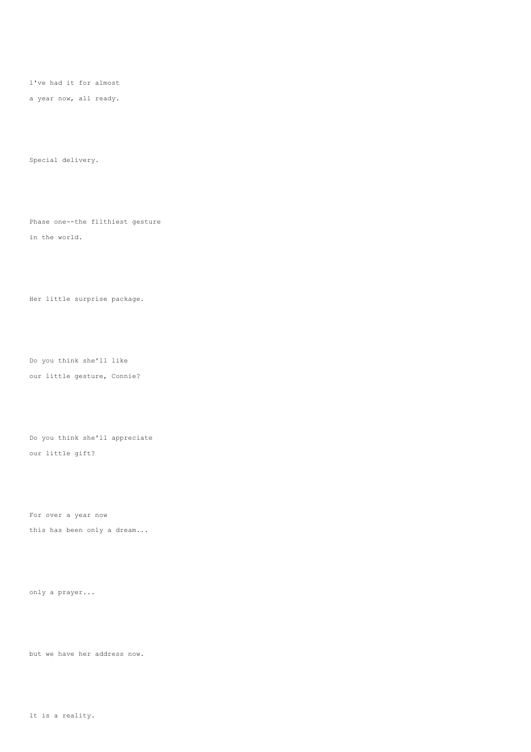l've had it for almost
a year now, all ready.

Special delivery.

Phase one--the filthiest gesture
in the world.

Her little surprise package.

Do you think she'll like
our little gesture, Connie?

Do you think she'll appreciate
our little gift?

For over a year now
this has been only a dream...

only a prayer...

but we have her address now.

lt is a reality.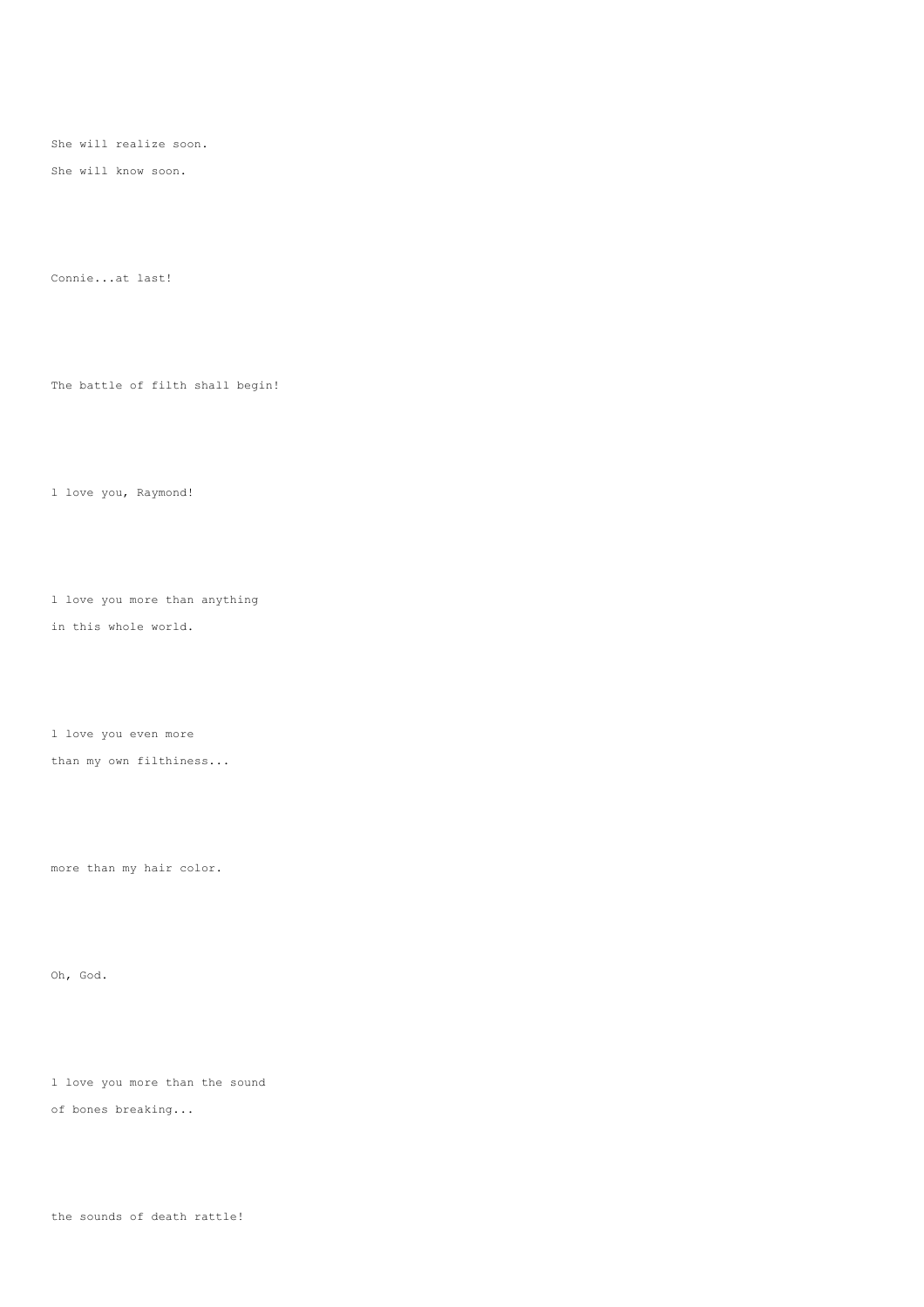She will realize soon.

She will know soon.

Connie...at last!

The battle of filth shall begin!

l love you, Raymond!

l love you more than anything

in this whole world.

l love you even more

than my own filthiness...

more than my hair color.

Oh, God.

l love you more than the sound

of bones breaking...

the sounds of death rattle!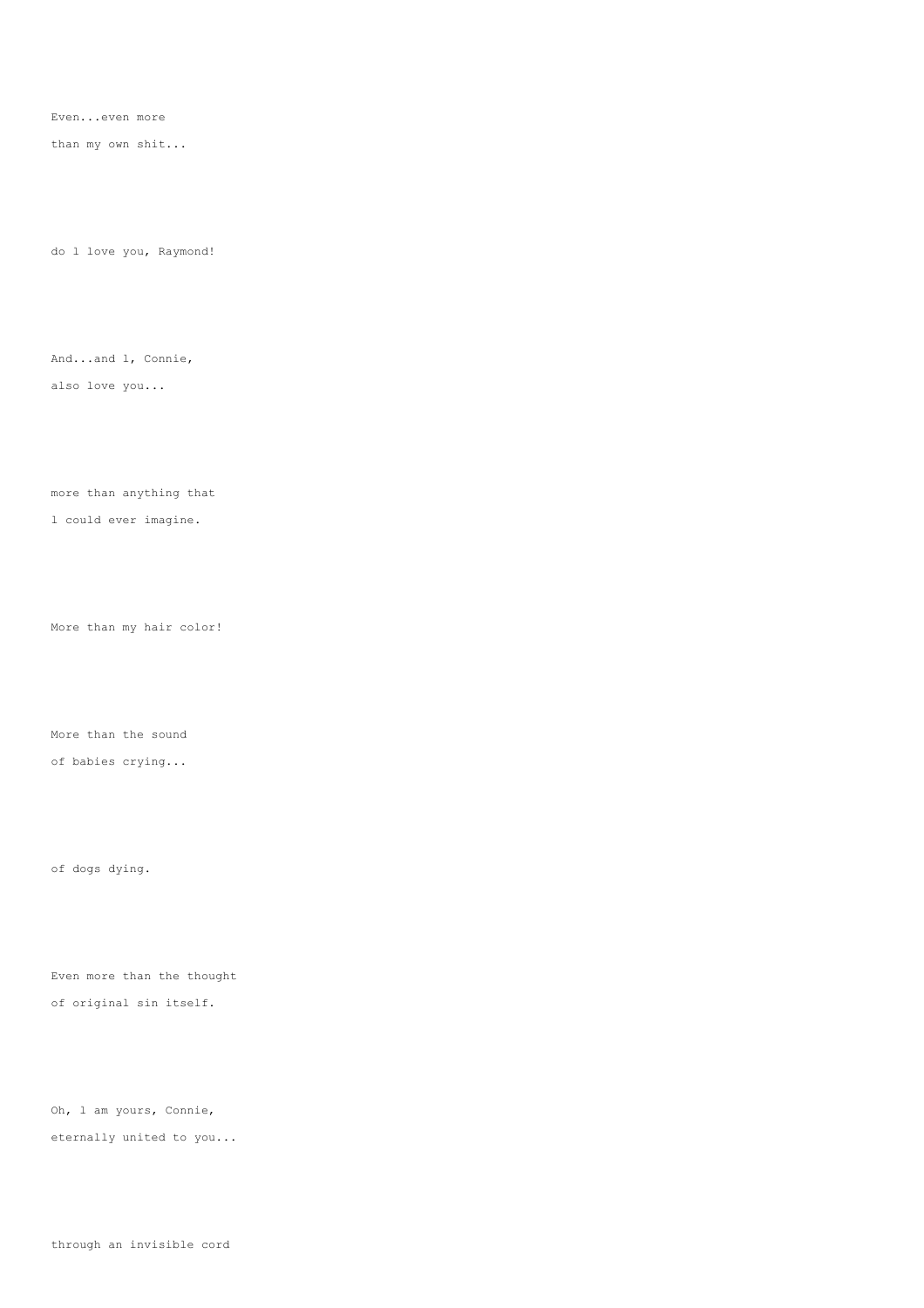Even...even more

than my own shit...

do l love you, Raymond!

And...and l, Connie,

also love you...

more than anything that

l could ever imagine.

More than my hair color!

More than the sound

of babies crying...

of dogs dying.

Even more than the thought

of original sin itself.

Oh, l am yours, Connie,

eternally united to you...

through an invisible cord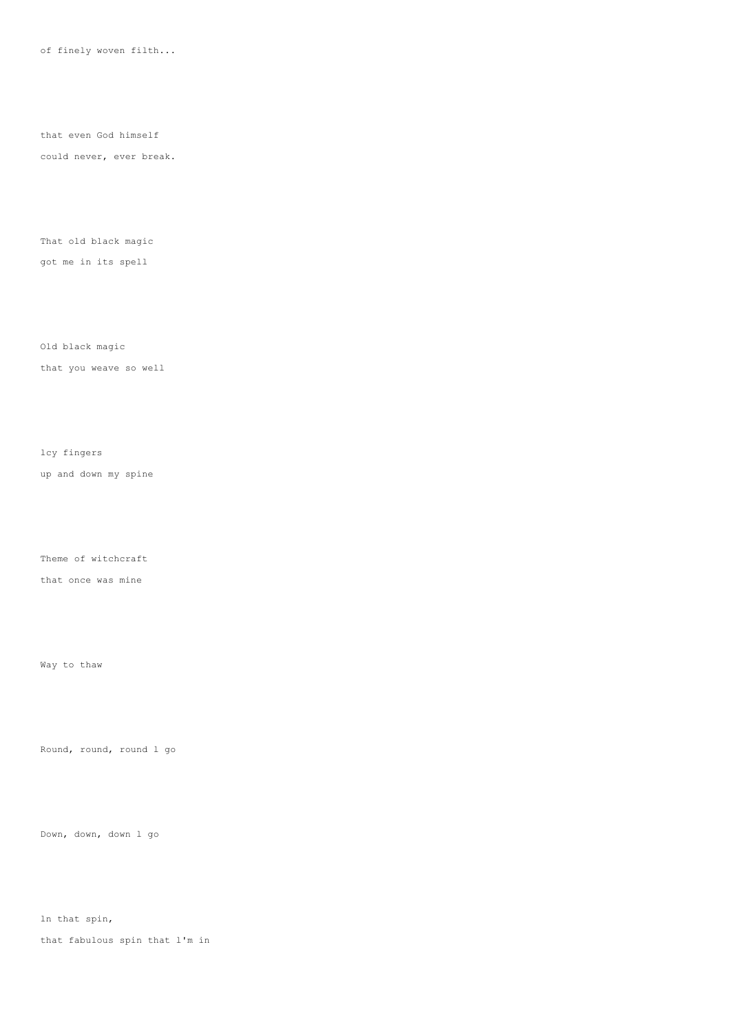of finely woven filth...

that even God himself

could never, ever break.

That old black magic

got me in its spell

Old black magic

that you weave so well

lcy fingers

up and down my spine

Theme of witchcraft

that once was mine

Way to thaw

Round, round, round l go

Down, down, down l go

ln that spin,

that fabulous spin that l'm in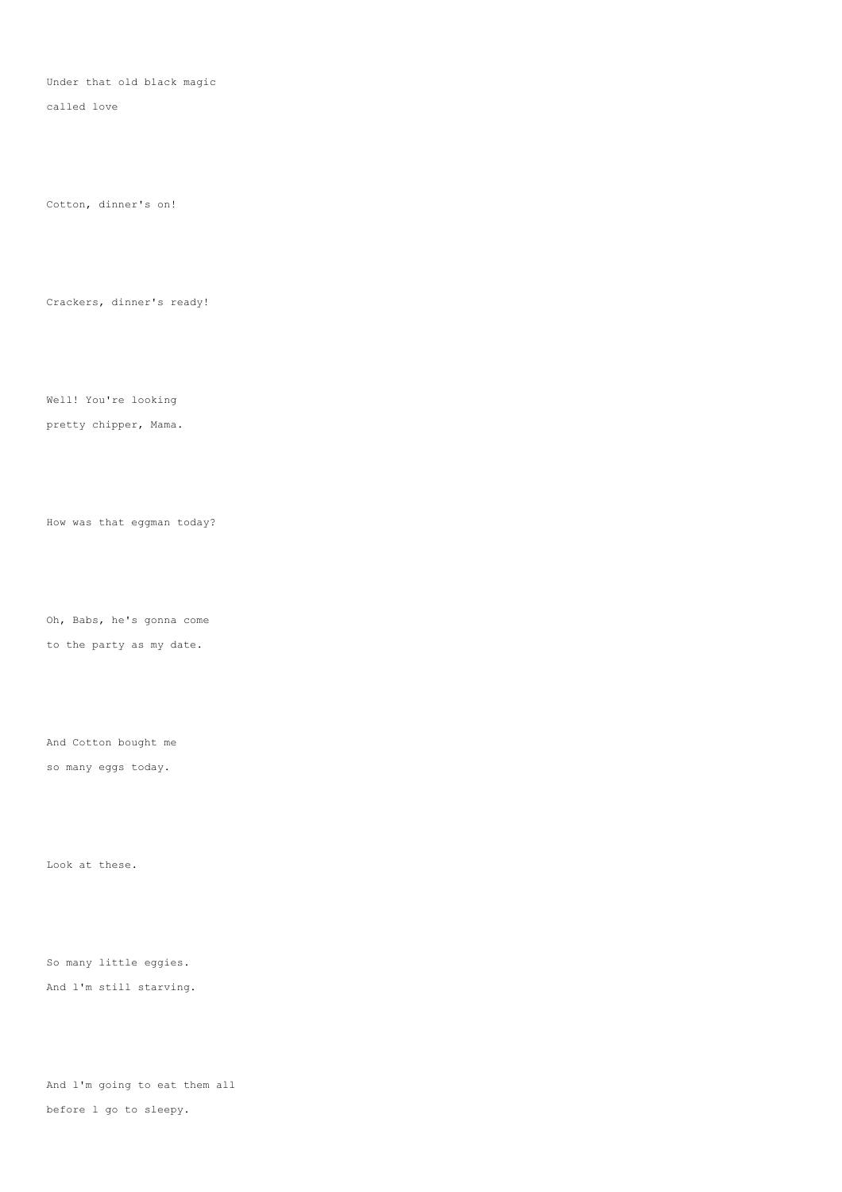Under that old black magic

called love

Cotton, dinner's on!

Crackers, dinner's ready!

Well! You're looking

pretty chipper, Mama.

How was that eggman today?

Oh, Babs, he's gonna come

to the party as my date.

And Cotton bought me

so many eggs today.

Look at these.

So many little eggies.

And l'm still starving.

And l'm going to eat them all

before l go to sleepy.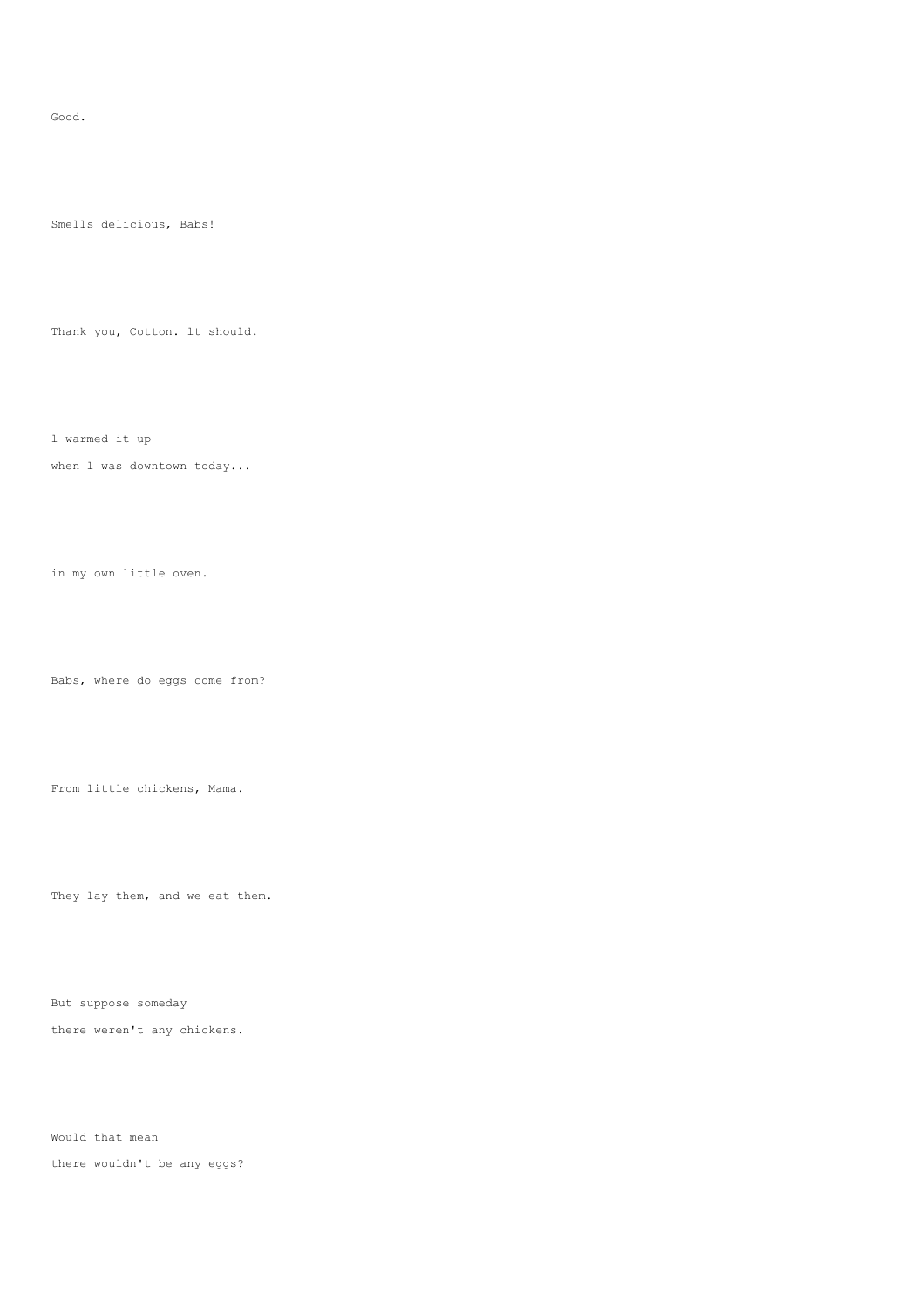Good.

Smells delicious, Babs!

Thank you, Cotton. lt should.

l warmed it up

when l was downtown today...

in my own little oven.

Babs, where do eggs come from?

From little chickens, Mama.

They lay them, and we eat them.

But suppose someday

there weren't any chickens.

Would that mean

there wouldn't be any eggs?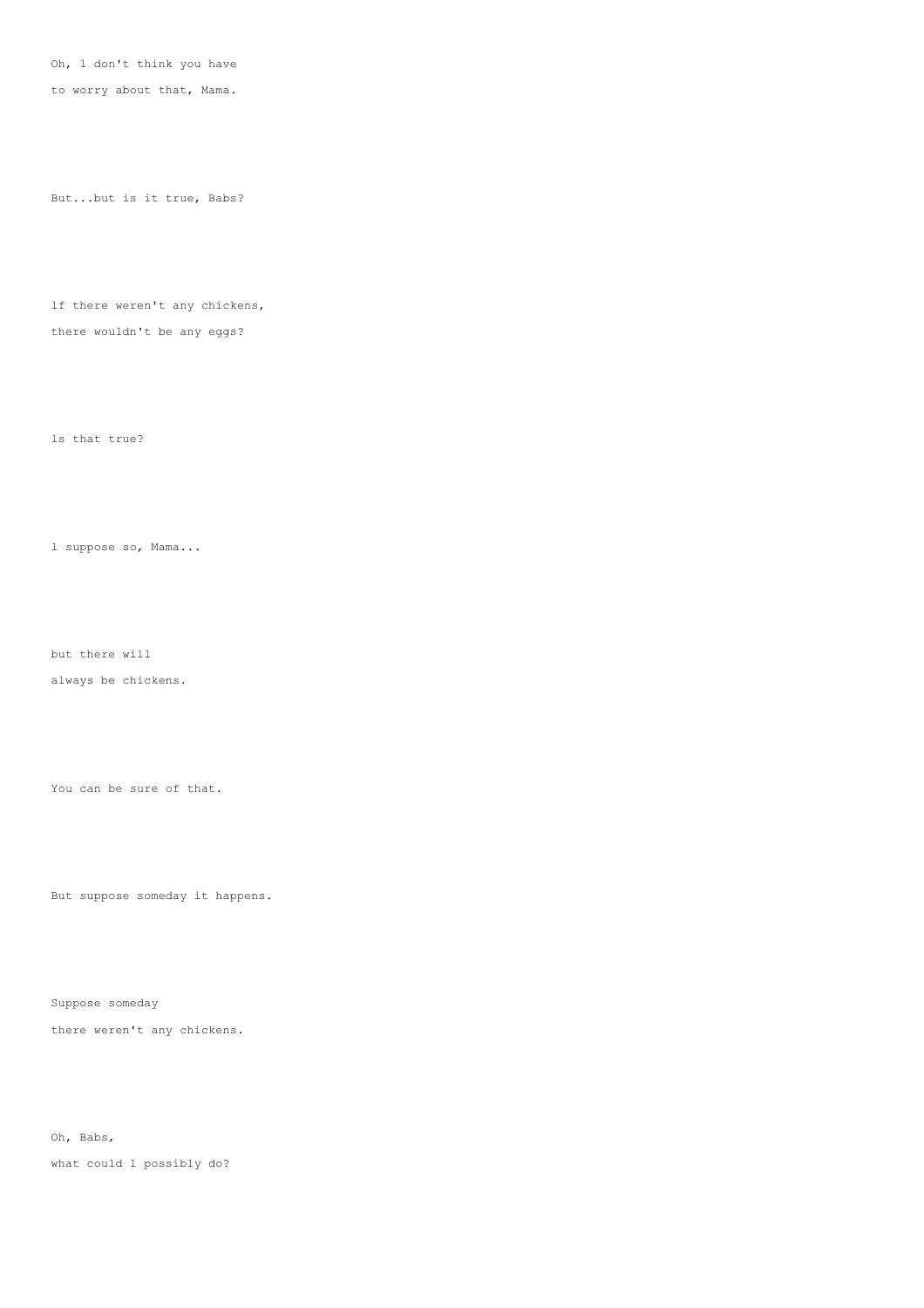Oh, l don't think you have
to worry about that, Mama.

But...but is it true, Babs?

lf there weren't any chickens,
there wouldn't be any eggs?

ls that true?

l suppose so, Mama...

but there will
always be chickens.

You can be sure of that.

But suppose someday it happens.

Suppose someday
there weren't any chickens.

Oh, Babs,
what could l possibly do?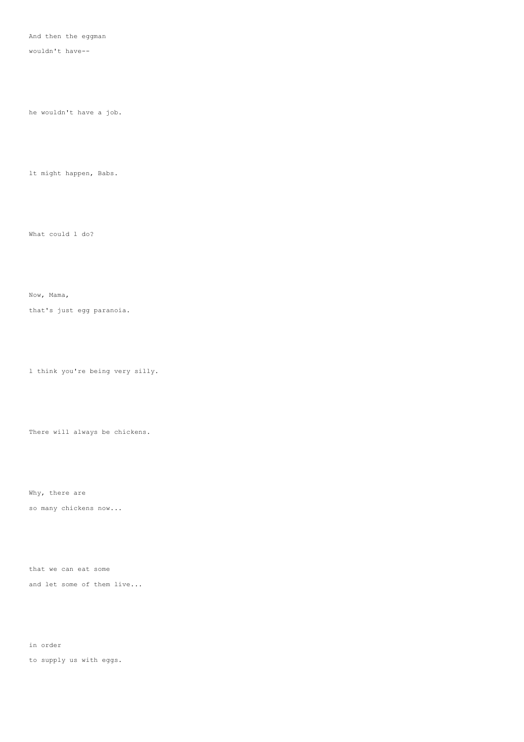And then the eggman

wouldn't have--

he wouldn't have a job.

lt might happen, Babs.

What could l do?

Now, Mama,

that's just egg paranoia.

l think you're being very silly.

There will always be chickens.

Why, there are

so many chickens now...

that we can eat some

and let some of them live...

in order

to supply us with eggs.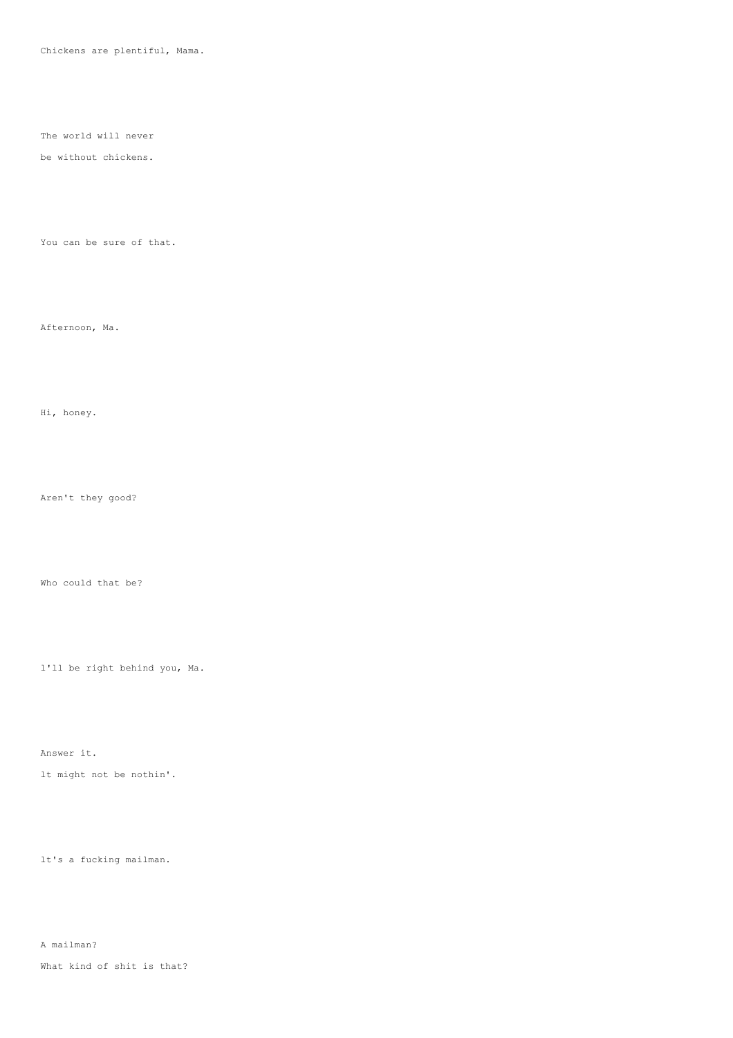Chickens are plentiful, Mama.

The world will never
be without chickens.

You can be sure of that.

Afternoon, Ma.

Hi, honey.

Aren't they good?

Who could that be?

l'll be right behind you, Ma.

Answer it.
lt might not be nothin'.

lt's a fucking mailman.

A mailman?
What kind of shit is that?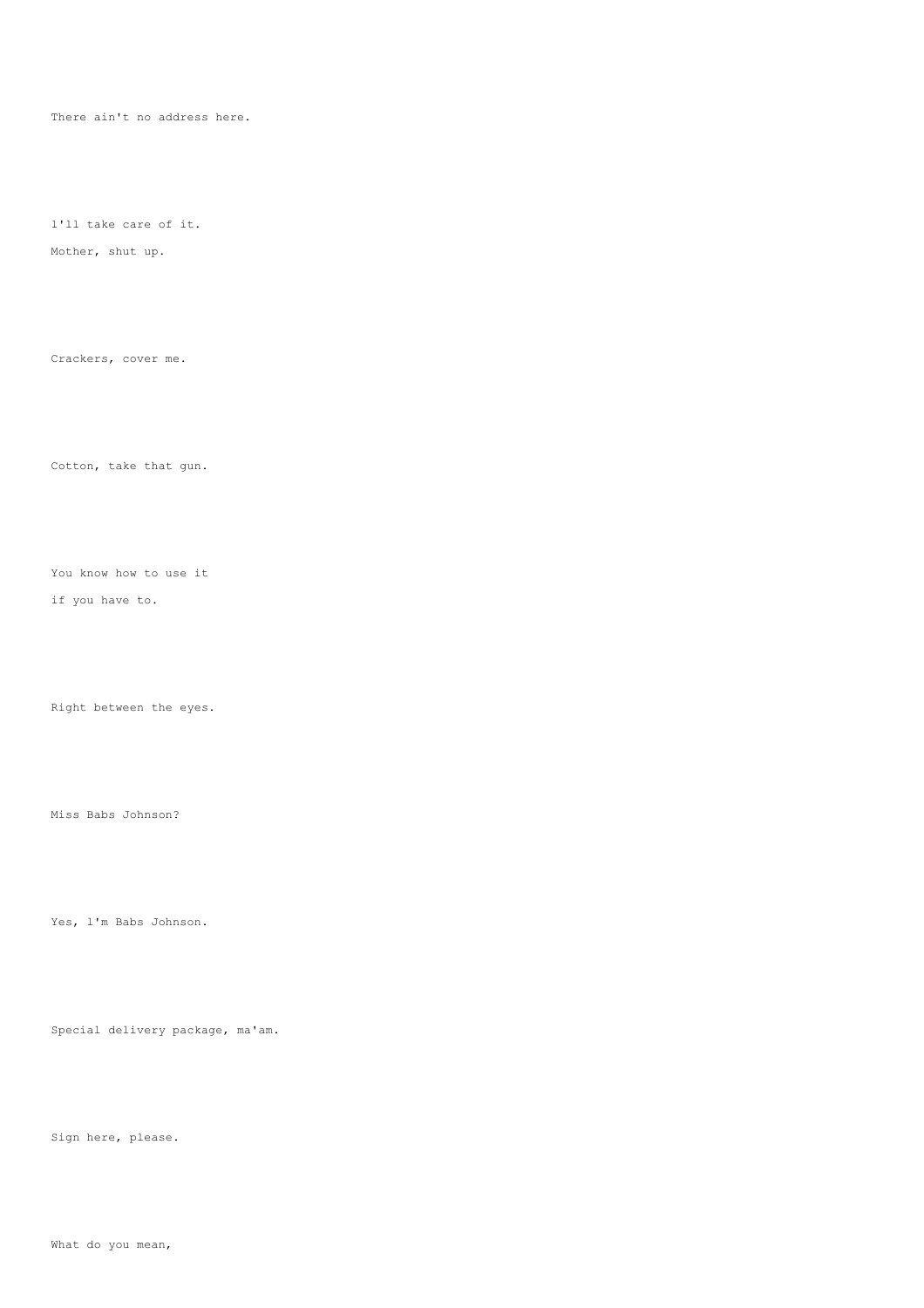There ain't no address here.

l'll take care of it.

Mother, shut up.

Crackers, cover me.

Cotton, take that gun.

You know how to use it

if you have to.

Right between the eyes.

Miss Babs Johnson?

Yes, l'm Babs Johnson.

Special delivery package, ma'am.

Sign here, please.

What do you mean,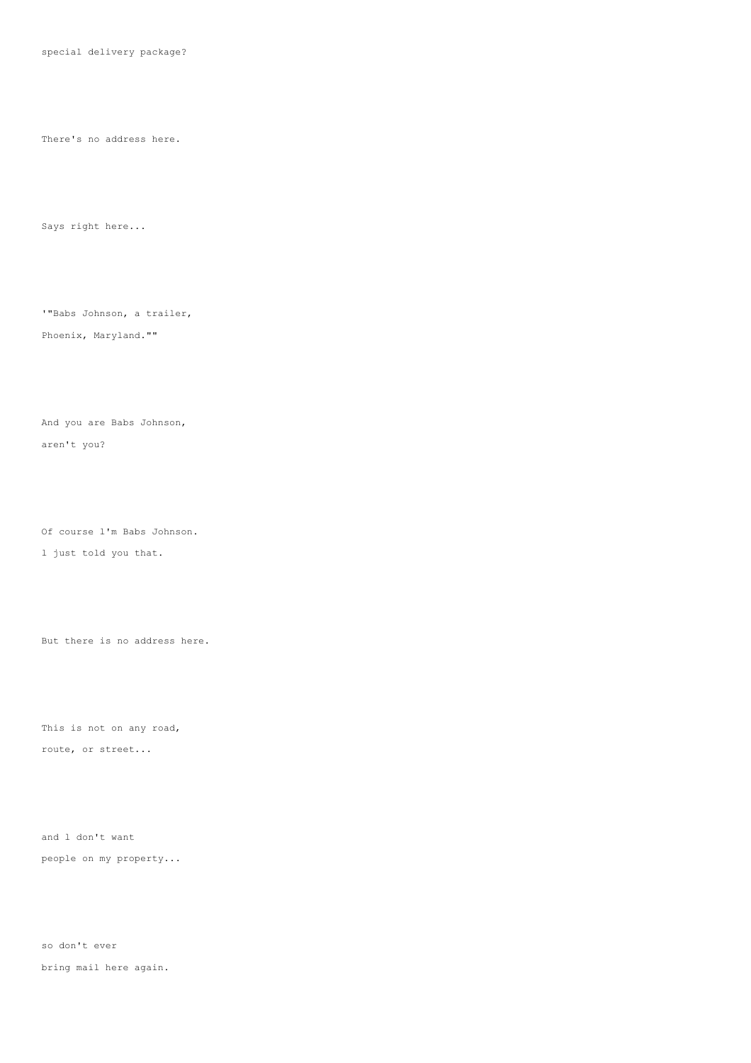special delivery package?

There's no address here.

Says right here...

'"Babs Johnson, a trailer,
Phoenix, Maryland.""

And you are Babs Johnson,
aren't you?

Of course l'm Babs Johnson.
l just told you that.

But there is no address here.

This is not on any road,
route, or street...

and l don't want
people on my property...

so don't ever
bring mail here again.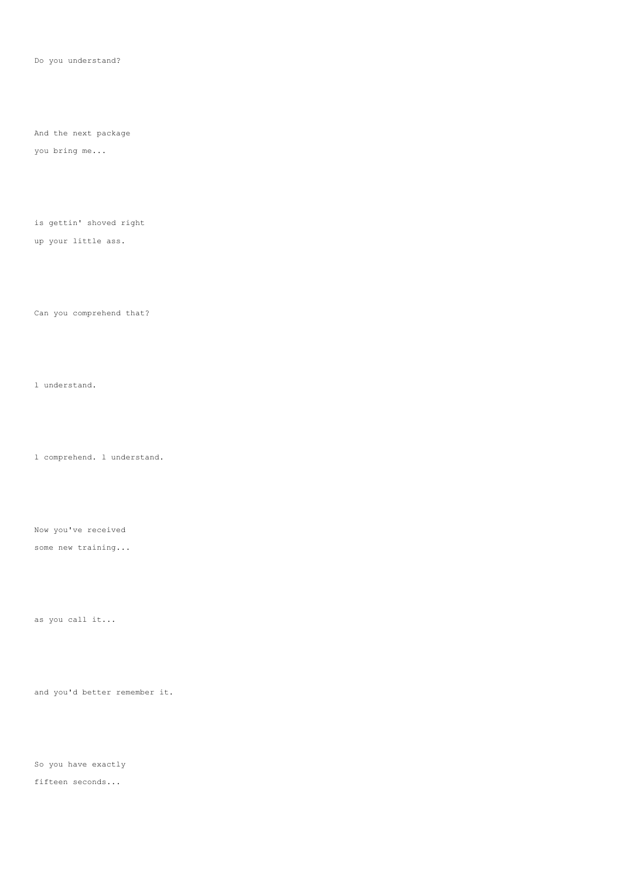Do you understand?

And the next package
you bring me...

is gettin' shoved right
up your little ass.

Can you comprehend that?

l understand.

l comprehend. l understand.

Now you've received
some new training...

as you call it...

and you'd better remember it.

So you have exactly
fifteen seconds...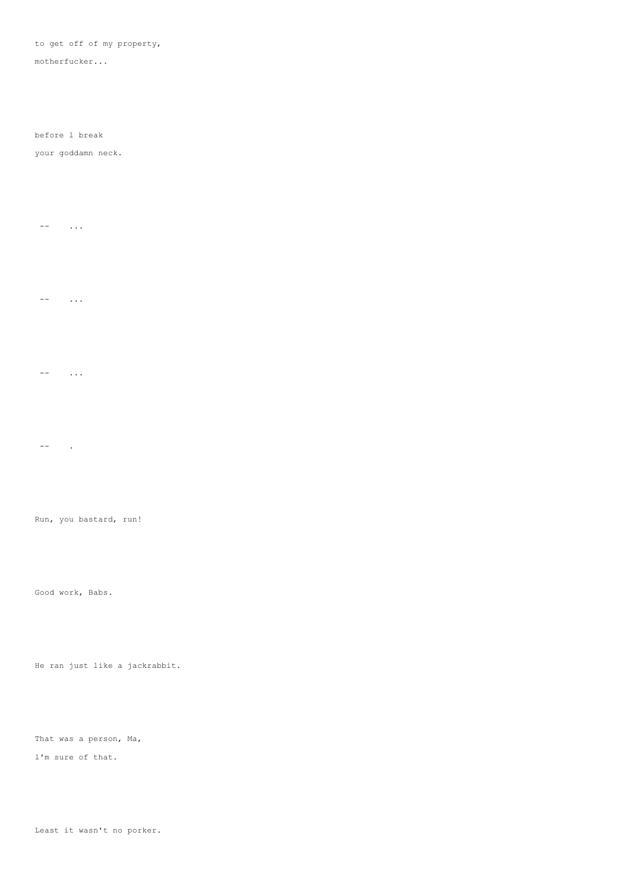to get off of my property,

motherfucker...

before l break

your goddamn neck.

-- ...

-- ...

-- ...

-- .

Run, you bastard, run!

Good work, Babs.

He ran just like a jackrabbit.

That was a person, Ma,

l'm sure of that.

Least it wasn't no porker.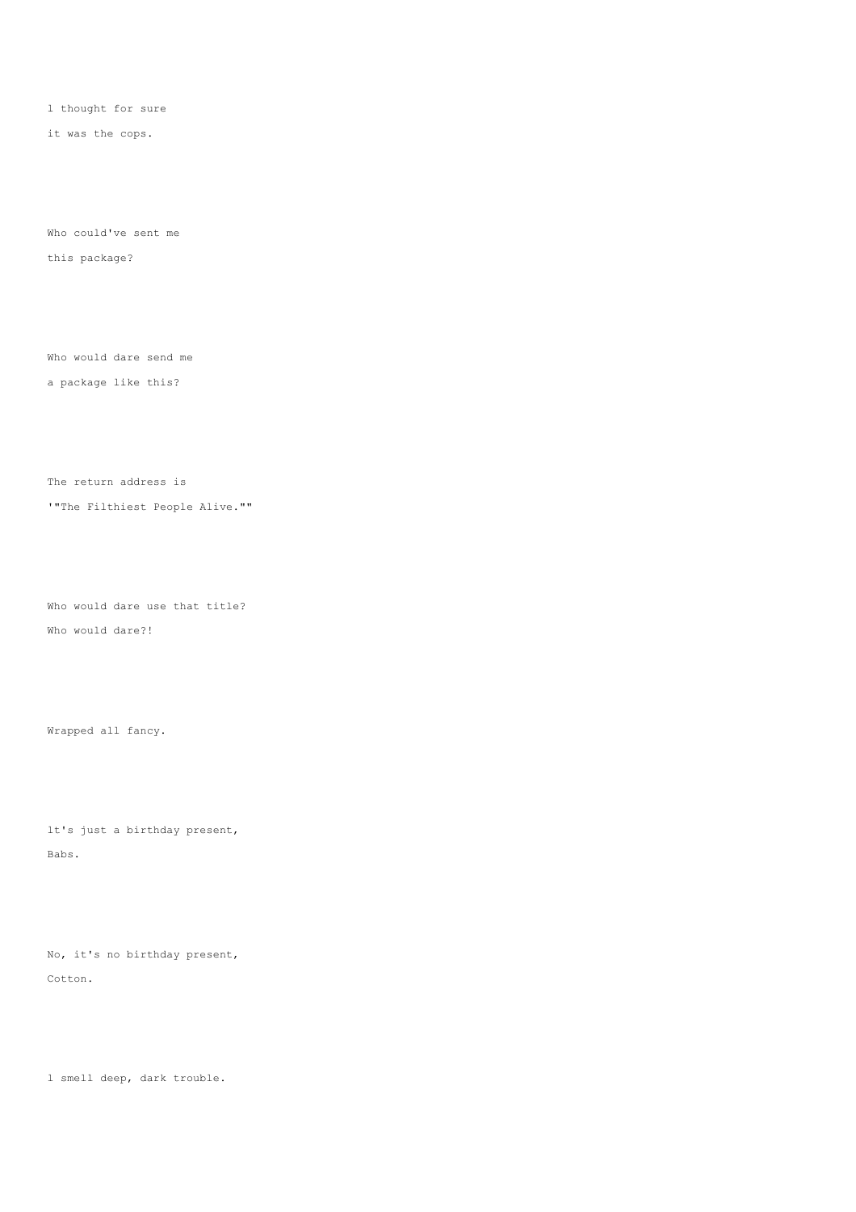l thought for sure

it was the cops.

Who could've sent me

this package?

Who would dare send me

a package like this?

The return address is

'"The Filthiest People Alive.""

Who would dare use that title?

Who would dare?!

Wrapped all fancy.

lt's just a birthday present,

Babs.

No, it's no birthday present,

Cotton.

l smell deep, dark trouble.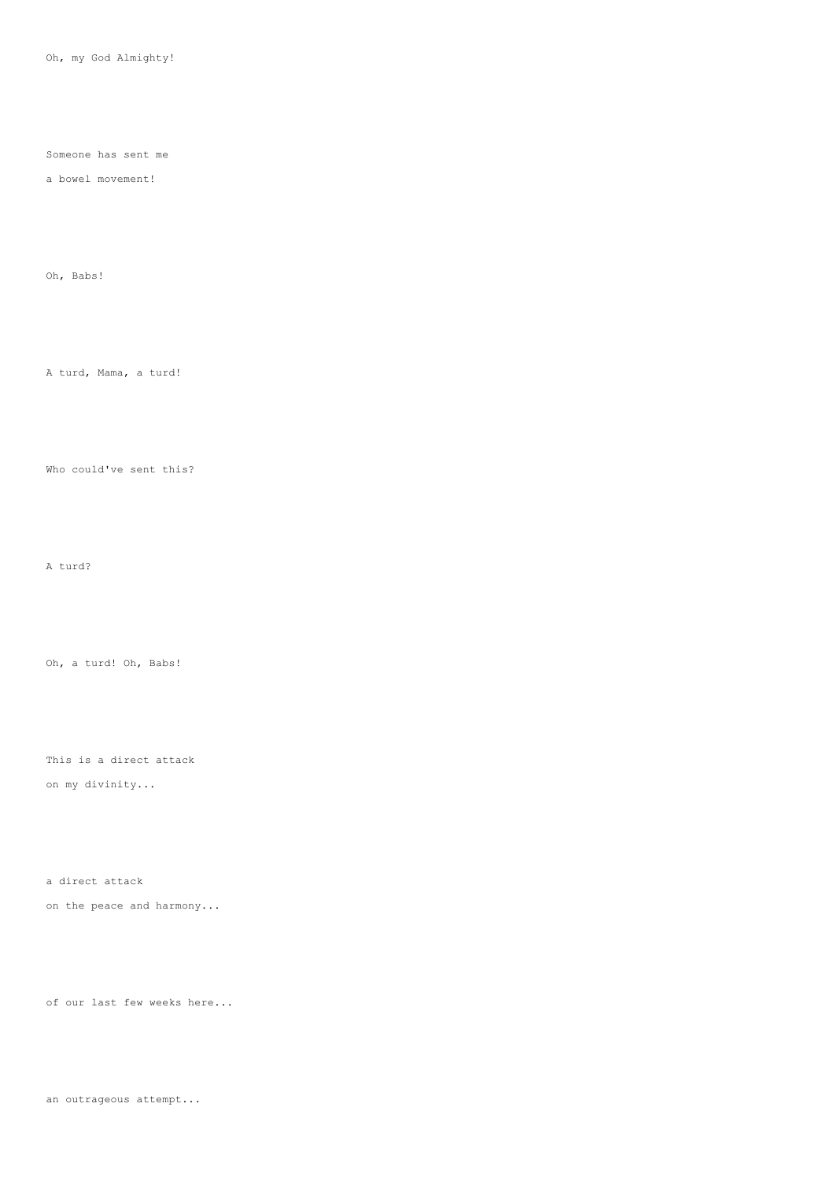Oh, my God Almighty!

Someone has sent me
a bowel movement!

Oh, Babs!

A turd, Mama, a turd!

Who could've sent this?

A turd?

Oh, a turd! Oh, Babs!

This is a direct attack
on my divinity...

a direct attack
on the peace and harmony...

of our last few weeks here...

an outrageous attempt...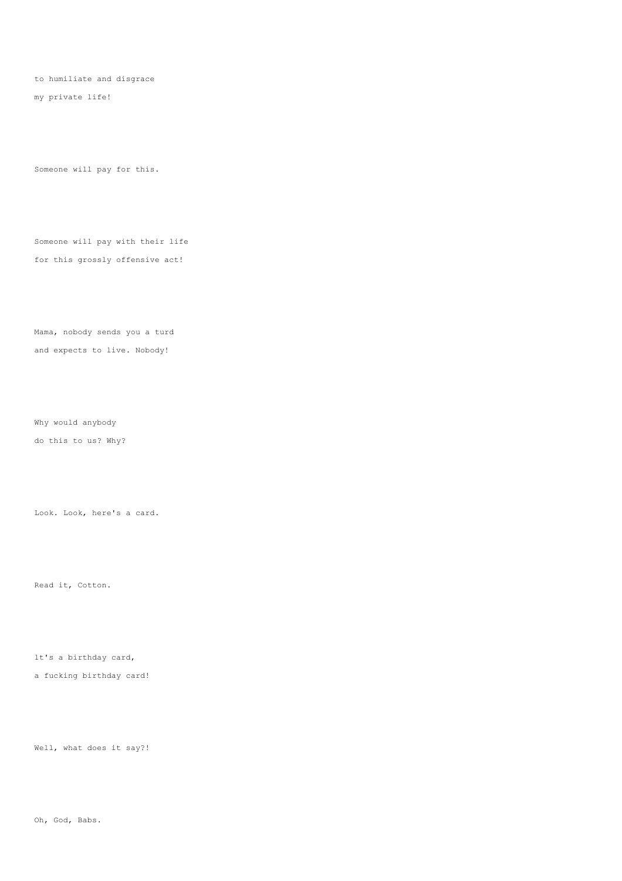to humiliate and disgrace

my private life!

Someone will pay for this.

Someone will pay with their life

for this grossly offensive act!

Mama, nobody sends you a turd

and expects to live. Nobody!

Why would anybody

do this to us? Why?

Look. Look, here's a card.

Read it, Cotton.

lt's a birthday card,

a fucking birthday card!

Well, what does it say?!

Oh, God, Babs.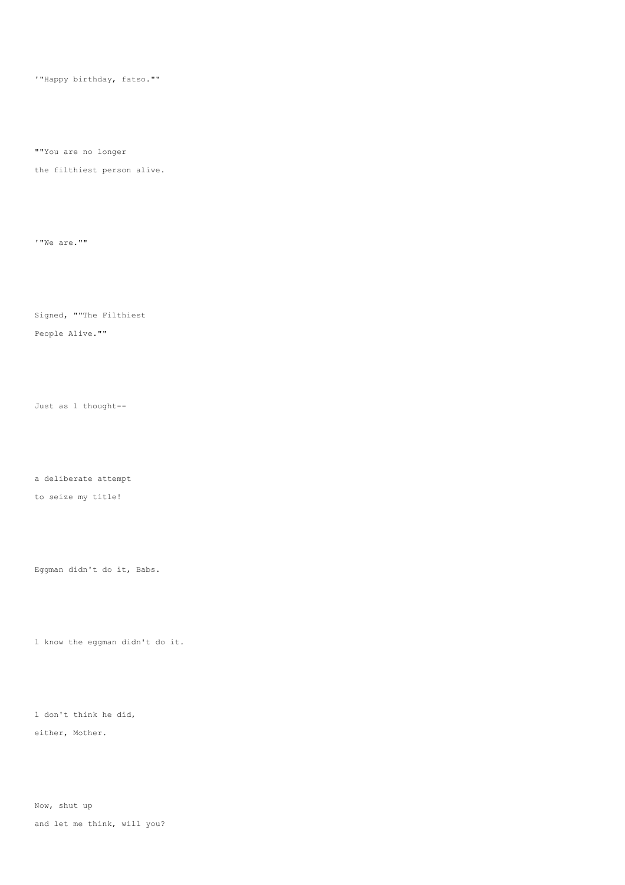'"Happy birthday, fatso.""

""You are no longer
the filthiest person alive.

'"We are.""

Signed, ""The Filthiest
People Alive.""

Just as l thought--

a deliberate attempt
to seize my title!

Eggman didn't do it, Babs.

l know the eggman didn't do it.

l don't think he did,
either, Mother.

Now, shut up
and let me think, will you?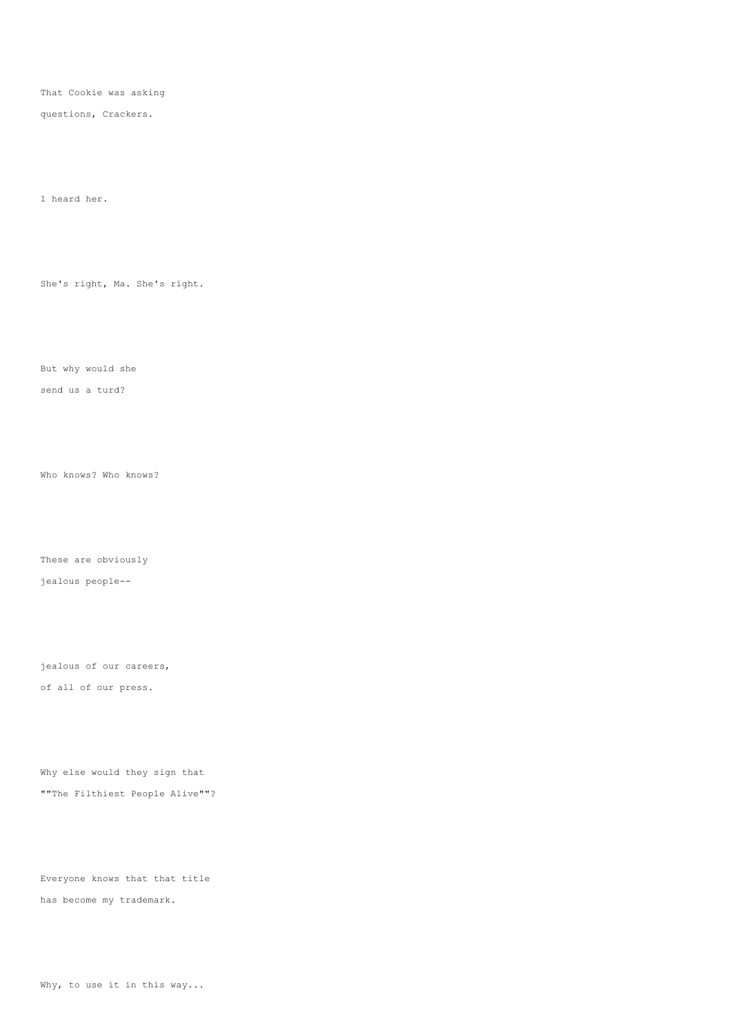That Cookie was asking
questions, Crackers.

l heard her.

She's right, Ma. She's right.

But why would she
send us a turd?

Who knows? Who knows?

These are obviously
jealous people--

jealous of our careers,
of all of our press.

Why else would they sign that
""The Filthiest People Alive""?

Everyone knows that that title
has become my trademark.

Why, to use it in this way...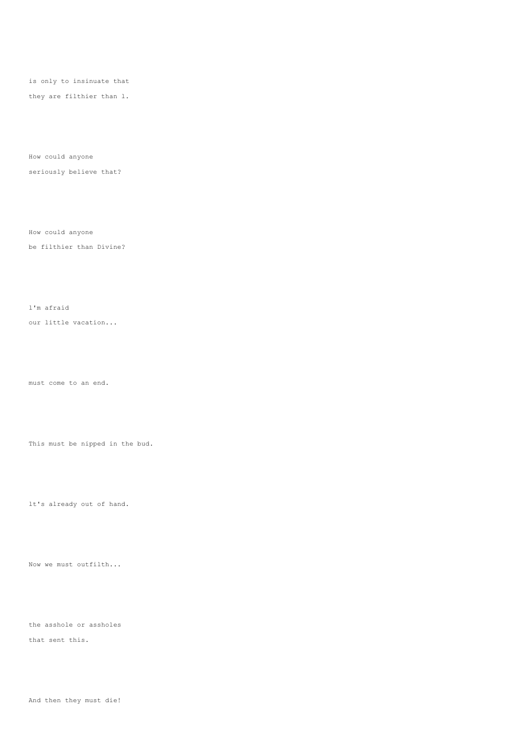is only to insinuate that

they are filthier than l.

How could anyone

seriously believe that?

How could anyone

be filthier than Divine?

l'm afraid

our little vacation...

must come to an end.

This must be nipped in the bud.

lt's already out of hand.

Now we must outfilth...

the asshole or assholes

that sent this.

And then they must die!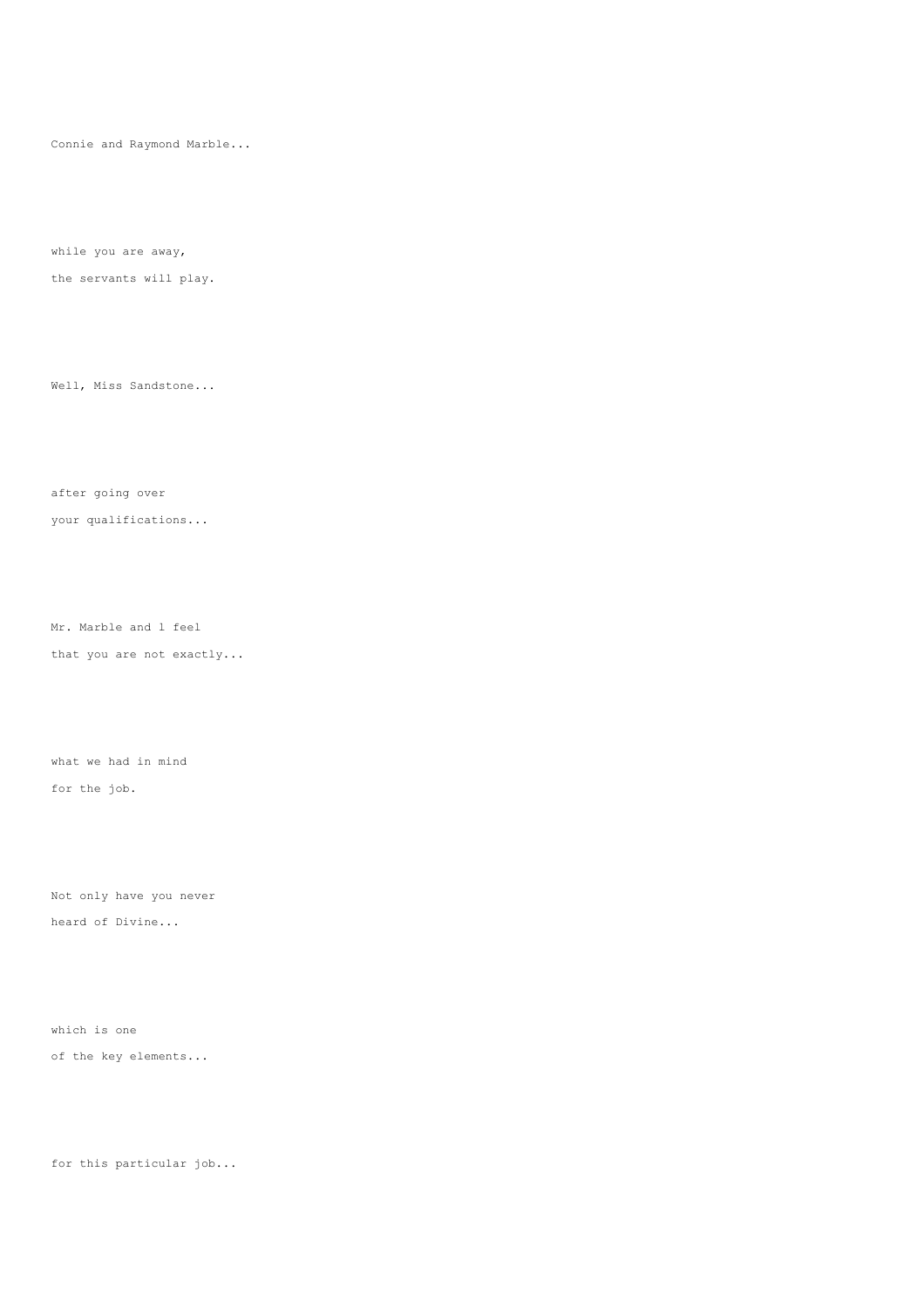Connie and Raymond Marble...

while you are away,
the servants will play.

Well, Miss Sandstone...

after going over
your qualifications...

Mr. Marble and l feel
that you are not exactly...

what we had in mind
for the job.

Not only have you never
heard of Divine...

which is one
of the key elements...

for this particular job...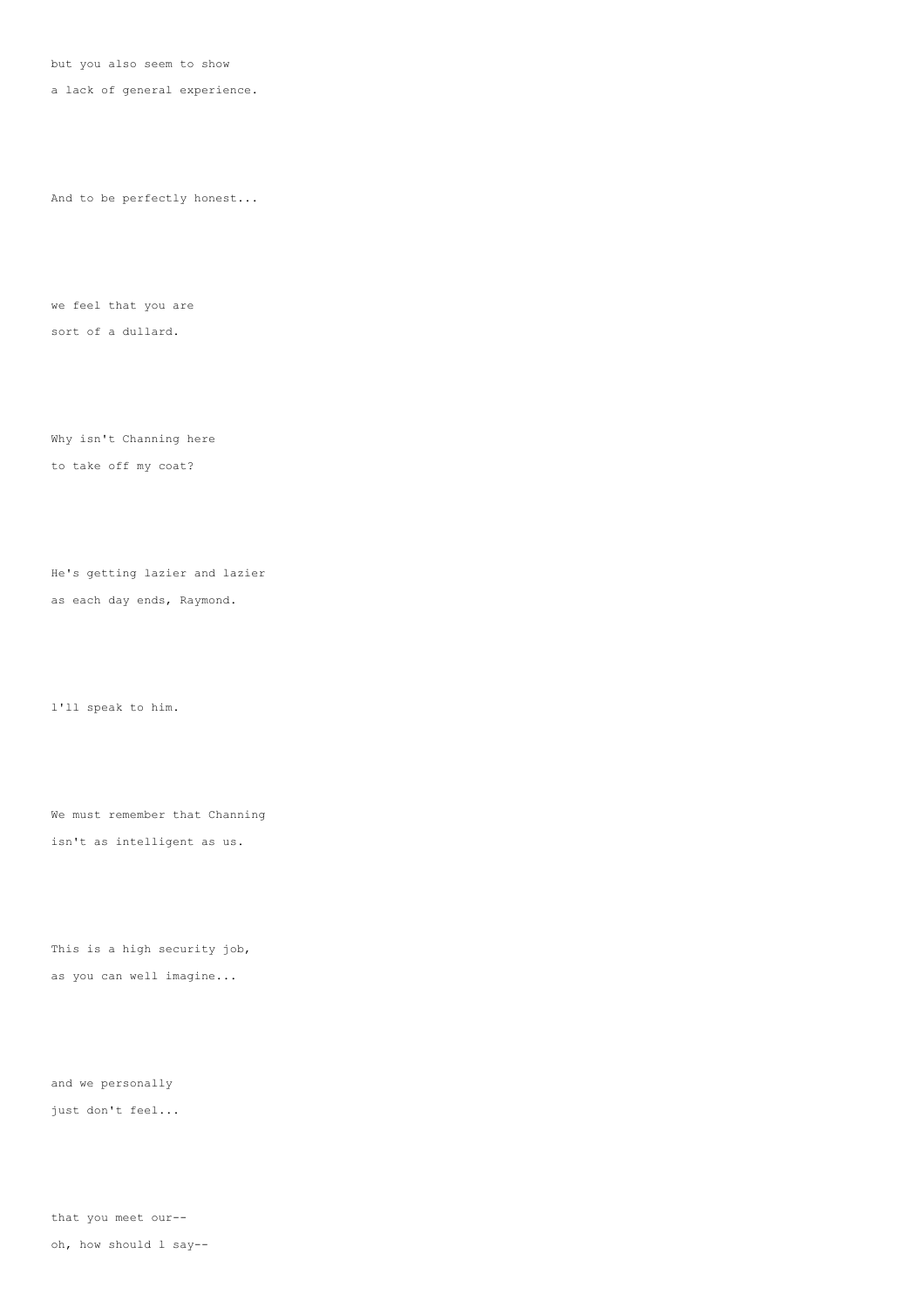but you also seem to show
a lack of general experience.

And to be perfectly honest...

we feel that you are
sort of a dullard.

Why isn't Channing here
to take off my coat?

He's getting lazier and lazier
as each day ends, Raymond.

l'll speak to him.

We must remember that Channing
isn't as intelligent as us.

This is a high security job,
as you can well imagine...

and we personally
just don't feel...

that you meet our--
oh, how should l say--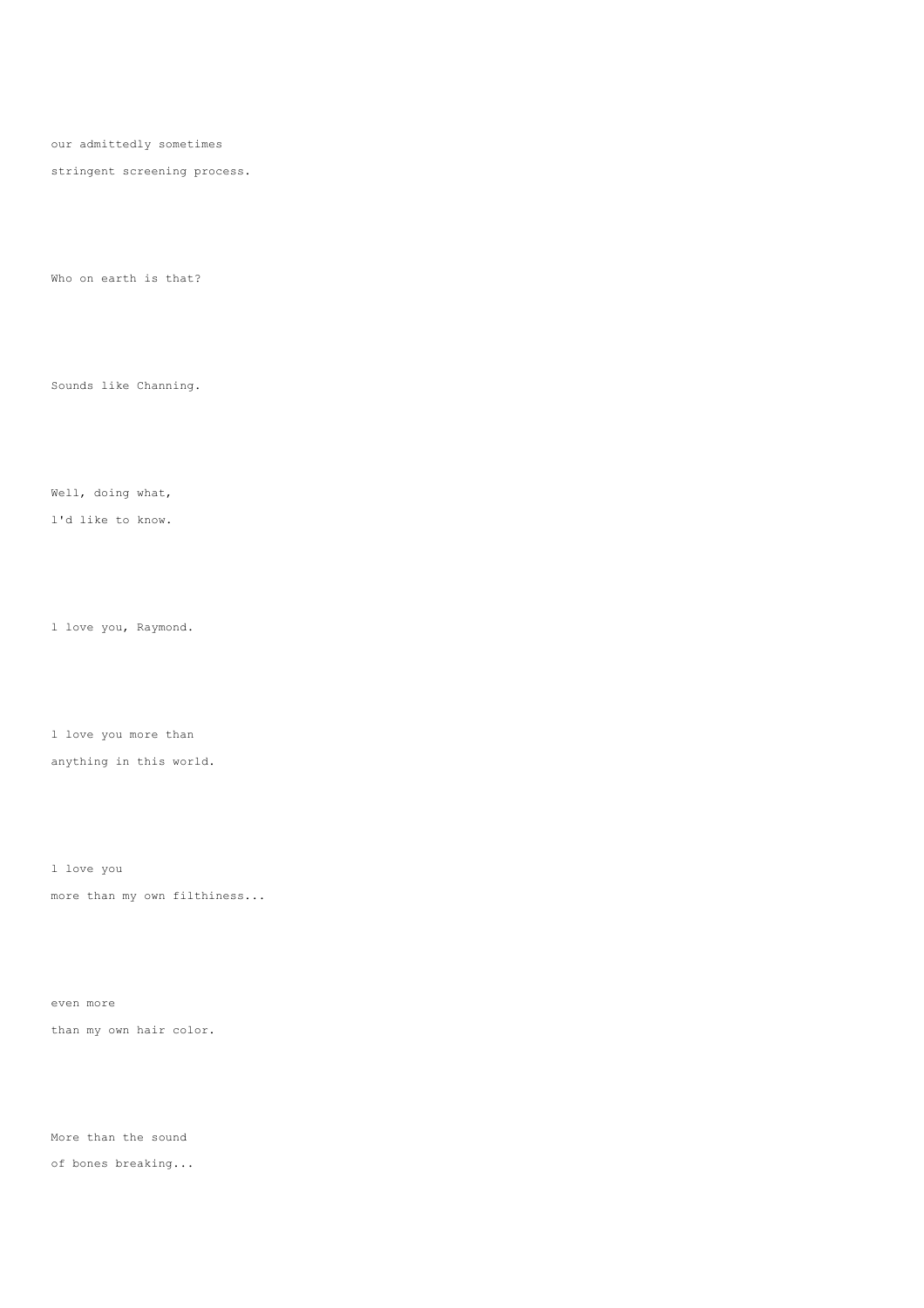our admittedly sometimes
stringent screening process.

Who on earth is that?

Sounds like Channing.

Well, doing what,
l'd like to know.

l love you, Raymond.

l love you more than
anything in this world.

l love you
more than my own filthiness...

even more
than my own hair color.

More than the sound
of bones breaking...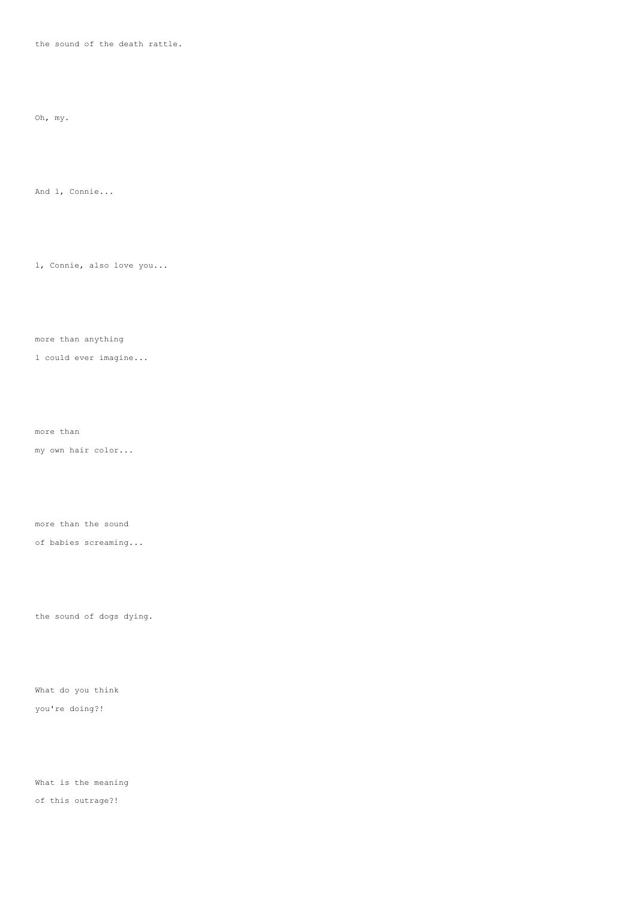the sound of the death rattle.

Oh, my.

And l, Connie...

l, Connie, also love you...

more than anything
l could ever imagine...

more than
my own hair color...

more than the sound
of babies screaming...

the sound of dogs dying.

What do you think
you're doing?!

What is the meaning
of this outrage?!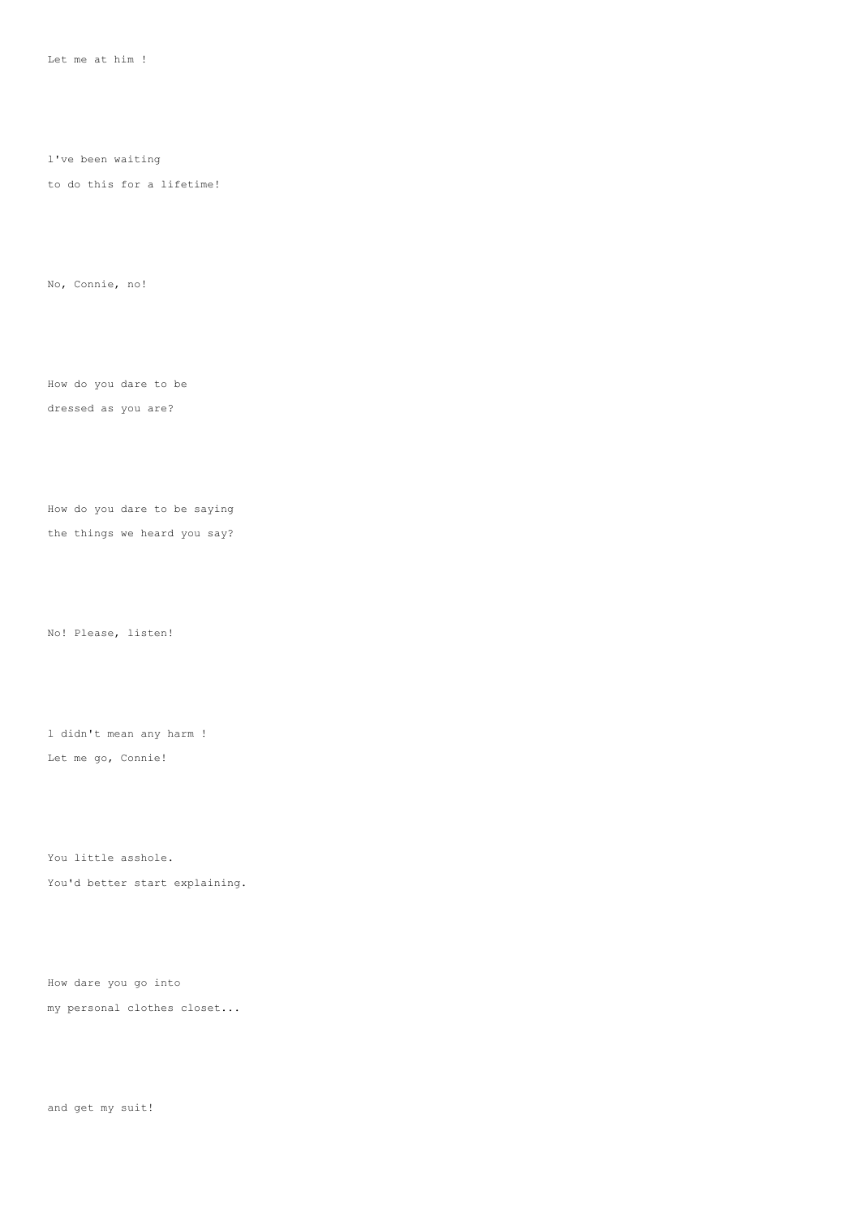Let me at him !

l've been waiting
to do this for a lifetime!

No, Connie, no!

How do you dare to be
dressed as you are?

How do you dare to be saying
the things we heard you say?

No! Please, listen!

l didn't mean any harm !
Let me go, Connie!

You little asshole.
You'd better start explaining.

How dare you go into
my personal clothes closet...

and get my suit!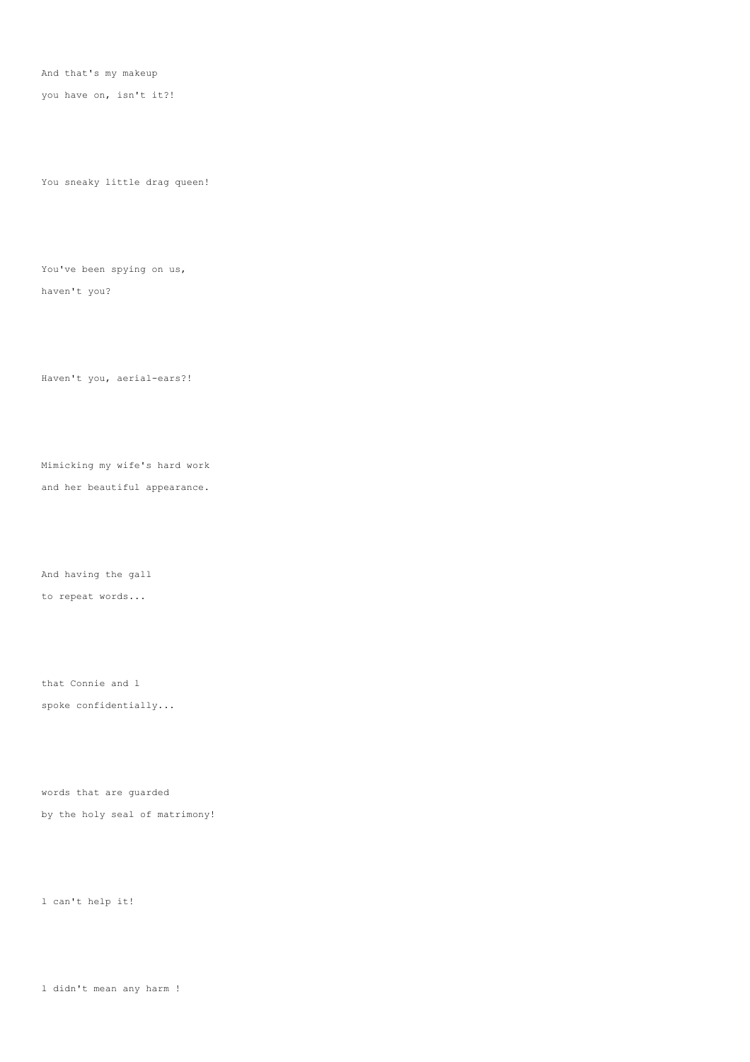And that's my makeup
you have on, isn't it?!

You sneaky little drag queen!

You've been spying on us,
haven't you?

Haven't you, aerial-ears?!

Mimicking my wife's hard work
and her beautiful appearance.

And having the gall
to repeat words...

that Connie and l
spoke confidentially...

words that are guarded
by the holy seal of matrimony!

l can't help it!

l didn't mean any harm !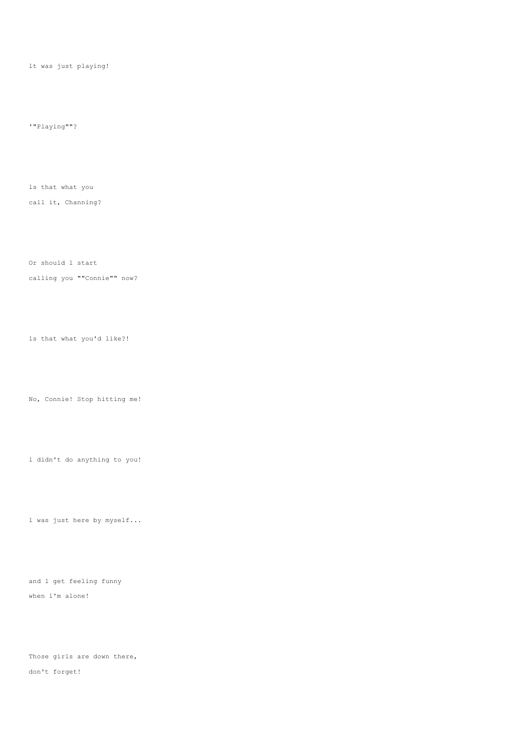lt was just playing!

'"Playing""?

ls that what you
call it, Channing?

Or should l start
calling you ""Connie"" now?

ls that what you'd like?!

No, Connie! Stop hitting me!

l didn't do anything to you!

l was just here by myself...

and l get feeling funny
when l'm alone!

Those girls are down there,
don't forget!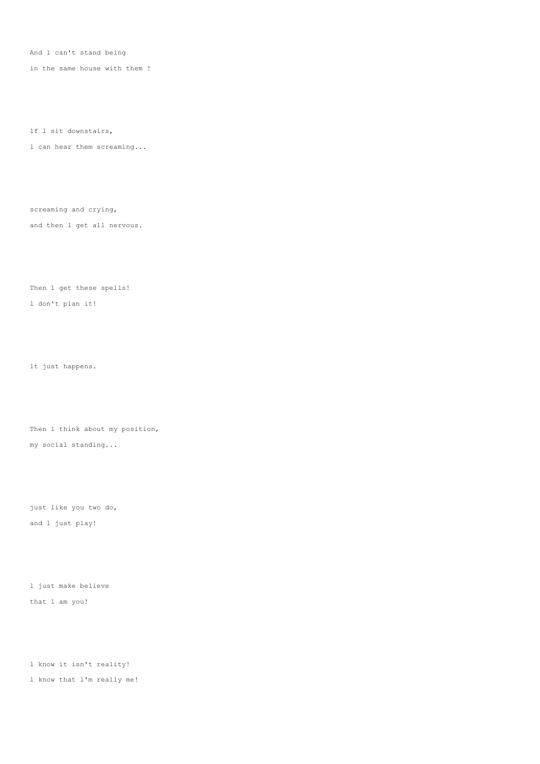And l can't stand being

in the same house with them !

lf l sit downstairs,

l can hear them screaming...

screaming and crying,

and then l get all nervous.

Then l get these spells!

l don't plan it!

lt just happens.

Then l think about my position,

my social standing...

just like you two do,

and l just play!

l just make believe

that l am you!

l know it isn't reality!

l know that l'm really me!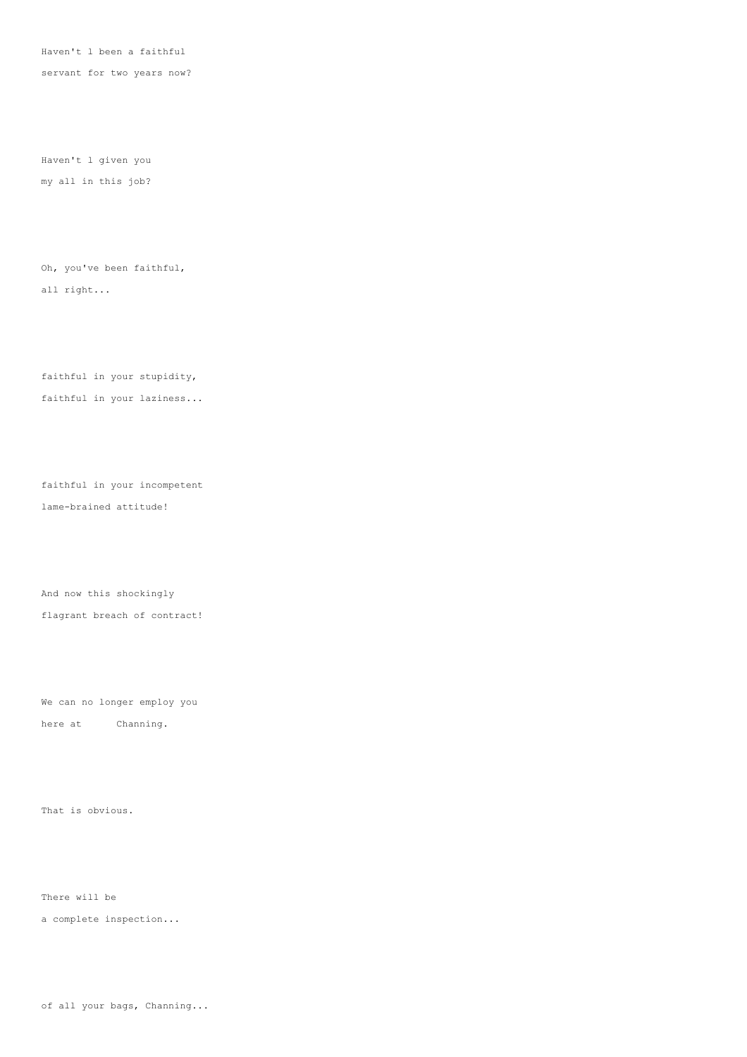Haven't l been a faithful

servant for two years now?

Haven't l given you

my all in this job?

Oh, you've been faithful,

all right...

faithful in your stupidity,

faithful in your laziness...

faithful in your incompetent

lame-brained attitude!

And now this shockingly

flagrant breach of contract!

We can no longer employ you

here at      Channing.

That is obvious.

There will be

a complete inspection...

of all your bags, Channing...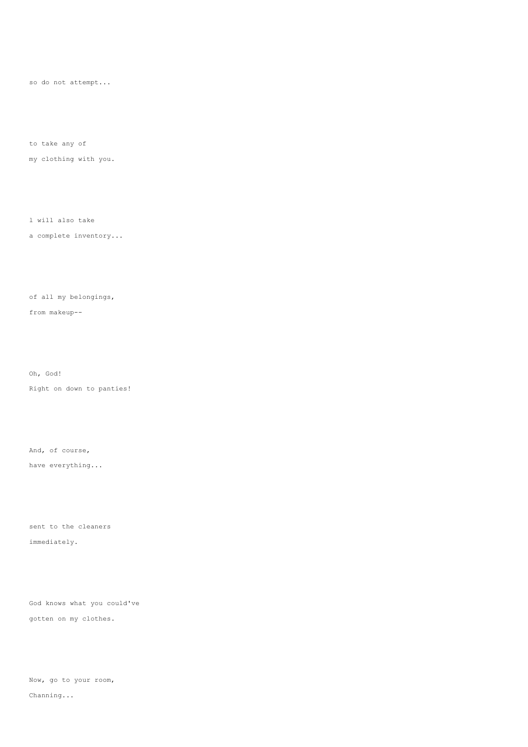so do not attempt...

to take any of
my clothing with you.

l will also take
a complete inventory...

of all my belongings,
from makeup--

Oh, God!
Right on down to panties!

And, of course,
have everything...

sent to the cleaners
immediately.

God knows what you could've
gotten on my clothes.

Now, go to your room,
Channing...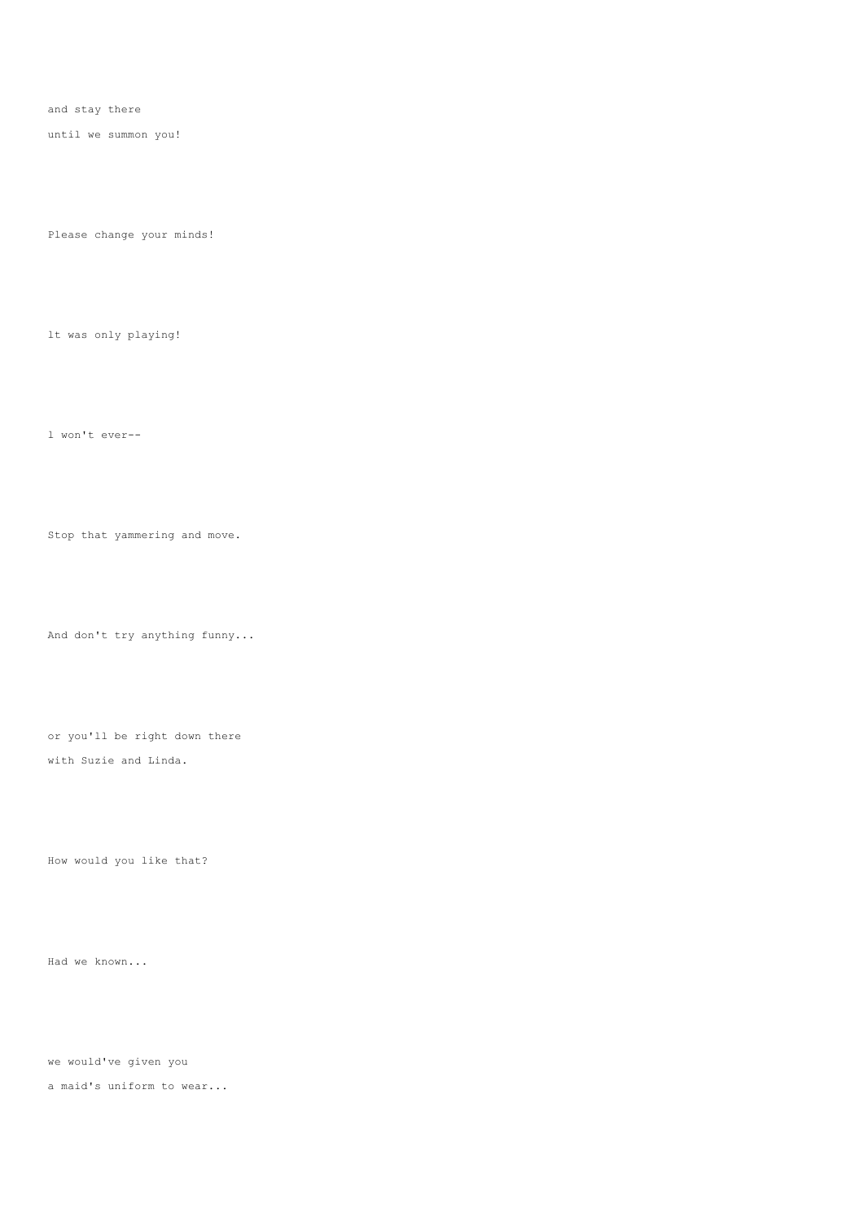and stay there

until we summon you!

Please change your minds!

lt was only playing!

l won't ever--

Stop that yammering and move.

And don't try anything funny...

or you'll be right down there

with Suzie and Linda.

How would you like that?

Had we known...

we would've given you

a maid's uniform to wear...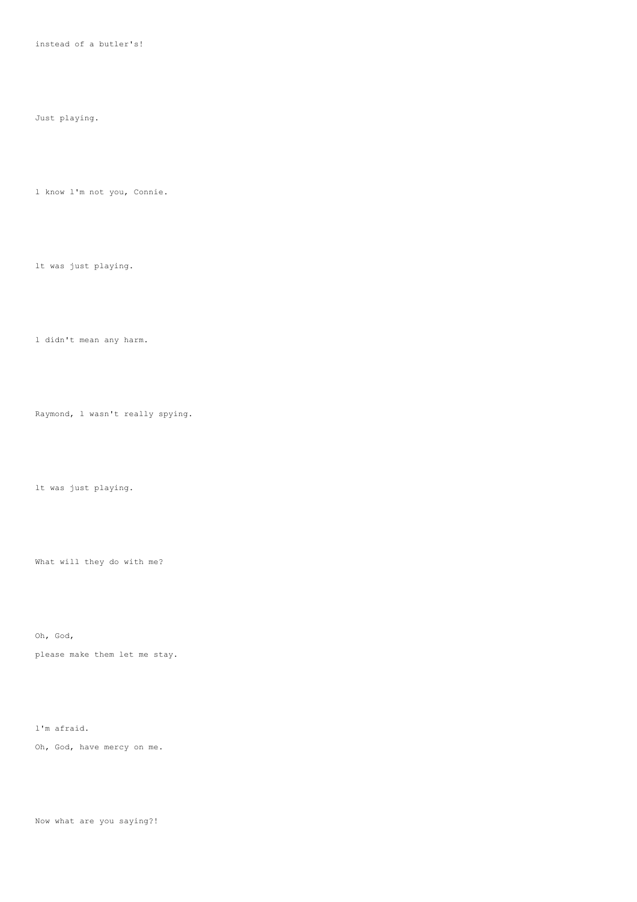instead of a butler's!

Just playing.

l know l'm not you, Connie.

lt was just playing.

l didn't mean any harm.

Raymond, l wasn't really spying.

lt was just playing.

What will they do with me?

Oh, God,
please make them let me stay.

l'm afraid.
Oh, God, have mercy on me.

Now what are you saying?!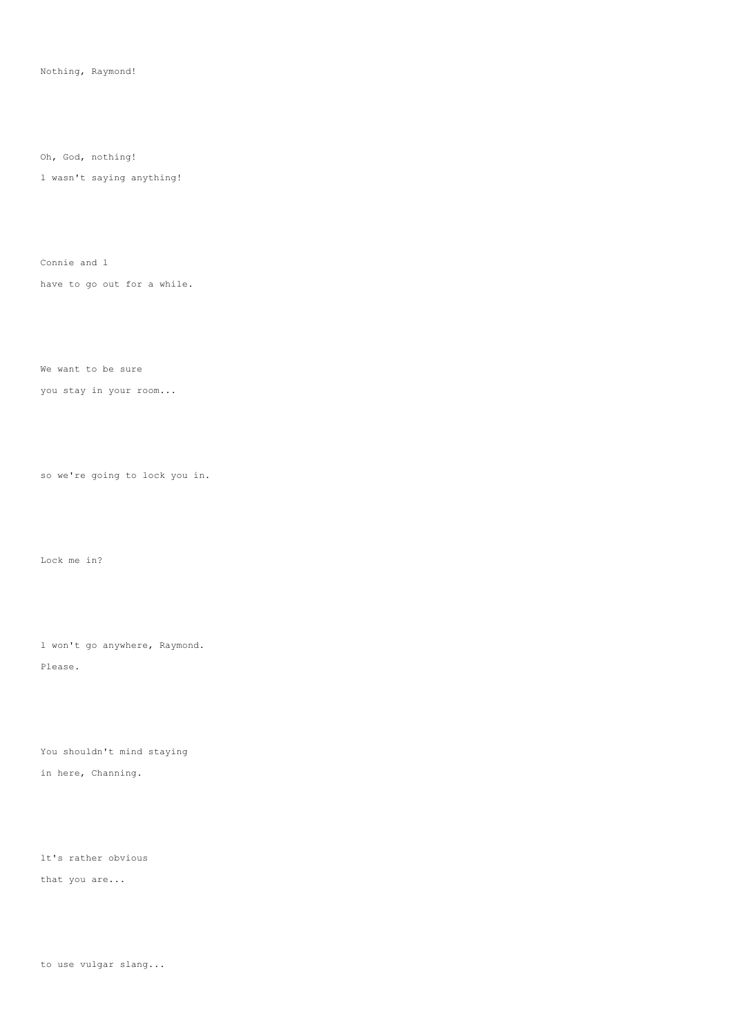Nothing, Raymond!

Oh, God, nothing!

l wasn't saying anything!

Connie and l

have to go out for a while.

We want to be sure

you stay in your room...

so we're going to lock you in.

Lock me in?

l won't go anywhere, Raymond.

Please.

You shouldn't mind staying

in here, Channing.

lt's rather obvious

that you are...

to use vulgar slang...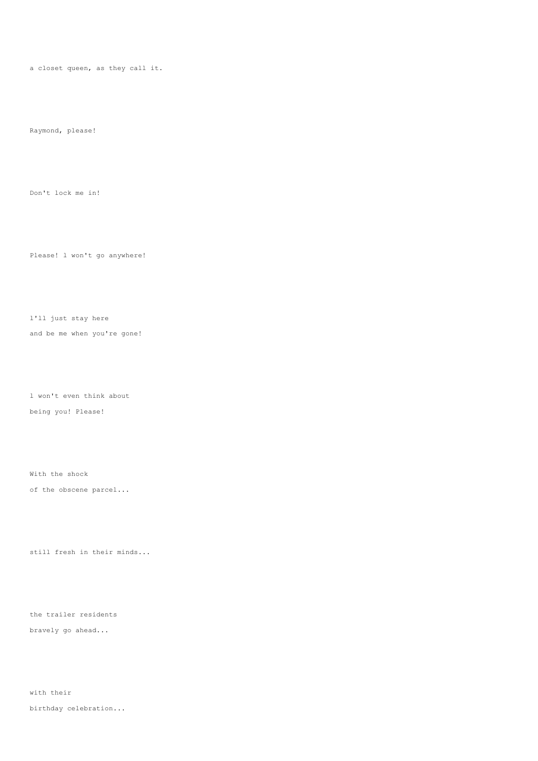a closet queen, as they call it.

Raymond, please!

Don't lock me in!

Please! l won't go anywhere!

l'll just stay here
and be me when you're gone!

l won't even think about
being you! Please!

With the shock
of the obscene parcel...

still fresh in their minds...

the trailer residents
bravely go ahead...

with their
birthday celebration...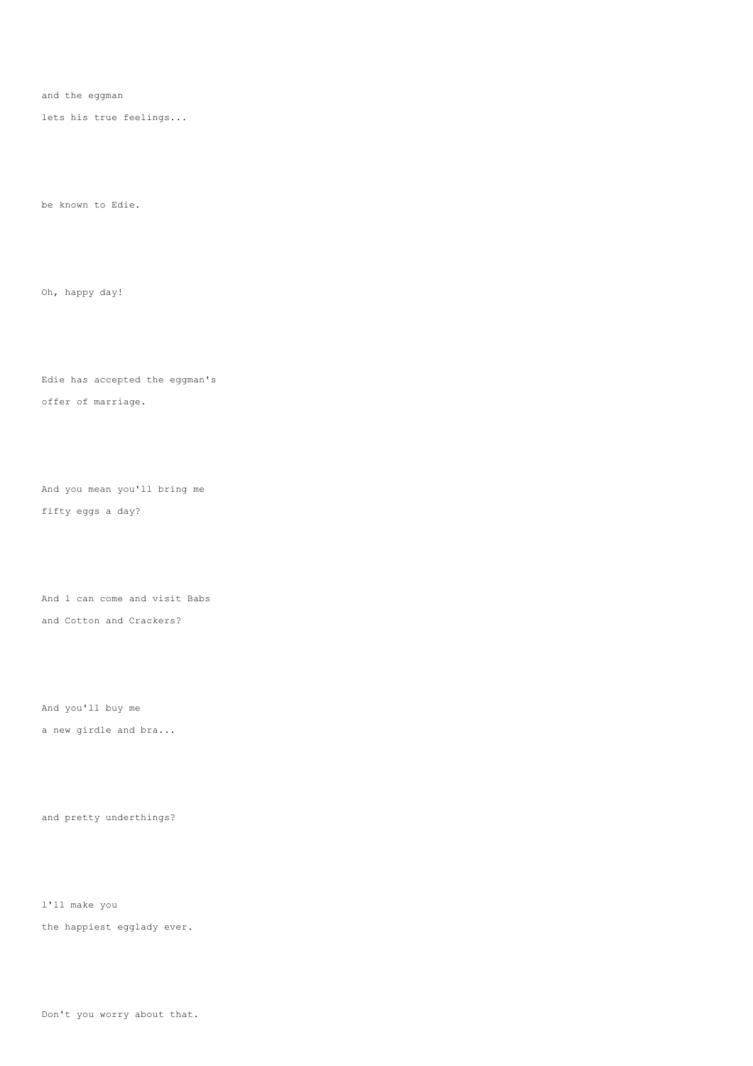and the eggman

lets his true feelings...

be known to Edie.

Oh, happy day!

Edie has accepted the eggman's

offer of marriage.

And you mean you'll bring me

fifty eggs a day?

And l can come and visit Babs

and Cotton and Crackers?

And you'll buy me

a new girdle and bra...

and pretty underthings?

l'll make you

the happiest egglady ever.

Don't you worry about that.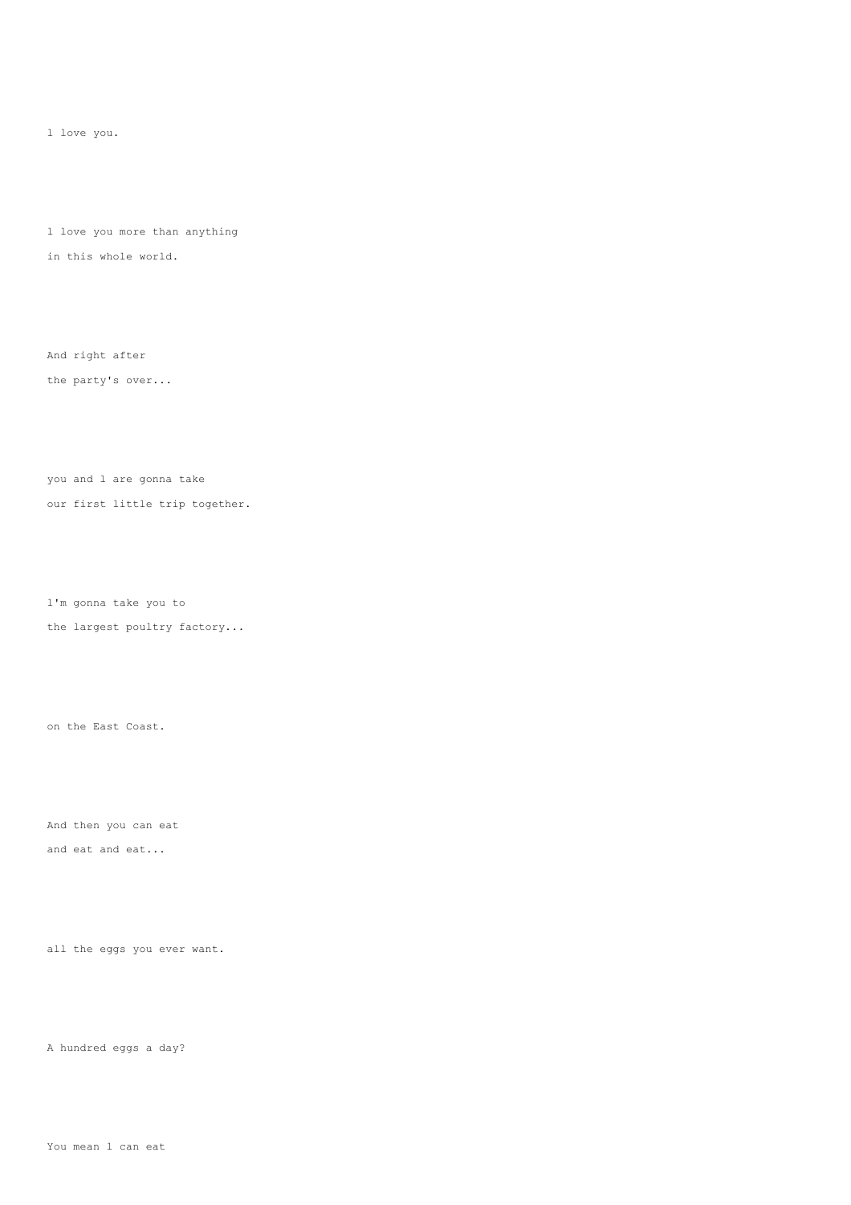l love you.

l love you more than anything
in this whole world.

And right after
the party's over...

you and l are gonna take
our first little trip together.

l'm gonna take you to
the largest poultry factory...

on the East Coast.

And then you can eat
and eat and eat...

all the eggs you ever want.

A hundred eggs a day?

You mean l can eat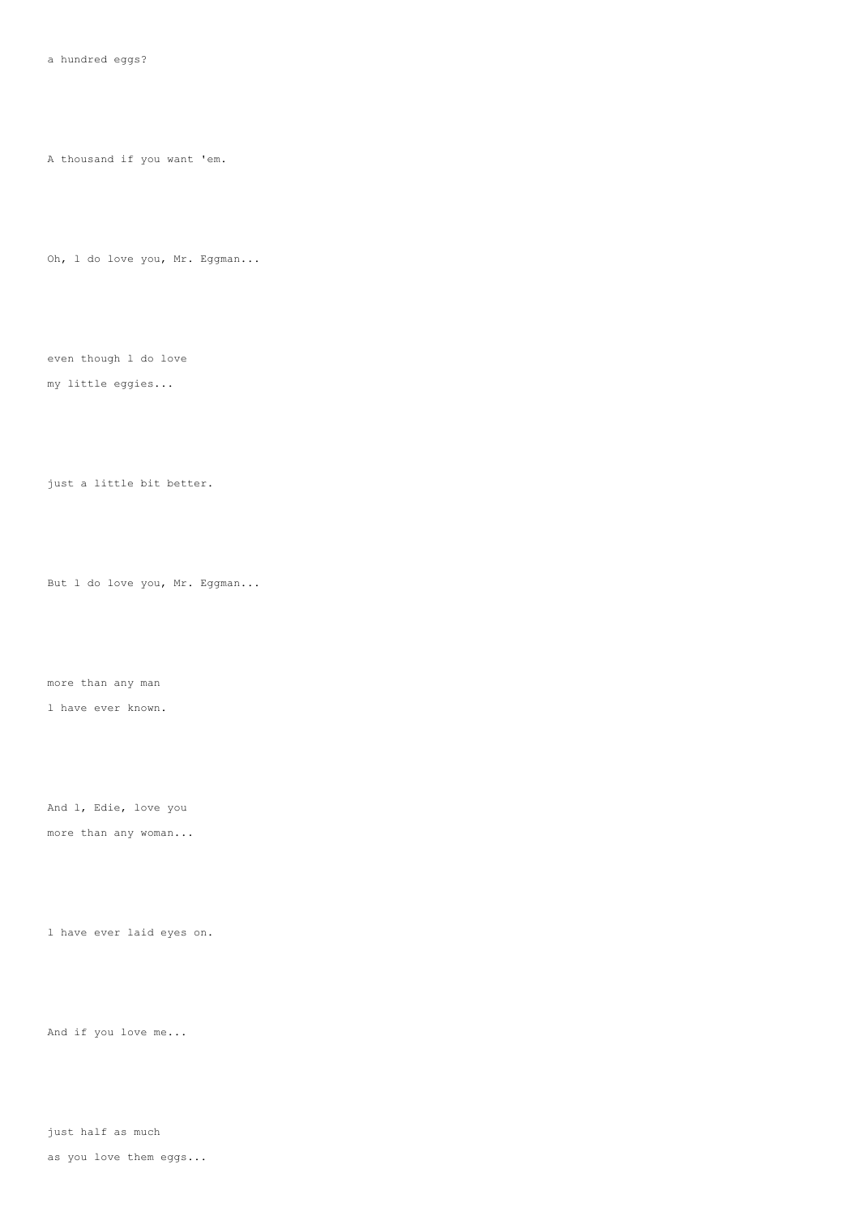a hundred eggs?

A thousand if you want 'em.

Oh, l do love you, Mr. Eggman...

even though l do love
my little eggies...

just a little bit better.

But l do love you, Mr. Eggman...

more than any man
l have ever known.

And l, Edie, love you
more than any woman...

l have ever laid eyes on.

And if you love me...

just half as much
as you love them eggs...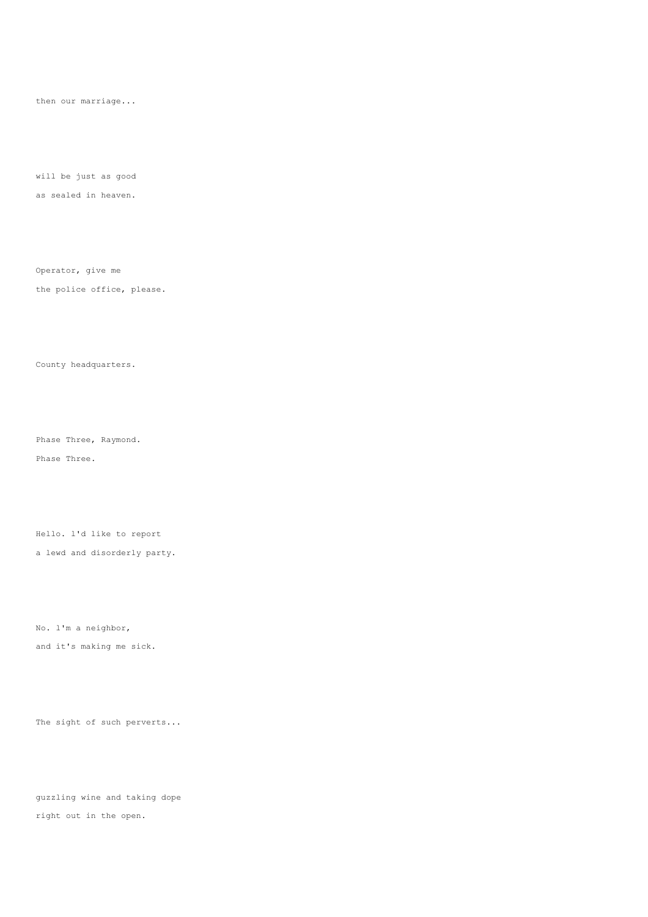then our marriage...

will be just as good
as sealed in heaven.

Operator, give me
the police office, please.

County headquarters.

Phase Three, Raymond.
Phase Three.

Hello. l'd like to report
a lewd and disorderly party.

No. l'm a neighbor,
and it's making me sick.

The sight of such perverts...

guzzling wine and taking dope
right out in the open.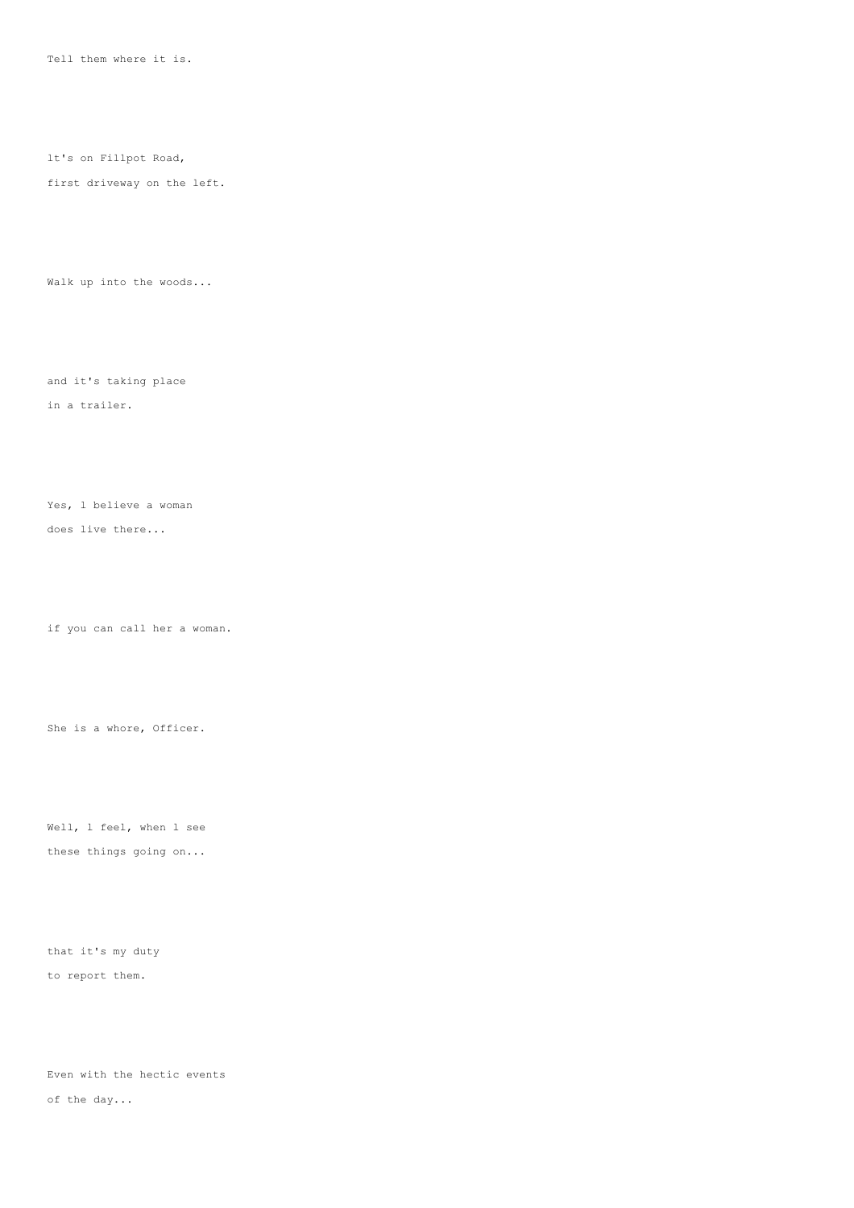Tell them where it is.

lt's on Fillpot Road,

first driveway on the left.

Walk up into the woods...

and it's taking place

in a trailer.

Yes, l believe a woman

does live there...

if you can call her a woman.

She is a whore, Officer.

Well, l feel, when l see

these things going on...

that it's my duty

to report them.

Even with the hectic events

of the day...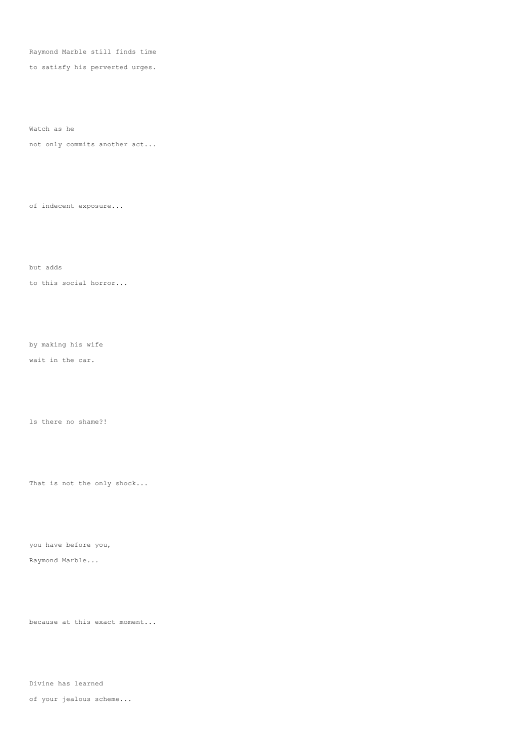Raymond Marble still finds time

to satisfy his perverted urges.

Watch as he

not only commits another act...

of indecent exposure...

but adds

to this social horror...

by making his wife

wait in the car.

Is there no shame?!

That is not the only shock...

you have before you,

Raymond Marble...

because at this exact moment...

Divine has learned

of your jealous scheme...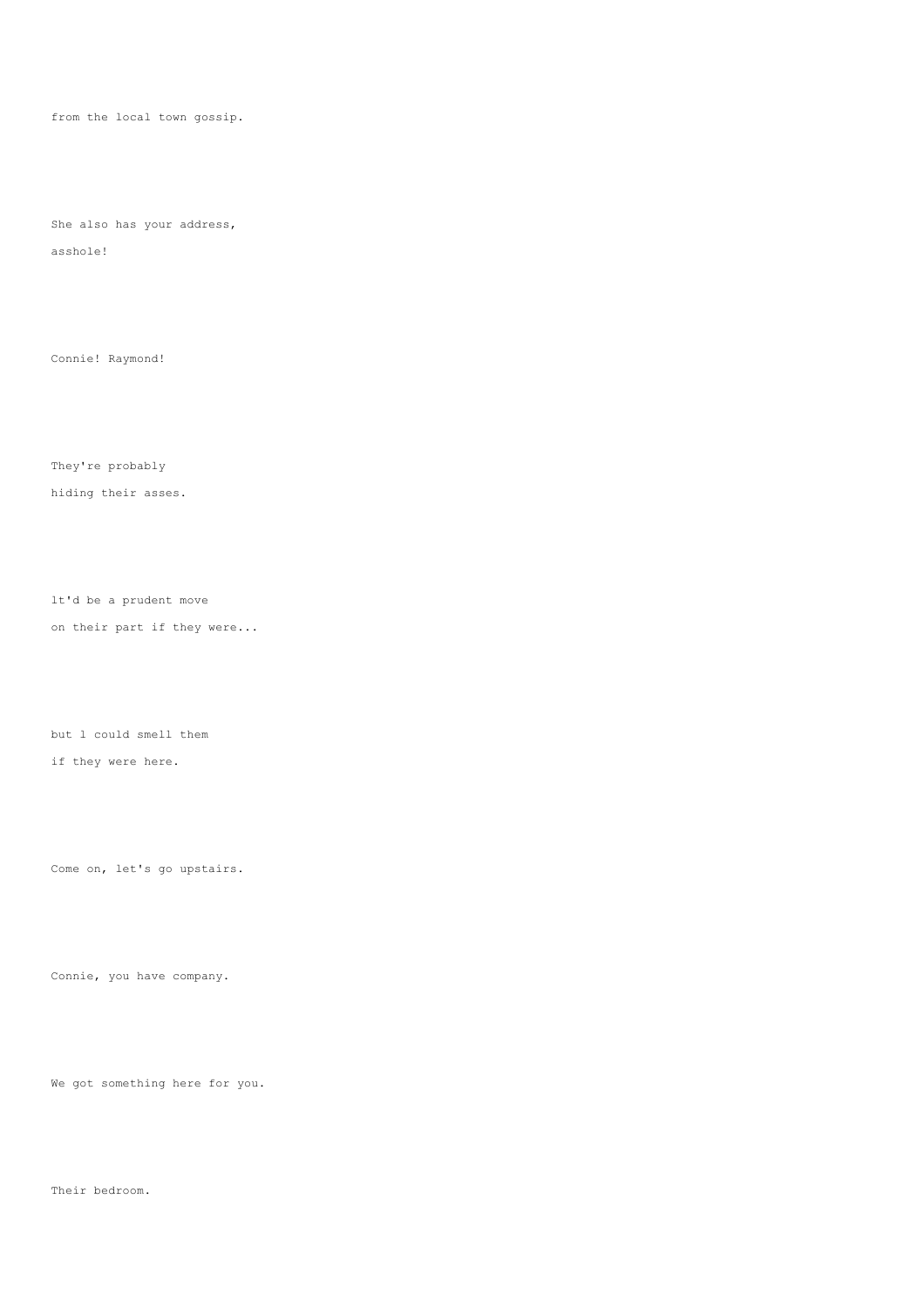from the local town gossip.

She also has your address,
asshole!

Connie! Raymond!

They're probably
hiding their asses.

lt'd be a prudent move
on their part if they were...

but l could smell them
if they were here.

Come on, let's go upstairs.

Connie, you have company.

We got something here for you.

Their bedroom.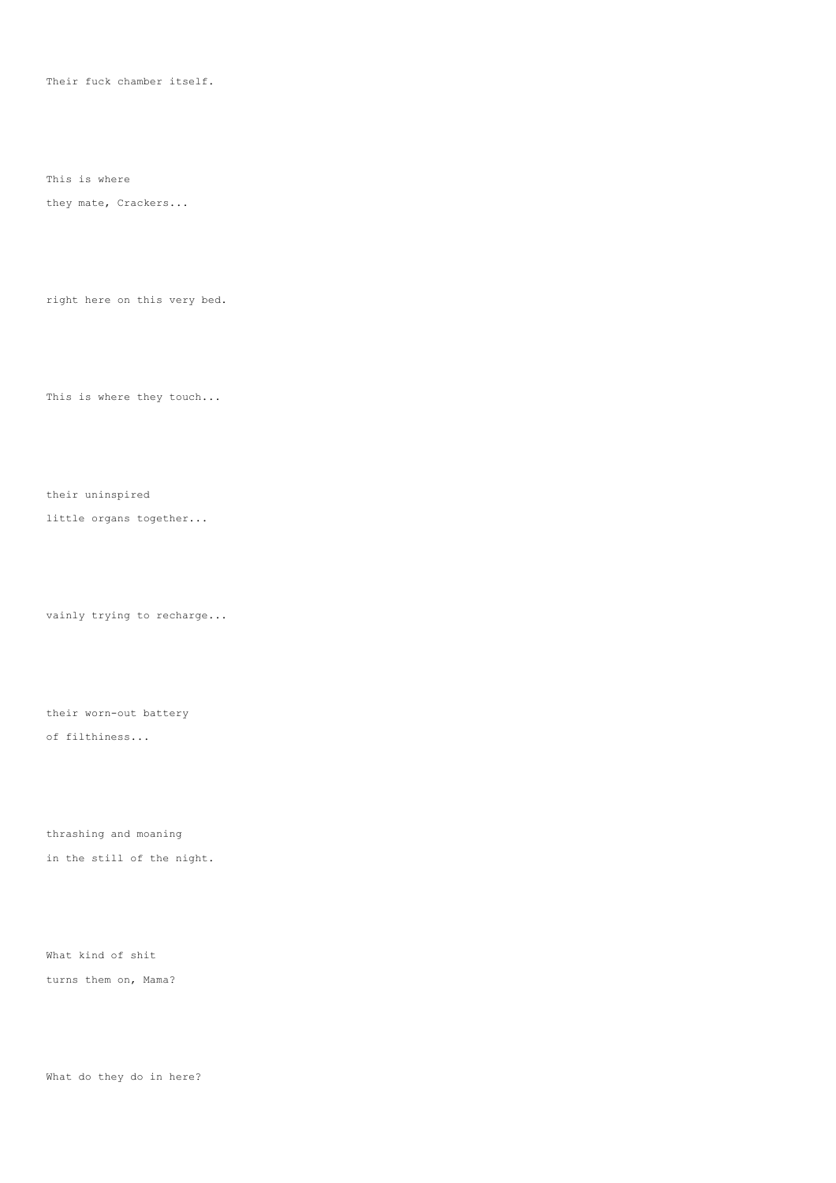Their fuck chamber itself.

This is where
they mate, Crackers...

right here on this very bed.

This is where they touch...

their uninspired
little organs together...

vainly trying to recharge...

their worn-out battery
of filthiness...

thrashing and moaning
in the still of the night.

What kind of shit
turns them on, Mama?

What do they do in here?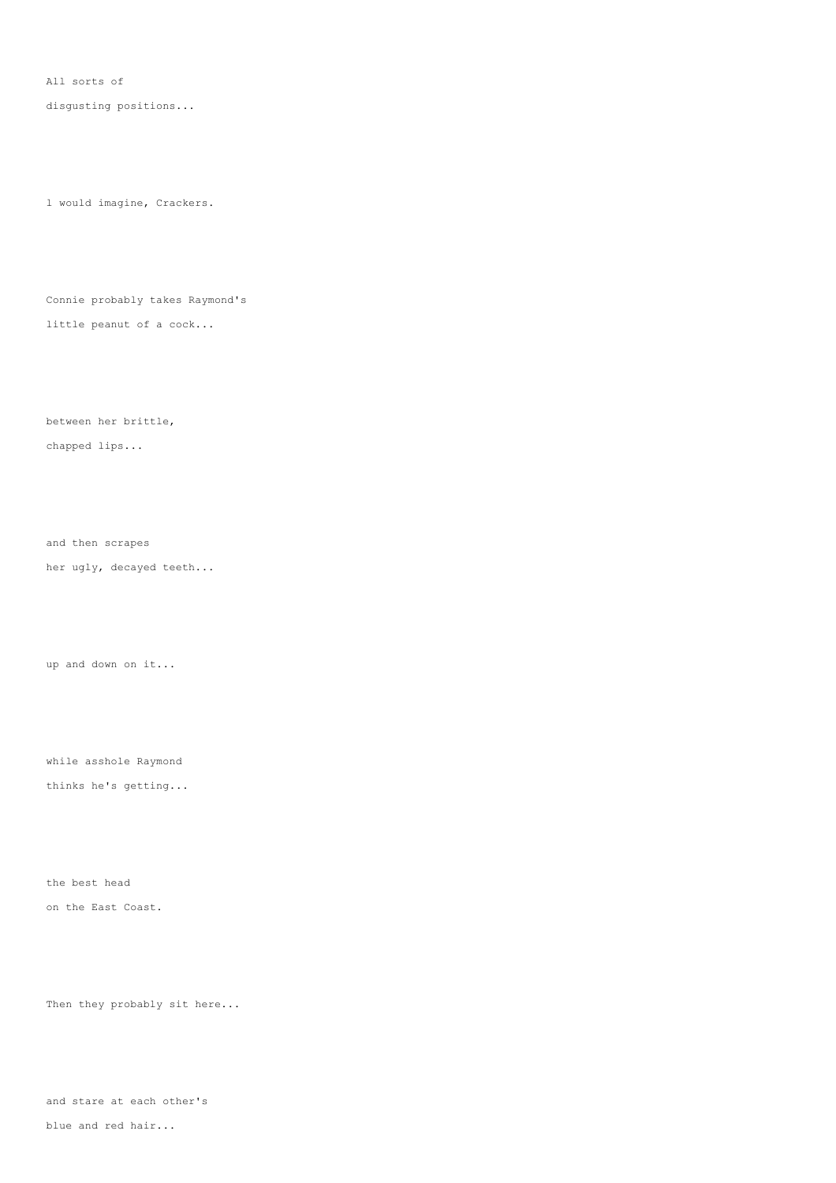All sorts of
disgusting positions...

I would imagine, Crackers.

Connie probably takes Raymond's
little peanut of a cock...

between her brittle,
chapped lips...

and then scrapes
her ugly, decayed teeth...

up and down on it...

while asshole Raymond
thinks he's getting...

the best head
on the East Coast.

Then they probably sit here...

and stare at each other's
blue and red hair...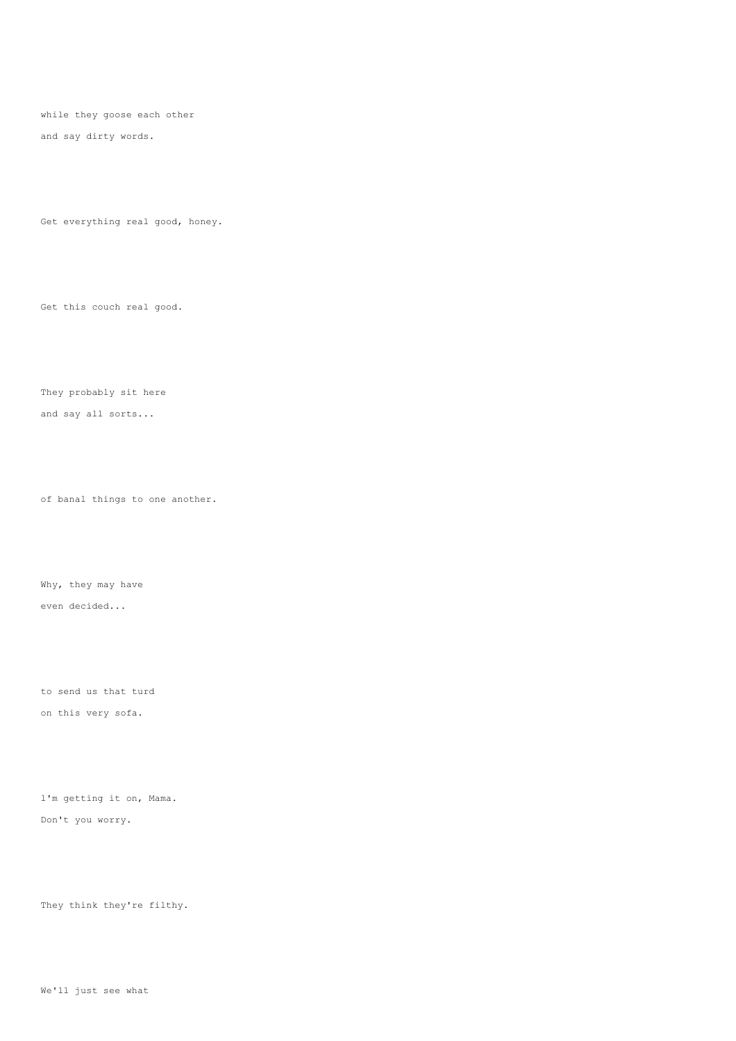while they goose each other

and say dirty words.

Get everything real good, honey.

Get this couch real good.

They probably sit here

and say all sorts...

of banal things to one another.

Why, they may have

even decided...

to send us that turd

on this very sofa.

l'm getting it on, Mama.

Don't you worry.

They think they're filthy.

We'll just see what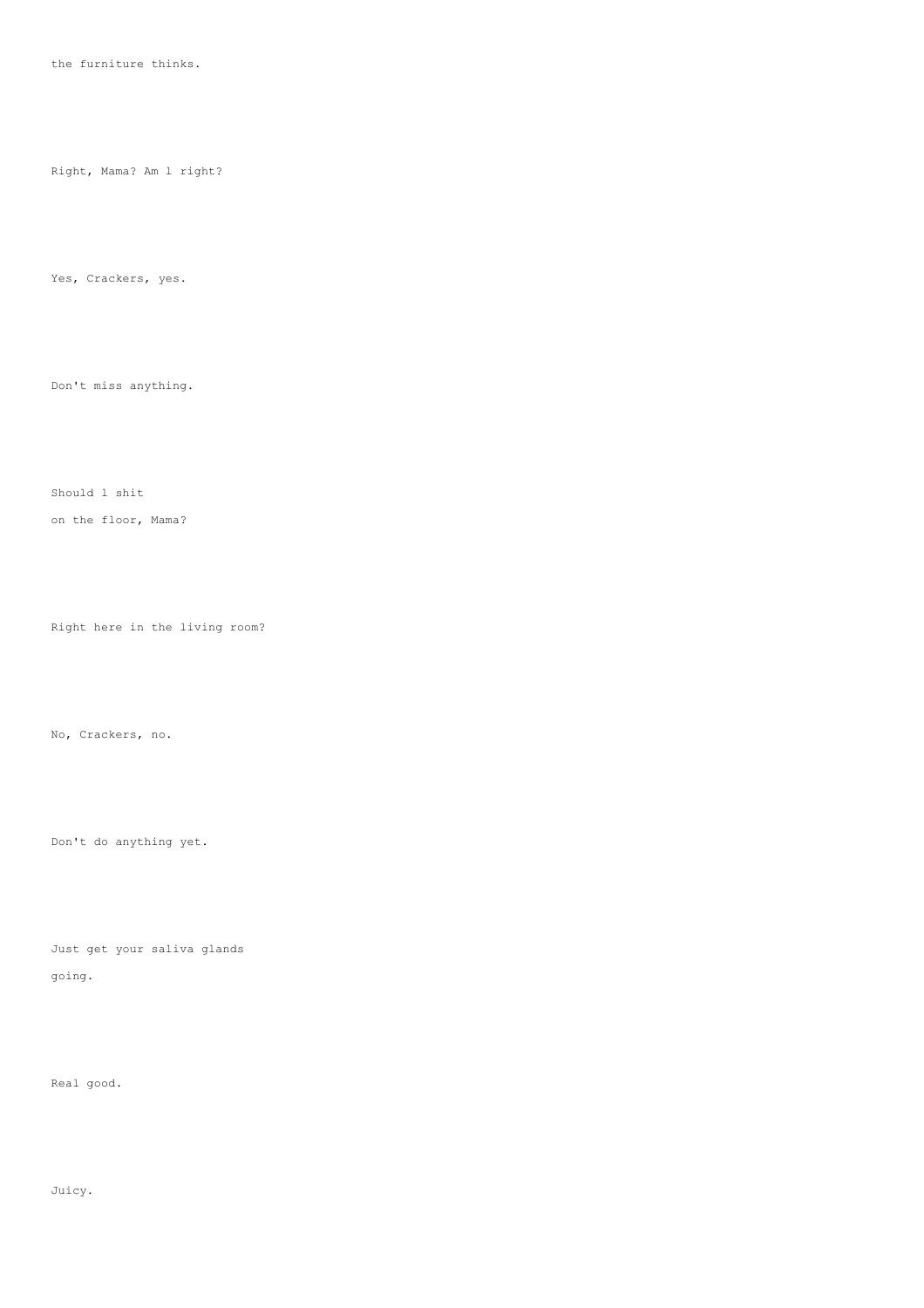the furniture thinks.

Right, Mama? Am l right?

Yes, Crackers, yes.

Don't miss anything.

Should l shit
on the floor, Mama?

Right here in the living room?

No, Crackers, no.

Don't do anything yet.

Just get your saliva glands
going.

Real good.

Juicy.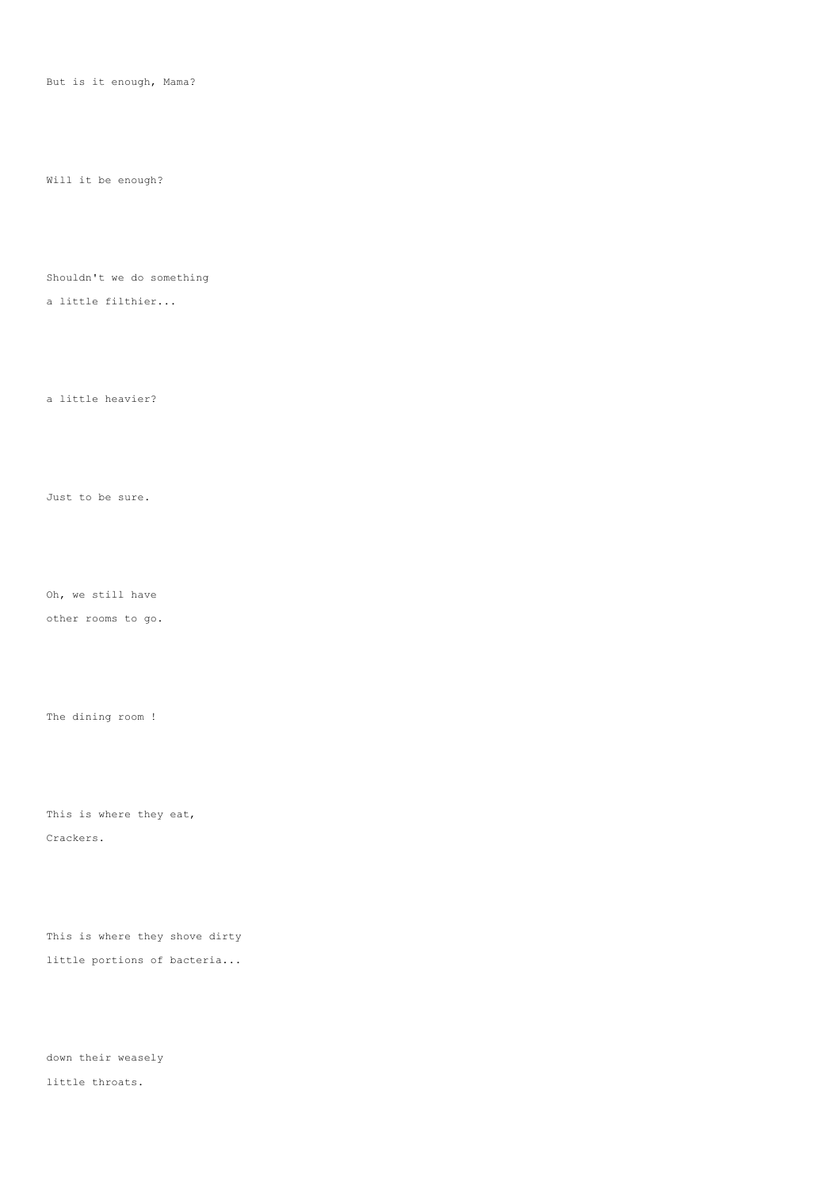But is it enough, Mama?

Will it be enough?

Shouldn't we do something
a little filthier...

a little heavier?

Just to be sure.

Oh, we still have
other rooms to go.

The dining room !

This is where they eat,
Crackers.

This is where they shove dirty
little portions of bacteria...

down their weasely
little throats.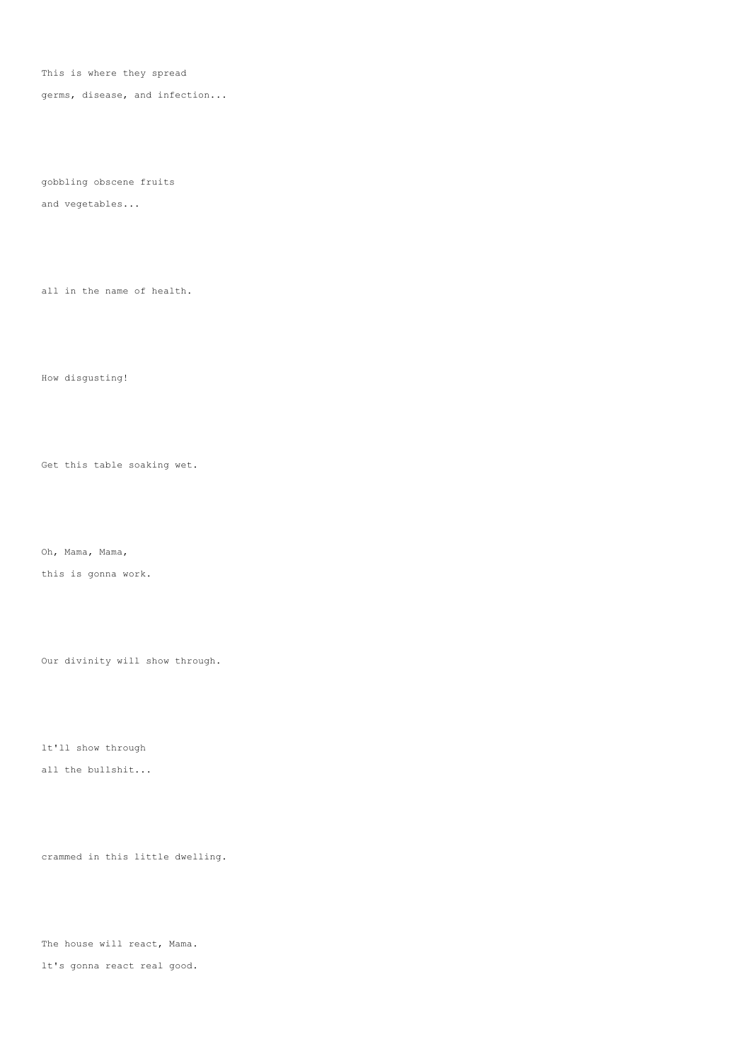This is where they spread
germs, disease, and infection...

gobbling obscene fruits
and vegetables...

all in the name of health.

How disgusting!

Get this table soaking wet.

Oh, Mama, Mama,
this is gonna work.

Our divinity will show through.

lt'll show through
all the bullshit...

crammed in this little dwelling.

The house will react, Mama.
lt's gonna react real good.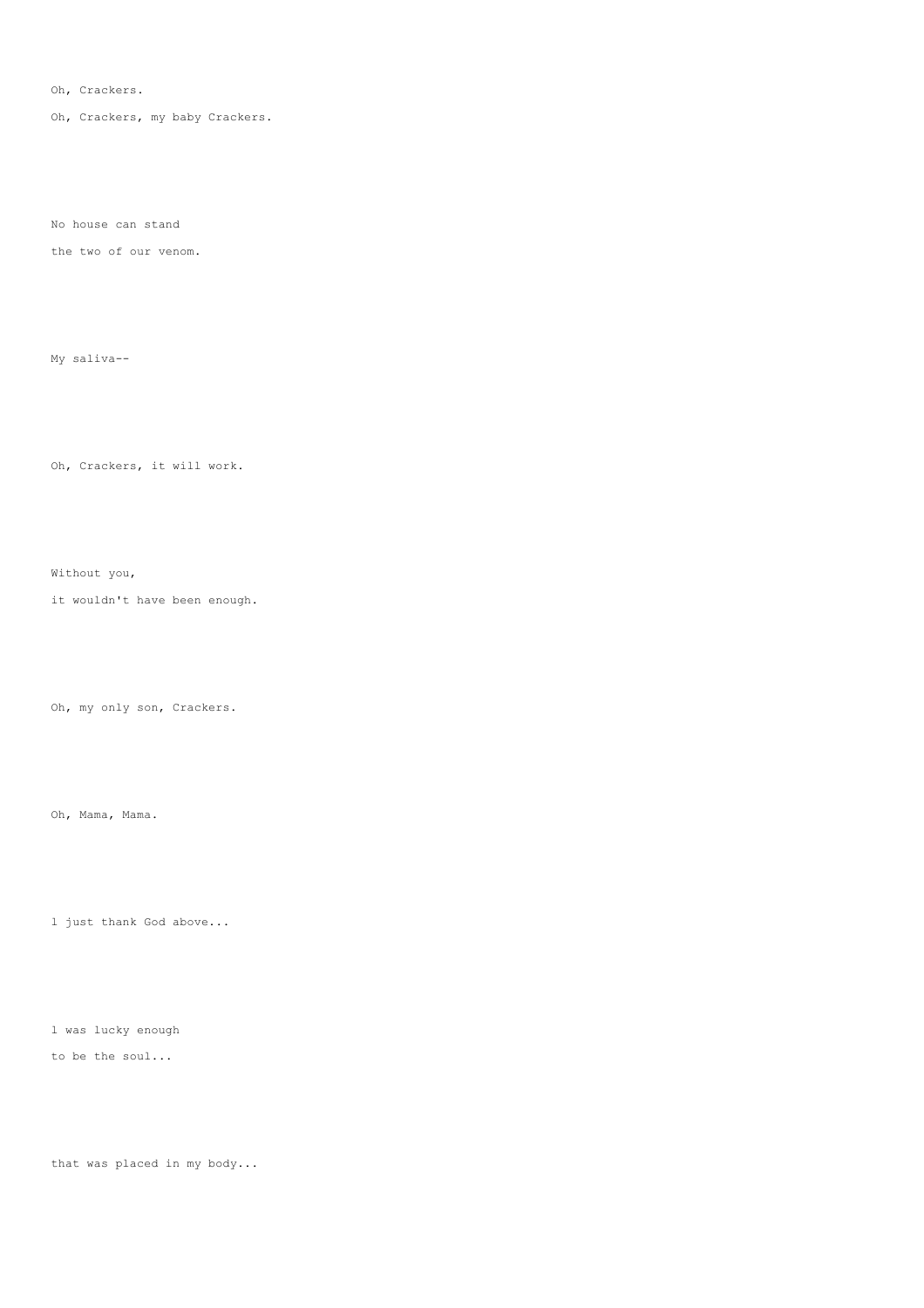Oh, Crackers.

Oh, Crackers, my baby Crackers.

No house can stand

the two of our venom.

My saliva--

Oh, Crackers, it will work.

Without you,

it wouldn't have been enough.

Oh, my only son, Crackers.

Oh, Mama, Mama.

l just thank God above...

l was lucky enough

to be the soul...

that was placed in my body...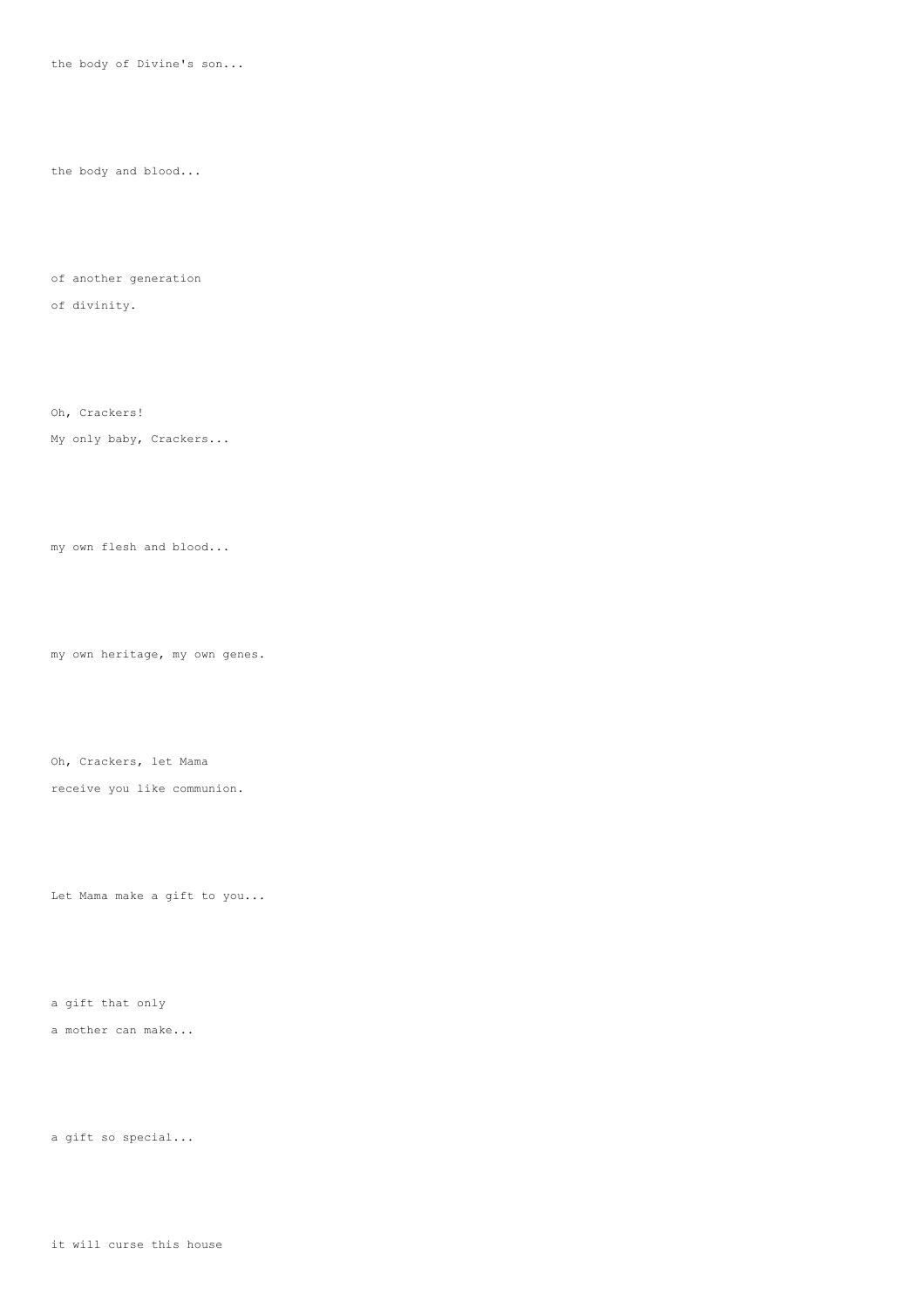the body of Divine's son...

the body and blood...

of another generation
of divinity.

Oh, Crackers!
My only baby, Crackers...

my own flesh and blood...

my own heritage, my own genes.

Oh, Crackers, let Mama
receive you like communion.

Let Mama make a gift to you...

a gift that only
a mother can make...

a gift so special...

it will curse this house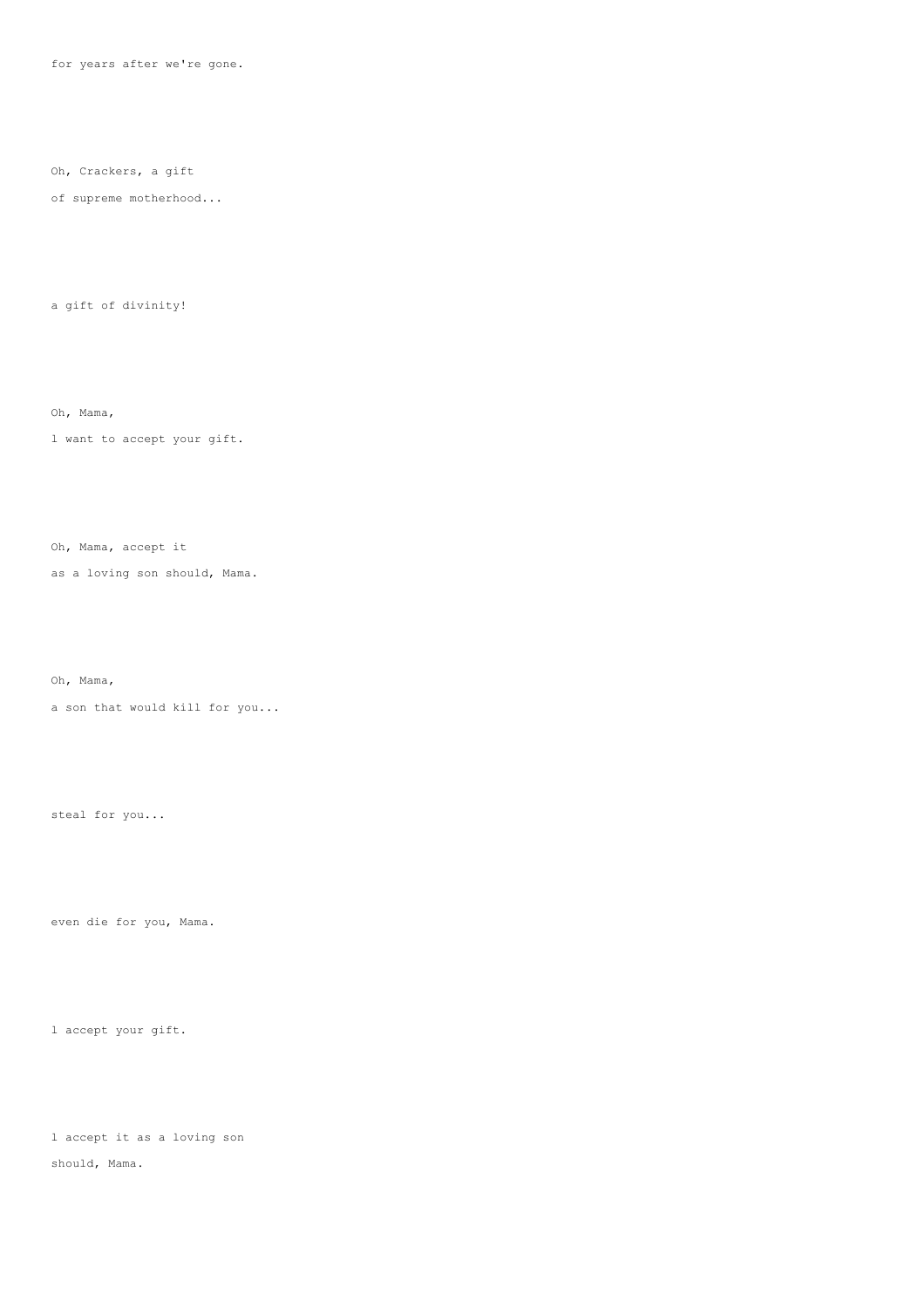for years after we're gone.

Oh, Crackers, a gift
of supreme motherhood...

a gift of divinity!

Oh, Mama,
l want to accept your gift.

Oh, Mama, accept it
as a loving son should, Mama.

Oh, Mama,
a son that would kill for you...

steal for you...

even die for you, Mama.

l accept your gift.

l accept it as a loving son
should, Mama.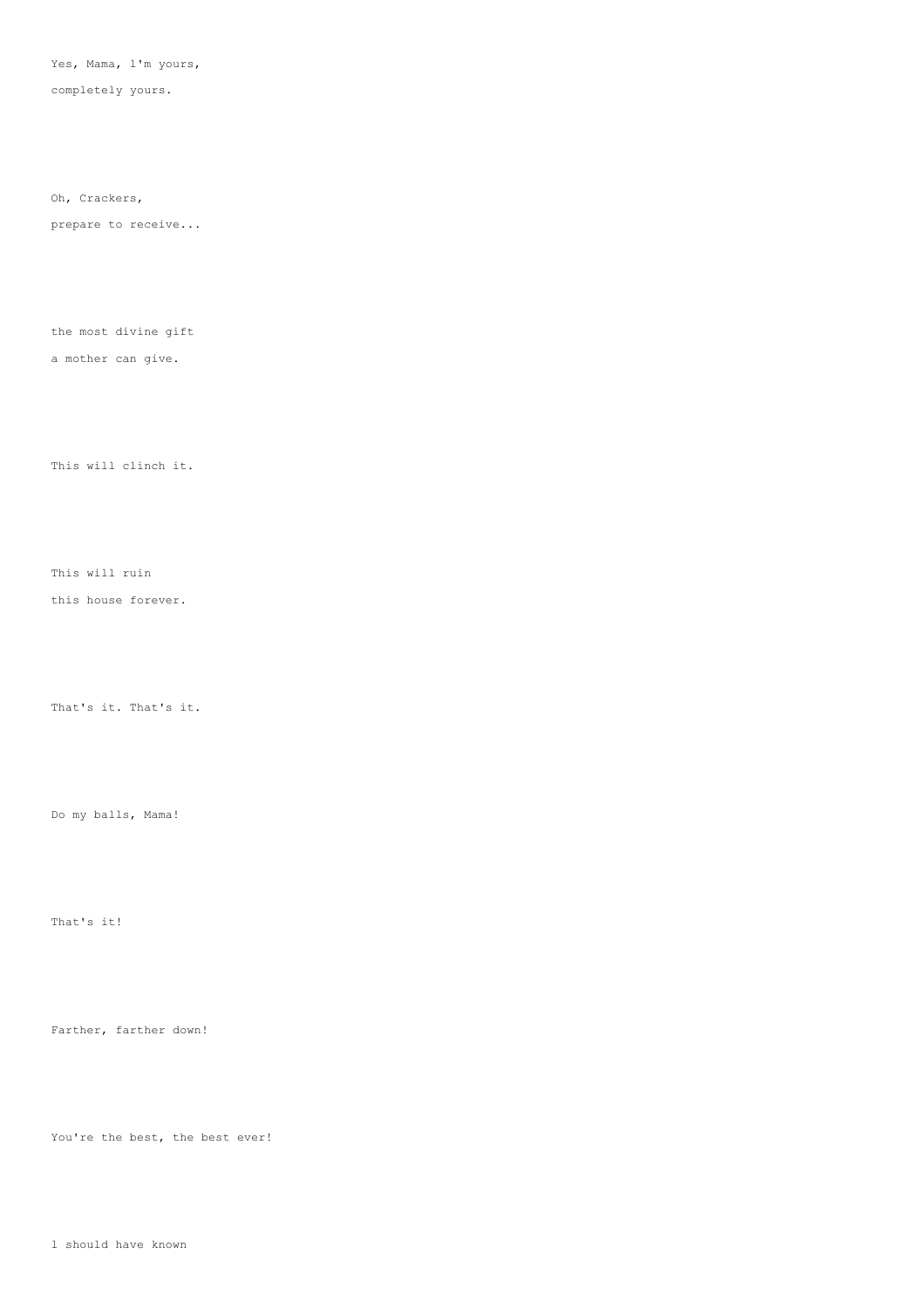Yes, Mama, l'm yours,

completely yours.

Oh, Crackers,

prepare to receive...

the most divine gift

a mother can give.

This will clinch it.

This will ruin

this house forever.

That's it. That's it.

Do my balls, Mama!

That's it!

Farther, farther down!

You're the best, the best ever!

l should have known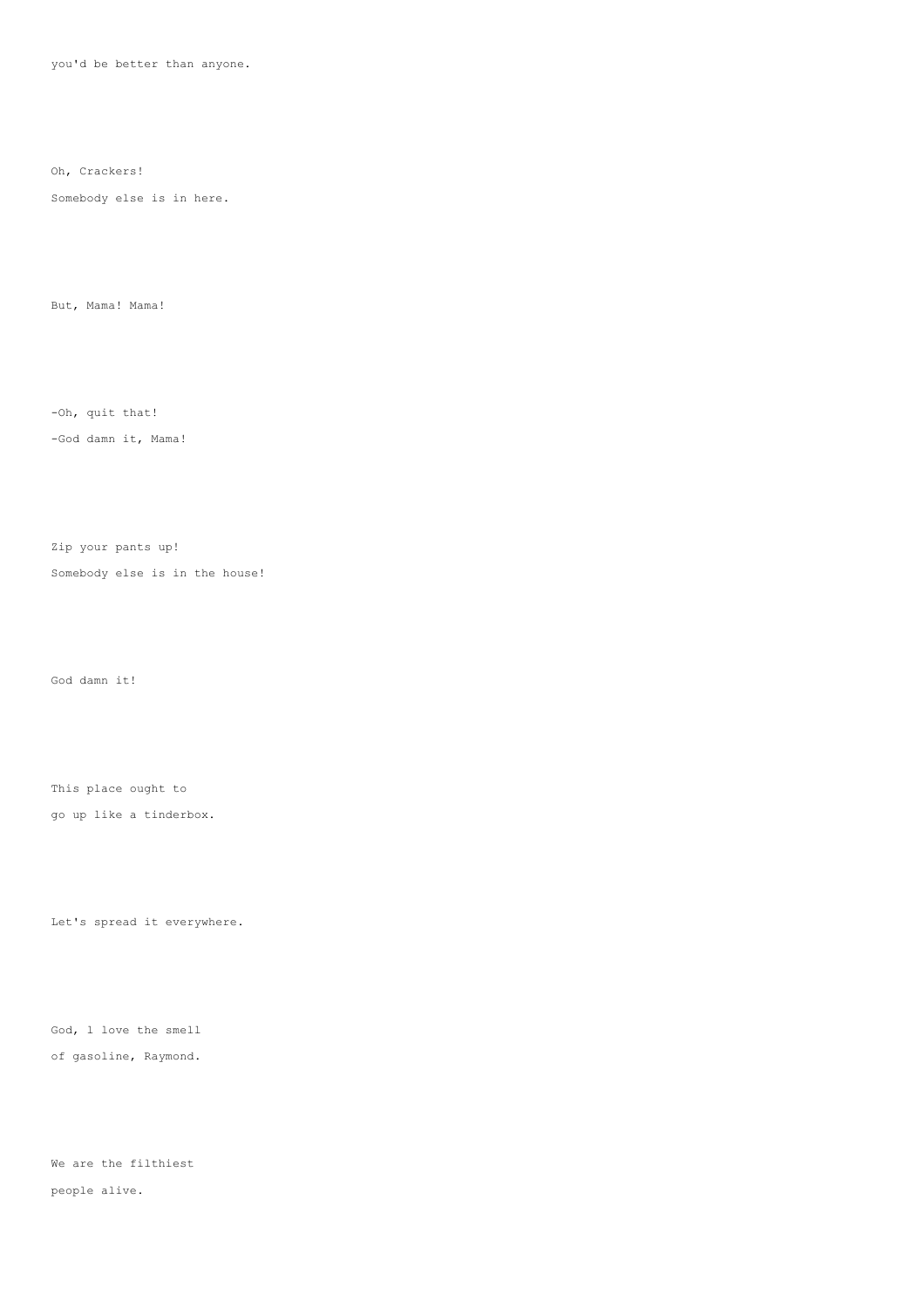you'd be better than anyone.

Oh, Crackers!

Somebody else is in here.

But, Mama! Mama!

-Oh, quit that!

-God damn it, Mama!

Zip your pants up!

Somebody else is in the house!

God damn it!

This place ought to

go up like a tinderbox.

Let's spread it everywhere.

God, l love the smell

of gasoline, Raymond.

We are the filthiest

people alive.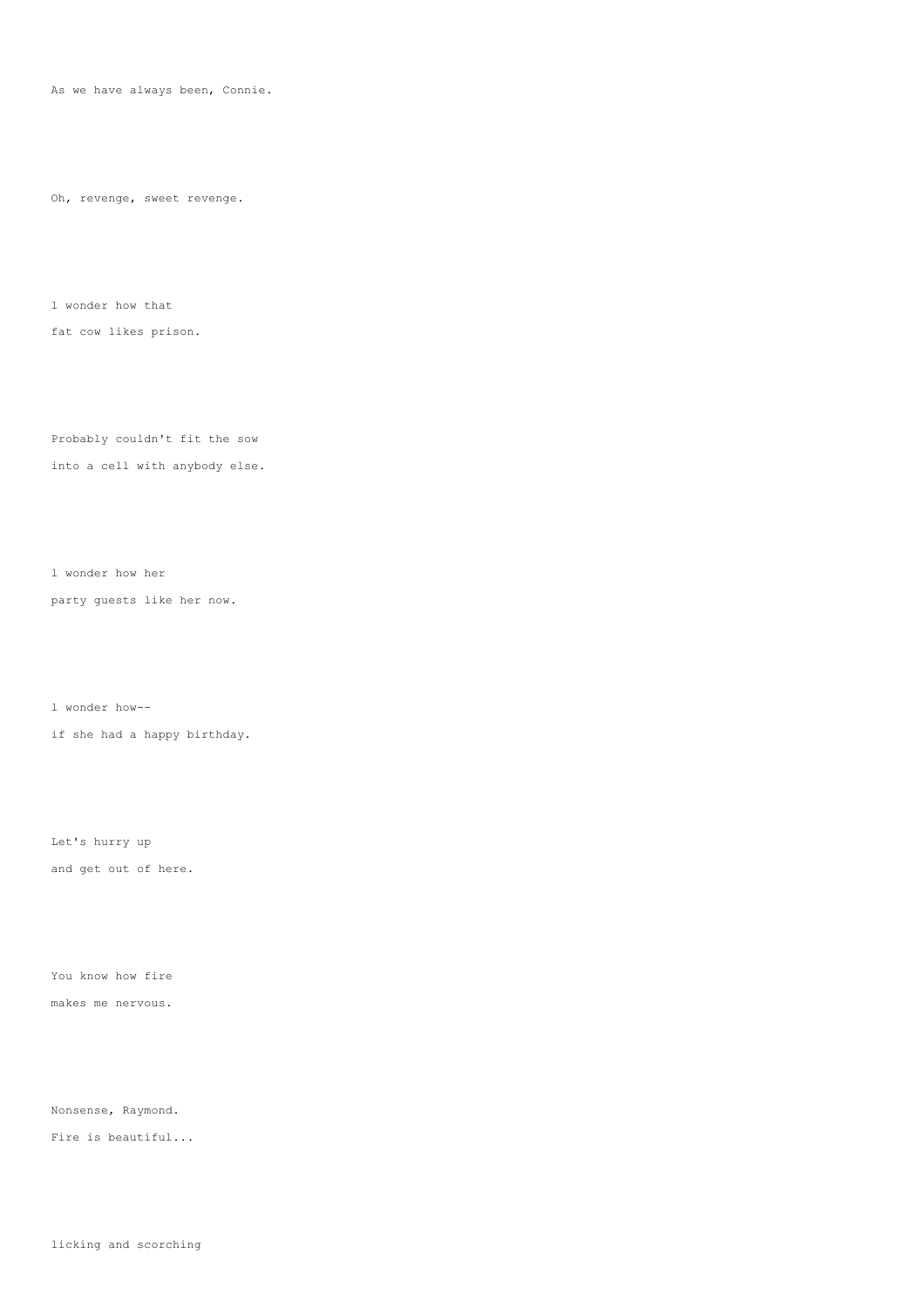As we have always been, Connie.

Oh, revenge, sweet revenge.

l wonder how that
fat cow likes prison.

Probably couldn't fit the sow
into a cell with anybody else.

l wonder how her
party guests like her now.

l wonder how--
if she had a happy birthday.

Let's hurry up
and get out of here.

You know how fire
makes me nervous.

Nonsense, Raymond.
Fire is beautiful...

licking and scorching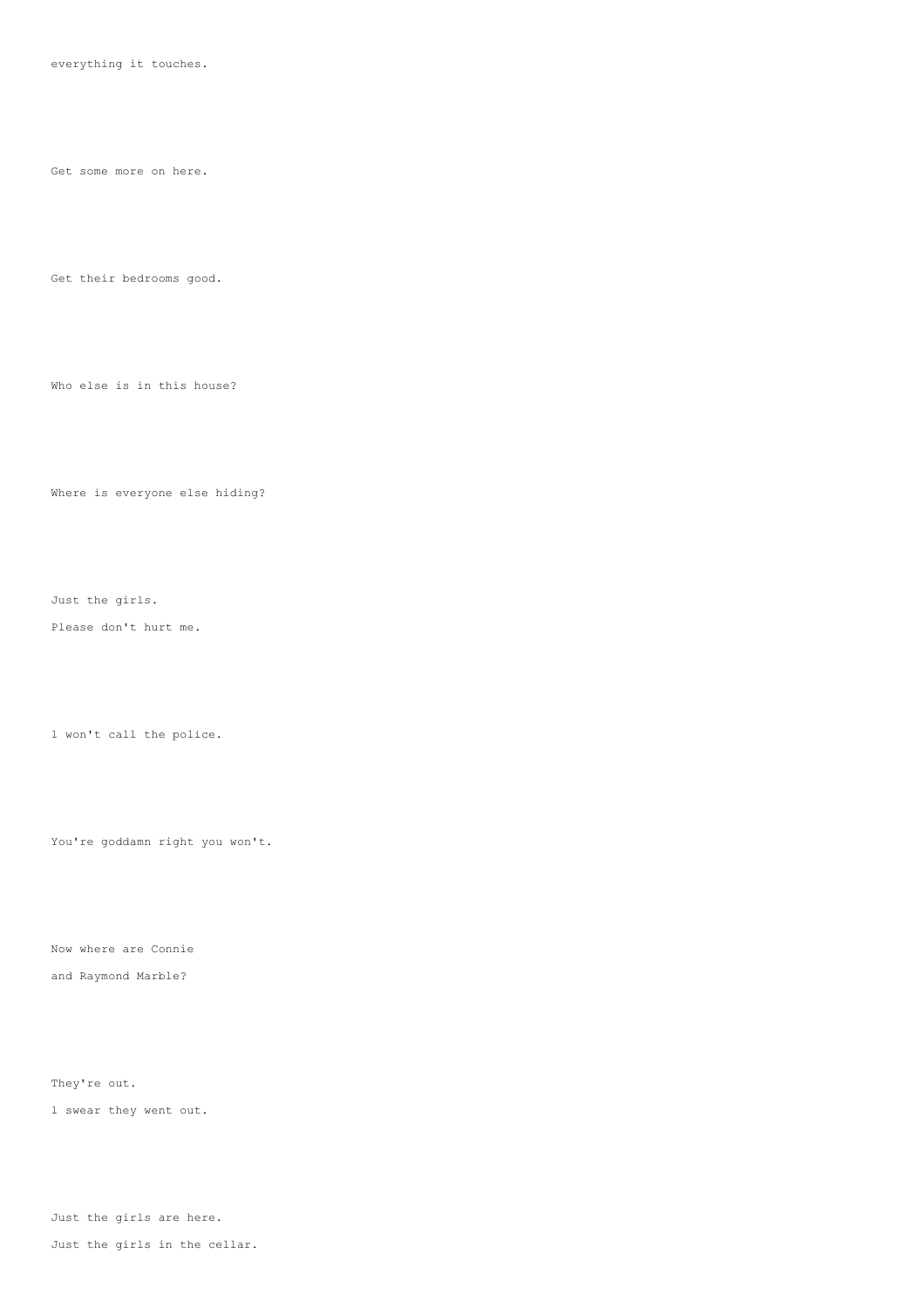everything it touches.

Get some more on here.

Get their bedrooms good.

Who else is in this house?

Where is everyone else hiding?

Just the girls.

Please don't hurt me.

l won't call the police.

You're goddamn right you won't.

Now where are Connie

and Raymond Marble?

They're out.

l swear they went out.

Just the girls are here.

Just the girls in the cellar.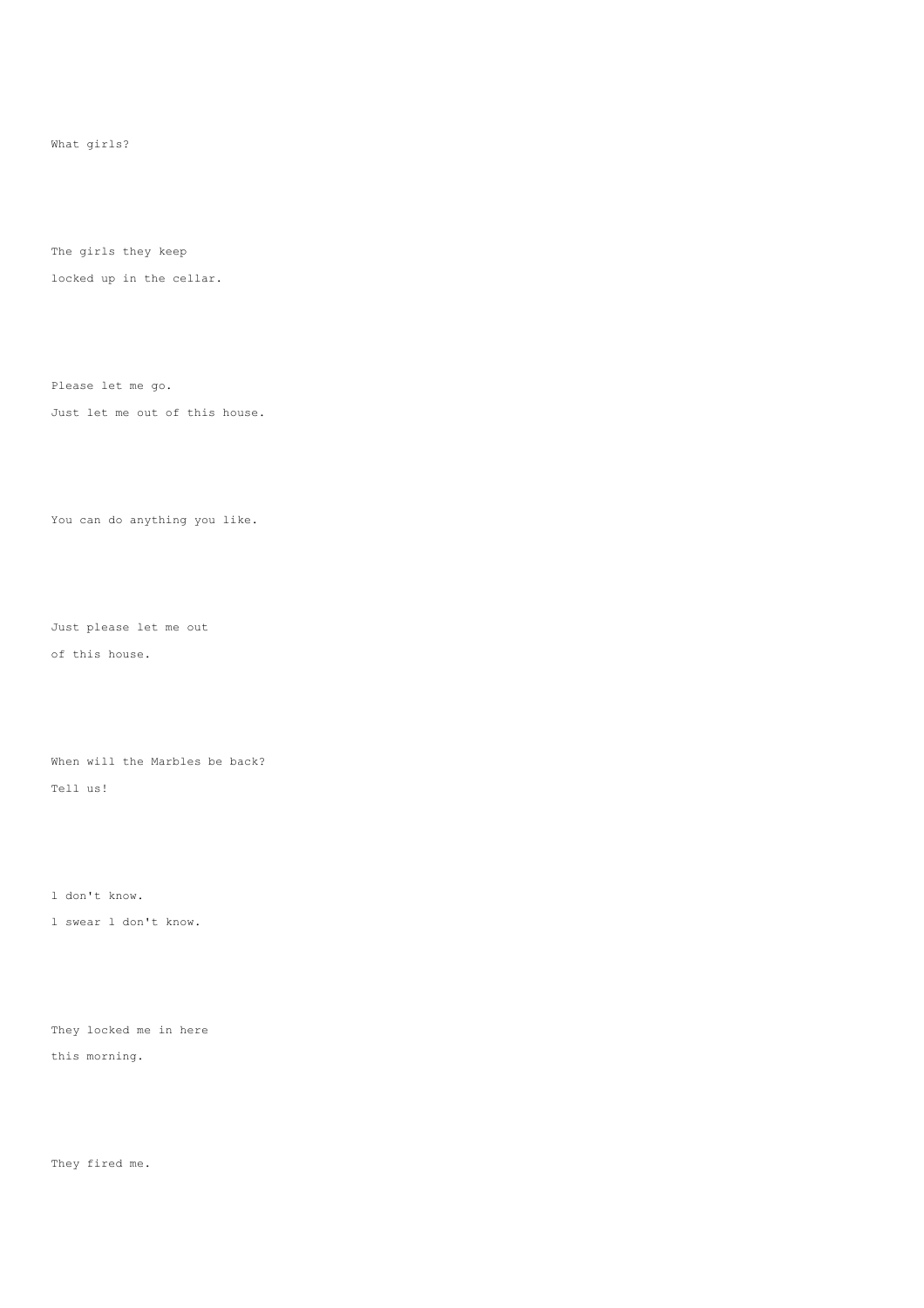What girls?

The girls they keep
locked up in the cellar.

Please let me go.
Just let me out of this house.

You can do anything you like.

Just please let me out
of this house.

When will the Marbles be back?
Tell us!

l don't know.
l swear l don't know.

They locked me in here
this morning.

They fired me.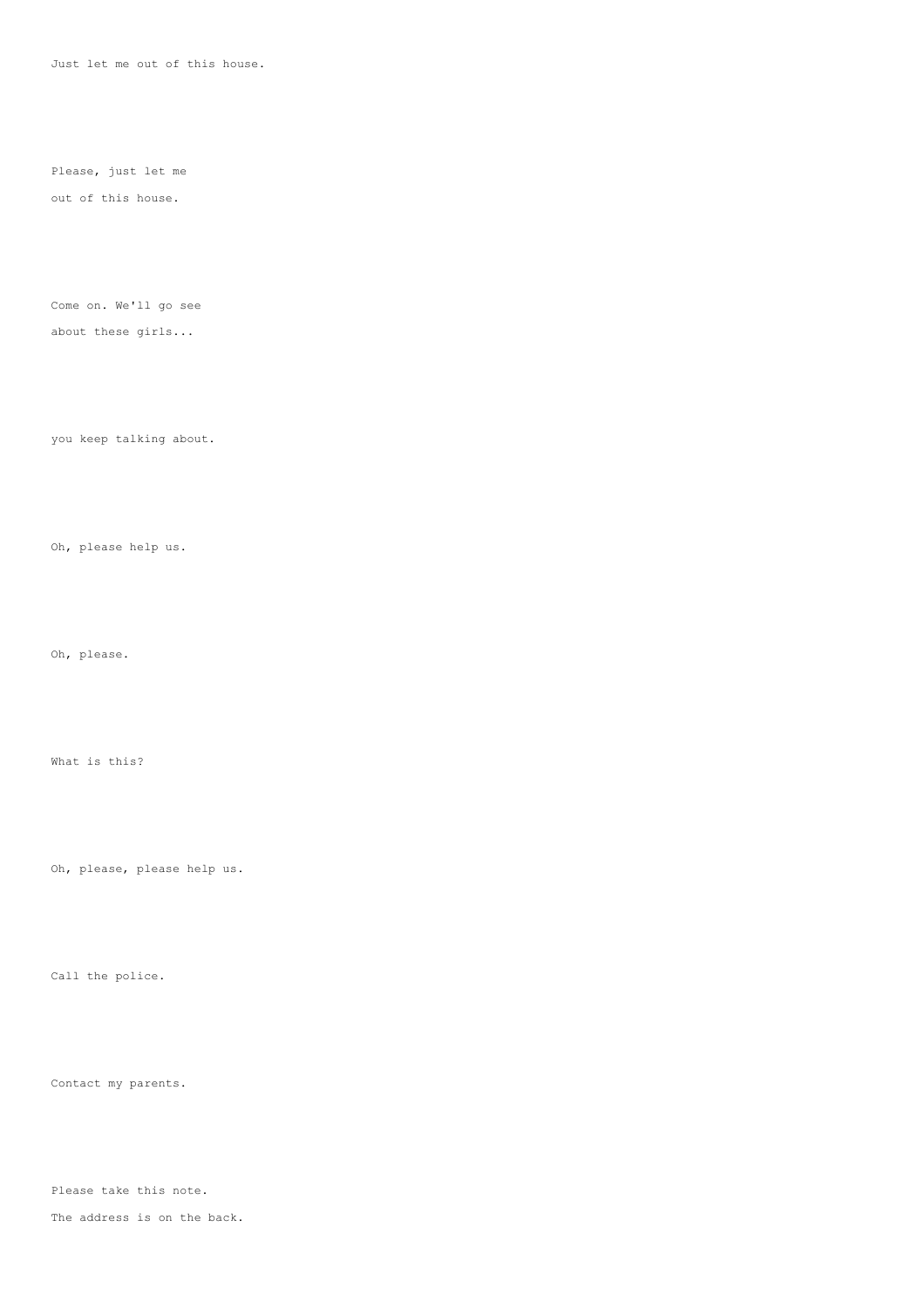Just let me out of this house.

Please, just let me
out of this house.

Come on. We'll go see
about these girls...

you keep talking about.

Oh, please help us.

Oh, please.

What is this?

Oh, please, please help us.

Call the police.

Contact my parents.

Please take this note.
The address is on the back.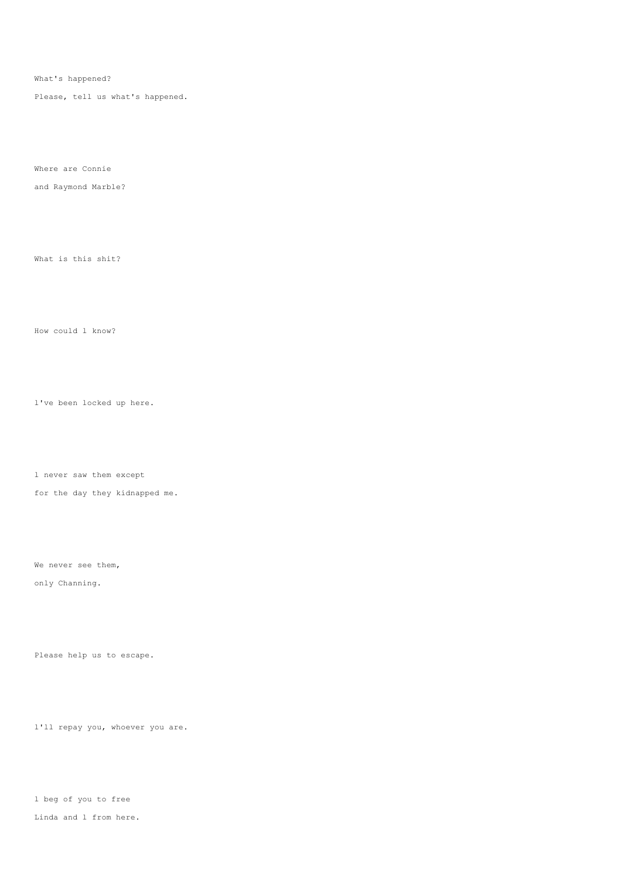What's happened?

Please, tell us what's happened.

Where are Connie

and Raymond Marble?

What is this shit?

How could l know?

l've been locked up here.

l never saw them except

for the day they kidnapped me.

We never see them,

only Channing.

Please help us to escape.

l'll repay you, whoever you are.

l beg of you to free

Linda and l from here.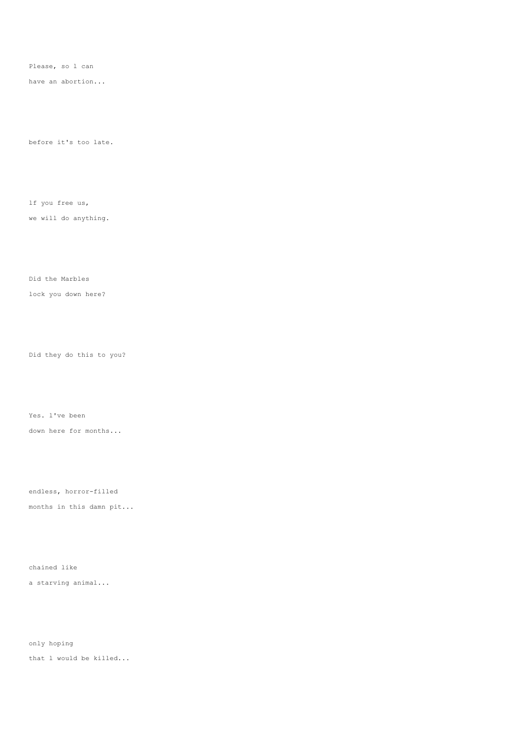Please, so I can

have an abortion...

before it's too late.

If you free us,

we will do anything.

Did the Marbles

lock you down here?

Did they do this to you?

Yes. I've been

down here for months...

endless, horror-filled

months in this damn pit...

chained like

a starving animal...

only hoping

that I would be killed...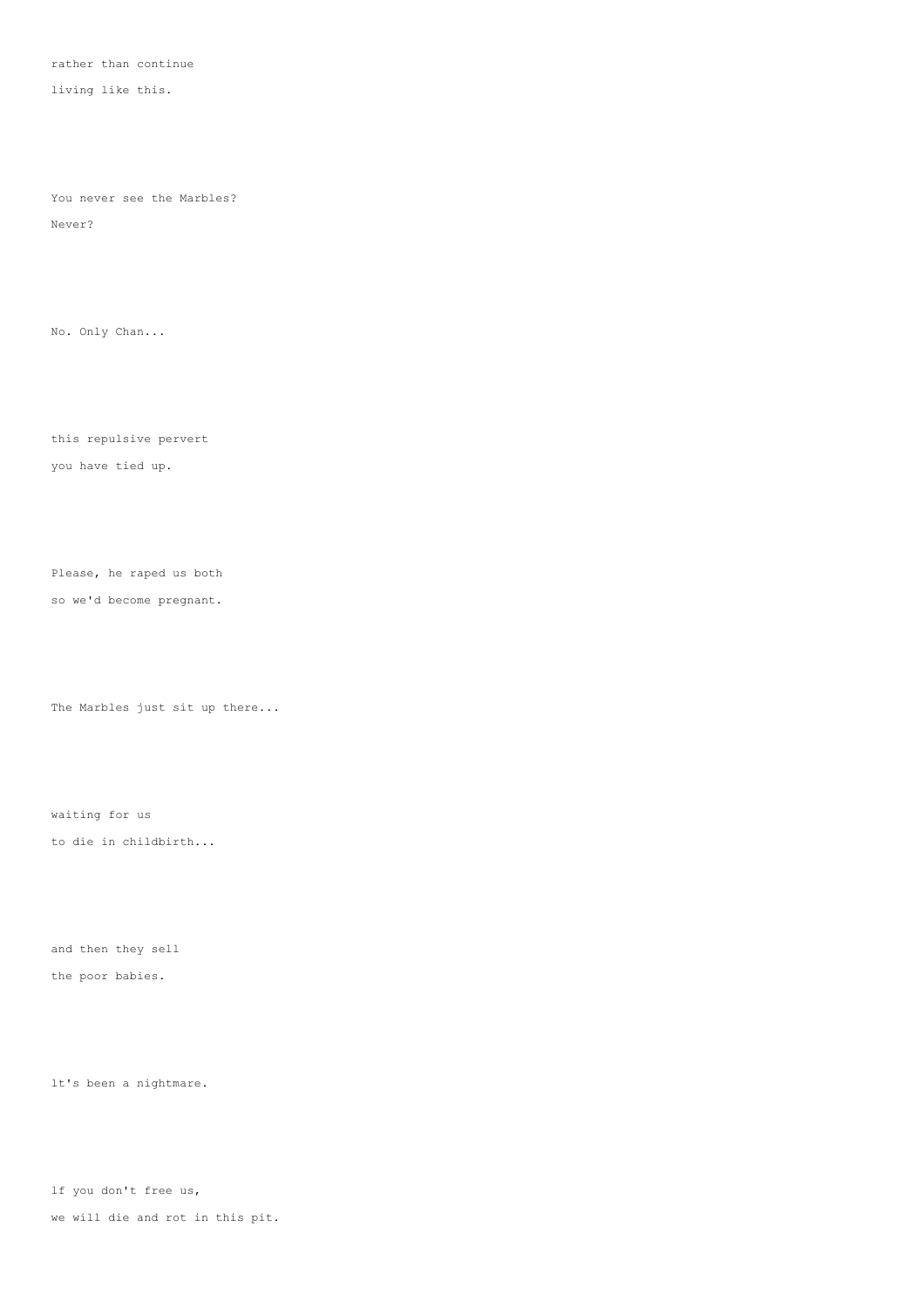rather than continue
living like this.

You never see the Marbles?
Never?

No. Only Chan...

this repulsive pervert
you have tied up.

Please, he raped us both
so we'd become pregnant.

The Marbles just sit up there...

waiting for us
to die in childbirth...

and then they sell
the poor babies.

lt's been a nightmare.

lf you don't free us,
we will die and rot in this pit.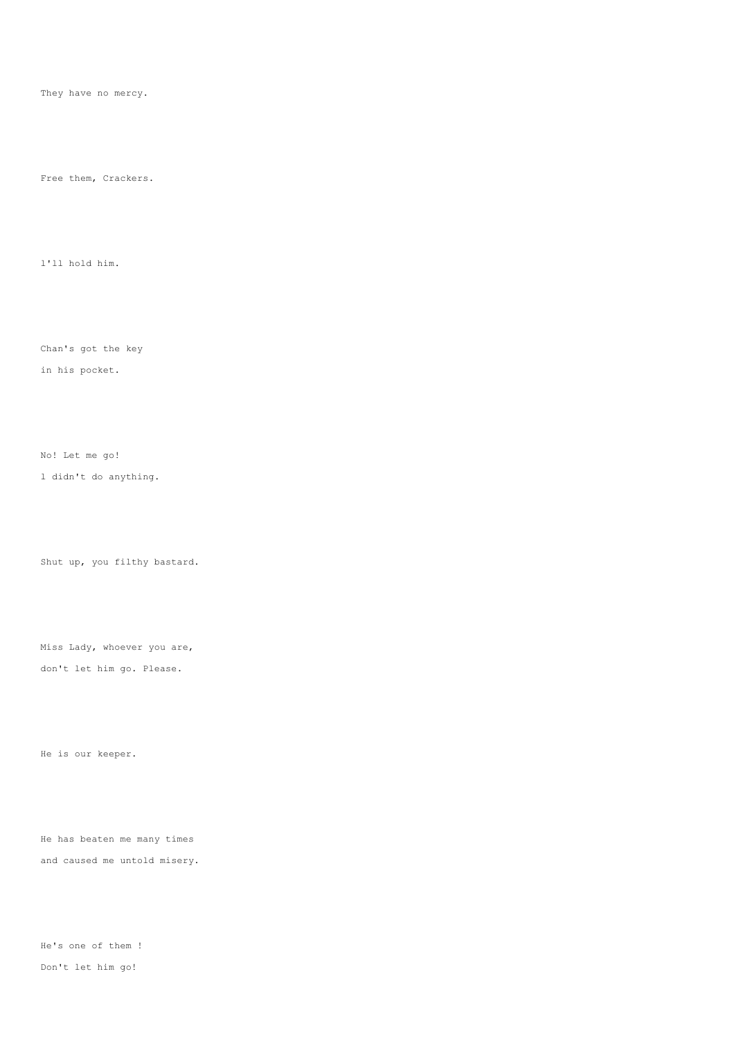They have no mercy.

Free them, Crackers.

l'll hold him.

Chan's got the key
in his pocket.

No! Let me go!
l didn't do anything.

Shut up, you filthy bastard.

Miss Lady, whoever you are,
don't let him go. Please.

He is our keeper.

He has beaten me many times
and caused me untold misery.

He's one of them !
Don't let him go!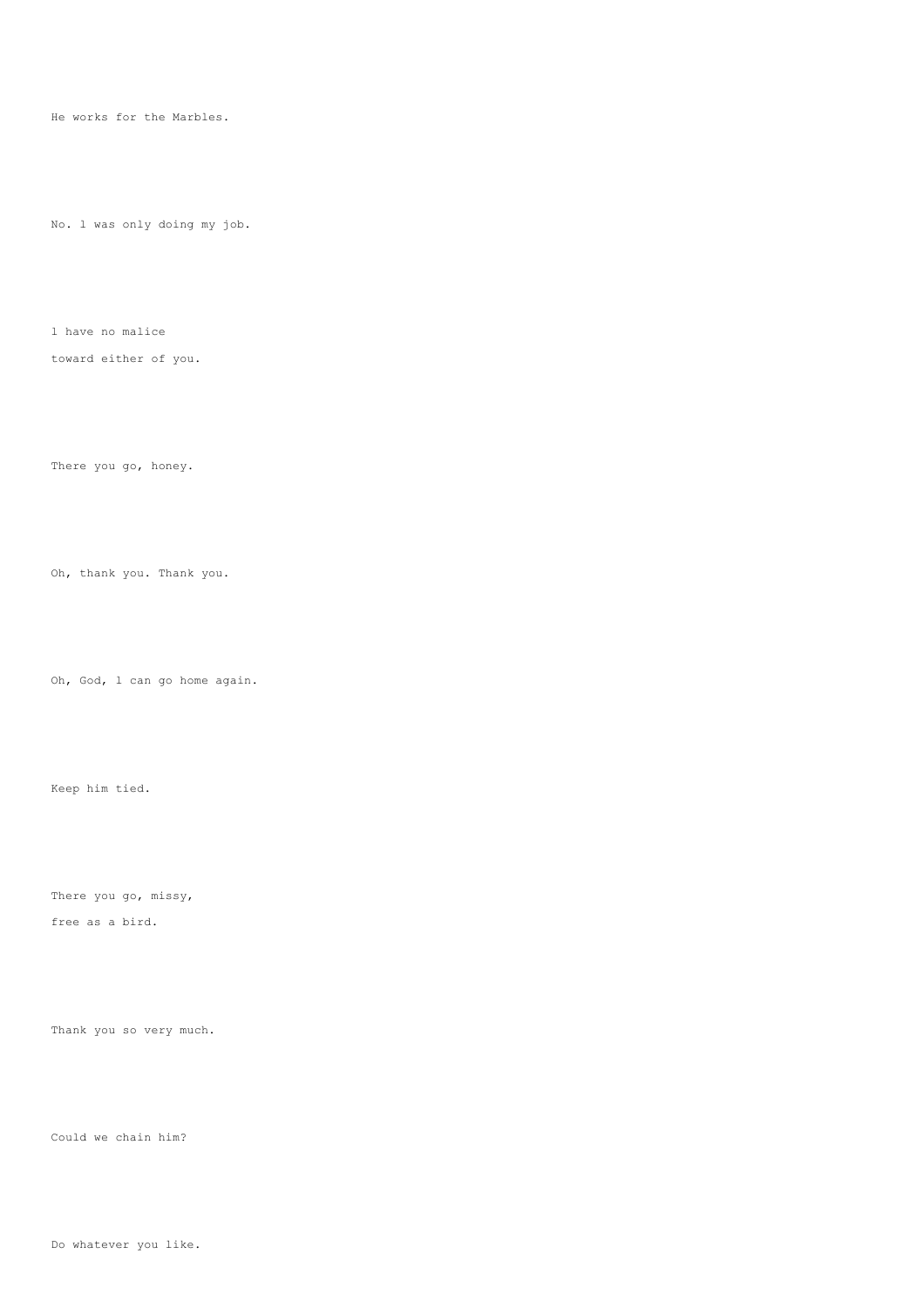He works for the Marbles.

No. l was only doing my job.

l have no malice
toward either of you.

There you go, honey.

Oh, thank you. Thank you.

Oh, God, l can go home again.

Keep him tied.

There you go, missy,
free as a bird.

Thank you so very much.

Could we chain him?

Do whatever you like.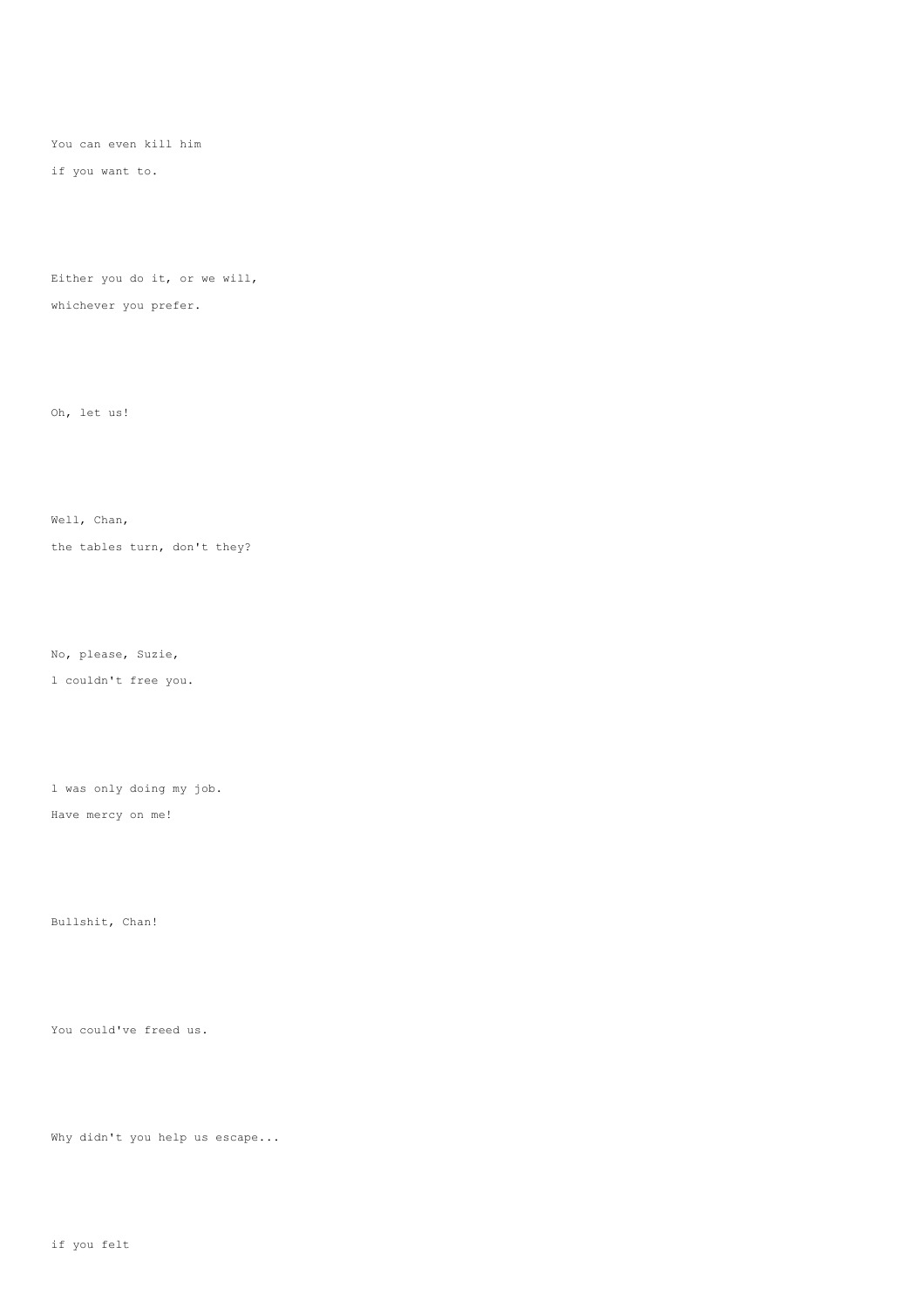You can even kill him

if you want to.

Either you do it, or we will,

whichever you prefer.

Oh, let us!

Well, Chan,

the tables turn, don't they?

No, please, Suzie,

l couldn't free you.

l was only doing my job.

Have mercy on me!

Bullshit, Chan!

You could've freed us.

Why didn't you help us escape...

if you felt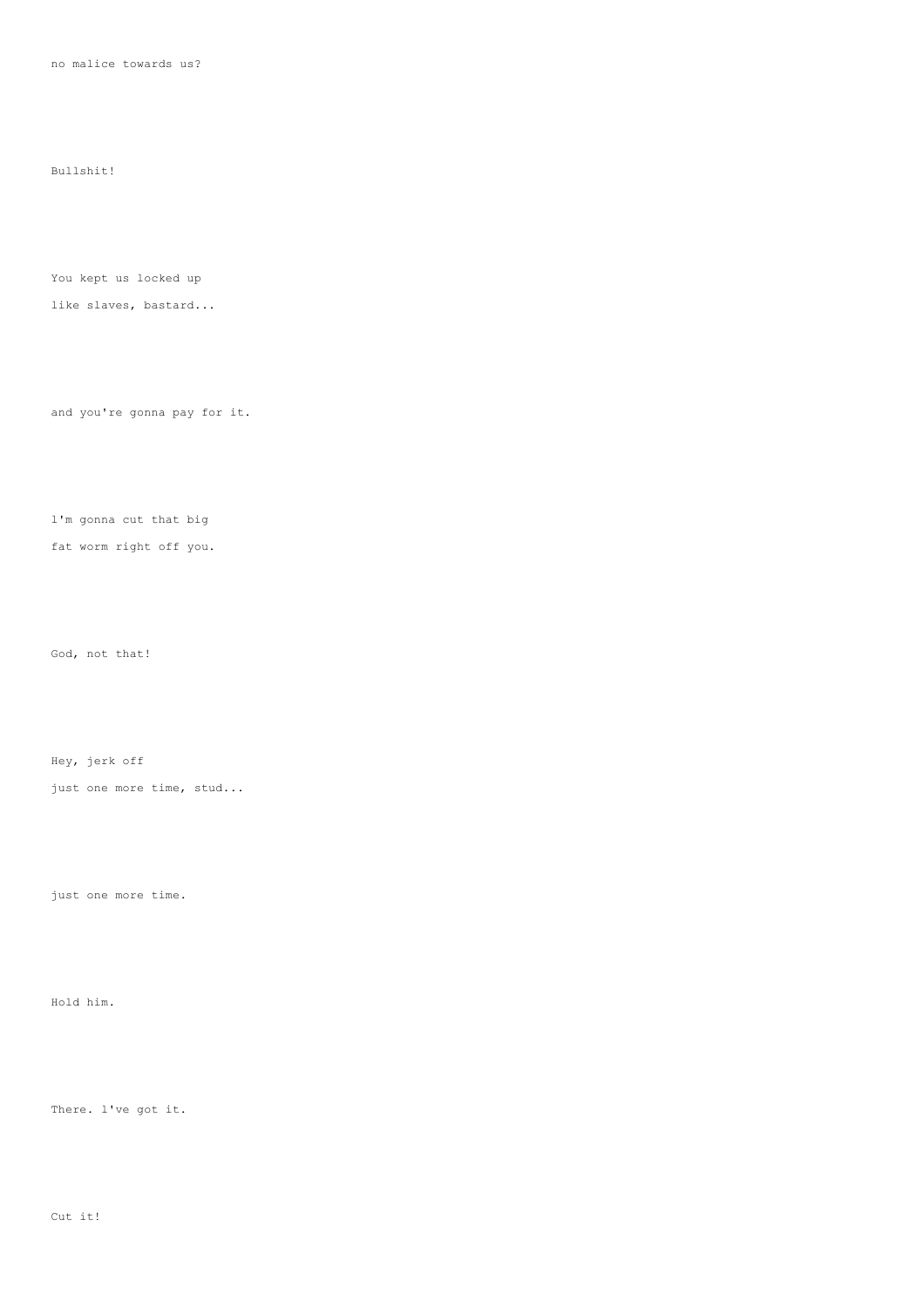no malice towards us?

Bullshit!

You kept us locked up

like slaves, bastard...

and you're gonna pay for it.

l'm gonna cut that big

fat worm right off you.

God, not that!

Hey, jerk off

just one more time, stud...

just one more time.

Hold him.

There. l've got it.

Cut it!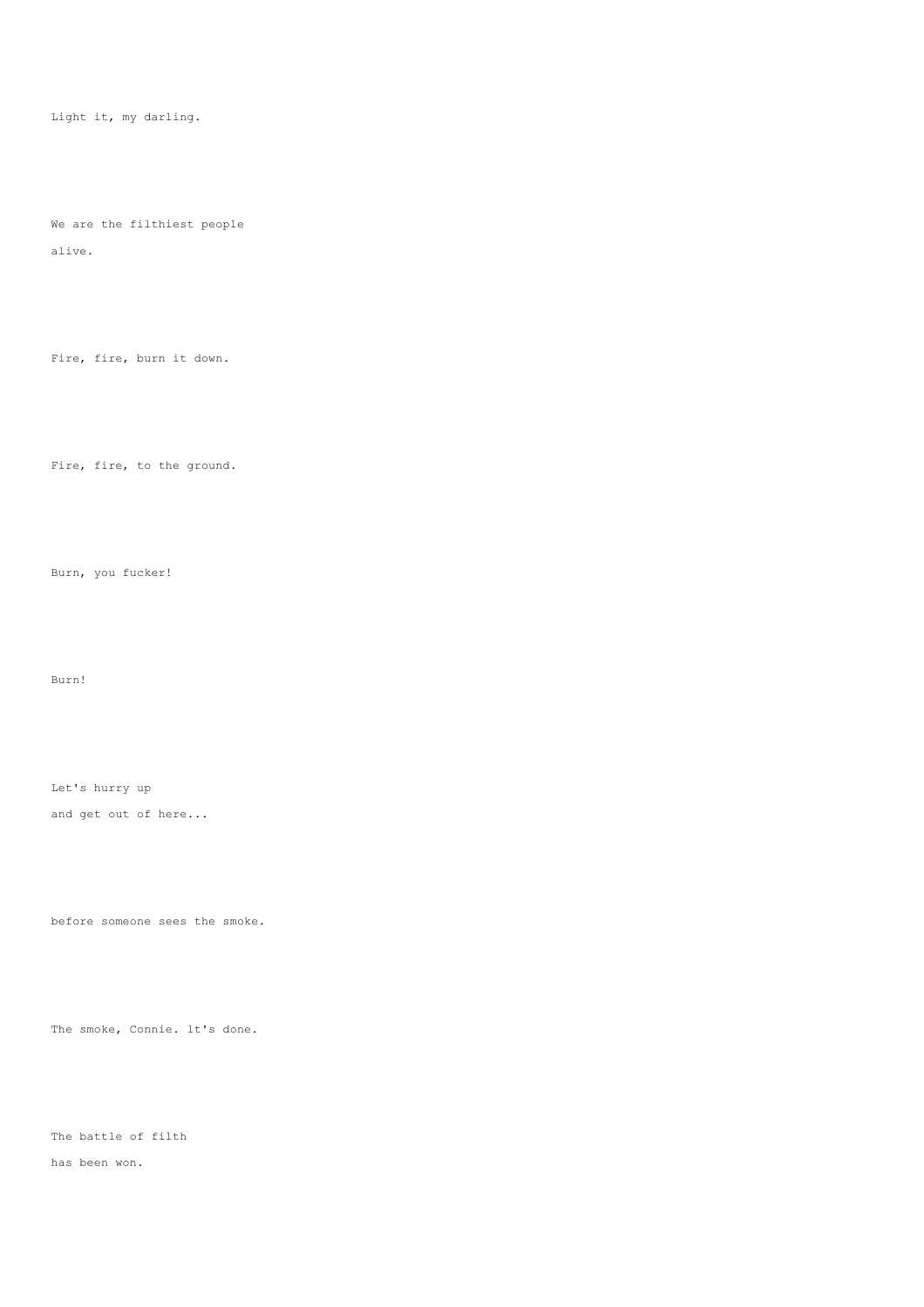Light it, my darling.

We are the filthiest people
alive.

Fire, fire, burn it down.

Fire, fire, to the ground.

Burn, you fucker!

Burn!

Let's hurry up
and get out of here...

before someone sees the smoke.

The smoke, Connie. lt's done.

The battle of filth
has been won.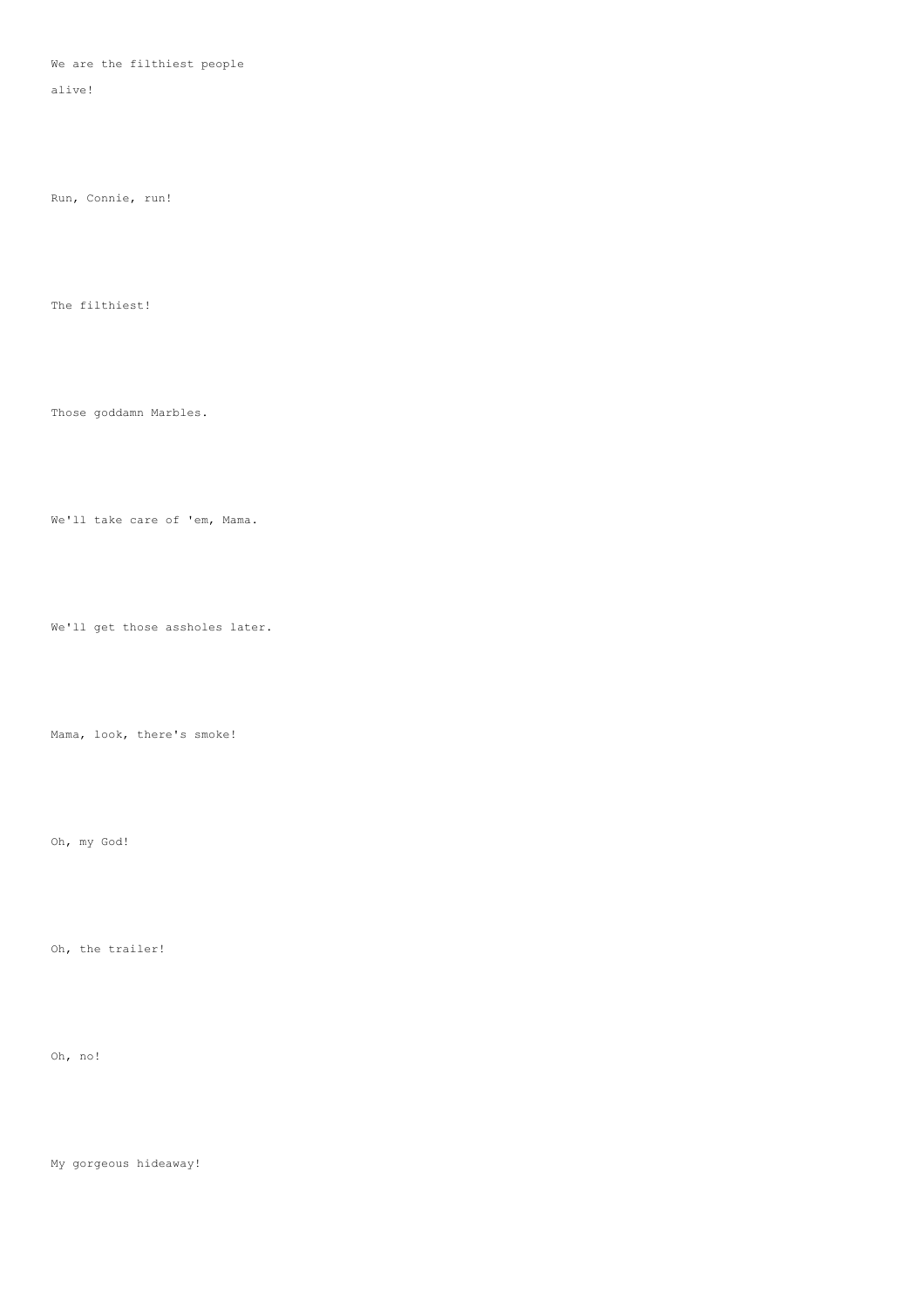We are the filthiest people
alive!

Run, Connie, run!

The filthiest!

Those goddamn Marbles.

We'll take care of 'em, Mama.

We'll get those assholes later.

Mama, look, there's smoke!

Oh, my God!

Oh, the trailer!

Oh, no!

My gorgeous hideaway!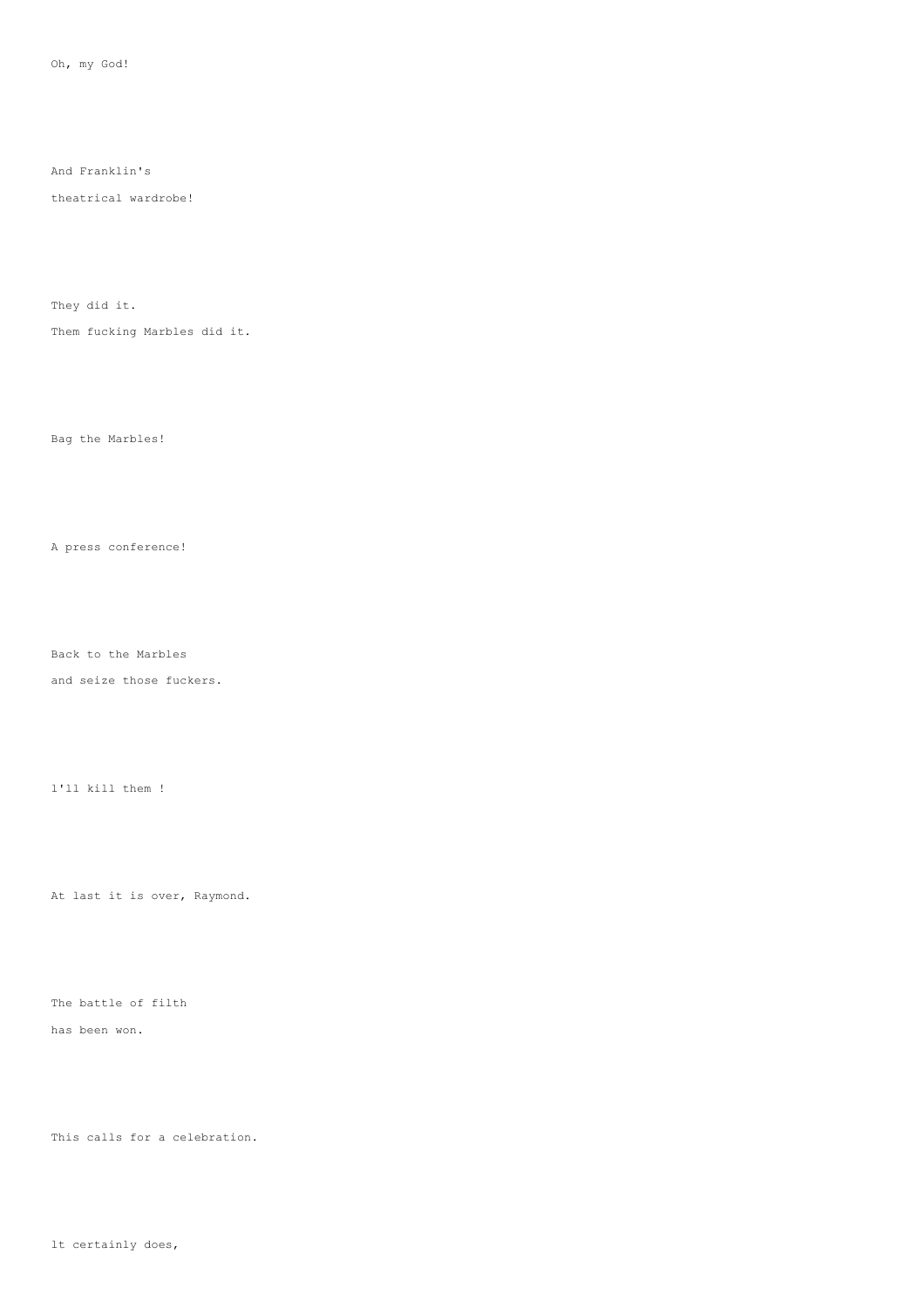Oh, my God!

And Franklin's
theatrical wardrobe!

They did it.
Them fucking Marbles did it.

Bag the Marbles!

A press conference!

Back to the Marbles
and seize those fuckers.

l'll kill them !

At last it is over, Raymond.

The battle of filth
has been won.

This calls for a celebration.

lt certainly does,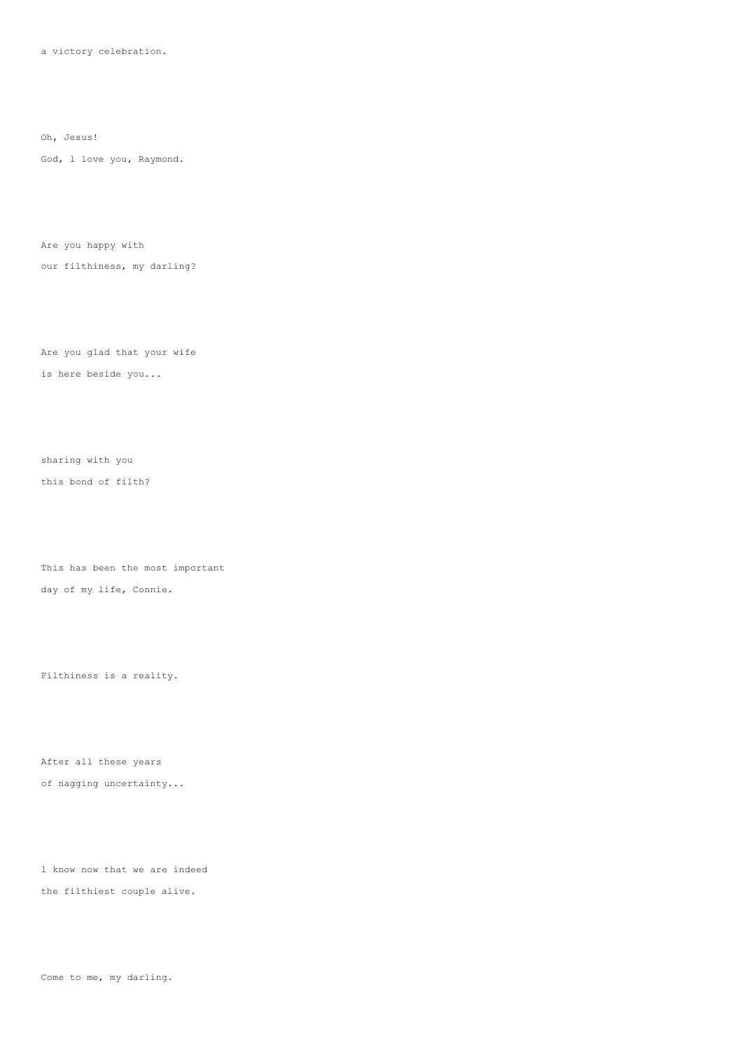a victory celebration.

Oh, Jesus!

God, l love you, Raymond.

Are you happy with
our filthiness, my darling?

Are you glad that your wife
is here beside you...

sharing with you
this bond of filth?

This has been the most important
day of my life, Connie.

Filthiness is a reality.

After all these years
of nagging uncertainty...

l know now that we are indeed
the filthiest couple alive.

Come to me, my darling.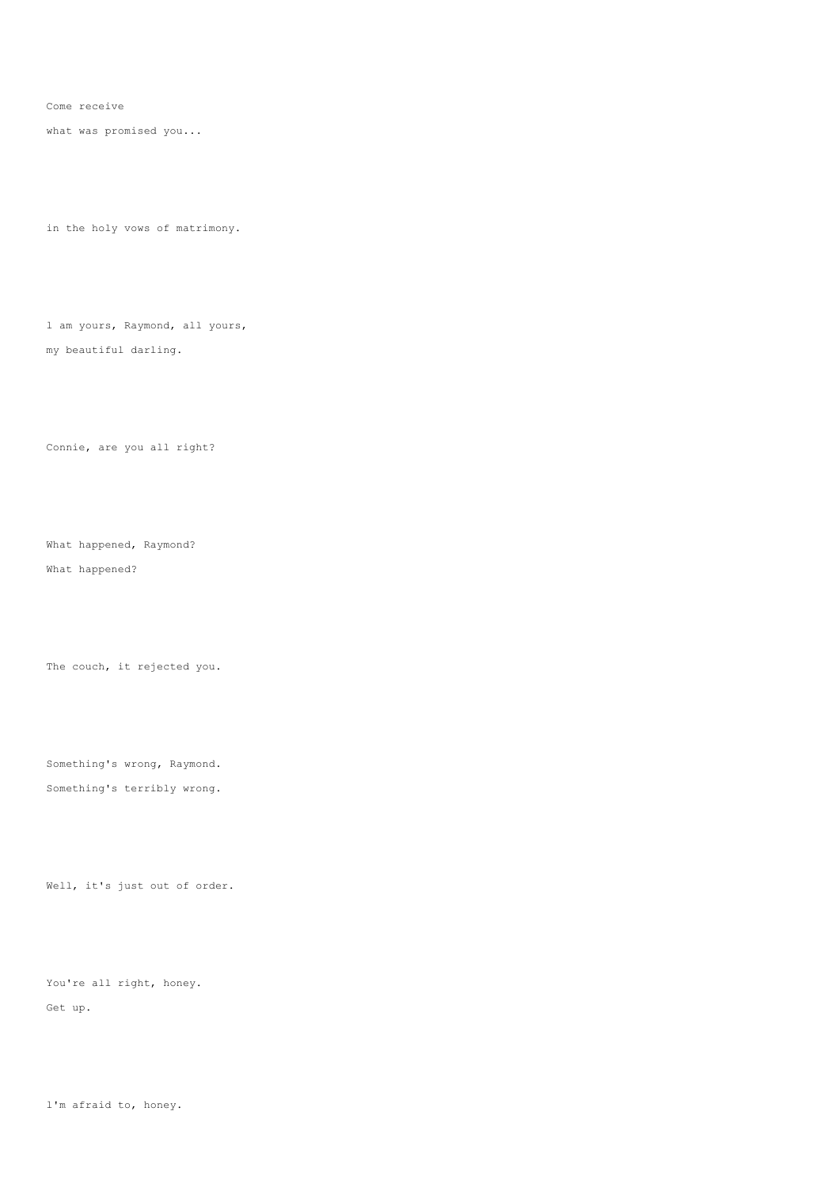Come receive

what was promised you...

in the holy vows of matrimony.

l am yours, Raymond, all yours,

my beautiful darling.

Connie, are you all right?

What happened, Raymond?

What happened?

The couch, it rejected you.

Something's wrong, Raymond.

Something's terribly wrong.

Well, it's just out of order.

You're all right, honey.

Get up.

l'm afraid to, honey.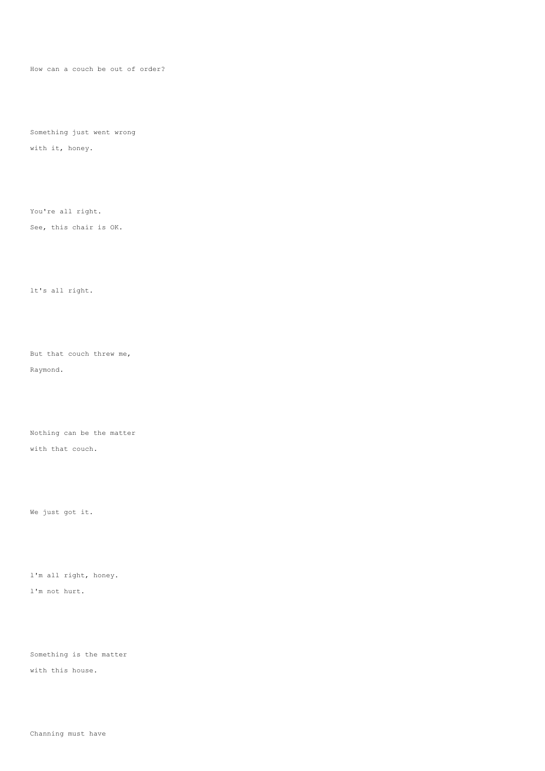How can a couch be out of order?

Something just went wrong
with it, honey.

You're all right.
See, this chair is OK.

lt's all right.

But that couch threw me,
Raymond.

Nothing can be the matter
with that couch.

We just got it.

l'm all right, honey.
l'm not hurt.

Something is the matter
with this house.

Channing must have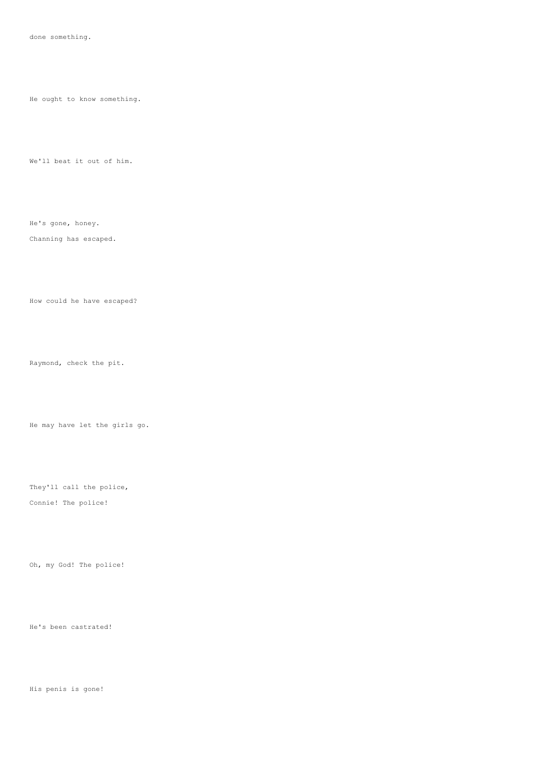done something.

He ought to know something.

We'll beat it out of him.

He's gone, honey.

Channing has escaped.

How could he have escaped?

Raymond, check the pit.

He may have let the girls go.

They'll call the police,

Connie! The police!

Oh, my God! The police!

He's been castrated!

His penis is gone!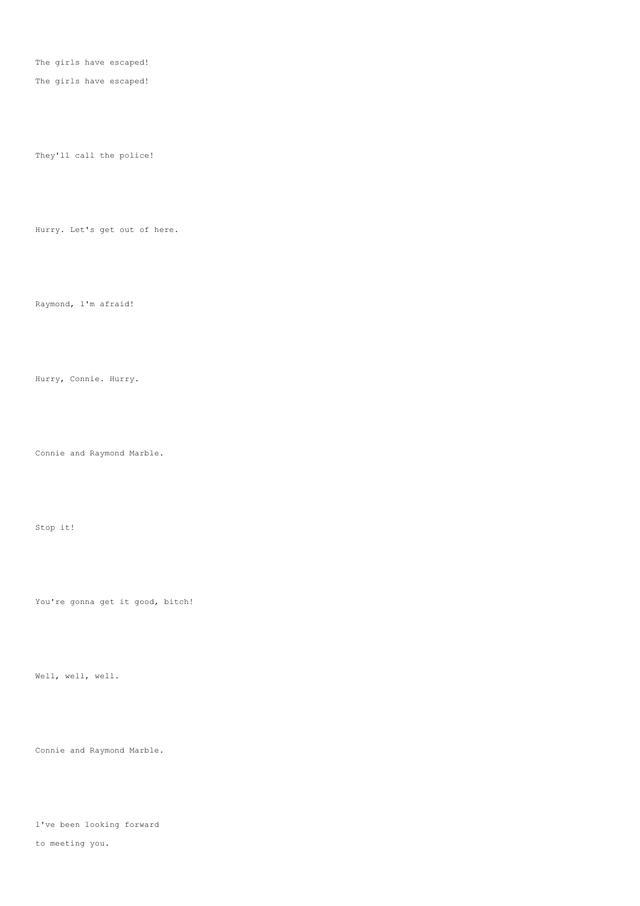The girls have escaped!

The girls have escaped!

They'll call the police!

Hurry. Let's get out of here.

Raymond, l'm afraid!

Hurry, Connie. Hurry.

Connie and Raymond Marble.

Stop it!

You're gonna get it good, bitch!

Well, well, well.

Connie and Raymond Marble.

l've been looking forward
to meeting you.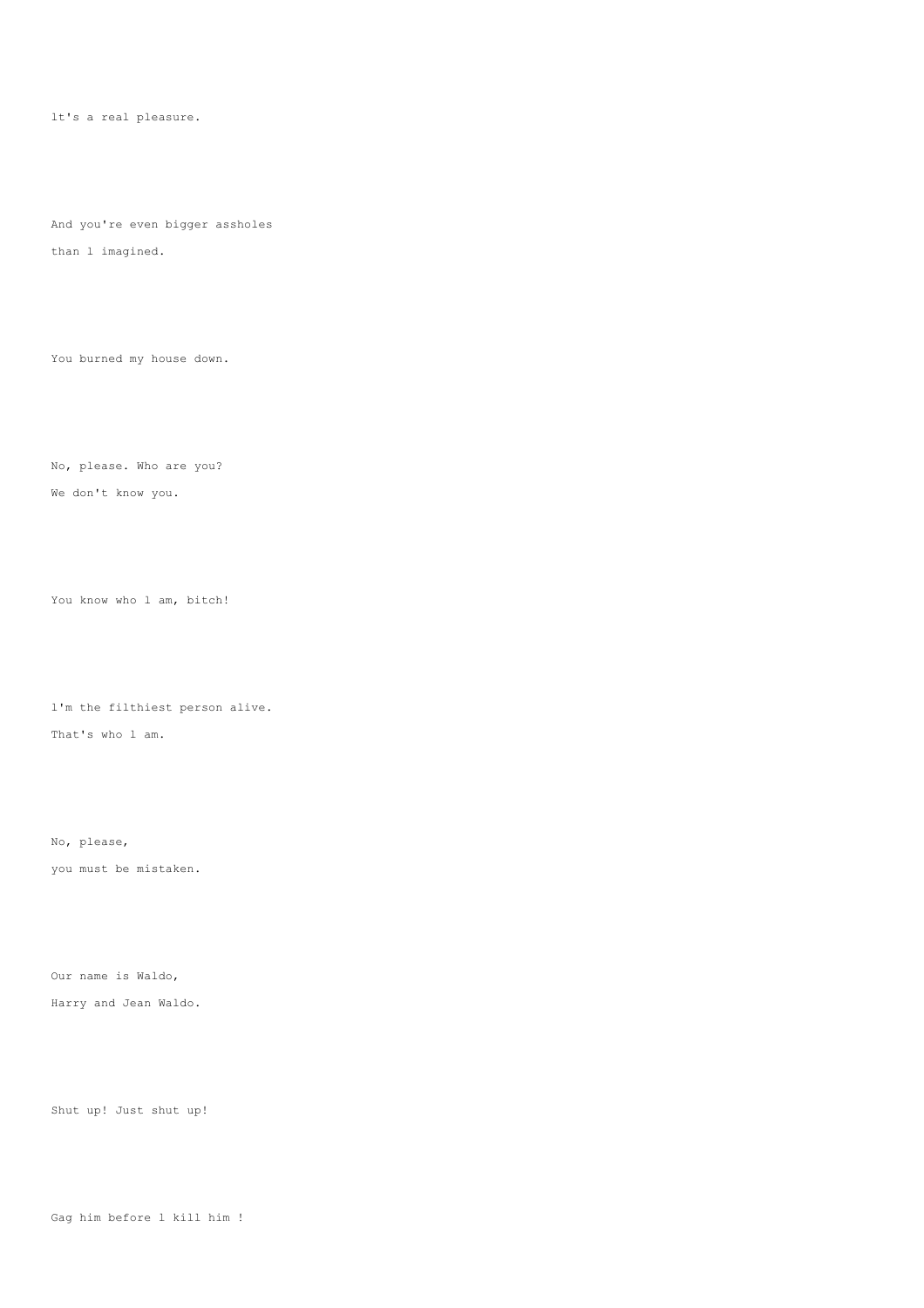1t's a real pleasure.

And you're even bigger assholes
than 1 imagined.

You burned my house down.

No, please. Who are you?
We don't know you.

You know who 1 am, bitch!

1'm the filthiest person alive.
That's who 1 am.

No, please,
you must be mistaken.

Our name is Waldo,
Harry and Jean Waldo.

Shut up! Just shut up!

Gag him before 1 kill him !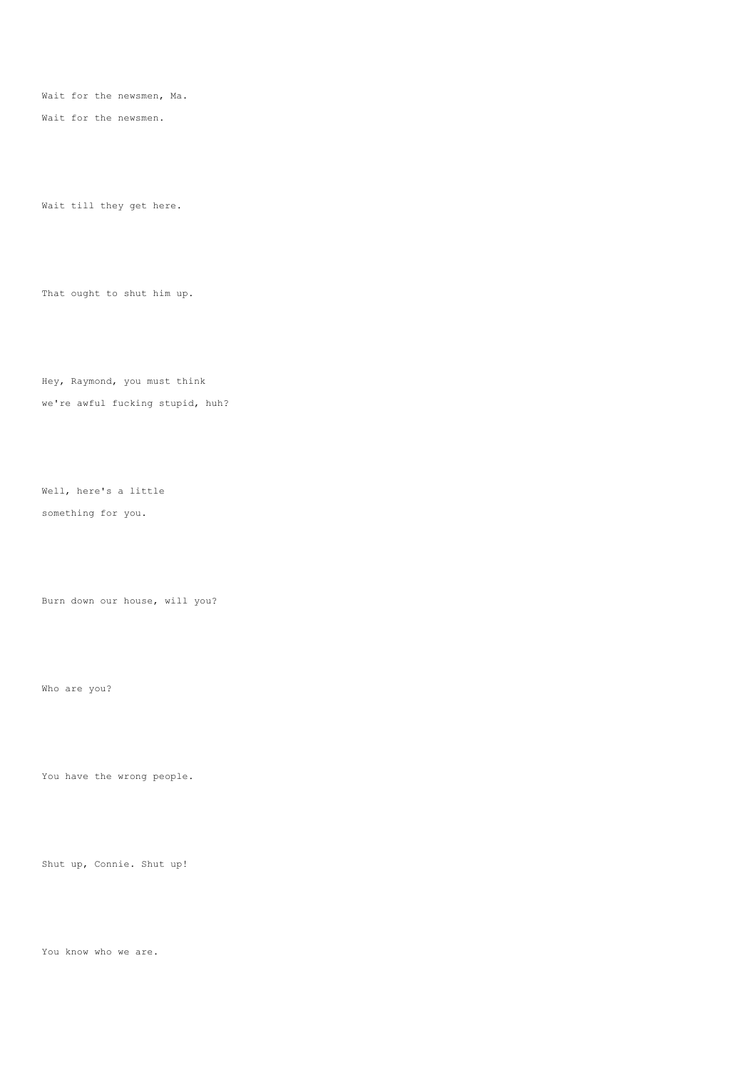Wait for the newsmen, Ma.

Wait for the newsmen.

Wait till they get here.

That ought to shut him up.

Hey, Raymond, you must think

we're awful fucking stupid, huh?

Well, here's a little

something for you.

Burn down our house, will you?

Who are you?

You have the wrong people.

Shut up, Connie. Shut up!

You know who we are.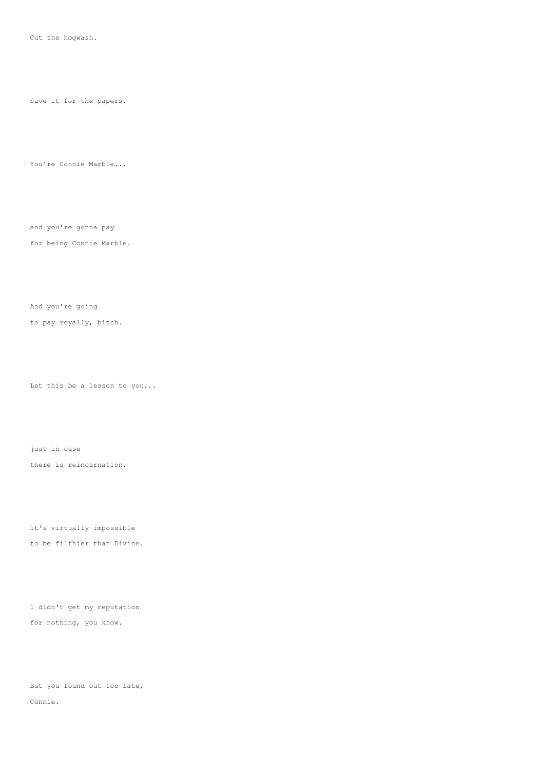Cut the hogwash.

Save it for the papers.

You're Connie Marble...

and you're gonna pay
for being Connie Marble.

And you're going
to pay royally, bitch.

Let this be a lesson to you...

just in case
there is reincarnation.

lt's virtually impossible
to be filthier than Divine.

l didn't get my reputation
for nothing, you know.

But you found out too late,
Connie.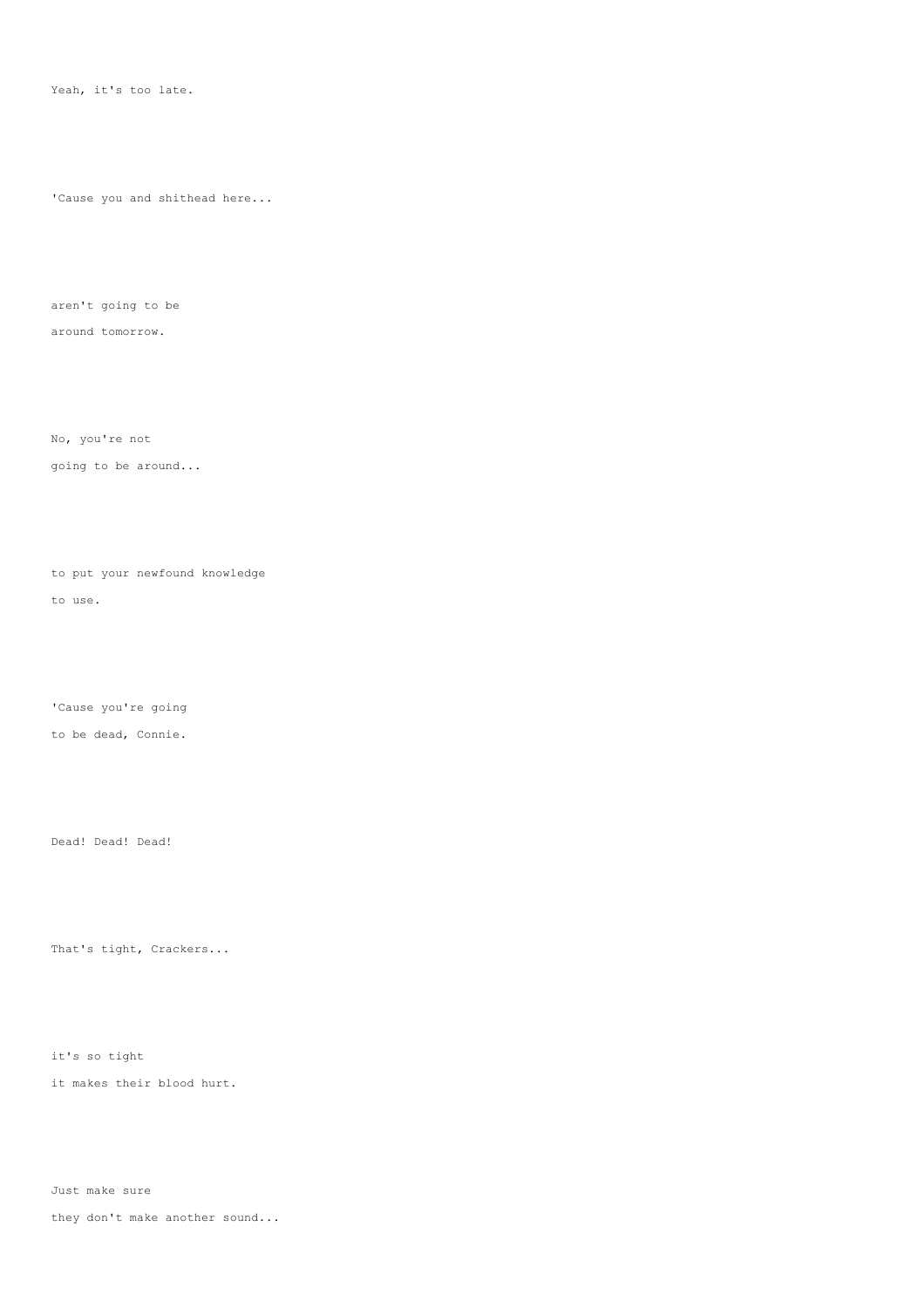Yeah, it's too late.

'Cause you and shithead here...

aren't going to be
around tomorrow.

No, you're not
going to be around...

to put your newfound knowledge
to use.

'Cause you're going
to be dead, Connie.

Dead! Dead! Dead!

That's tight, Crackers...

it's so tight
it makes their blood hurt.

Just make sure
they don't make another sound...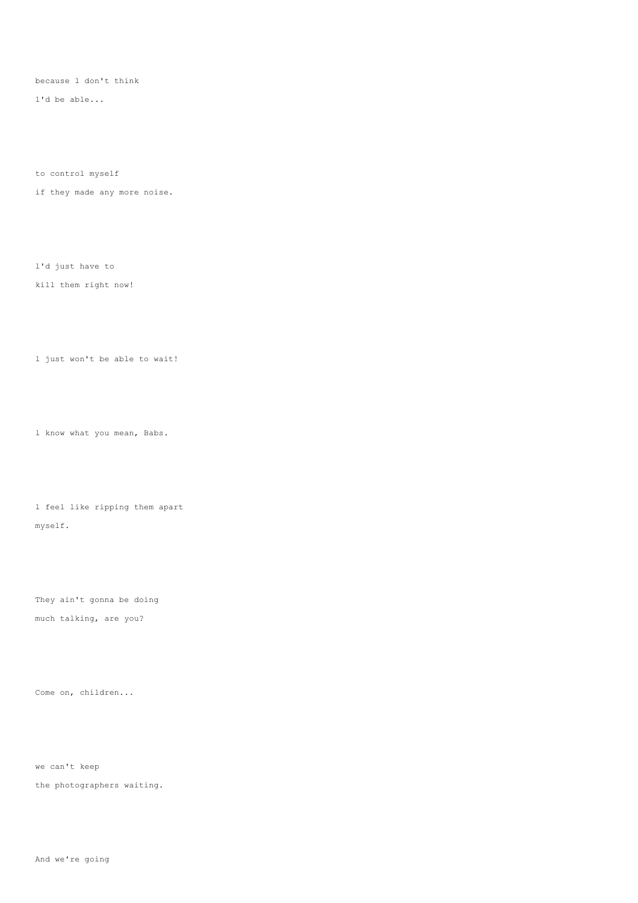because l don't think

l'd be able...

to control myself

if they made any more noise.

l'd just have to

kill them right now!

l just won't be able to wait!

l know what you mean, Babs.

l feel like ripping them apart

myself.

They ain't gonna be doing

much talking, are you?

Come on, children...

we can't keep

the photographers waiting.

And we're going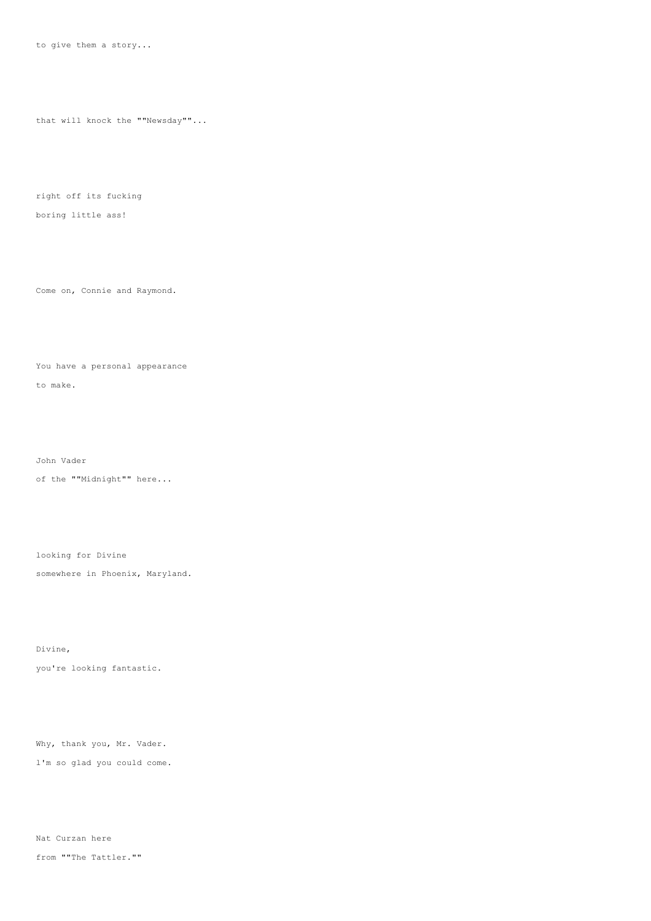to give them a story...

that will knock the ""Newsday""...

right off its fucking
boring little ass!

Come on, Connie and Raymond.

You have a personal appearance
to make.

John Vader
of the ""Midnight"" here...

looking for Divine
somewhere in Phoenix, Maryland.

Divine,
you're looking fantastic.

Why, thank you, Mr. Vader.
l'm so glad you could come.

Nat Curzan here
from ""The Tattler.""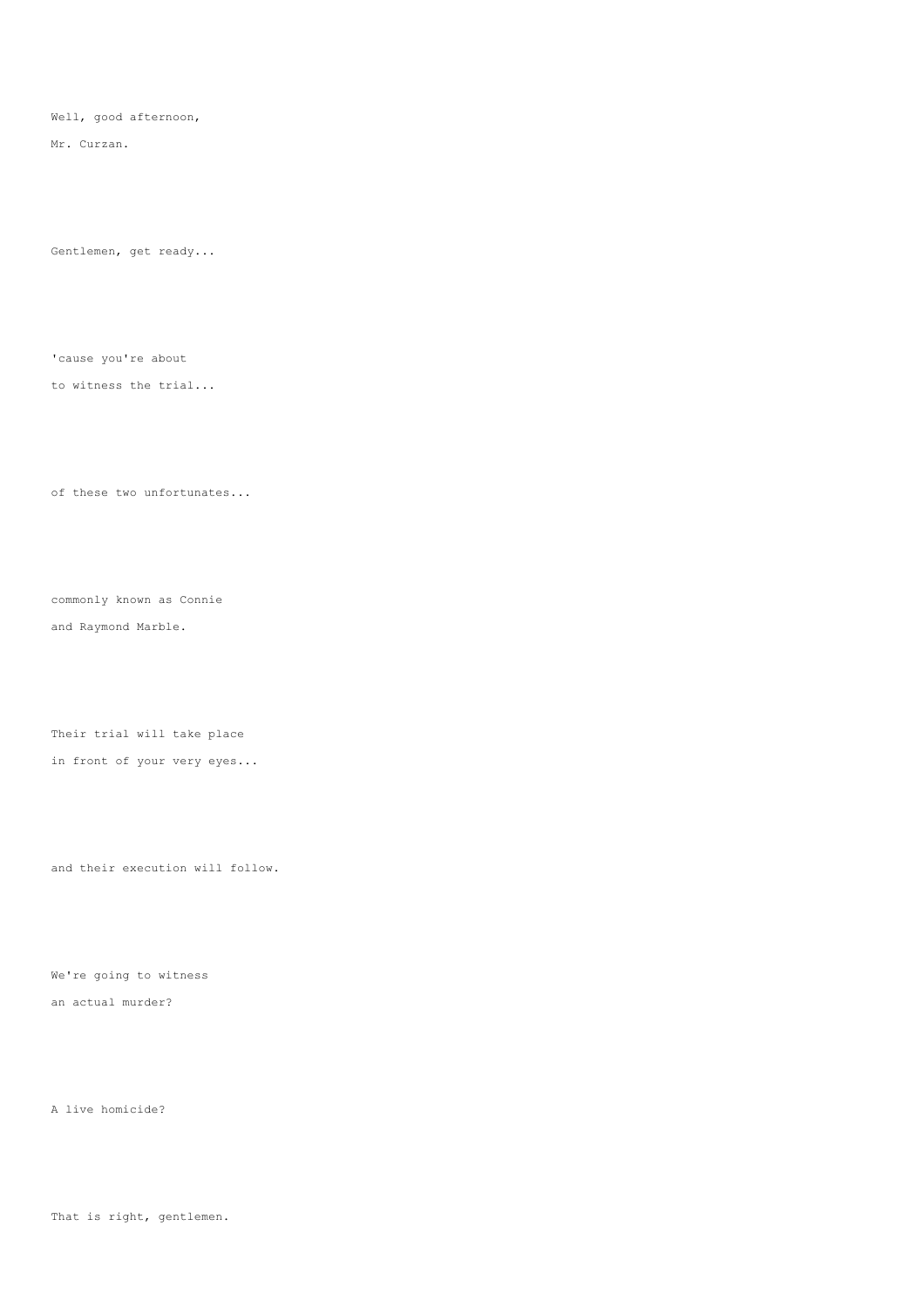Well, good afternoon,

Mr. Curzan.

Gentlemen, get ready...

'cause you're about

to witness the trial...

of these two unfortunates...

commonly known as Connie

and Raymond Marble.

Their trial will take place

in front of your very eyes...

and their execution will follow.

We're going to witness

an actual murder?

A live homicide?

That is right, gentlemen.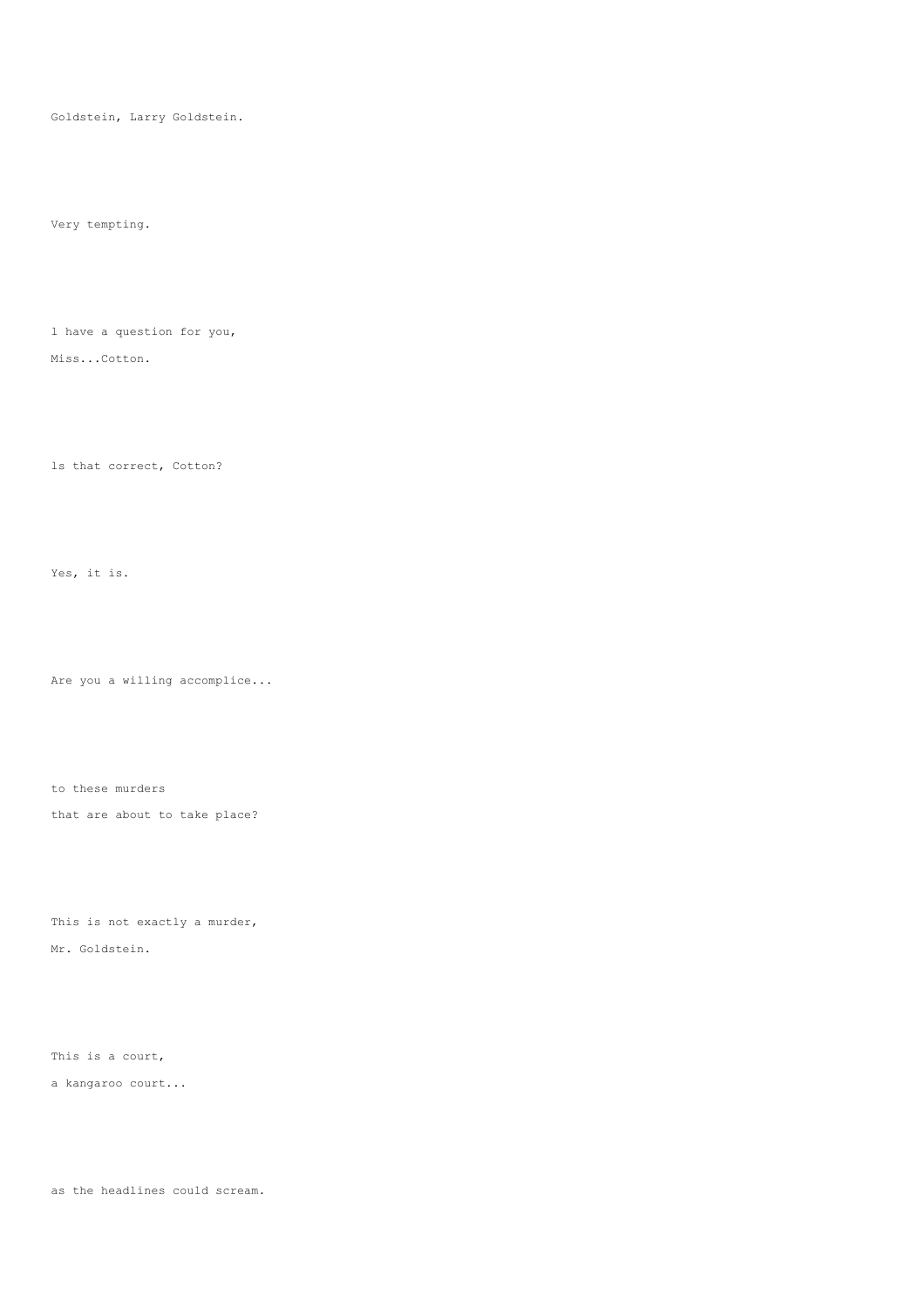Goldstein, Larry Goldstein.

Very tempting.

l have a question for you,

Miss...Cotton.

ls that correct, Cotton?

Yes, it is.

Are you a willing accomplice...

to these murders

that are about to take place?

This is not exactly a murder,

Mr. Goldstein.

This is a court,

a kangaroo court...

as the headlines could scream.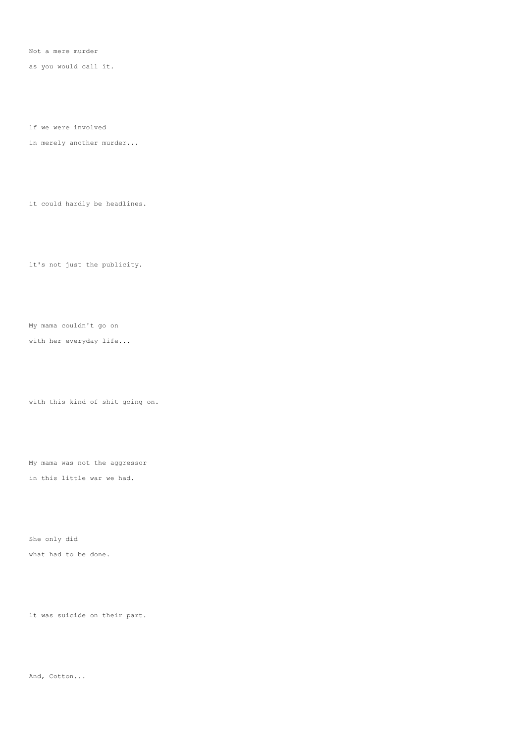Not a mere murder

as you would call it.

lf we were involved

in merely another murder...

it could hardly be headlines.

lt's not just the publicity.

My mama couldn't go on

with her everyday life...

with this kind of shit going on.

My mama was not the aggressor

in this little war we had.

She only did

what had to be done.

lt was suicide on their part.

And, Cotton...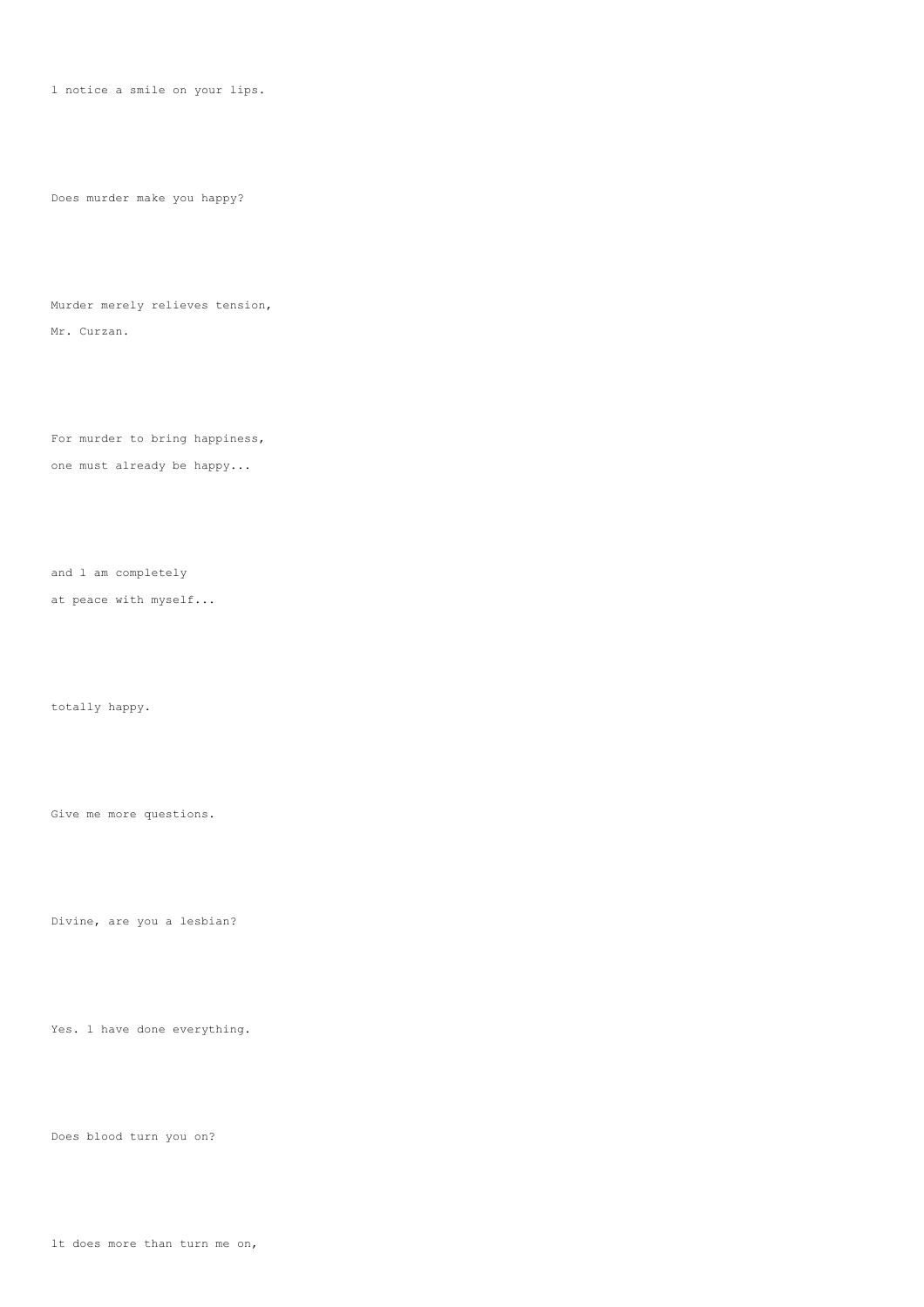l notice a smile on your lips.

Does murder make you happy?

Murder merely relieves tension,
Mr. Curzan.

For murder to bring happiness,
one must already be happy...

and l am completely
at peace with myself...

totally happy.

Give me more questions.

Divine, are you a lesbian?

Yes. l have done everything.

Does blood turn you on?

lt does more than turn me on,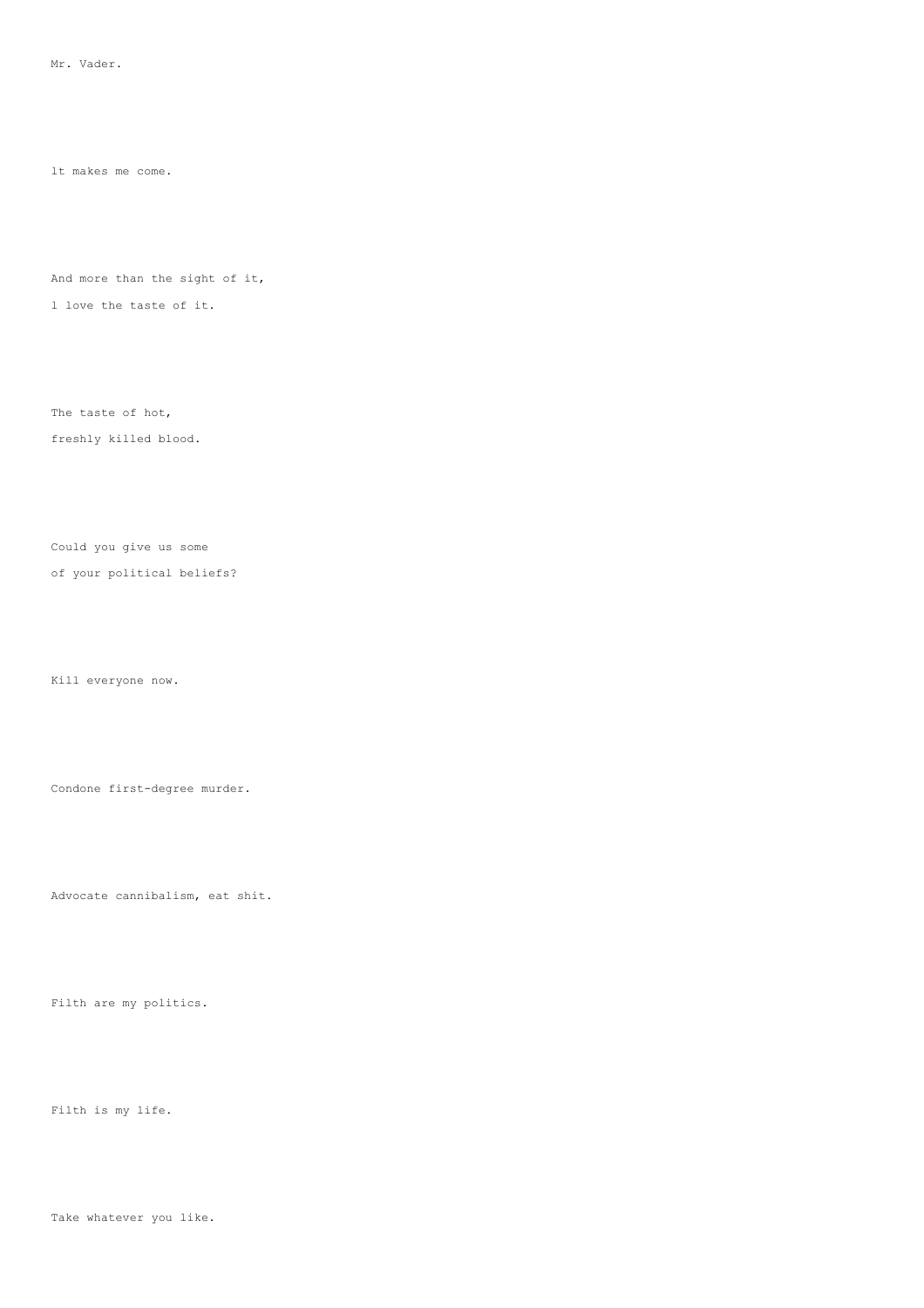Mr. Vader.

lt makes me come.

And more than the sight of it,
l love the taste of it.

The taste of hot,
freshly killed blood.

Could you give us some
of your political beliefs?

Kill everyone now.

Condone first-degree murder.

Advocate cannibalism, eat shit.

Filth are my politics.

Filth is my life.

Take whatever you like.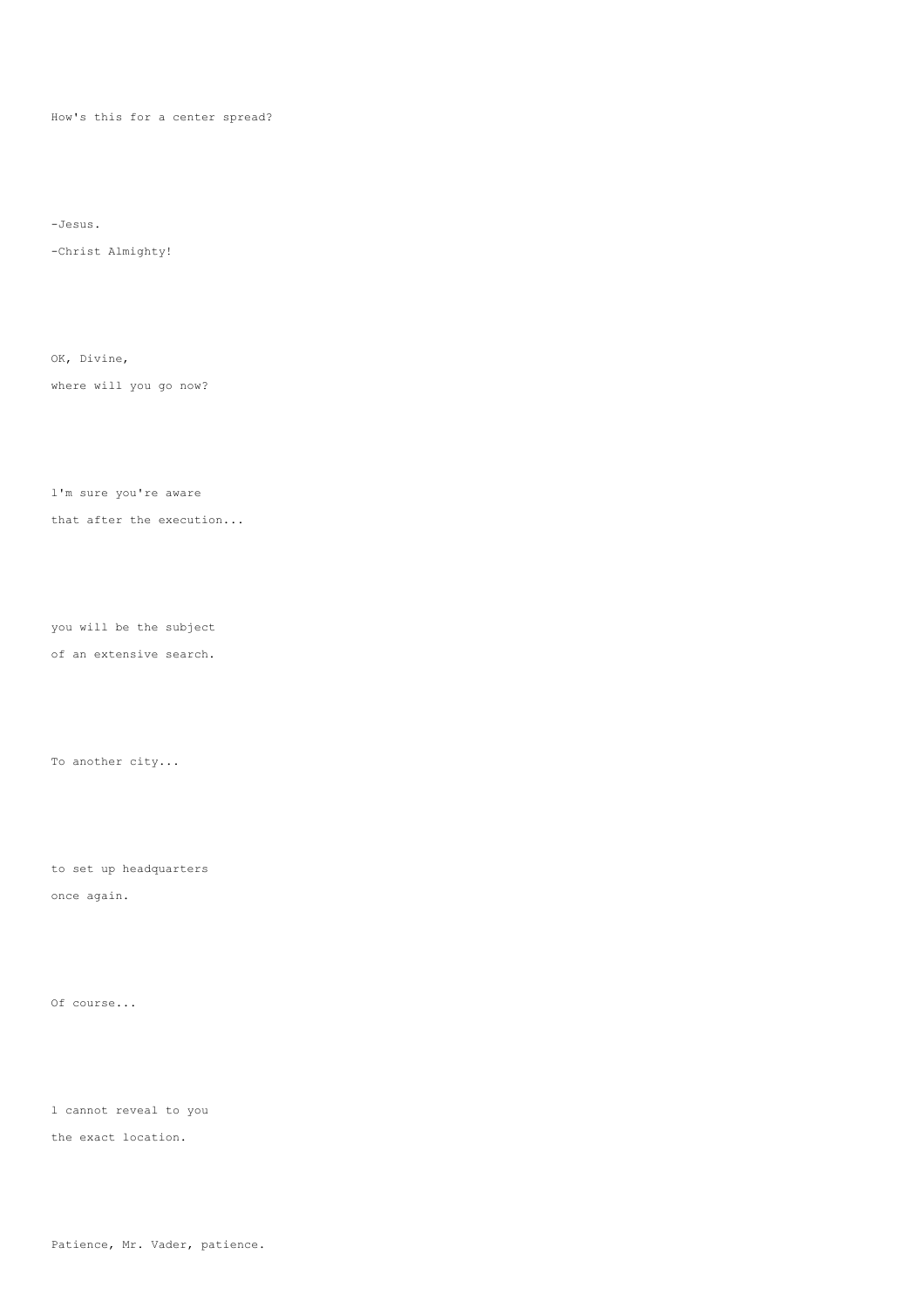How's this for a center spread?

-Jesus.

-Christ Almighty!

OK, Divine,

where will you go now?

l'm sure you're aware

that after the execution...

you will be the subject

of an extensive search.

To another city...

to set up headquarters

once again.

Of course...

l cannot reveal to you

the exact location.

Patience, Mr. Vader, patience.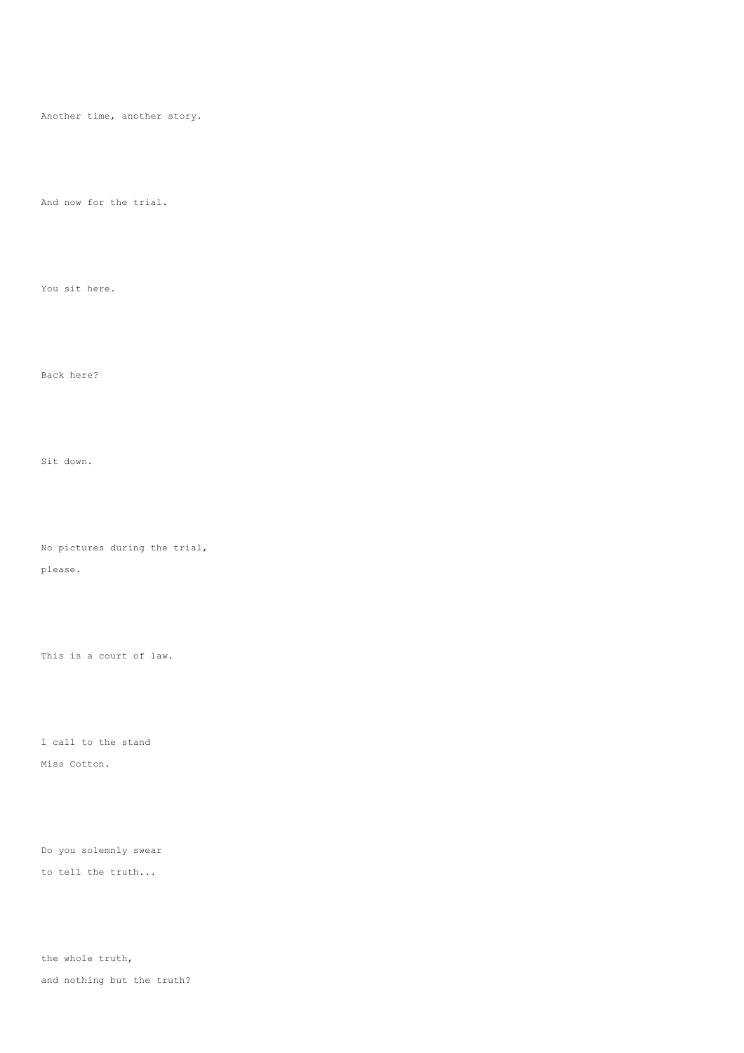Another time, another story.

And now for the trial.

You sit here.

Back here?

Sit down.

No pictures during the trial,
please.

This is a court of law.

l call to the stand
Miss Cotton.

Do you solemnly swear
to tell the truth...

the whole truth,
and nothing but the truth?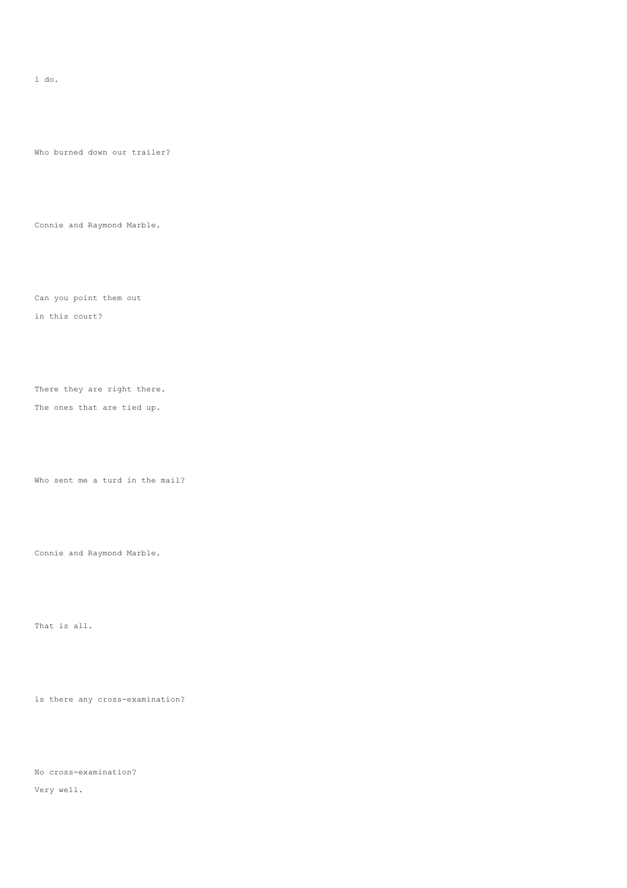1 do.

Who burned down our trailer?

Connie and Raymond Marble.

Can you point them out

in this court?

There they are right there.

The ones that are tied up.

Who sent me a turd in the mail?

Connie and Raymond Marble.

That is all.

ls there any cross-examination?

No cross-examination?

Very well.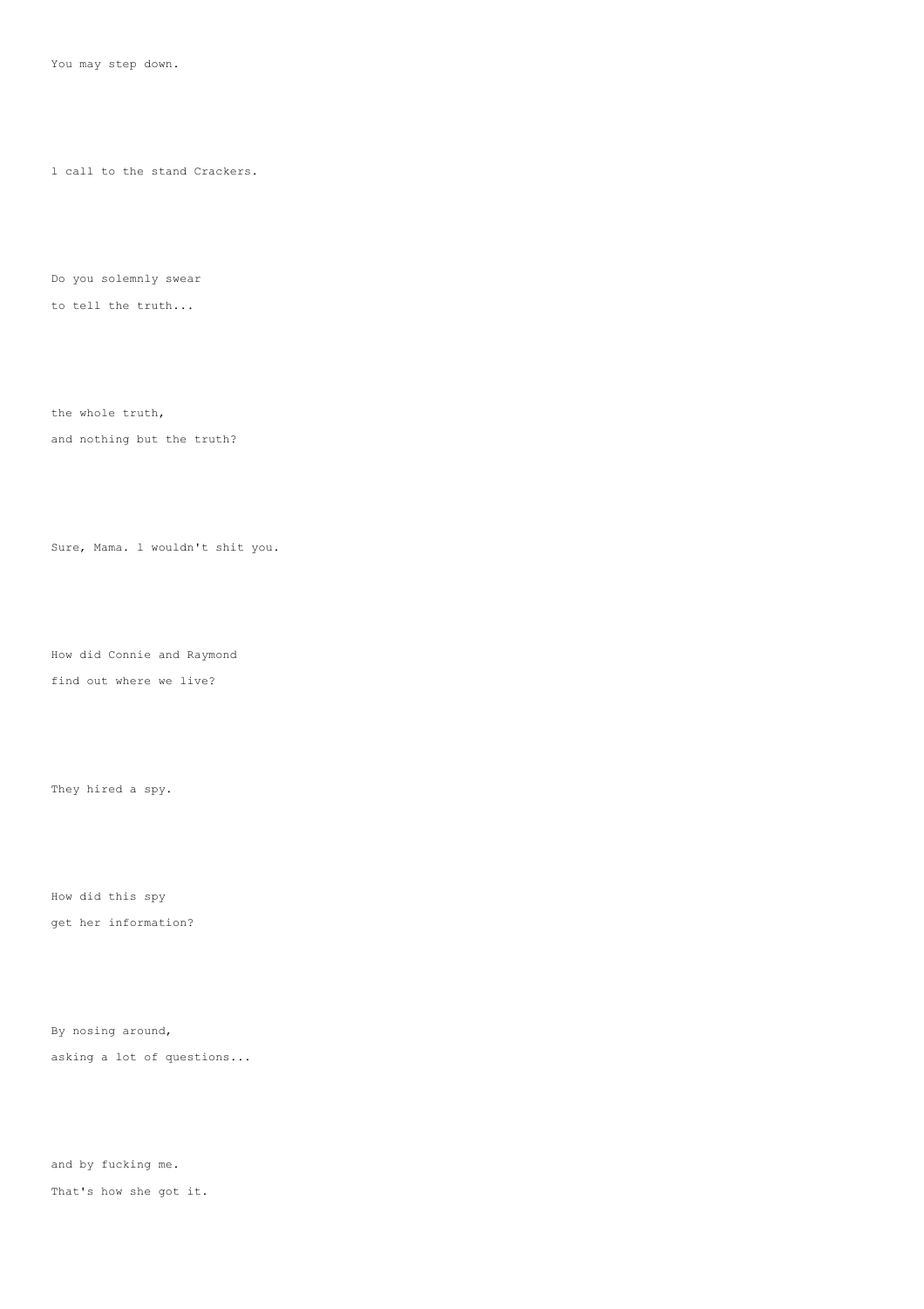You may step down.

l call to the stand Crackers.

Do you solemnly swear

to tell the truth...

the whole truth,

and nothing but the truth?

Sure, Mama. l wouldn't shit you.

How did Connie and Raymond

find out where we live?

They hired a spy.

How did this spy

get her information?

By nosing around,

asking a lot of questions...

and by fucking me.

That's how she got it.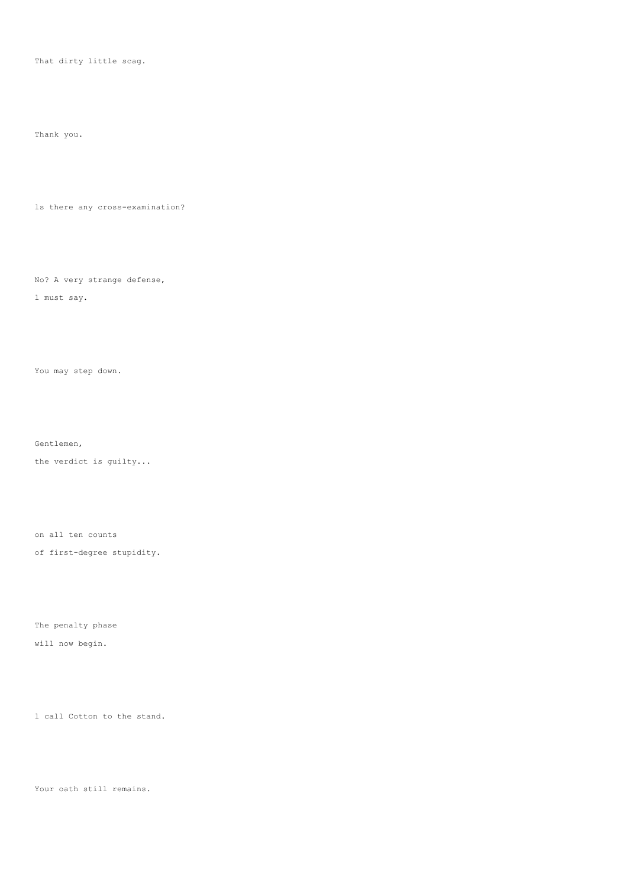That dirty little scag.

Thank you.

1s there any cross-examination?

No? A very strange defense,
1 must say.

You may step down.

Gentlemen,
the verdict is guilty...

on all ten counts
of first-degree stupidity.

The penalty phase
will now begin.

1 call Cotton to the stand.

Your oath still remains.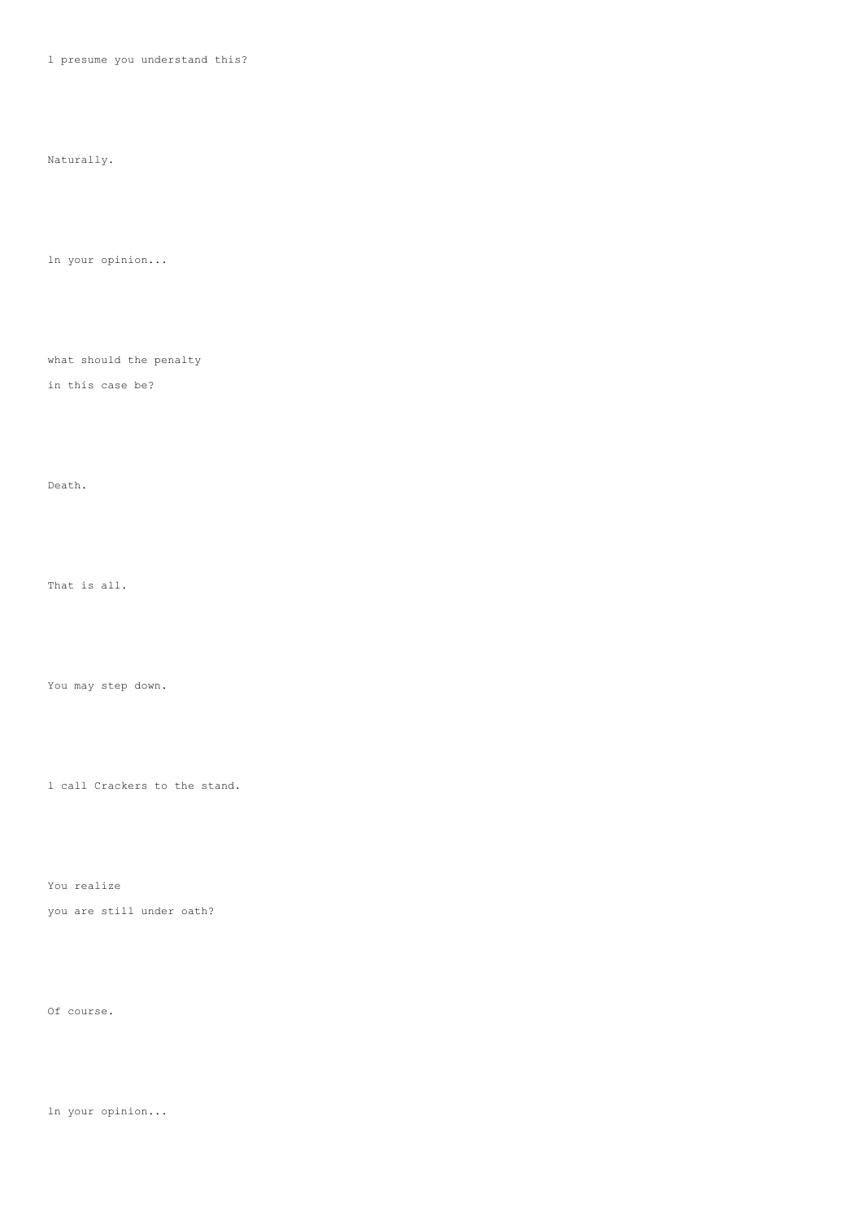l presume you understand this?

Naturally.

ln your opinion...

what should the penalty
in this case be?

Death.

That is all.

You may step down.

l call Crackers to the stand.

You realize
you are still under oath?

Of course.

ln your opinion...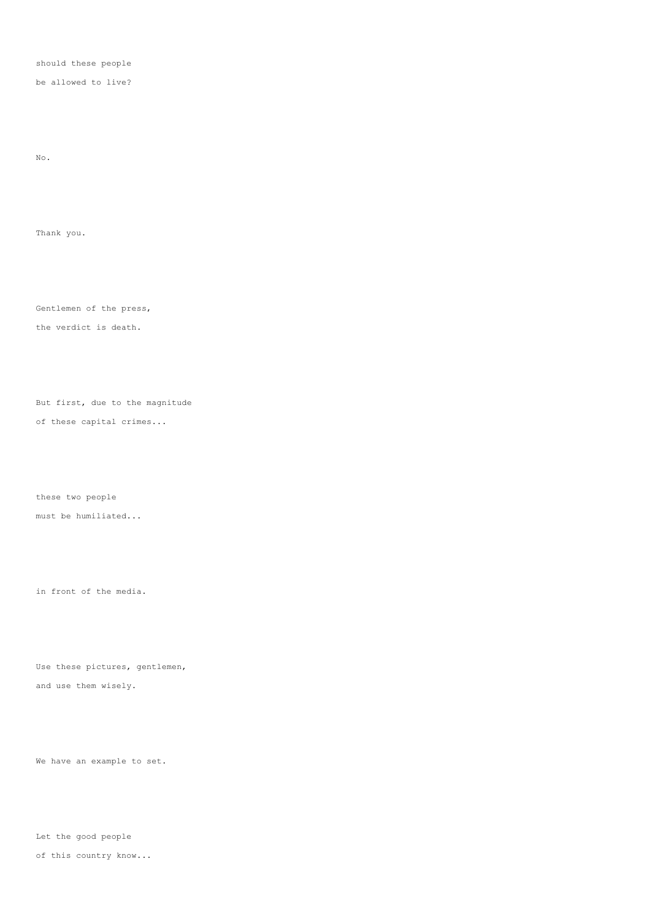should these people

be allowed to live?

No.

Thank you.

Gentlemen of the press,

the verdict is death.

But first, due to the magnitude

of these capital crimes...

these two people

must be humiliated...

in front of the media.

Use these pictures, gentlemen,

and use them wisely.

We have an example to set.

Let the good people

of this country know...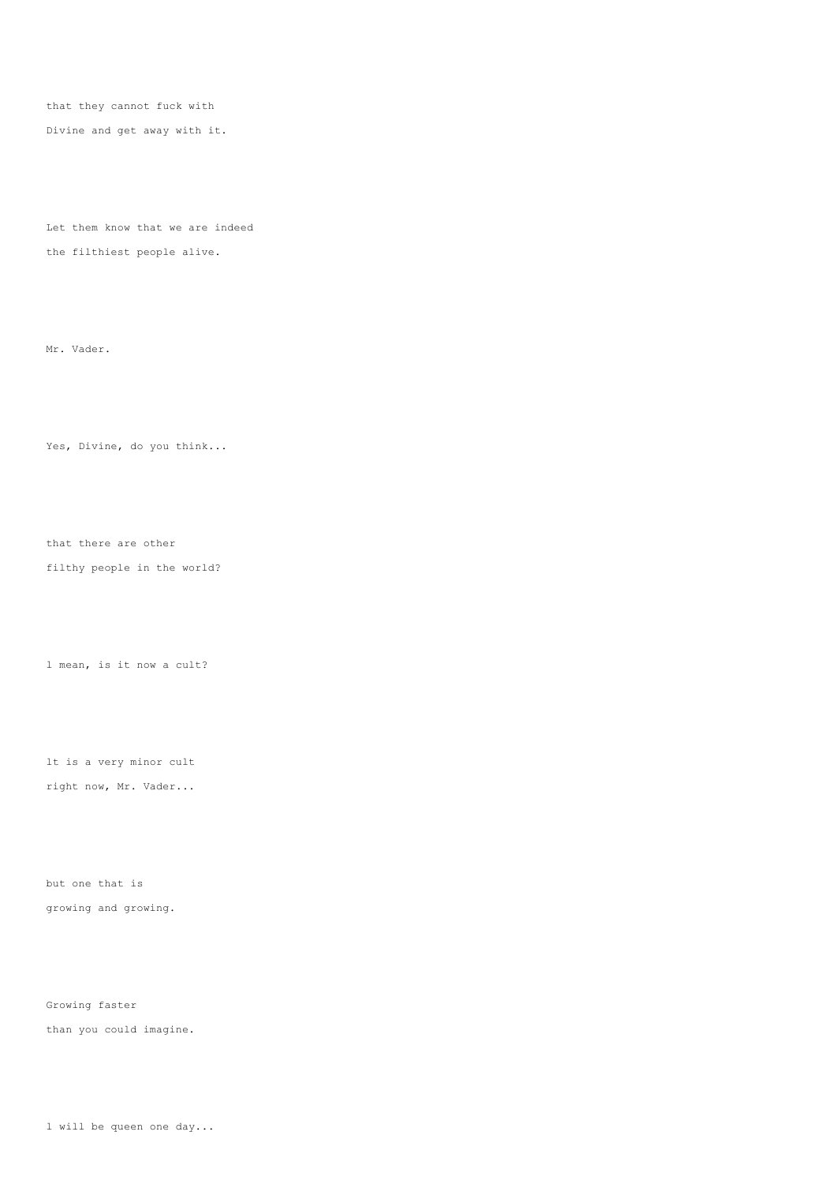that they cannot fuck with

Divine and get away with it.

Let them know that we are indeed

the filthiest people alive.

Mr. Vader.

Yes, Divine, do you think...

that there are other

filthy people in the world?

l mean, is it now a cult?

lt is a very minor cult

right now, Mr. Vader...

but one that is

growing and growing.

Growing faster

than you could imagine.

l will be queen one day...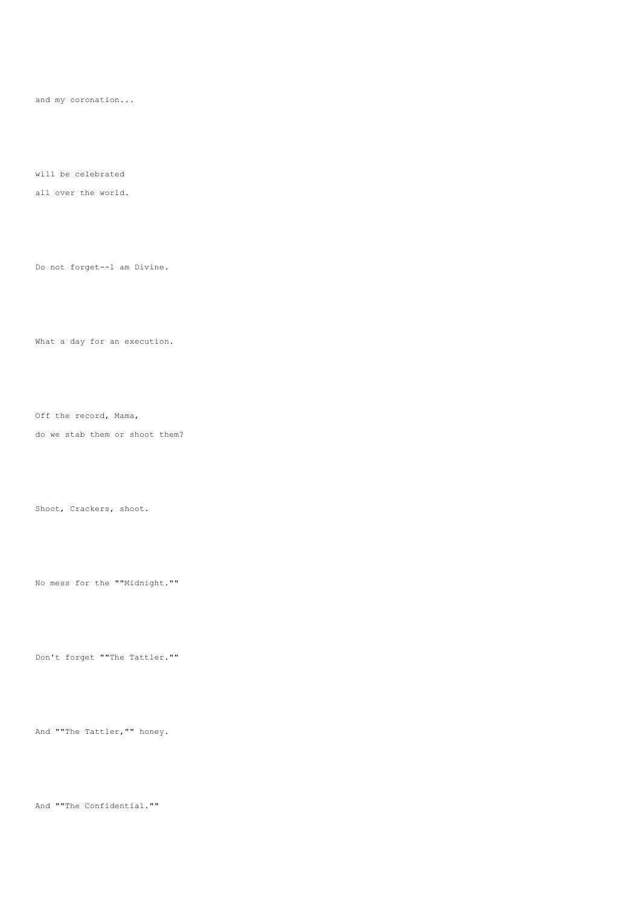and my coronation...

will be celebrated
all over the world.

Do not forget--l am Divine.

What a day for an execution.

Off the record, Mama,
do we stab them or shoot them?

Shoot, Crackers, shoot.

No mess for the ""Midnight.""

Don't forget ""The Tattler.""

And ""The Tattler,"" honey.

And ""The Confidential.""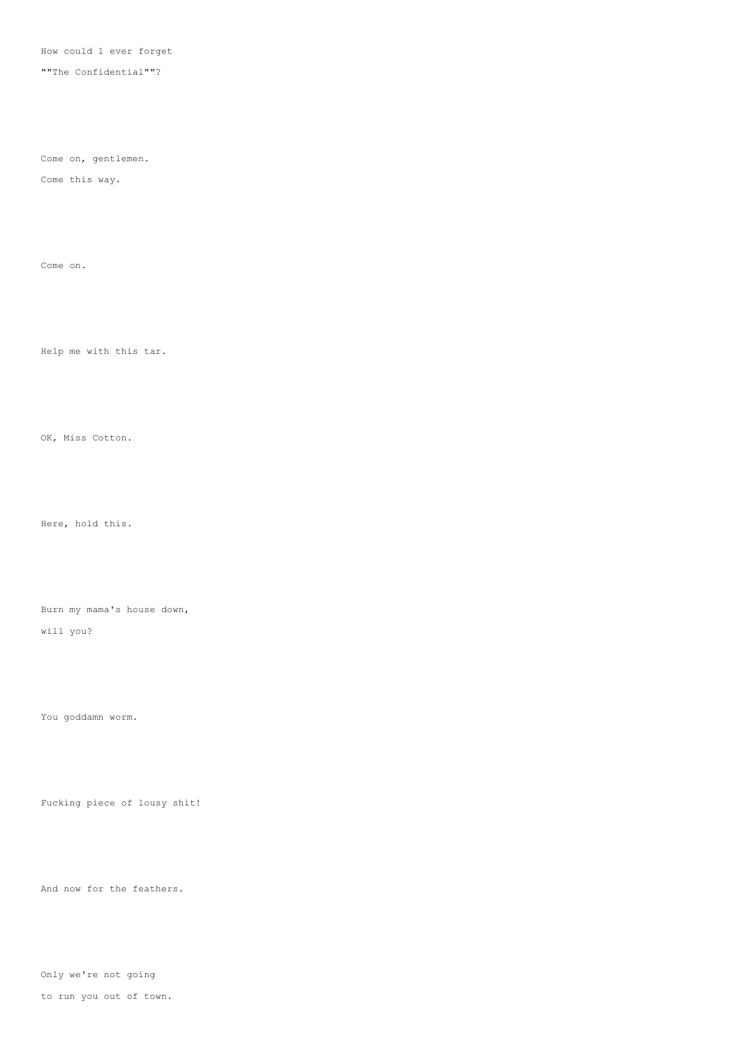How could I ever forget

""The Confidential""?

Come on, gentlemen.

Come this way.

Come on.

Help me with this tar.

OK, Miss Cotton.

Here, hold this.

Burn my mama's house down,

will you?

You goddamn worm.

Fucking piece of lousy shit!

And now for the feathers.

Only we're not going

to run you out of town.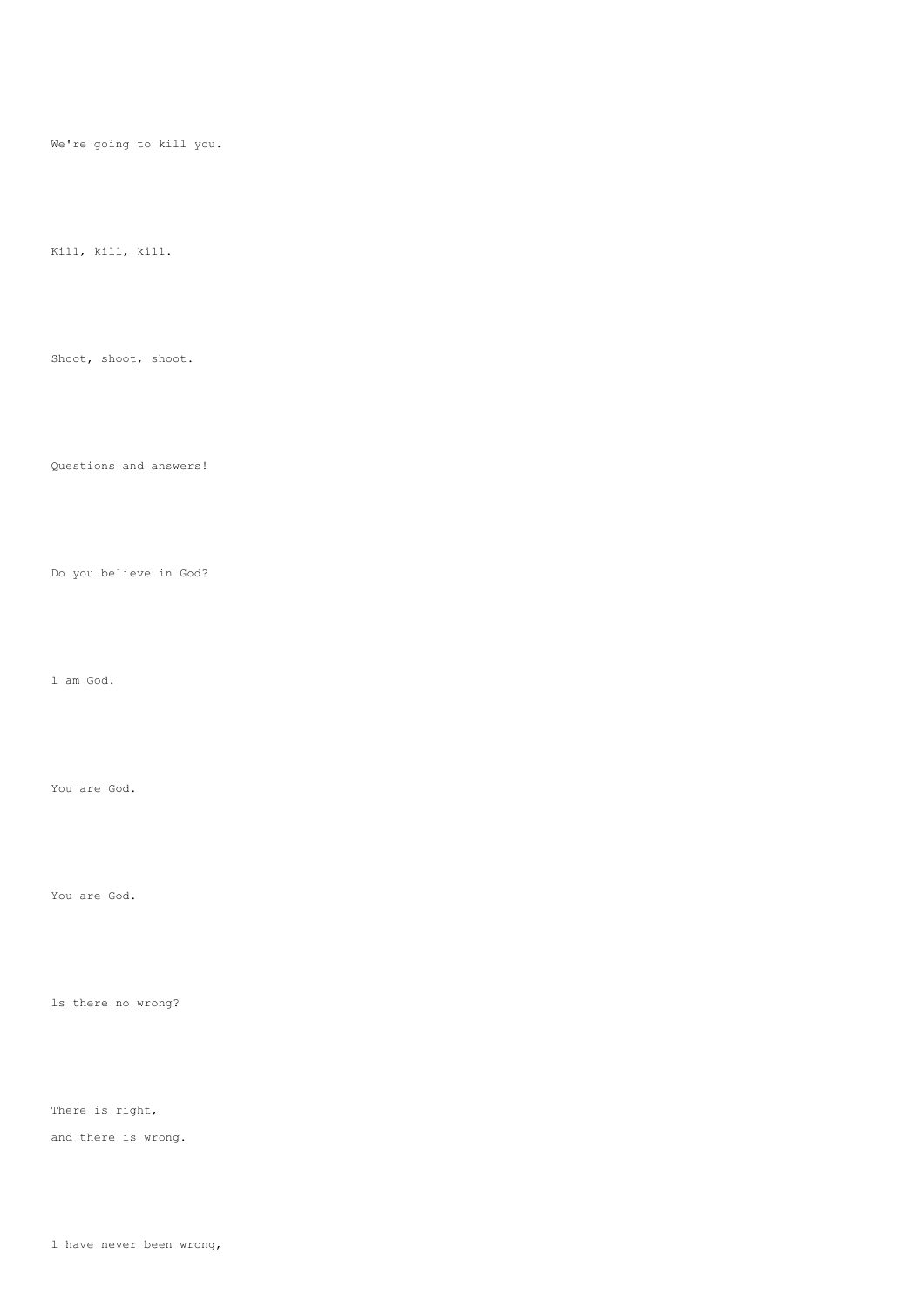We're going to kill you.

Kill, kill, kill.

Shoot, shoot, shoot.

Questions and answers!

Do you believe in God?

l am God.

You are God.

You are God.

ls there no wrong?

There is right,
and there is wrong.

l have never been wrong,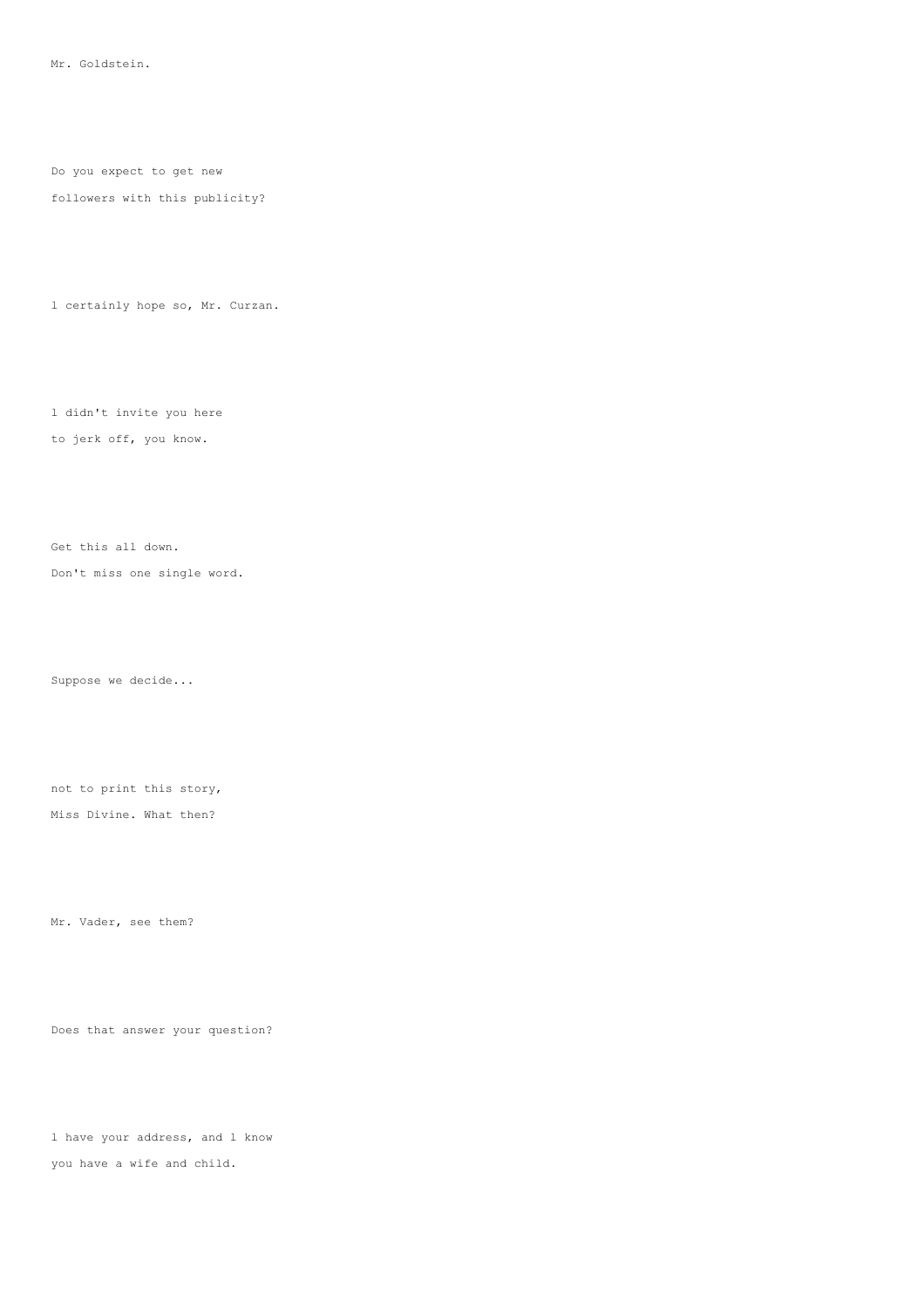Mr. Goldstein.

Do you expect to get new

followers with this publicity?

l certainly hope so, Mr. Curzan.

l didn't invite you here

to jerk off, you know.

Get this all down.

Don't miss one single word.

Suppose we decide...

not to print this story,

Miss Divine. What then?

Mr. Vader, see them?

Does that answer your question?

l have your address, and l know

you have a wife and child.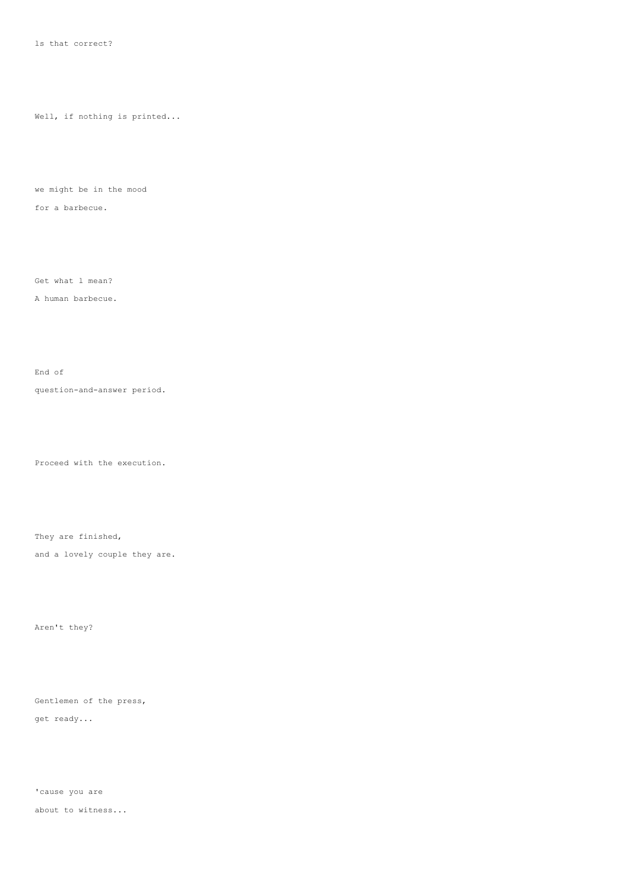ls that correct?

Well, if nothing is printed...

we might be in the mood
for a barbecue.

Get what l mean?
A human barbecue.

End of
question-and-answer period.

Proceed with the execution.

They are finished,
and a lovely couple they are.

Aren't they?

Gentlemen of the press,
get ready...

'cause you are
about to witness...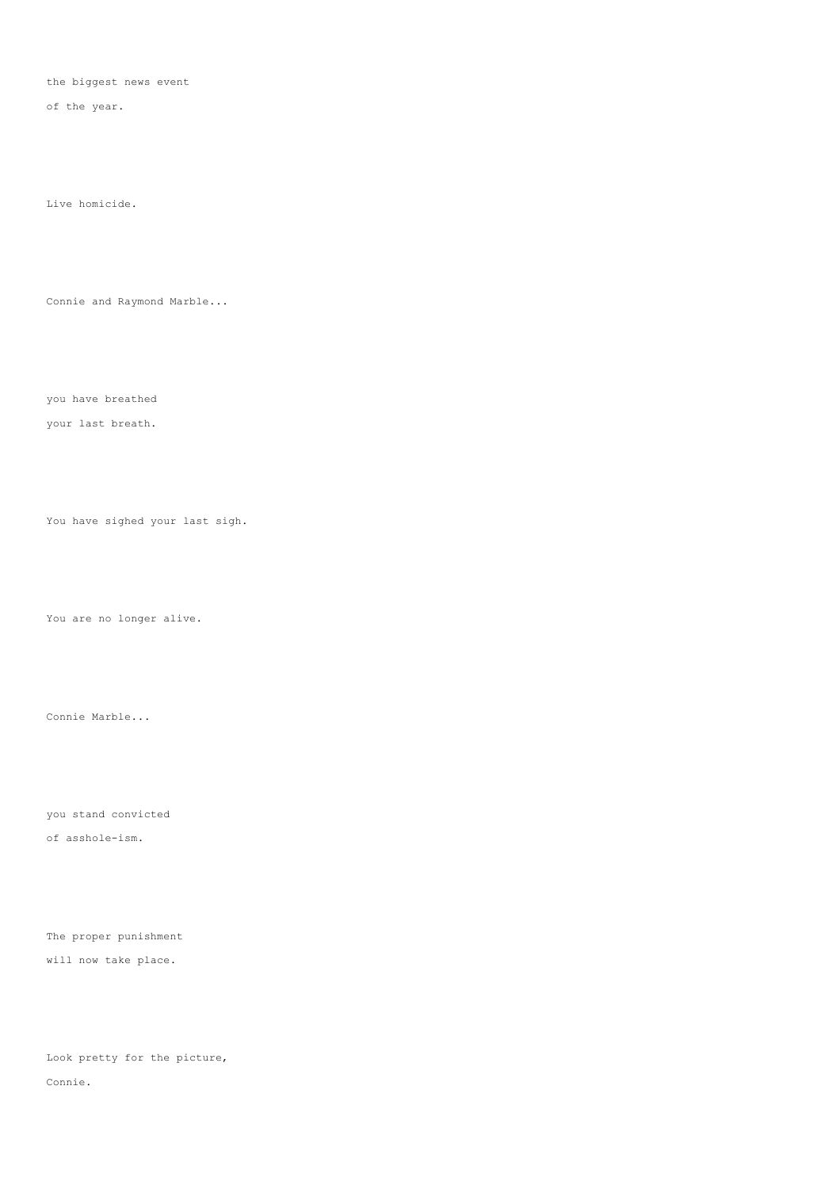the biggest news event

of the year.

Live homicide.

Connie and Raymond Marble...

you have breathed

your last breath.

You have sighed your last sigh.

You are no longer alive.

Connie Marble...

you stand convicted

of asshole-ism.

The proper punishment

will now take place.

Look pretty for the picture,

Connie.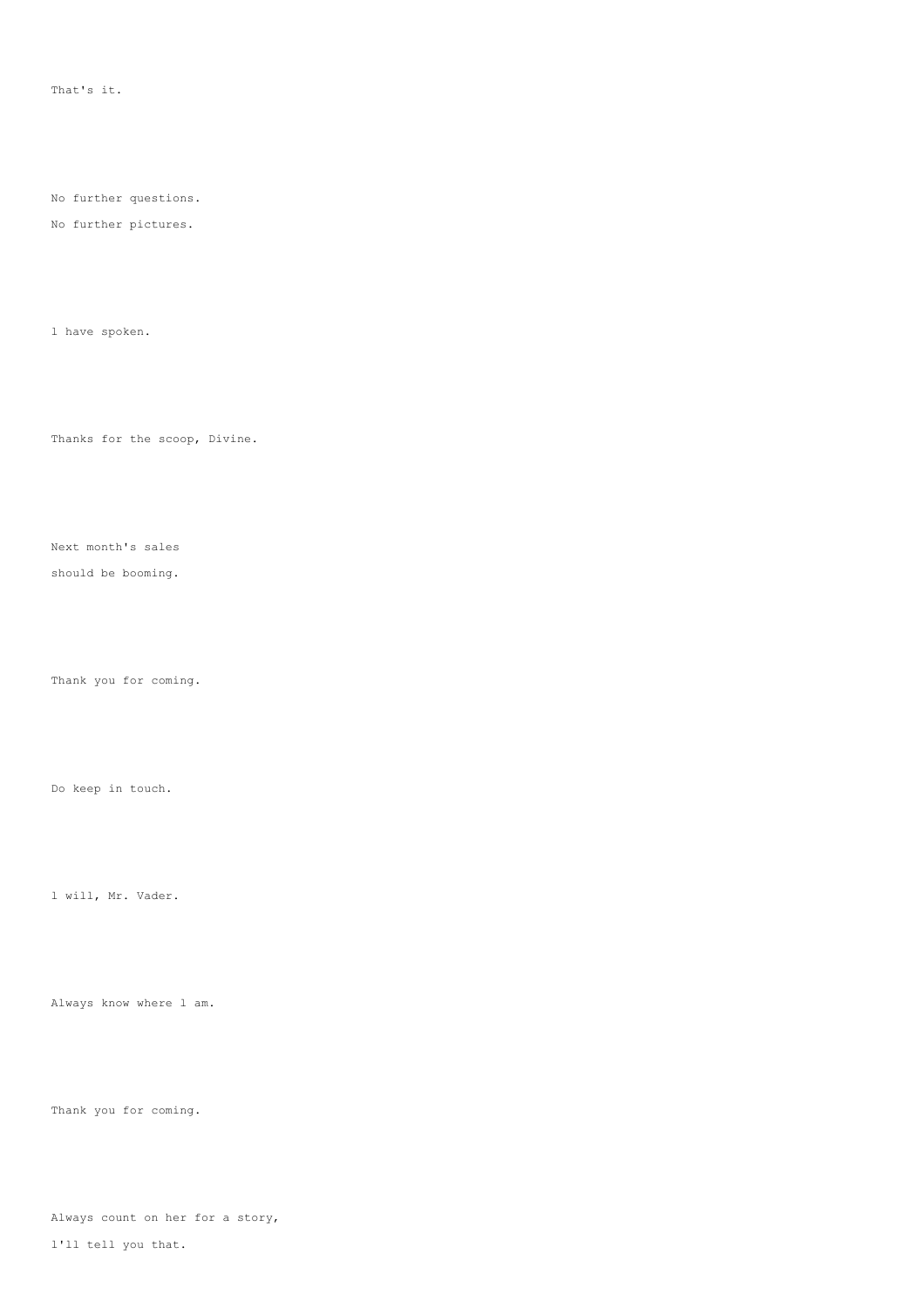That's it.

No further questions.

No further pictures.

l have spoken.

Thanks for the scoop, Divine.

Next month's sales

should be booming.

Thank you for coming.

Do keep in touch.

l will, Mr. Vader.

Always know where l am.

Thank you for coming.

Always count on her for a story,

l'll tell you that.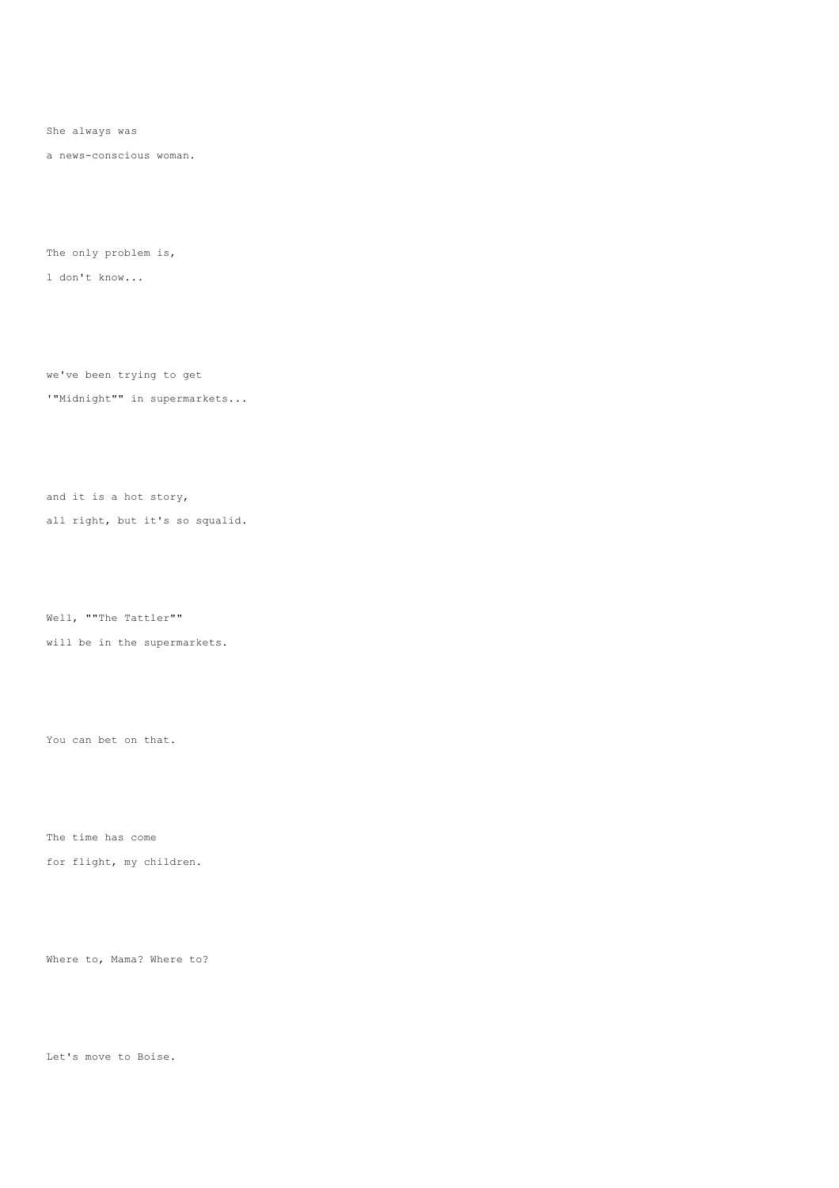She always was

a news-conscious woman.

The only problem is,

1 don't know...

we've been trying to get

'"Midnight"" in supermarkets...

and it is a hot story,

all right, but it's so squalid.

Well, ""The Tattler""

will be in the supermarkets.

You can bet on that.

The time has come

for flight, my children.

Where to, Mama? Where to?

Let's move to Boise.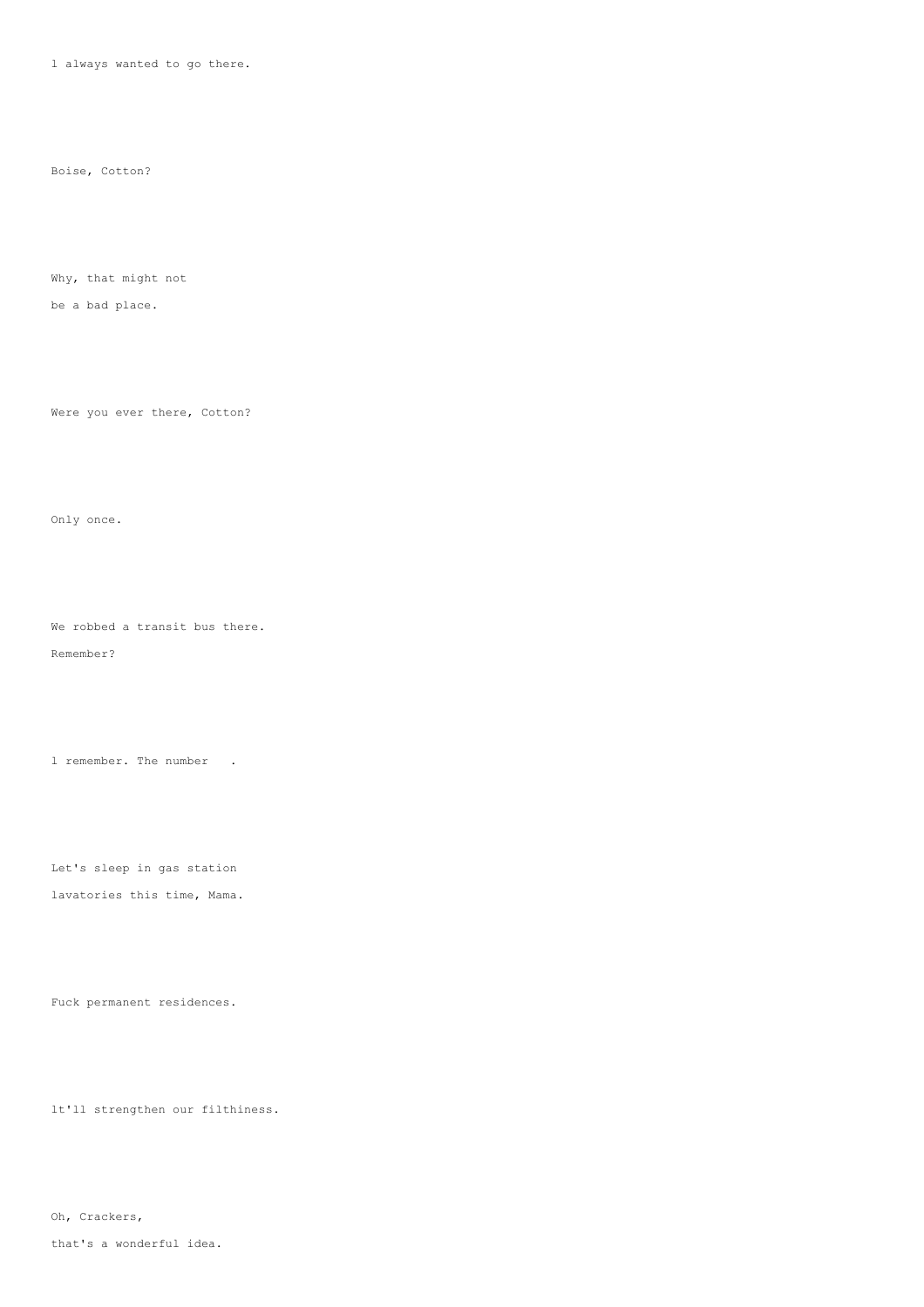l always wanted to go there.

Boise, Cotton?

Why, that might not
be a bad place.

Were you ever there, Cotton?

Only once.

We robbed a transit bus there.
Remember?

l remember. The number   .

Let's sleep in gas station
lavatories this time, Mama.

Fuck permanent residences.

lt'll strengthen our filthiness.

Oh, Crackers,
that's a wonderful idea.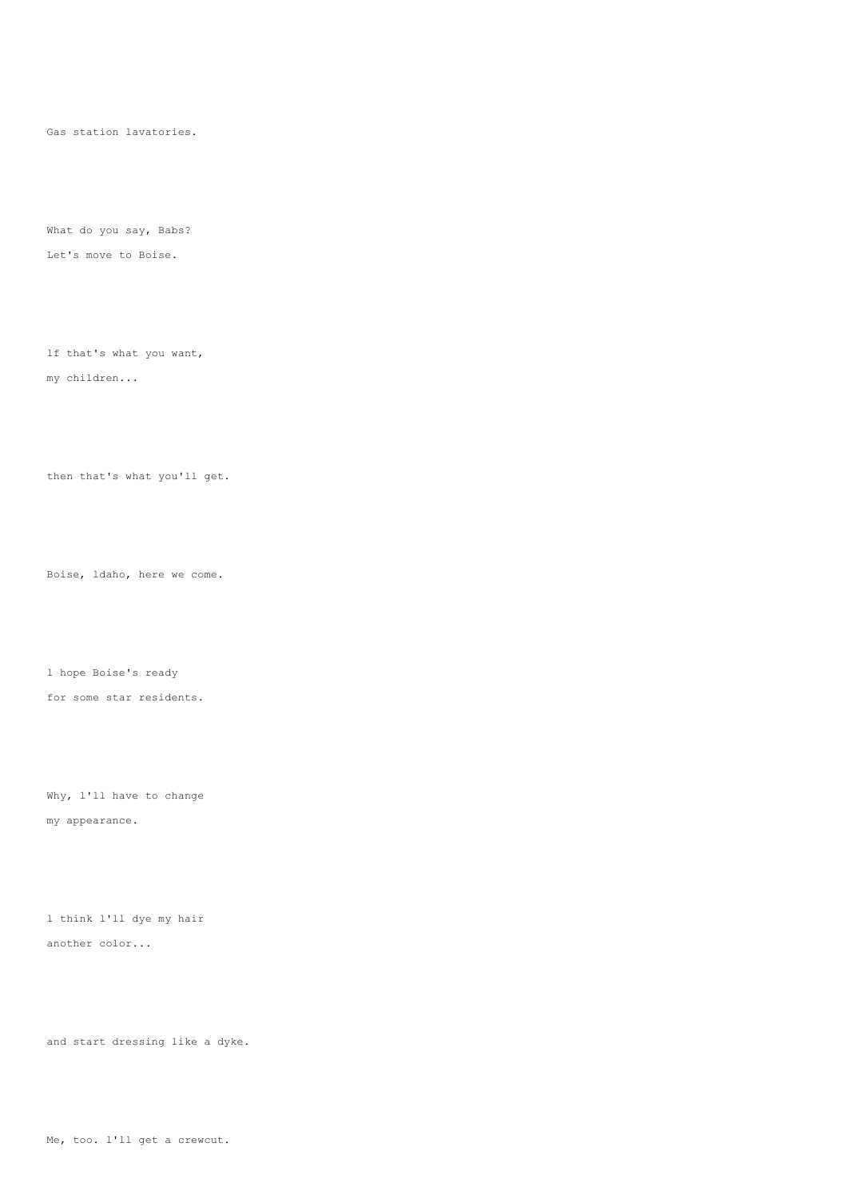Gas station lavatories.

What do you say, Babs?

Let's move to Boise.

lf that's what you want,

my children...

then that's what you'll get.

Boise, ldaho, here we come.

l hope Boise's ready

for some star residents.

Why, l'll have to change

my appearance.

l think l'll dye my hair

another color...

and start dressing like a dyke.

Me, too. l'll get a crewcut.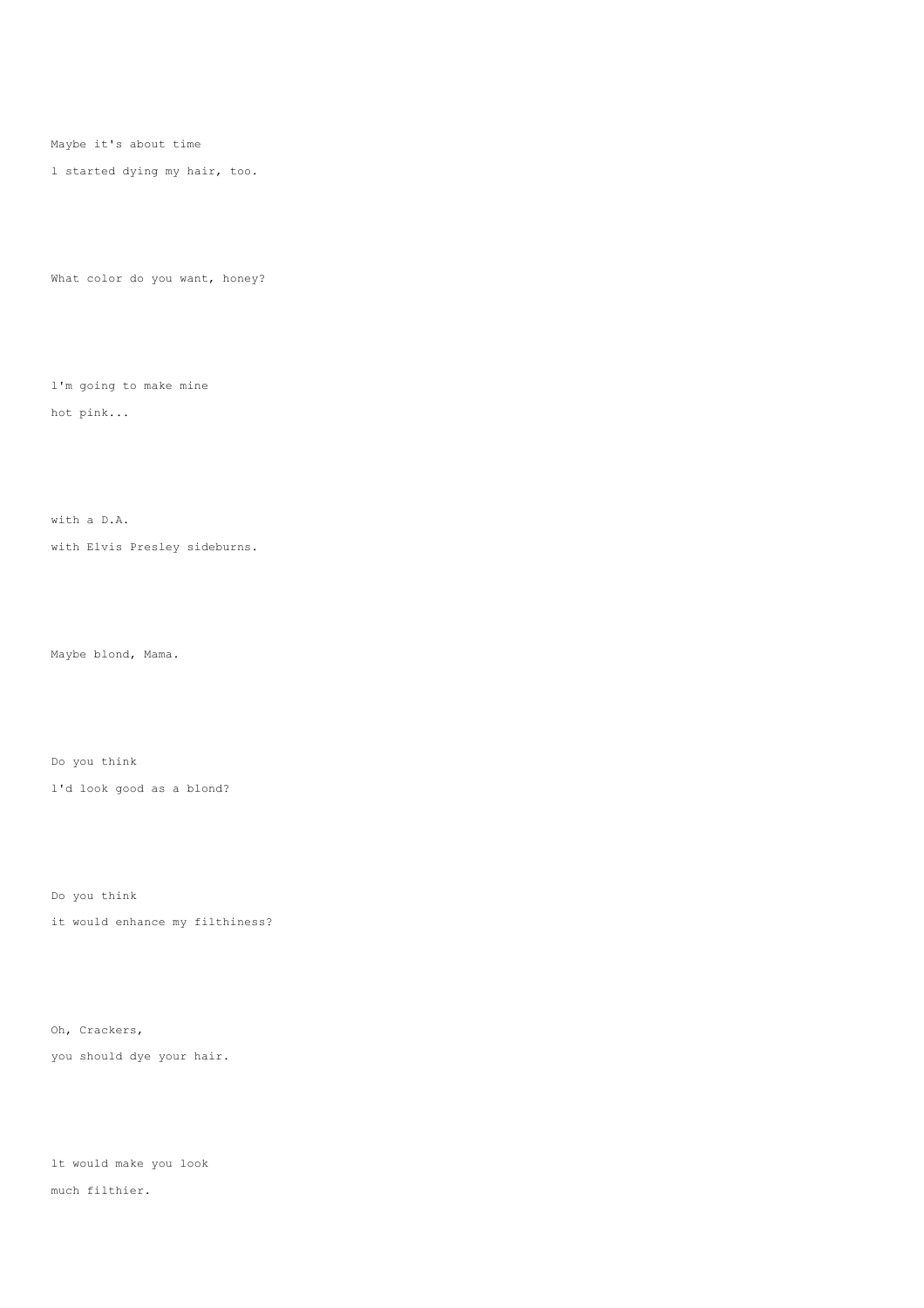Maybe it's about time

l started dying my hair, too.

What color do you want, honey?

l'm going to make mine

hot pink...

with a D.A.

with Elvis Presley sideburns.

Maybe blond, Mama.

Do you think

l'd look good as a blond?

Do you think

it would enhance my filthiness?

Oh, Crackers,

you should dye your hair.

lt would make you look

much filthier.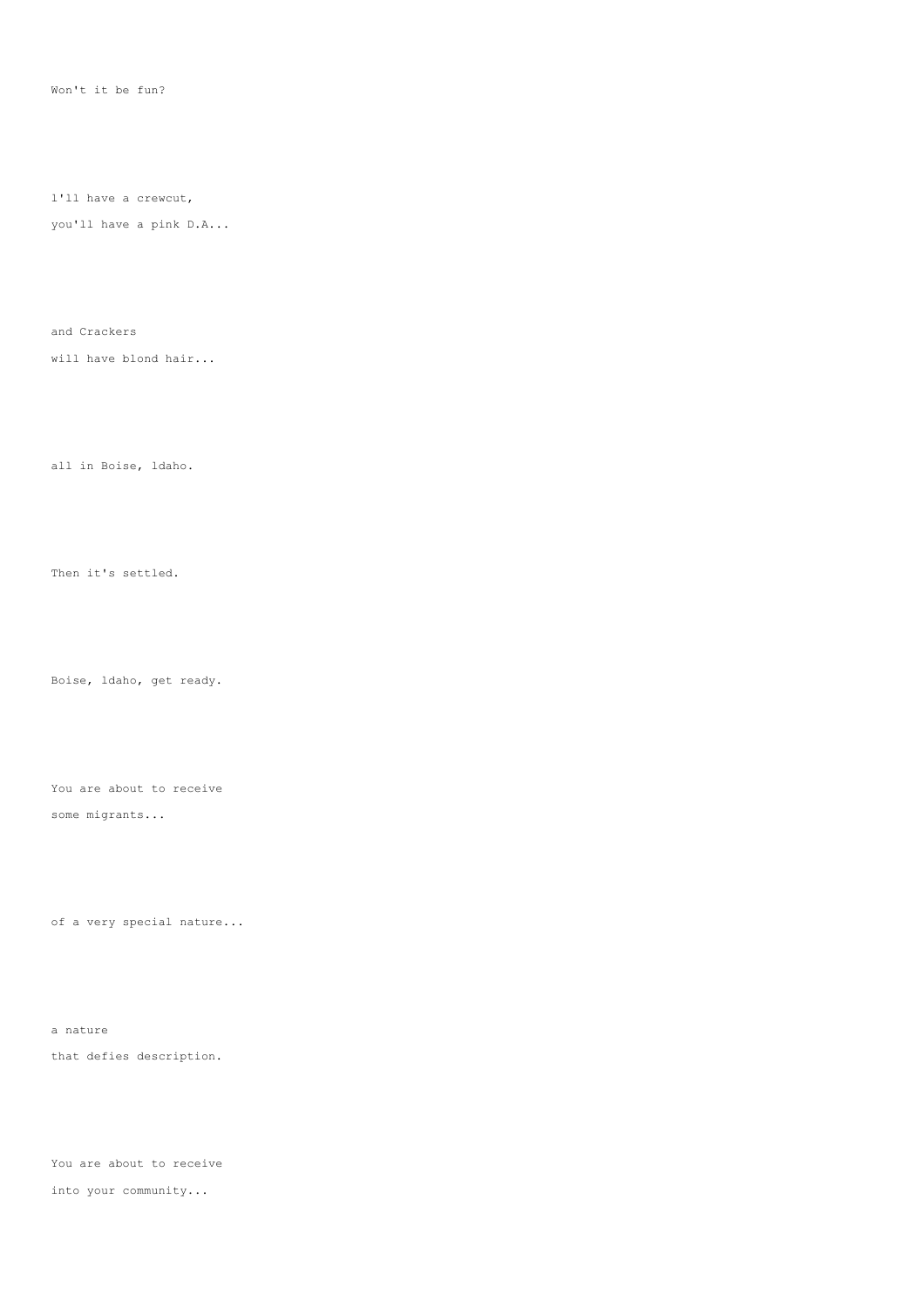Won't it be fun?

l'll have a crewcut,

you'll have a pink D.A...

and Crackers

will have blond hair...

all in Boise, ldaho.

Then it's settled.

Boise, ldaho, get ready.

You are about to receive

some migrants...

of a very special nature...

a nature

that defies description.

You are about to receive

into your community...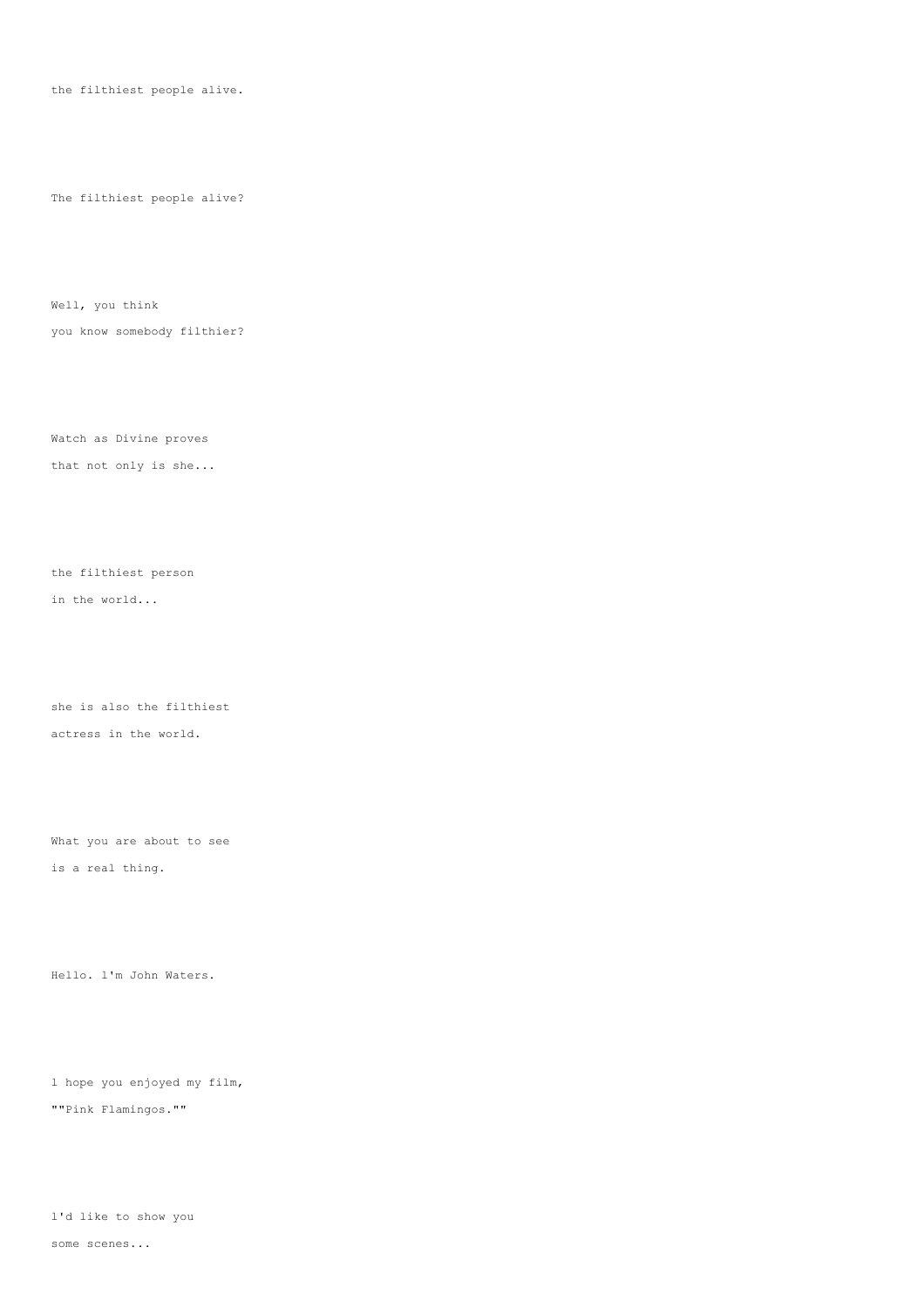the filthiest people alive.

The filthiest people alive?

Well, you think

you know somebody filthier?

Watch as Divine proves

that not only is she...

the filthiest person

in the world...

she is also the filthiest

actress in the world.

What you are about to see

is a real thing.

Hello. l'm John Waters.

l hope you enjoyed my film,

""Pink Flamingos.""

l'd like to show you

some scenes...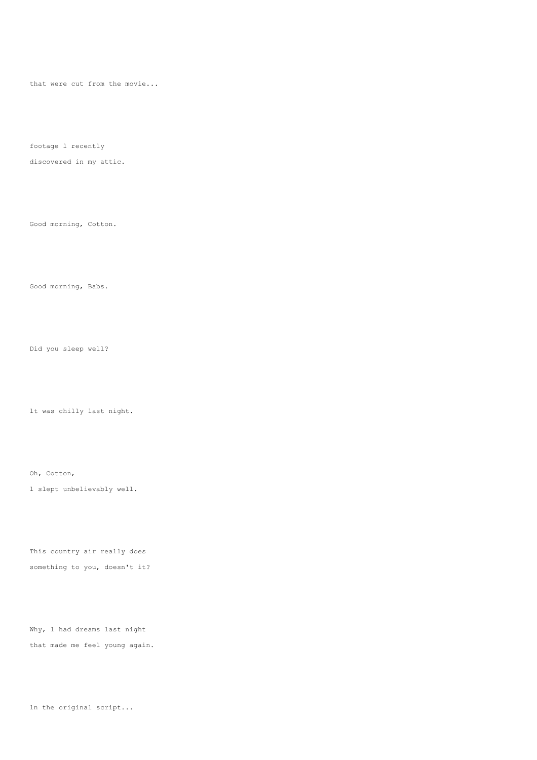that were cut from the movie...

footage l recently

discovered in my attic.

Good morning, Cotton.

Good morning, Babs.

Did you sleep well?

lt was chilly last night.

Oh, Cotton,

l slept unbelievably well.

This country air really does

something to you, doesn't it?

Why, l had dreams last night

that made me feel young again.

ln the original script...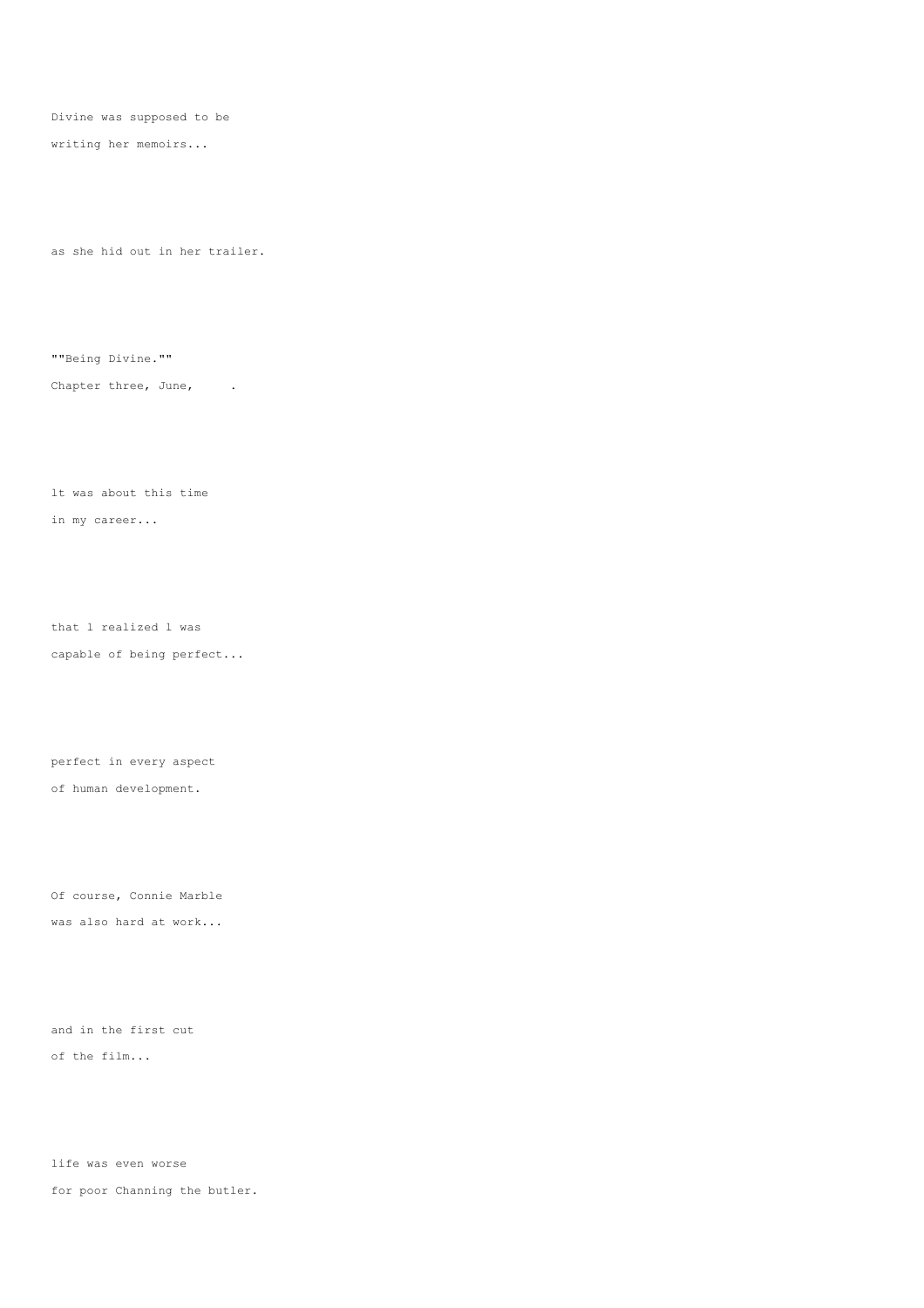Divine was supposed to be
writing her memoirs...

as she hid out in her trailer.

""Being Divine.""
Chapter three, June,     .

lt was about this time
in my career...

that l realized l was
capable of being perfect...

perfect in every aspect
of human development.

Of course, Connie Marble
was also hard at work...

and in the first cut
of the film...

life was even worse
for poor Channing the butler.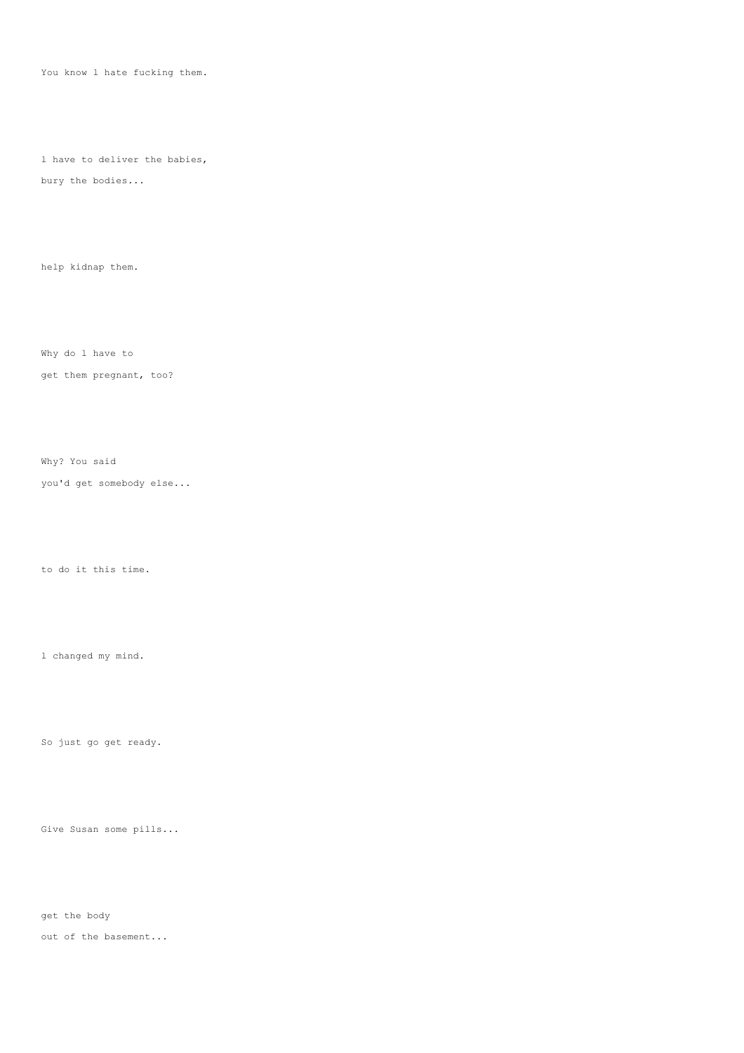You know l hate fucking them.

l have to deliver the babies,

bury the bodies...

help kidnap them.

Why do l have to

get them pregnant, too?

Why? You said

you'd get somebody else...

to do it this time.

l changed my mind.

So just go get ready.

Give Susan some pills...

get the body

out of the basement...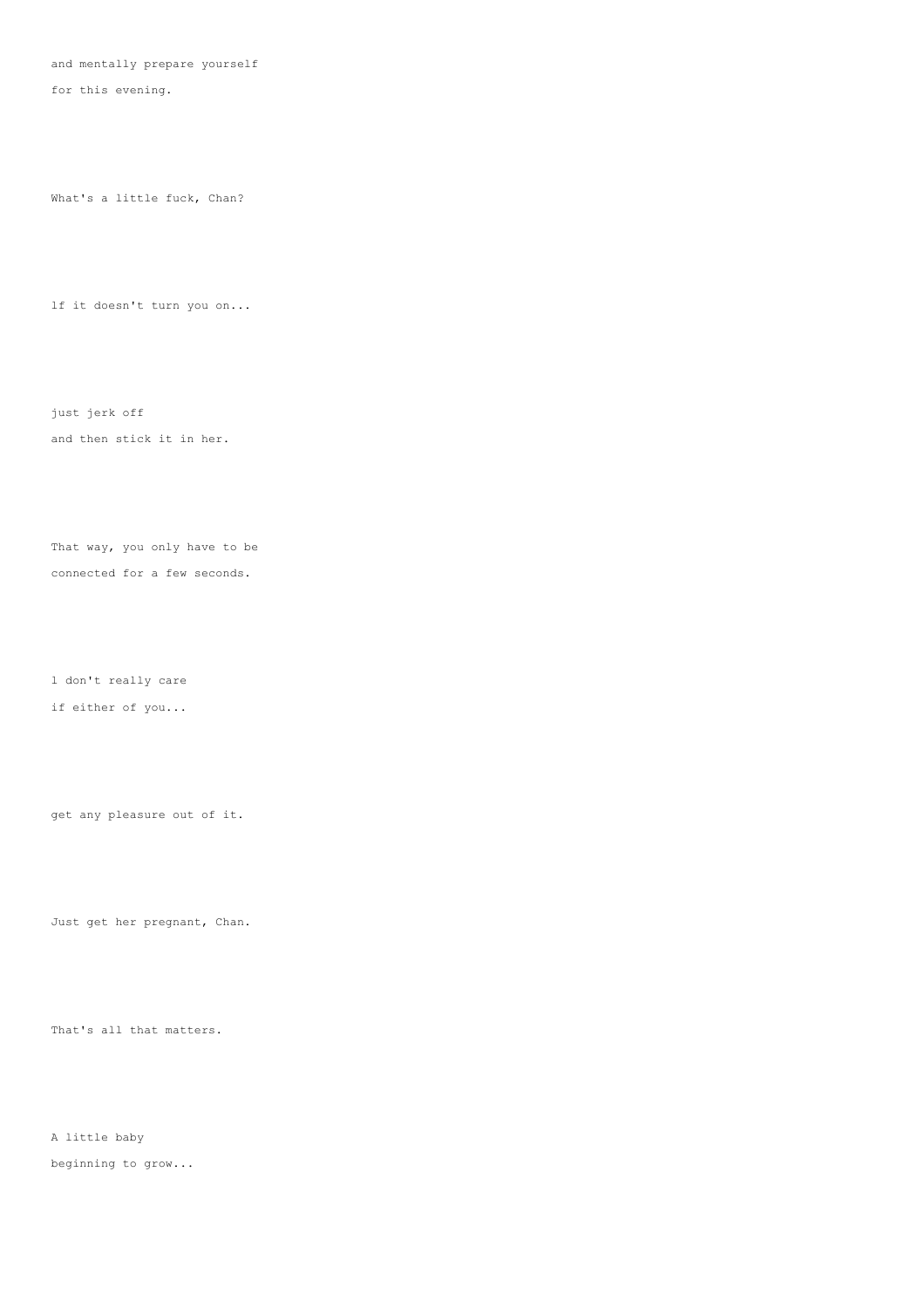and mentally prepare yourself
for this evening.

What's a little fuck, Chan?

lf it doesn't turn you on...

just jerk off
and then stick it in her.

That way, you only have to be
connected for a few seconds.

l don't really care
if either of you...

get any pleasure out of it.

Just get her pregnant, Chan.

That's all that matters.

A little baby
beginning to grow...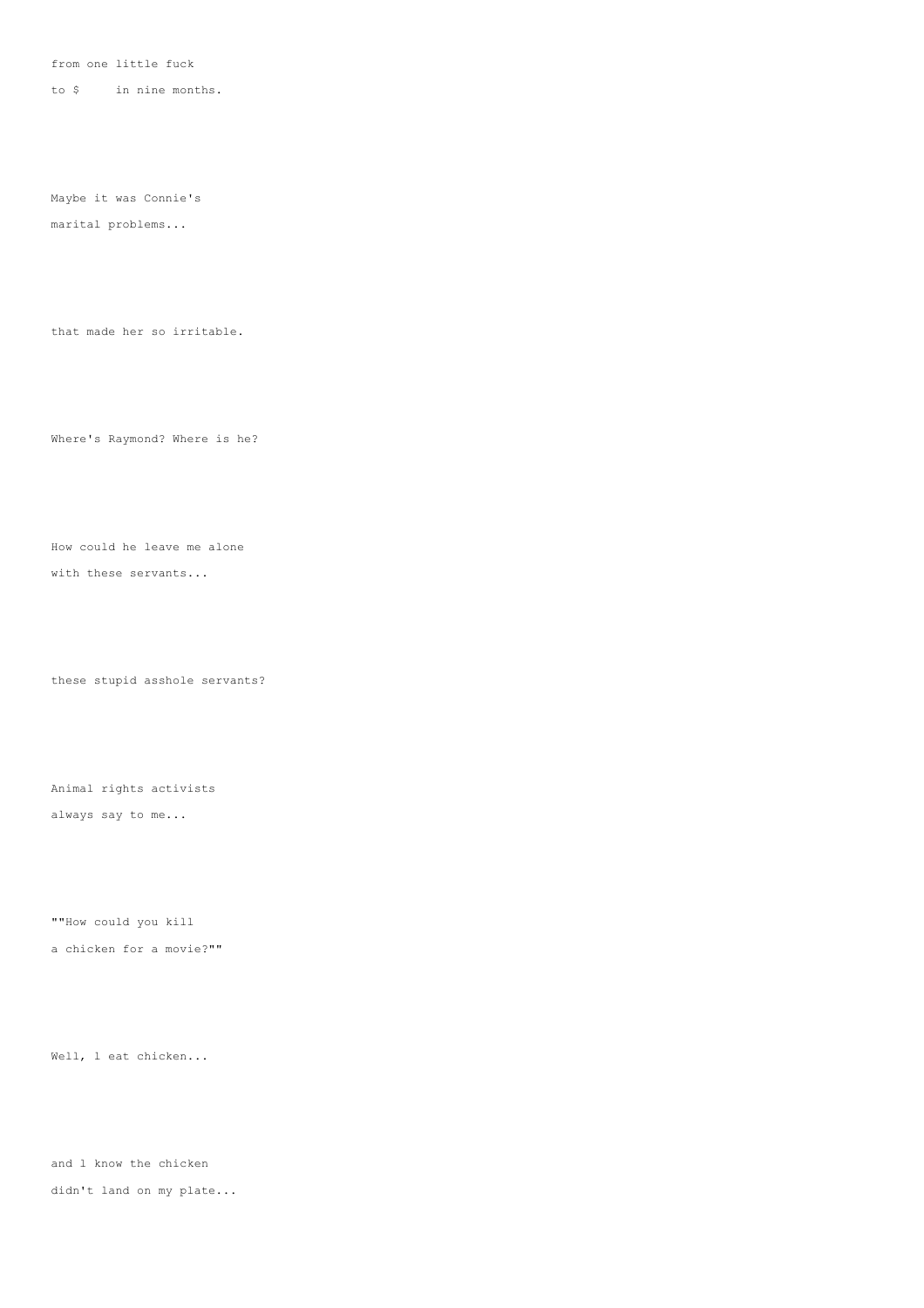from one little fuck

to $     in nine months.

Maybe it was Connie's

marital problems...

that made her so irritable.

Where's Raymond? Where is he?

How could he leave me alone

with these servants...

these stupid asshole servants?

Animal rights activists

always say to me...

""How could you kill

a chicken for a movie?""

Well, l eat chicken...

and l know the chicken

didn't land on my plate...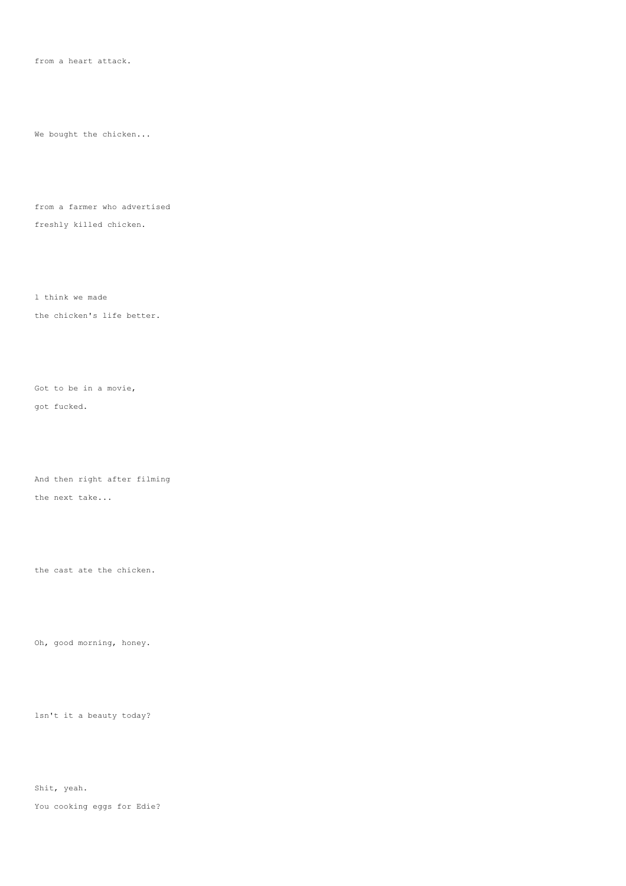from a heart attack.

We bought the chicken...

from a farmer who advertised
freshly killed chicken.

l think we made
the chicken's life better.

Got to be in a movie,
got fucked.

And then right after filming
the next take...

the cast ate the chicken.

Oh, good morning, honey.

lsn't it a beauty today?

Shit, yeah.
You cooking eggs for Edie?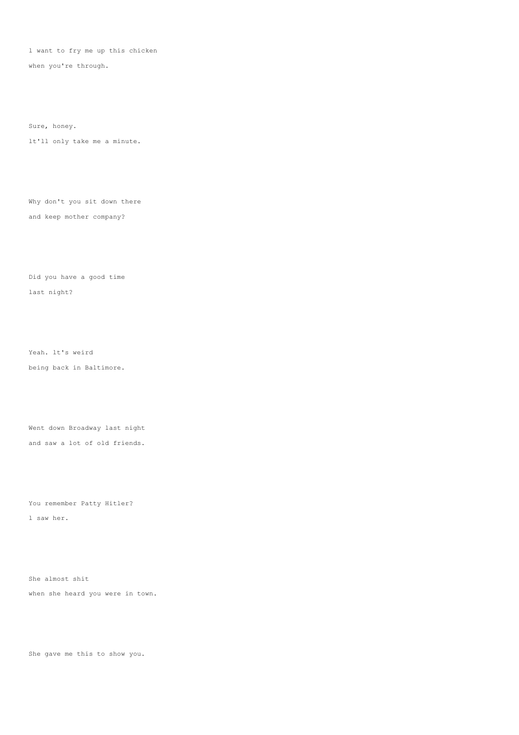l want to fry me up this chicken
when you're through.

Sure, honey.
lt'll only take me a minute.

Why don't you sit down there
and keep mother company?

Did you have a good time
last night?

Yeah. lt's weird
being back in Baltimore.

Went down Broadway last night
and saw a lot of old friends.

You remember Patty Hitler?
l saw her.

She almost shit
when she heard you were in town.

She gave me this to show you.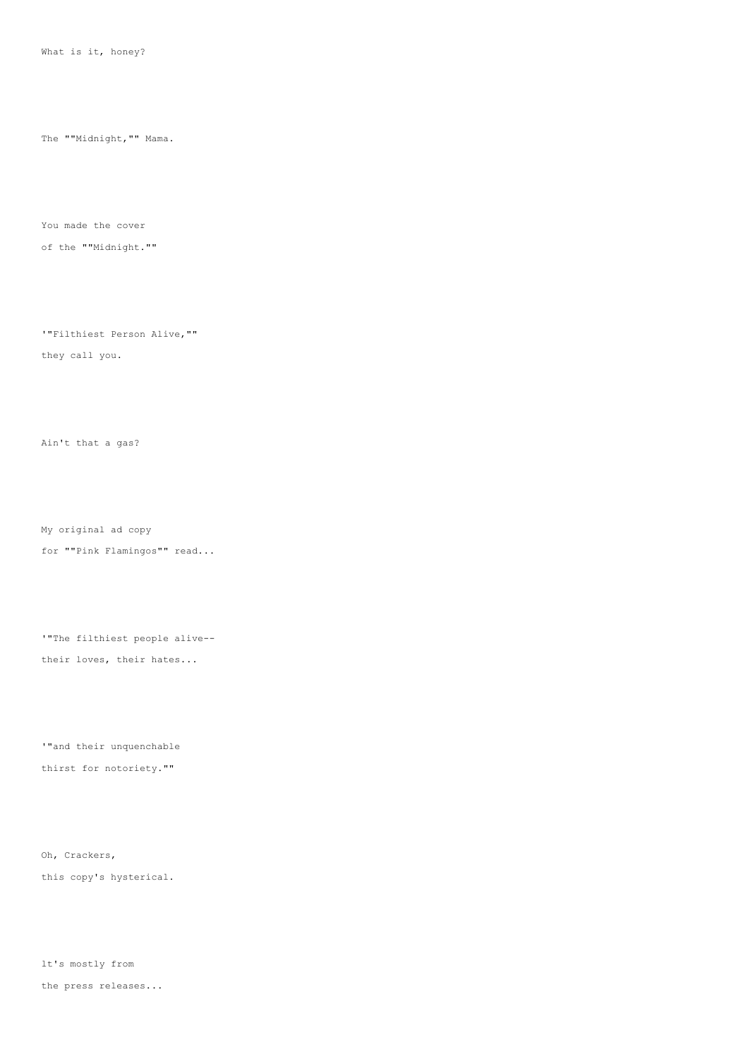What is it, honey?

The ""Midnight,"" Mama.

You made the cover
of the ""Midnight.""

'"Filthiest Person Alive,""
they call you.

Ain't that a gas?

My original ad copy
for ""Pink Flamingos"" read...

'"The filthiest people alive--
their loves, their hates...

'"and their unquenchable
thirst for notoriety.""

Oh, Crackers,
this copy's hysterical.

lt's mostly from
the press releases...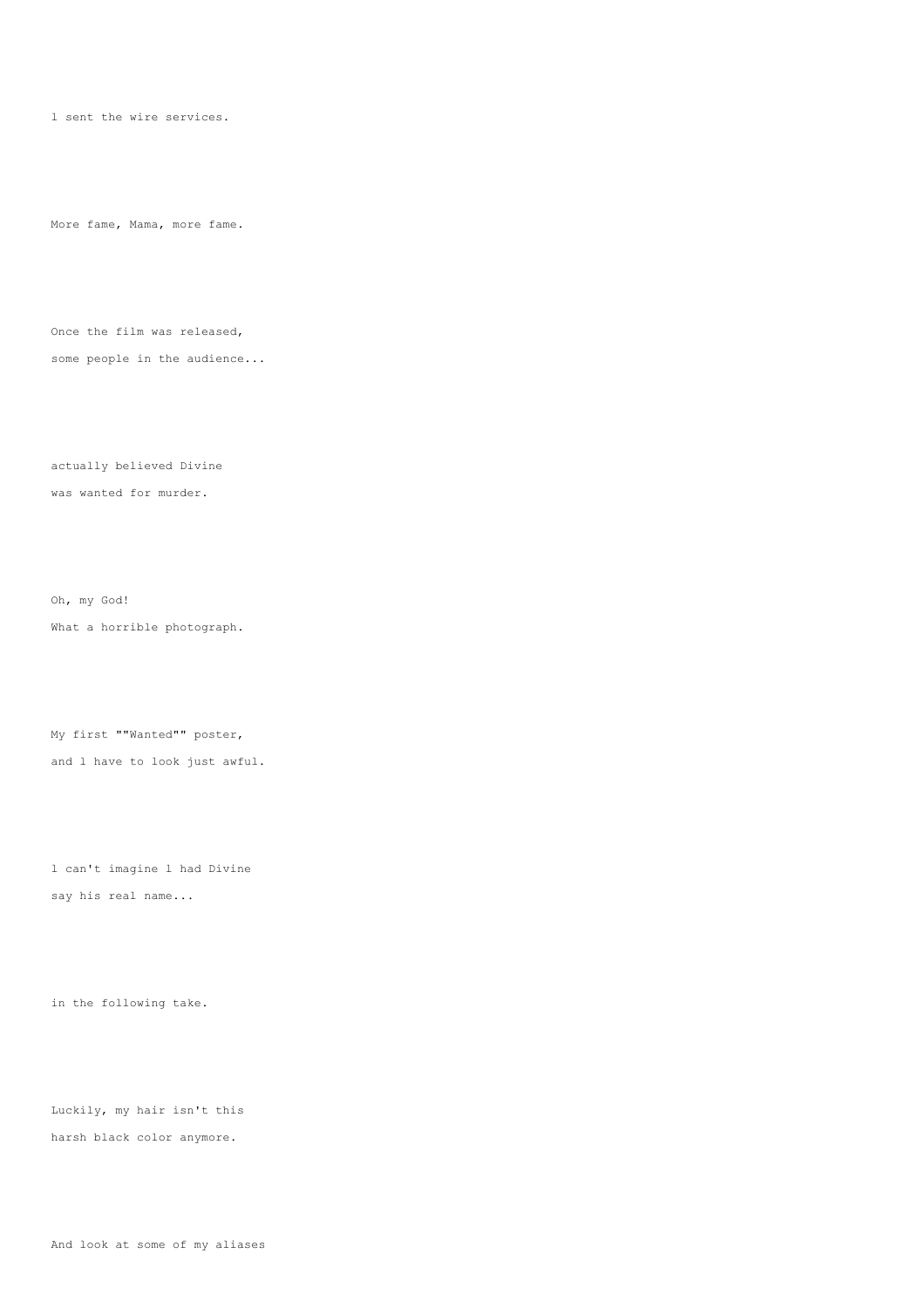l sent the wire services.

More fame, Mama, more fame.

Once the film was released,
some people in the audience...

actually believed Divine
was wanted for murder.

Oh, my God!
What a horrible photograph.

My first ""Wanted"" poster,
and l have to look just awful.

l can't imagine l had Divine
say his real name...

in the following take.

Luckily, my hair isn't this
harsh black color anymore.

And look at some of my aliases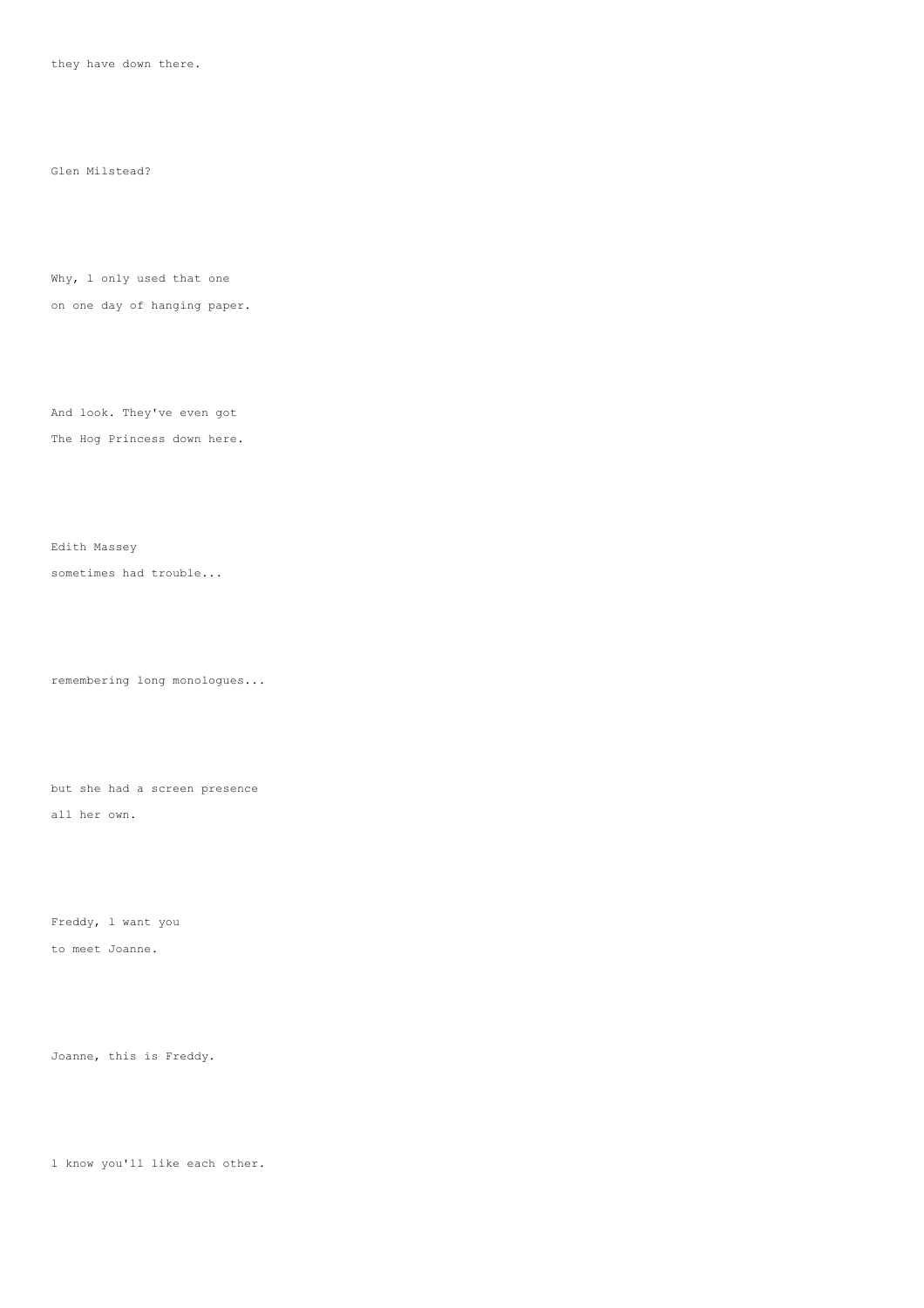they have down there.

Glen Milstead?

Why, l only used that one
on one day of hanging paper.

And look. They've even got
The Hog Princess down here.

Edith Massey
sometimes had trouble...

remembering long monologues...

but she had a screen presence
all her own.

Freddy, l want you
to meet Joanne.

Joanne, this is Freddy.

l know you'll like each other.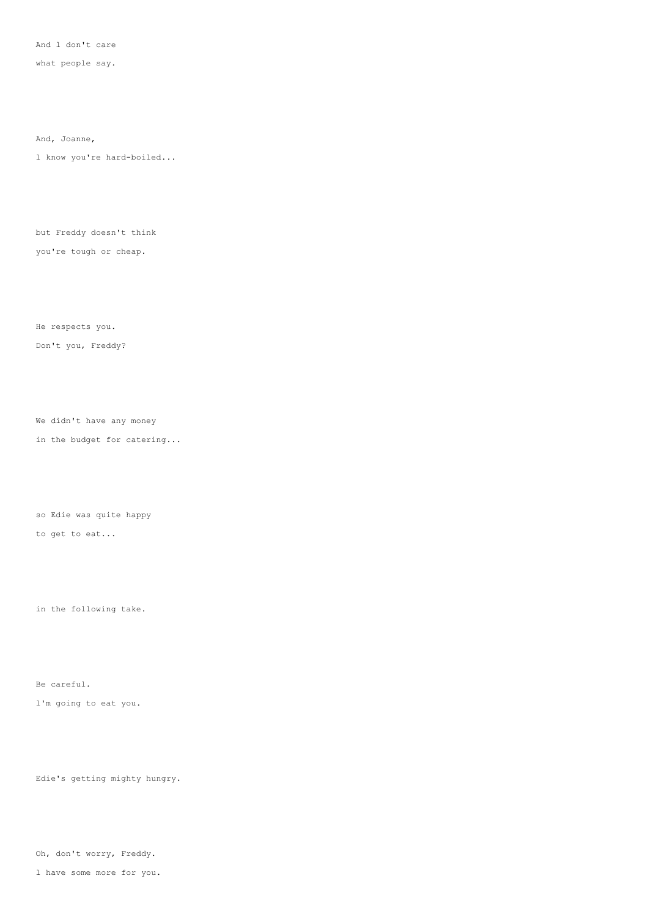And l don't care

what people say.

And, Joanne,

l know you're hard-boiled...

but Freddy doesn't think

you're tough or cheap.

He respects you.

Don't you, Freddy?

We didn't have any money

in the budget for catering...

so Edie was quite happy

to get to eat...

in the following take.

Be careful.

l'm going to eat you.

Edie's getting mighty hungry.

Oh, don't worry, Freddy.

l have some more for you.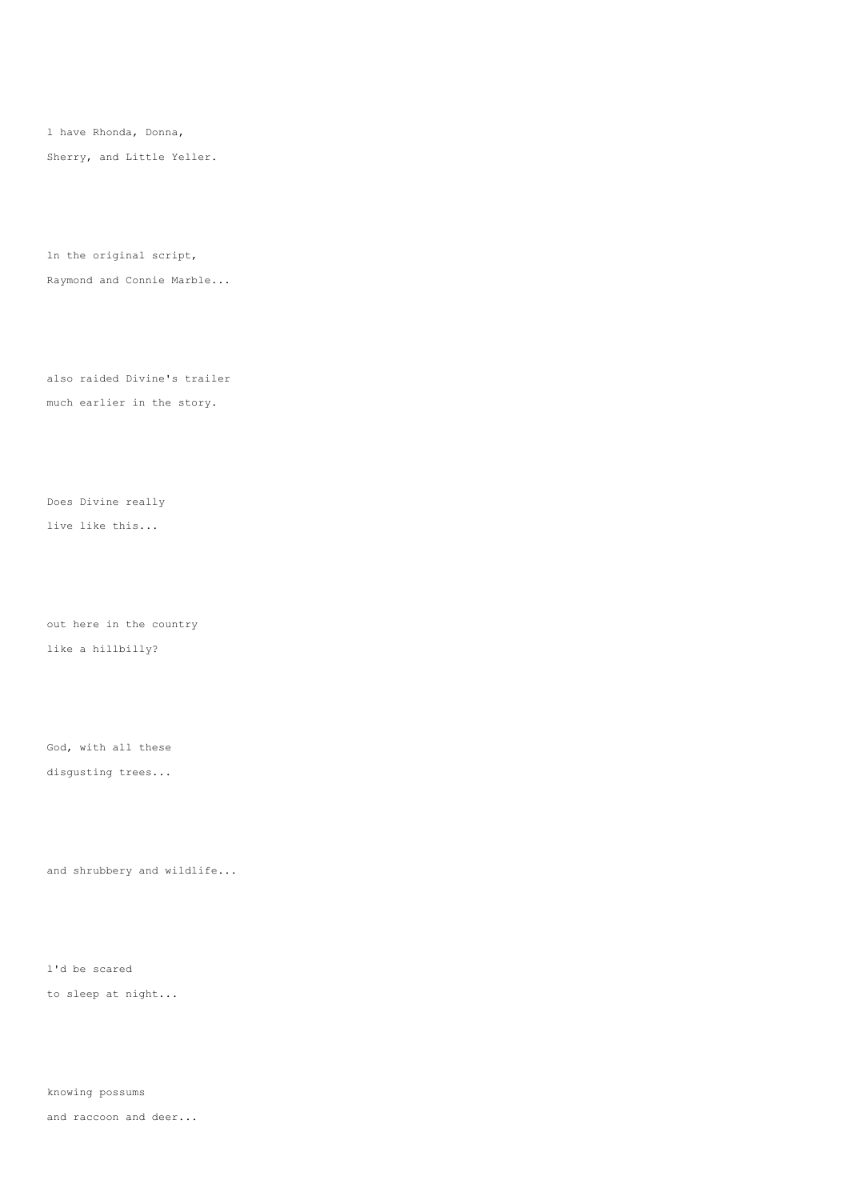l have Rhonda, Donna,

Sherry, and Little Yeller.

ln the original script,

Raymond and Connie Marble...

also raided Divine's trailer

much earlier in the story.

Does Divine really

live like this...

out here in the country

like a hillbilly?

God, with all these

disgusting trees...

and shrubbery and wildlife...

l'd be scared

to sleep at night...

knowing possums

and raccoon and deer...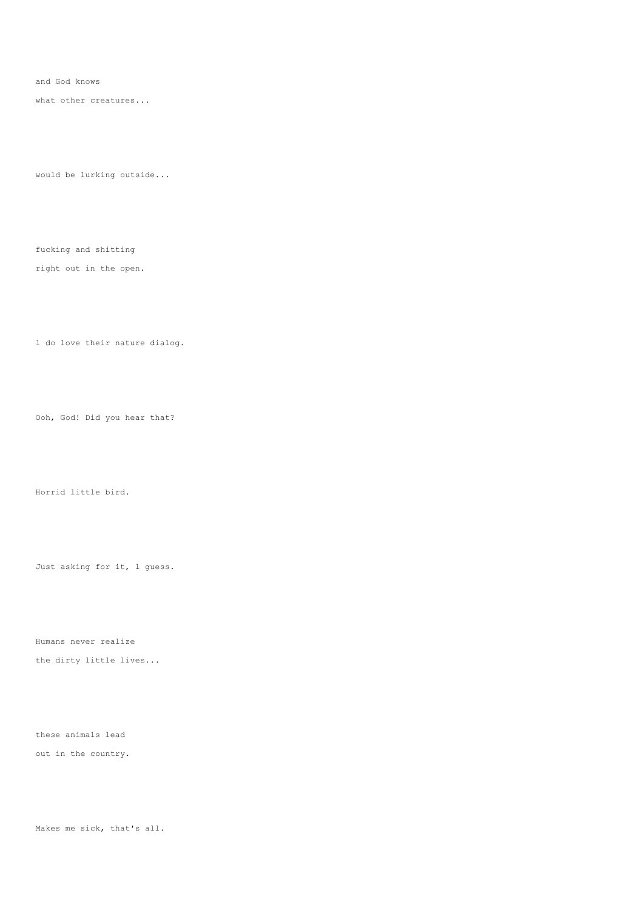and God knows

what other creatures...

would be lurking outside...

fucking and shitting

right out in the open.

l do love their nature dialog.

Ooh, God! Did you hear that?

Horrid little bird.

Just asking for it, l guess.

Humans never realize

the dirty little lives...

these animals lead

out in the country.

Makes me sick, that's all.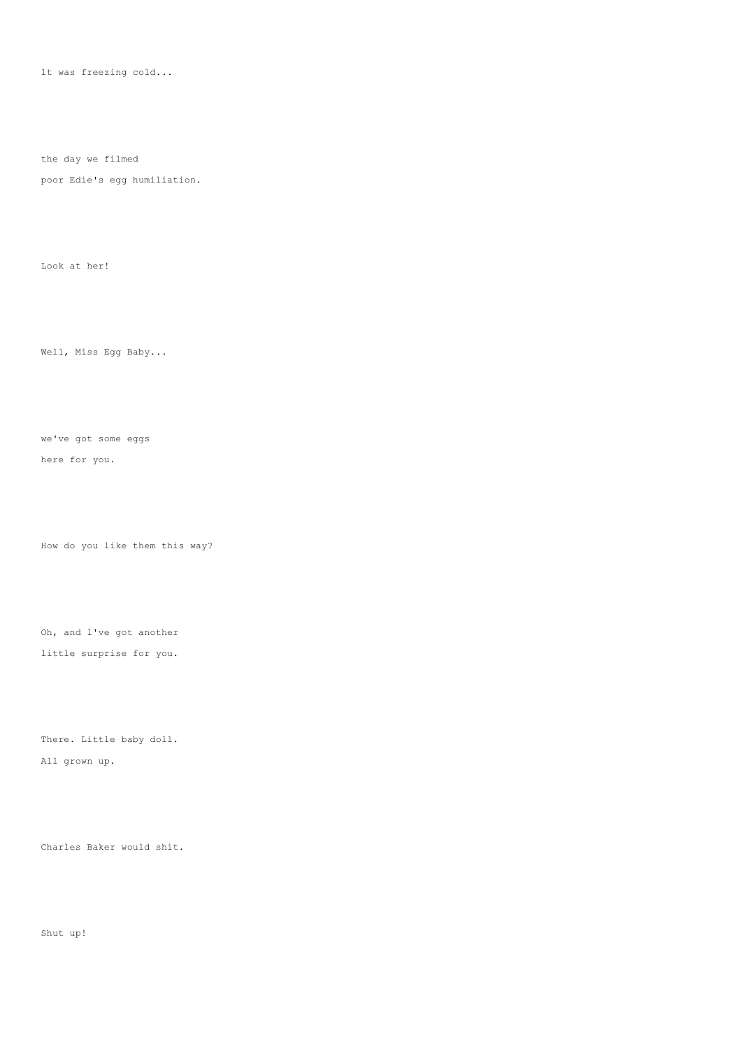lt was freezing cold...

the day we filmed

poor Edie's egg humiliation.

Look at her!

Well, Miss Egg Baby...

we've got some eggs

here for you.

How do you like them this way?

Oh, and l've got another

little surprise for you.

There. Little baby doll.

All grown up.

Charles Baker would shit.

Shut up!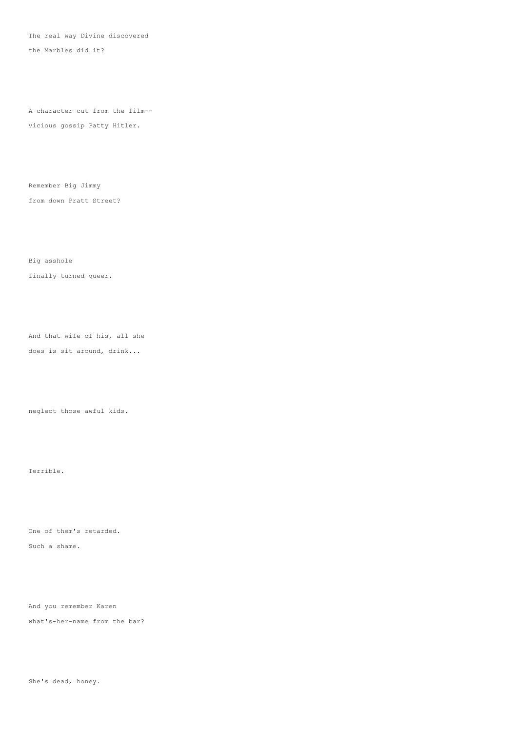The real way Divine discovered
the Marbles did it?

A character cut from the film--
vicious gossip Patty Hitler.

Remember Big Jimmy
from down Pratt Street?

Big asshole
finally turned queer.

And that wife of his, all she
does is sit around, drink...

neglect those awful kids.

Terrible.

One of them's retarded.
Such a shame.

And you remember Karen
what's-her-name from the bar?

She's dead, honey.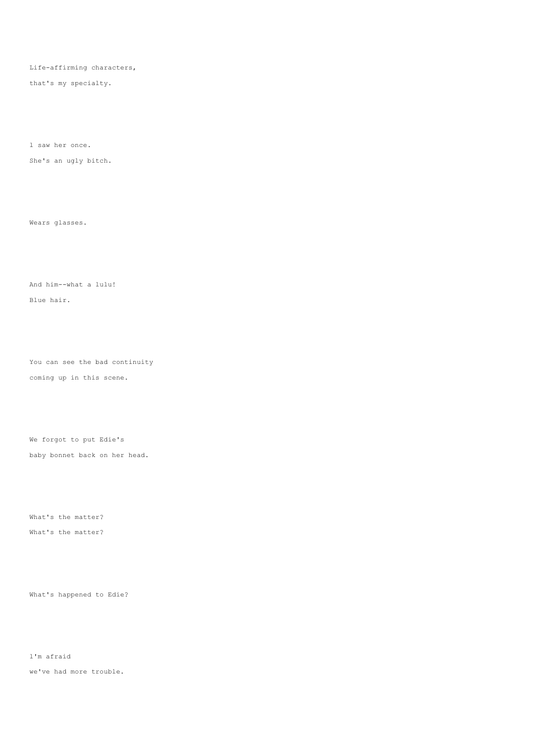Life-affirming characters,

that's my specialty.

l saw her once.

She's an ugly bitch.

Wears glasses.

And him--what a lulu!

Blue hair.

You can see the bad continuity

coming up in this scene.

We forgot to put Edie's

baby bonnet back on her head.

What's the matter?

What's the matter?

What's happened to Edie?

l'm afraid

we've had more trouble.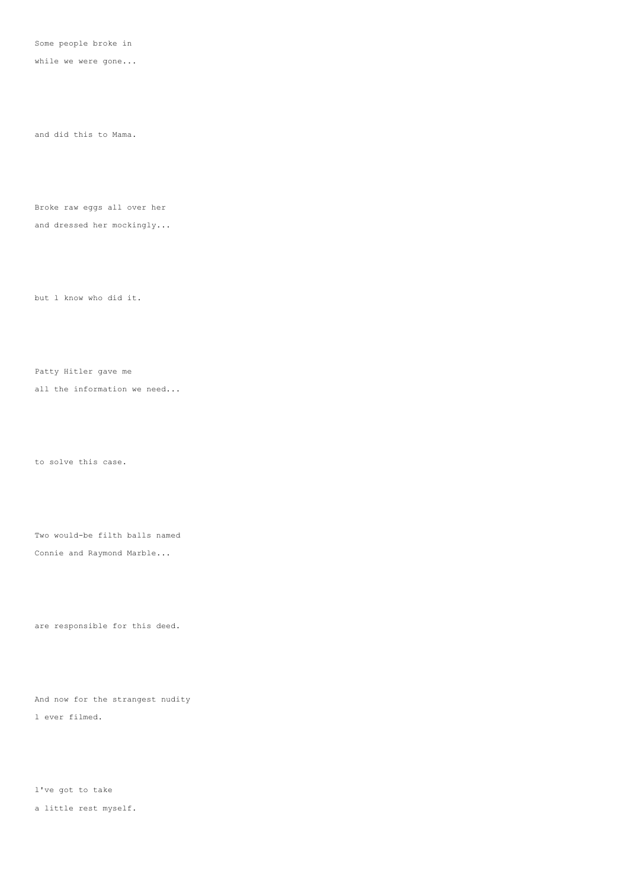Some people broke in

while we were gone...

and did this to Mama.

Broke raw eggs all over her

and dressed her mockingly...

but l know who did it.

Patty Hitler gave me

all the information we need...

to solve this case.

Two would-be filth balls named

Connie and Raymond Marble...

are responsible for this deed.

And now for the strangest nudity

l ever filmed.

l've got to take

a little rest myself.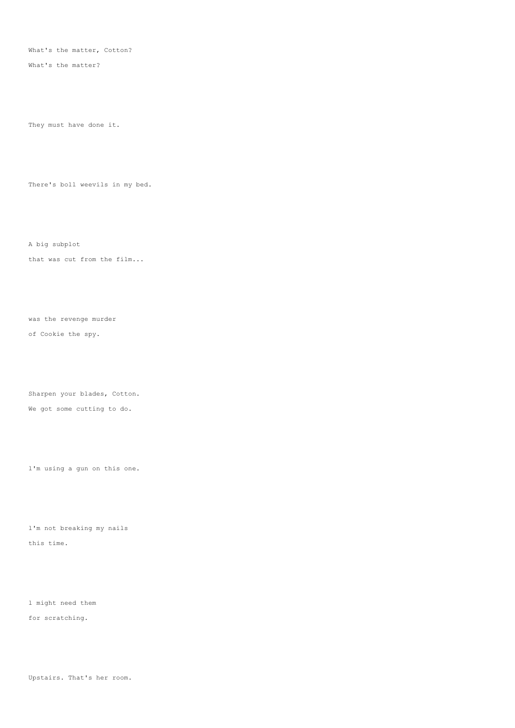What's the matter, Cotton?

What's the matter?

They must have done it.

There's boll weevils in my bed.

A big subplot

that was cut from the film...

was the revenge murder

of Cookie the spy.

Sharpen your blades, Cotton.

We got some cutting to do.

l'm using a gun on this one.

l'm not breaking my nails

this time.

l might need them

for scratching.

Upstairs. That's her room.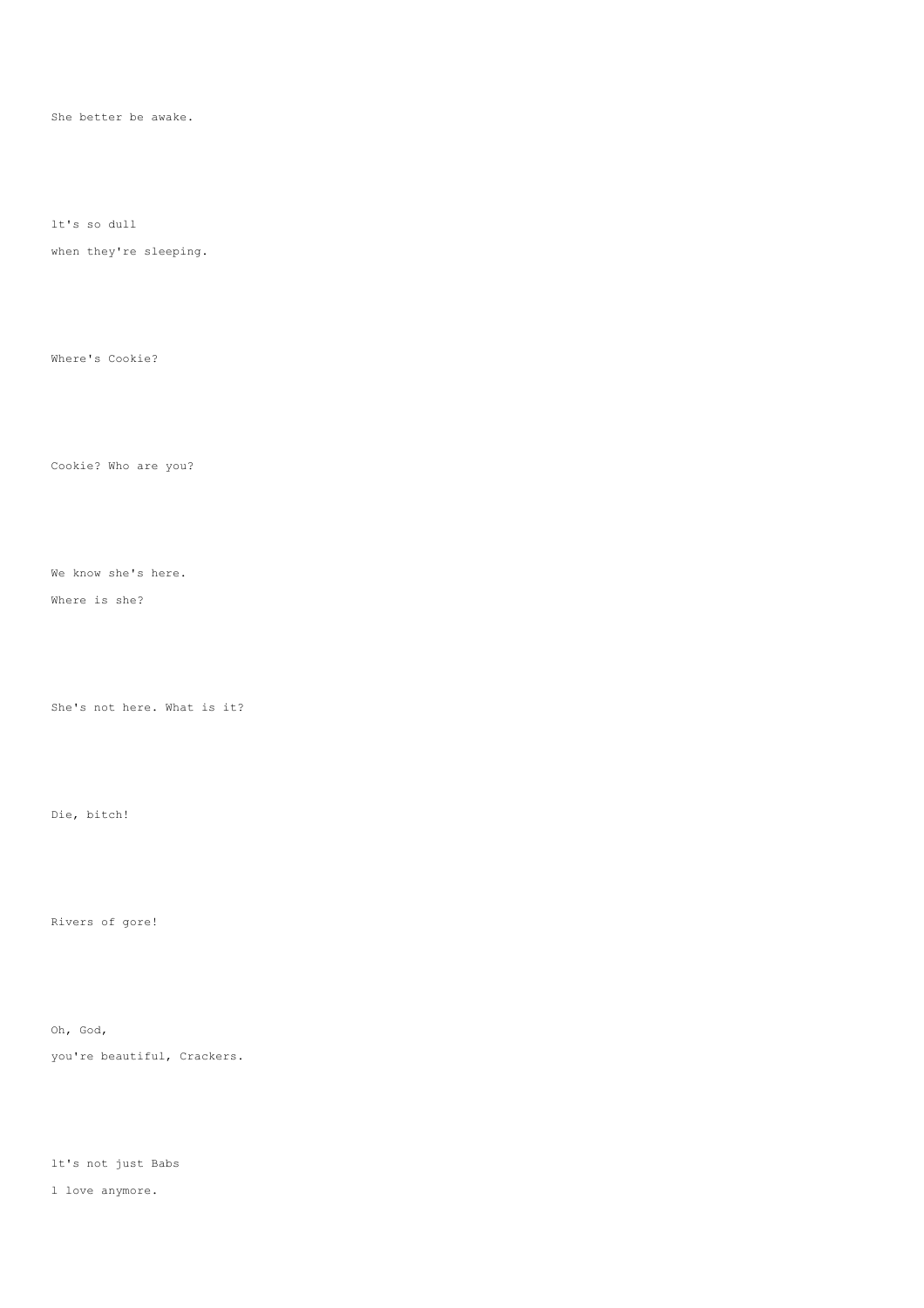She better be awake.

lt's so dull

when they're sleeping.

Where's Cookie?

Cookie? Who are you?

We know she's here.

Where is she?

She's not here. What is it?

Die, bitch!

Rivers of gore!

Oh, God,

you're beautiful, Crackers.

lt's not just Babs

l love anymore.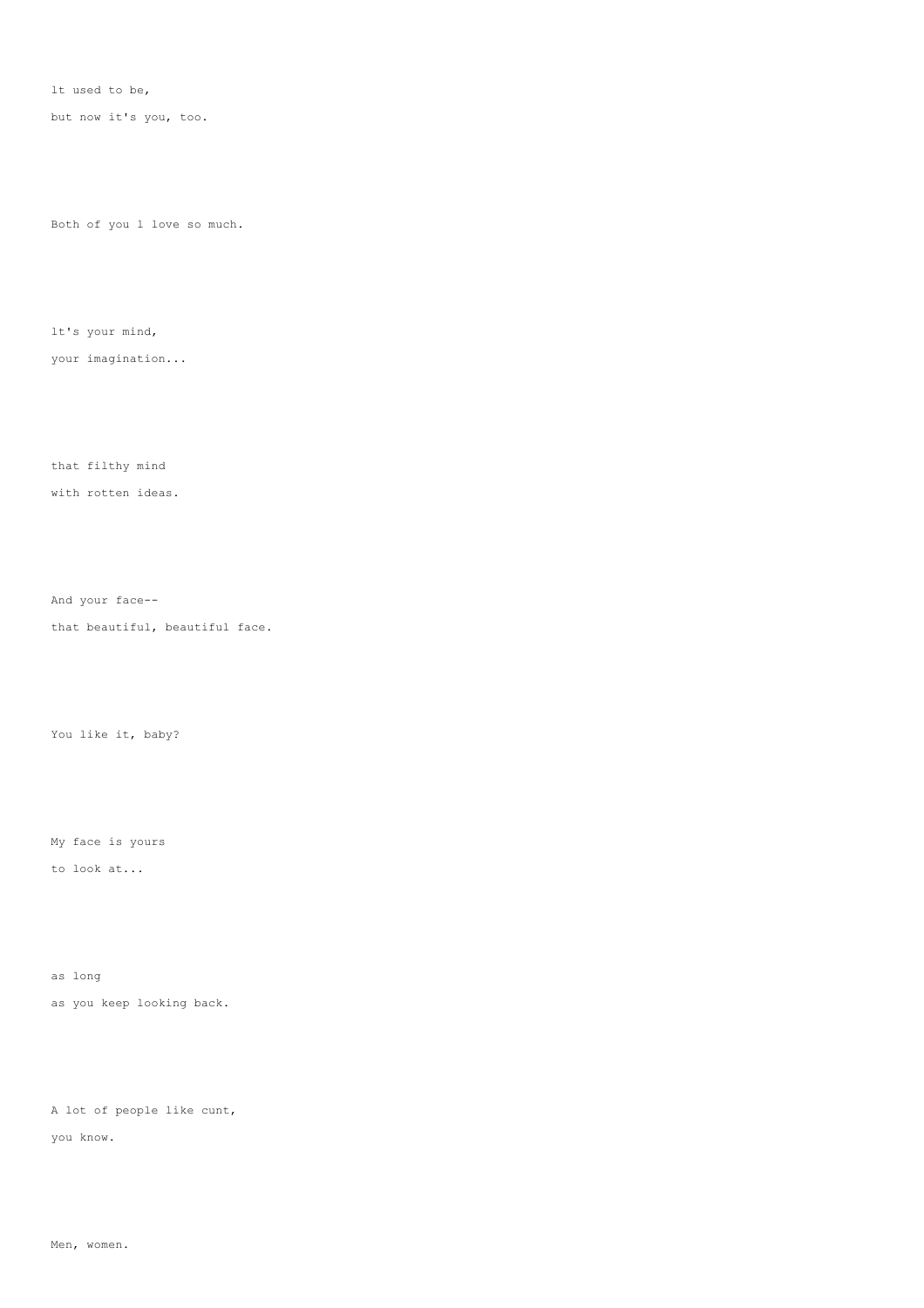lt used to be,

but now it's you, too.

Both of you l love so much.

lt's your mind,

your imagination...

that filthy mind

with rotten ideas.

And your face--

that beautiful, beautiful face.

You like it, baby?

My face is yours

to look at...

as long

as you keep looking back.

A lot of people like cunt,

you know.

Men, women.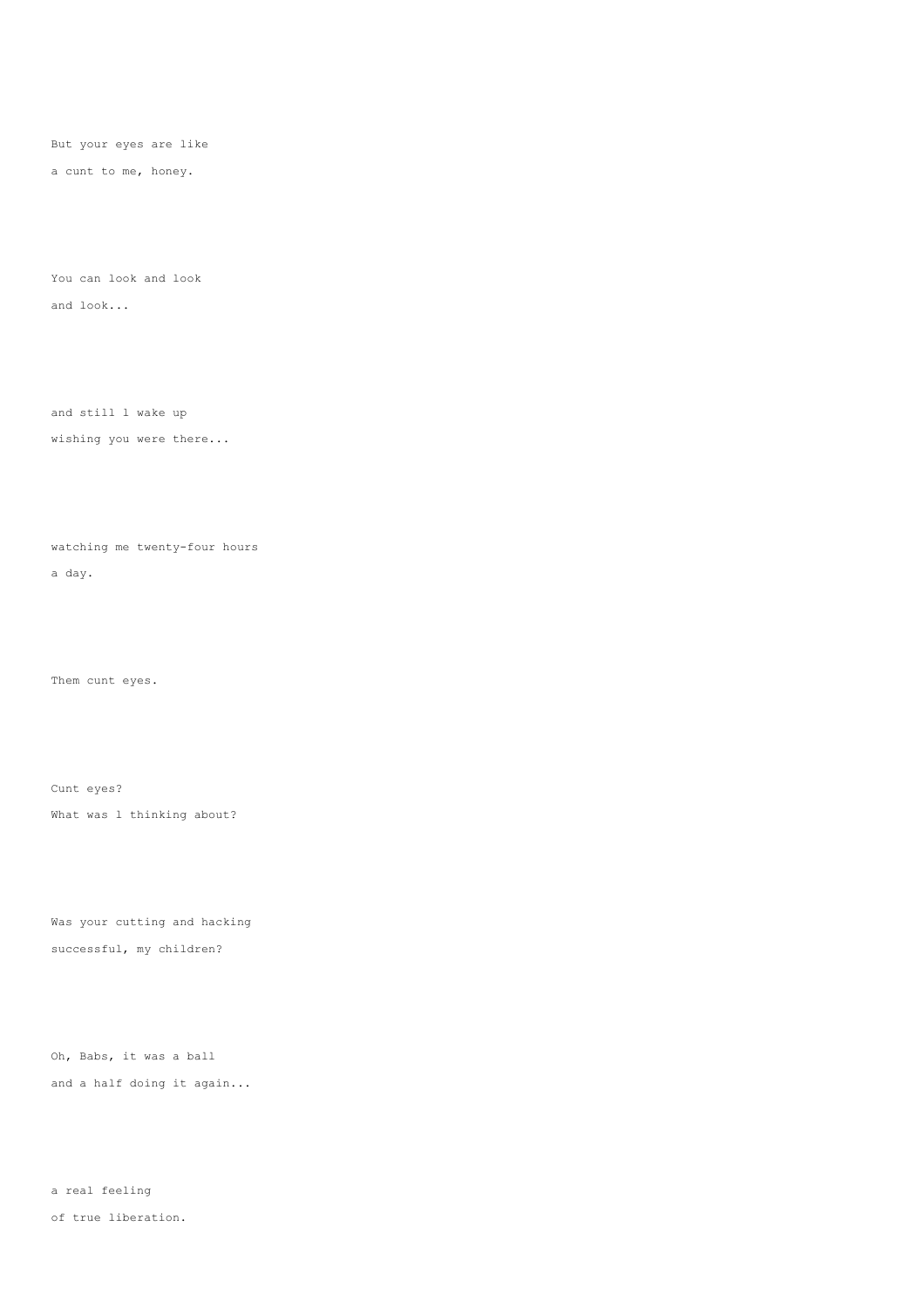But your eyes are like
a cunt to me, honey.

You can look and look
and look...

and still l wake up
wishing you were there...

watching me twenty-four hours
a day.

Them cunt eyes.

Cunt eyes?
What was l thinking about?

Was your cutting and hacking
successful, my children?

Oh, Babs, it was a ball
and a half doing it again...

a real feeling
of true liberation.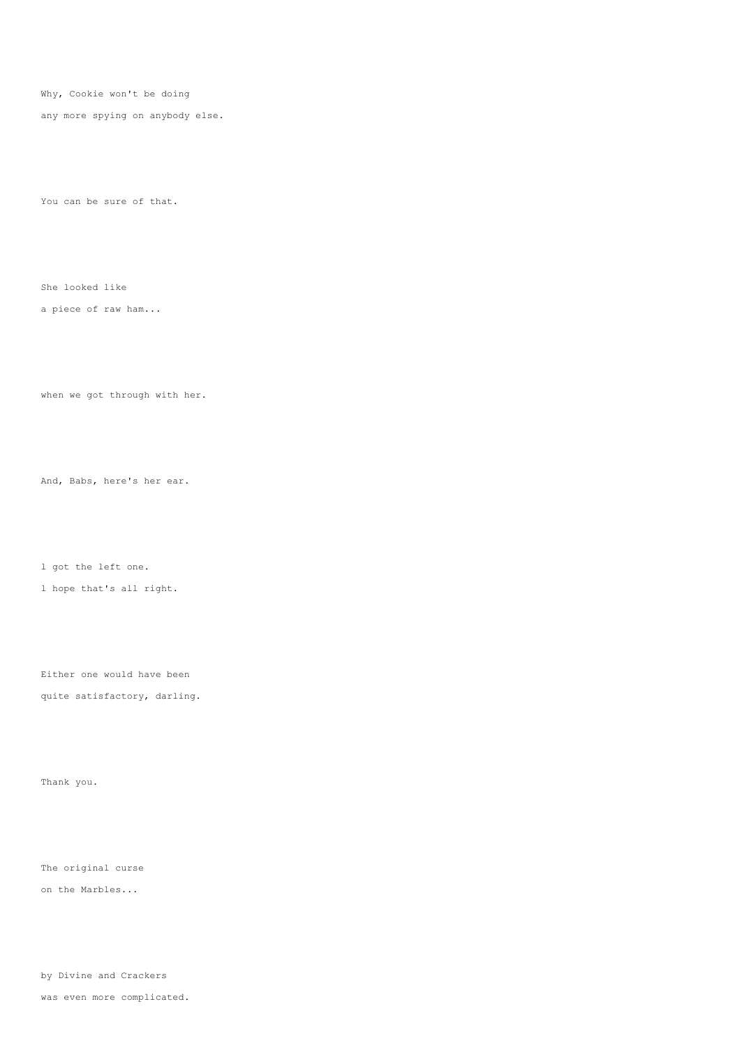Why, Cookie won't be doing
any more spying on anybody else.

You can be sure of that.

She looked like
a piece of raw ham...

when we got through with her.

And, Babs, here's her ear.

l got the left one.
l hope that's all right.

Either one would have been
quite satisfactory, darling.

Thank you.

The original curse
on the Marbles...

by Divine and Crackers
was even more complicated.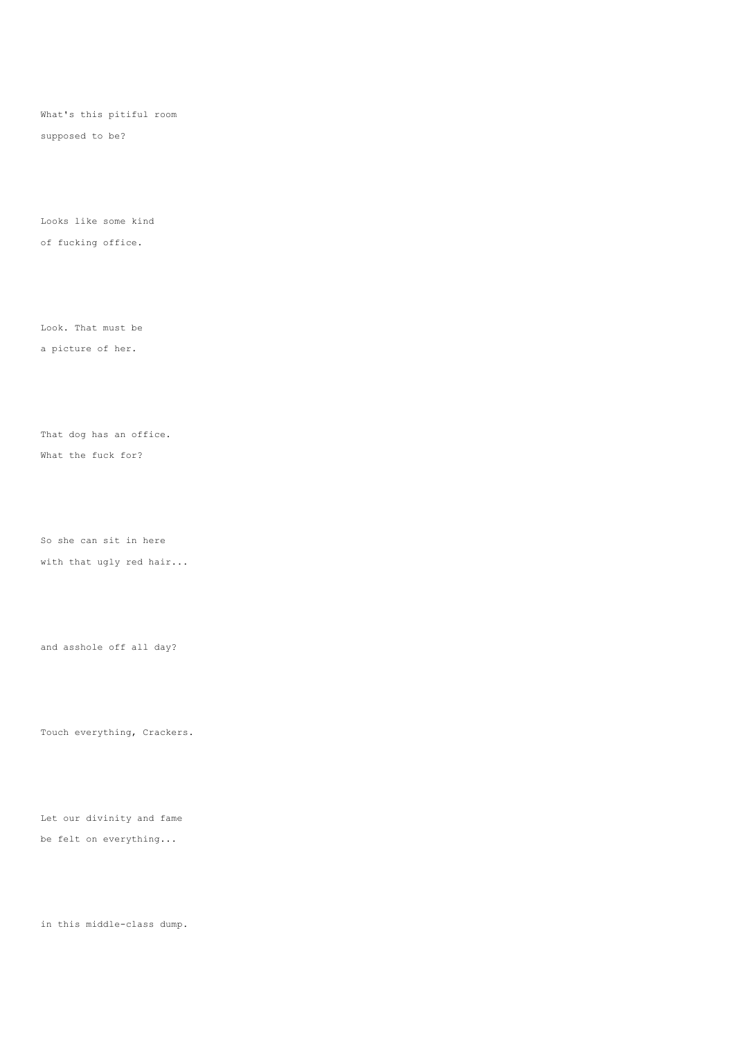What's this pitiful room
supposed to be?

Looks like some kind
of fucking office.

Look. That must be
a picture of her.

That dog has an office.
What the fuck for?

So she can sit in here
with that ugly red hair...

and asshole off all day?

Touch everything, Crackers.

Let our divinity and fame
be felt on everything...

in this middle-class dump.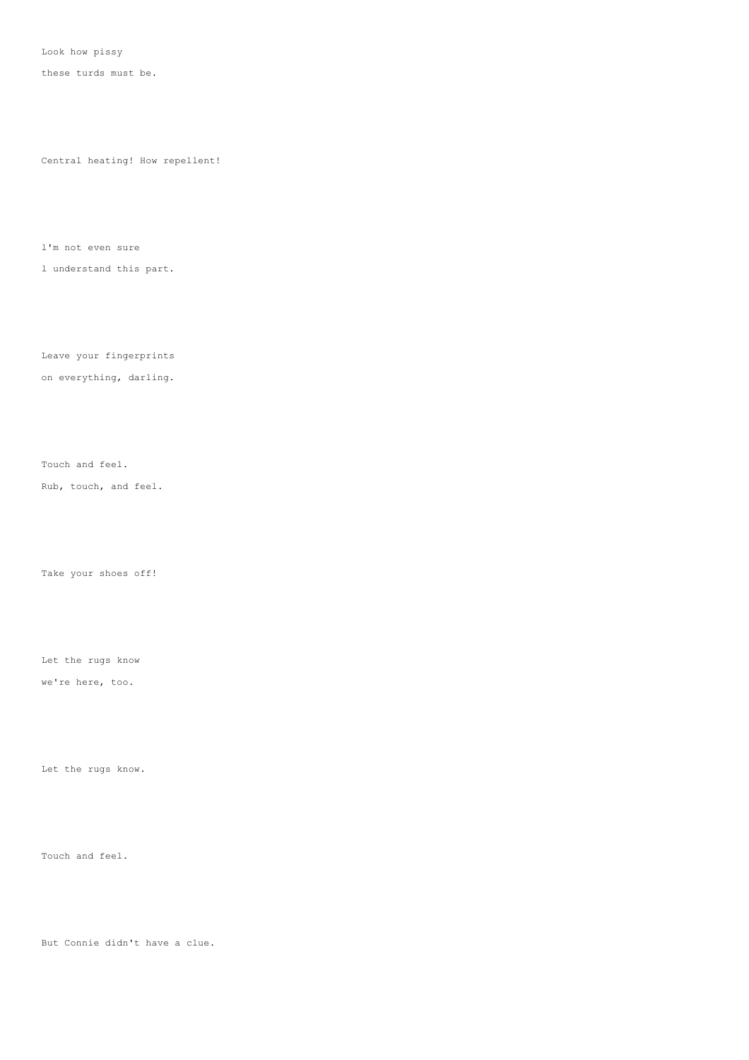Look how pissy
these turds must be.

Central heating! How repellent!

l'm not even sure
l understand this part.

Leave your fingerprints
on everything, darling.

Touch and feel.
Rub, touch, and feel.

Take your shoes off!

Let the rugs know
we're here, too.

Let the rugs know.

Touch and feel.

But Connie didn't have a clue.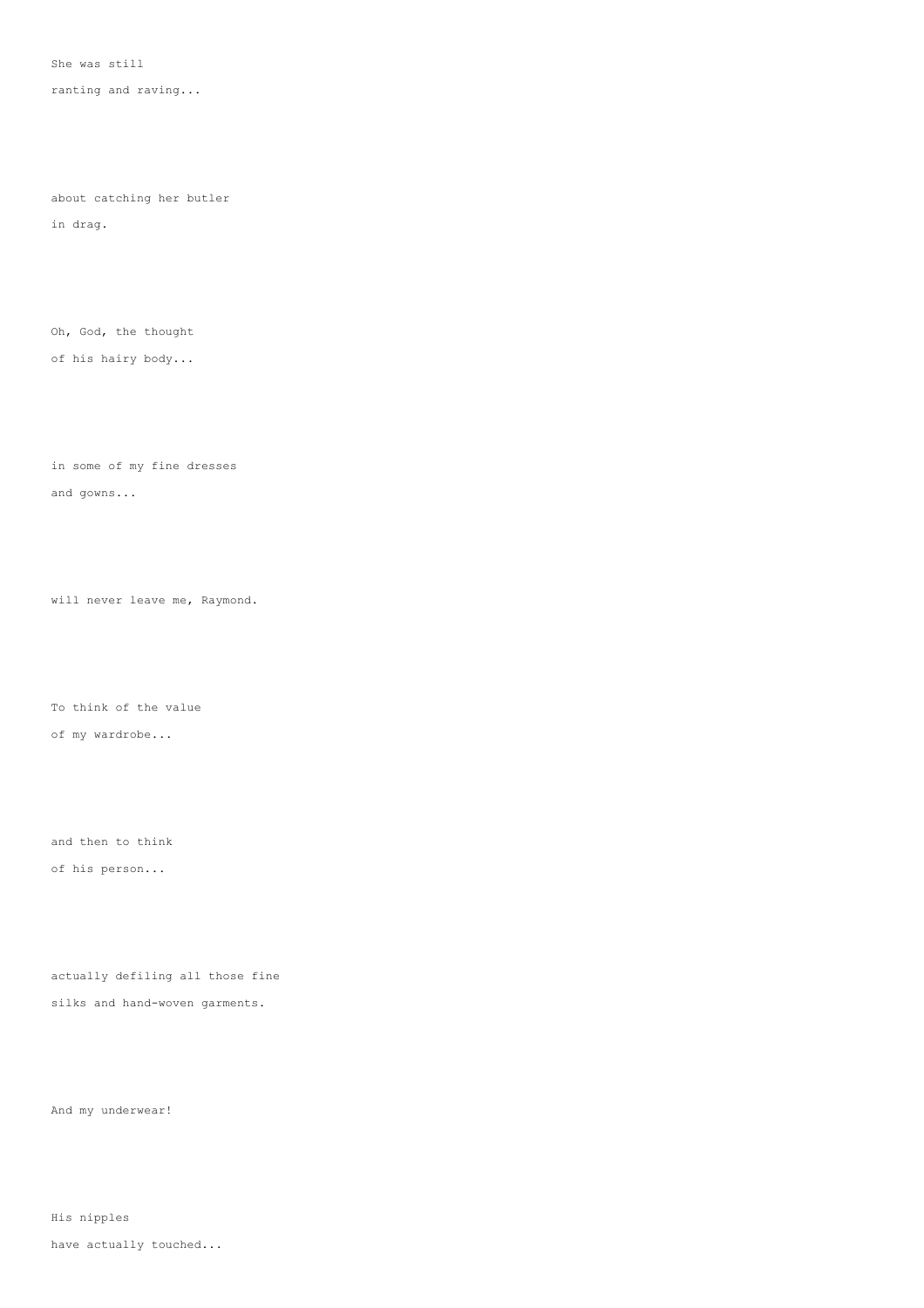She was still
ranting and raving...

about catching her butler
in drag.

Oh, God, the thought
of his hairy body...

in some of my fine dresses
and gowns...

will never leave me, Raymond.

To think of the value
of my wardrobe...

and then to think
of his person...

actually defiling all those fine
silks and hand-woven garments.

And my underwear!

His nipples
have actually touched...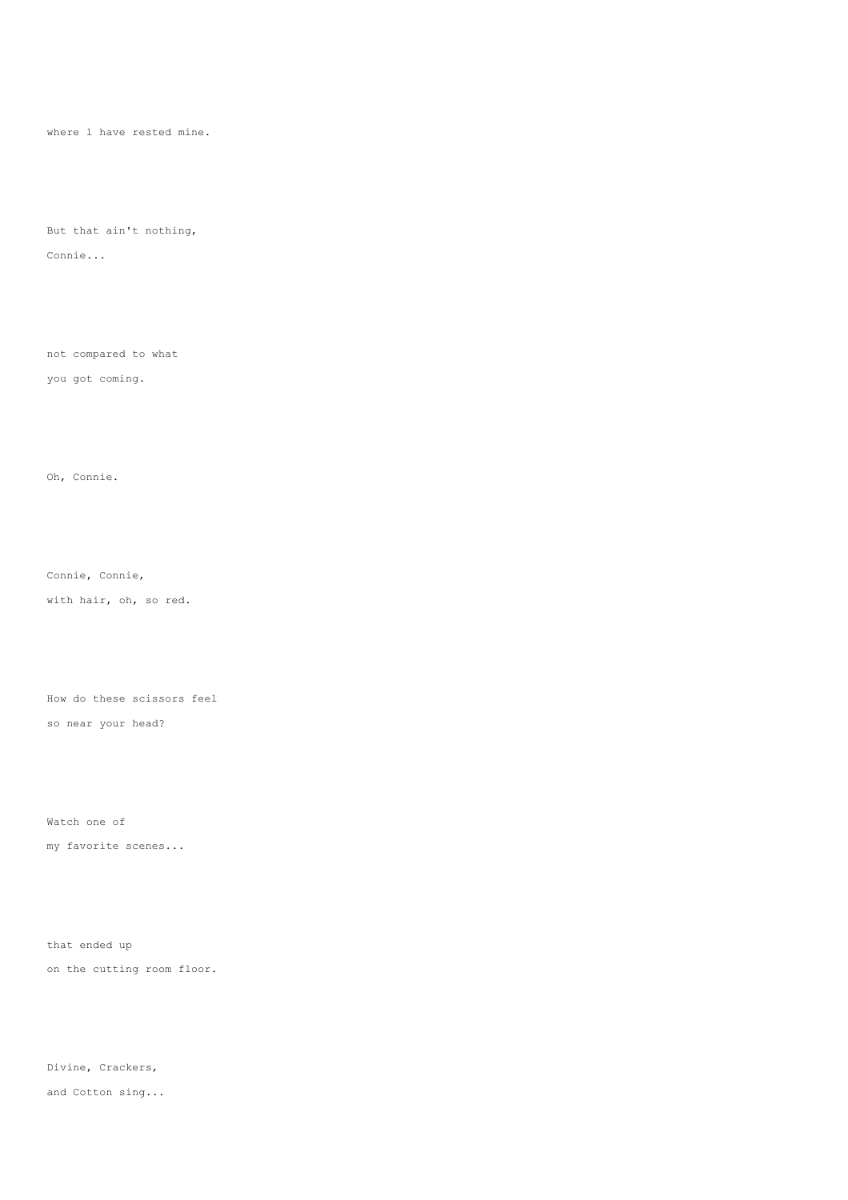where l have rested mine.

But that ain't nothing,
Connie...

not compared to what
you got coming.

Oh, Connie.

Connie, Connie,
with hair, oh, so red.

How do these scissors feel
so near your head?

Watch one of
my favorite scenes...

that ended up
on the cutting room floor.

Divine, Crackers,
and Cotton sing...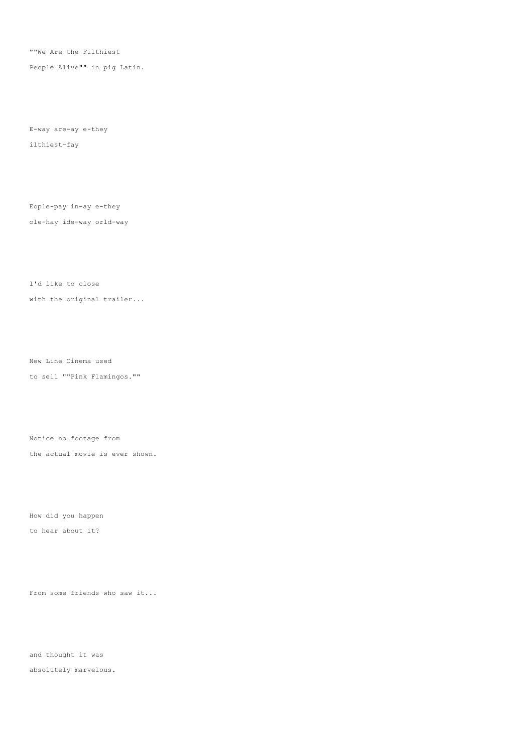""We Are the Filthiest

People Alive"" in pig Latin.

E-way are-ay e-they

ilthiest-fay

Eople-pay in-ay e-they

ole-hay ide-way orld-way

l'd like to close

with the original trailer...

New Line Cinema used

to sell ""Pink Flamingos.""

Notice no footage from

the actual movie is ever shown.

How did you happen

to hear about it?

From some friends who saw it...

and thought it was

absolutely marvelous.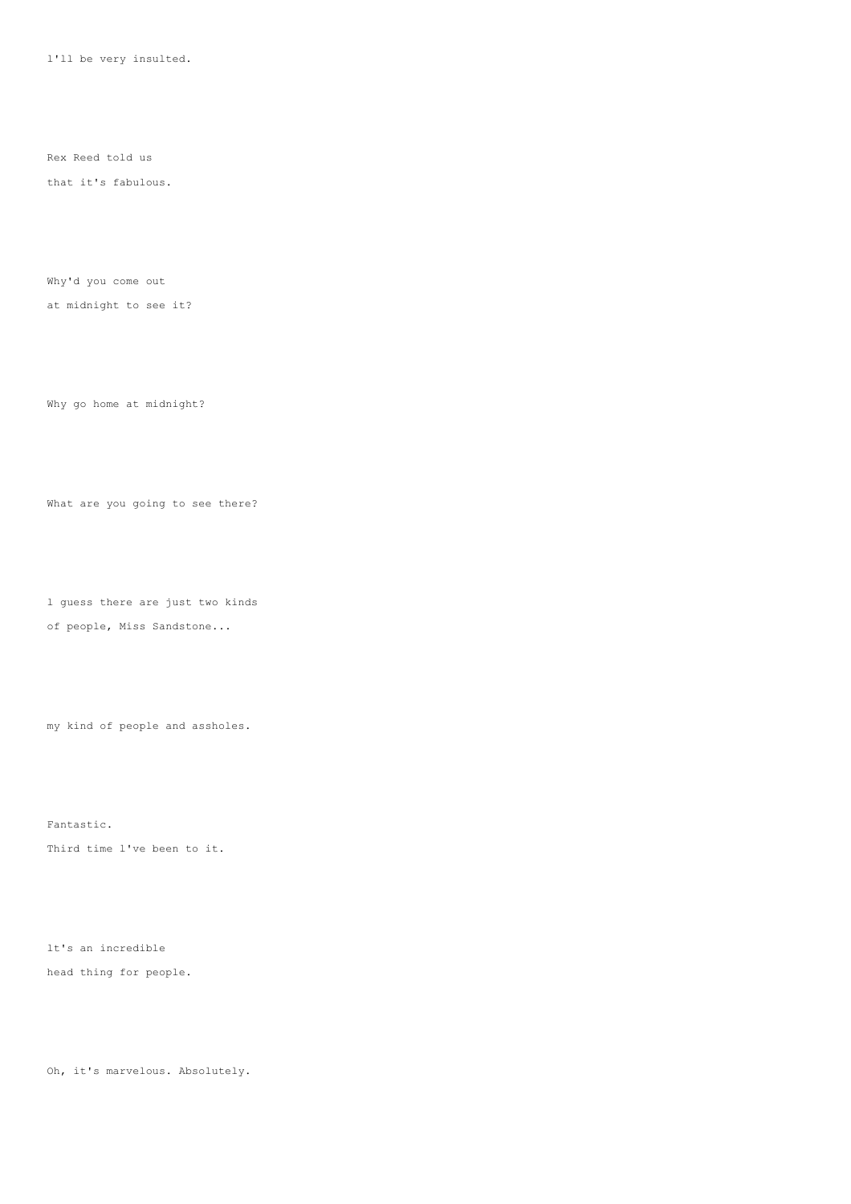l'll be very insulted.

Rex Reed told us
that it's fabulous.

Why'd you come out
at midnight to see it?

Why go home at midnight?

What are you going to see there?

l guess there are just two kinds
of people, Miss Sandstone...

my kind of people and assholes.

Fantastic.
Third time l've been to it.

lt's an incredible
head thing for people.

Oh, it's marvelous. Absolutely.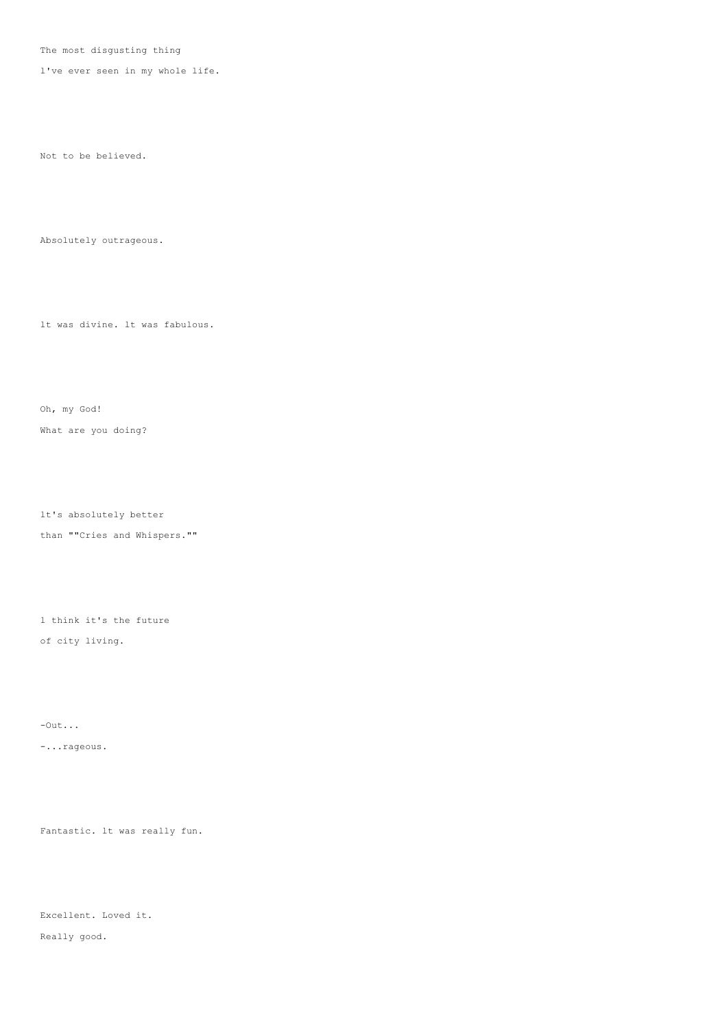The most disgusting thing

l've ever seen in my whole life.

Not to be believed.

Absolutely outrageous.

lt was divine. lt was fabulous.

Oh, my God!

What are you doing?

lt's absolutely better

than ""Cries and Whispers.""

l think it's the future

of city living.

-Out...

-...rageous.

Fantastic. lt was really fun.

Excellent. Loved it.

Really good.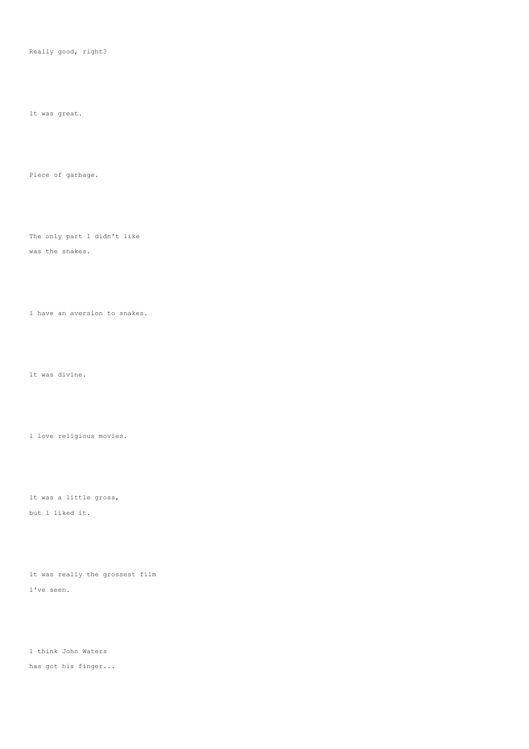Really good, right?

lt was great.

Piece of garbage.

The only part l didn't like
was the snakes.

l have an aversion to snakes.

lt was divine.

l love religious movies.

lt was a little gross,
but l liked it.

lt was really the grossest film
l've seen.

l think John Waters
has got his finger...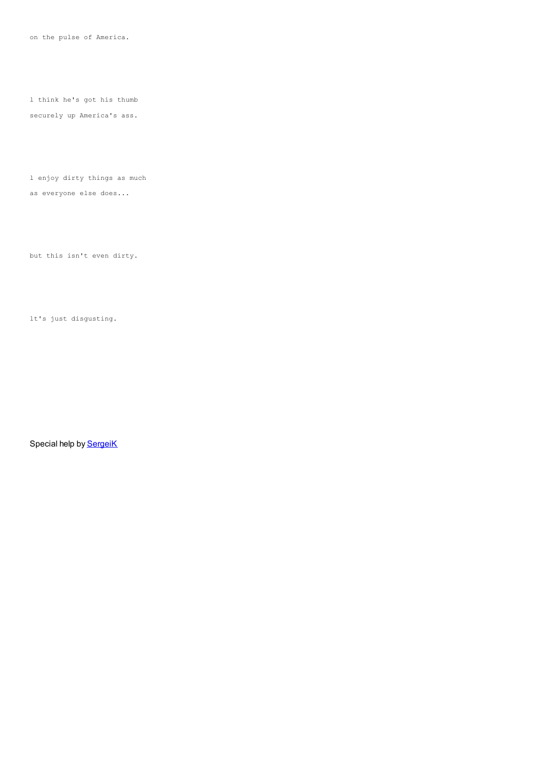on the pulse of America.

l think he's got his thumb

securely up America's ass.

l enjoy dirty things as much

as everyone else does...

but this isn't even dirty.

lt's just disgusting.

Special help by [SergeiK](SergeiK)